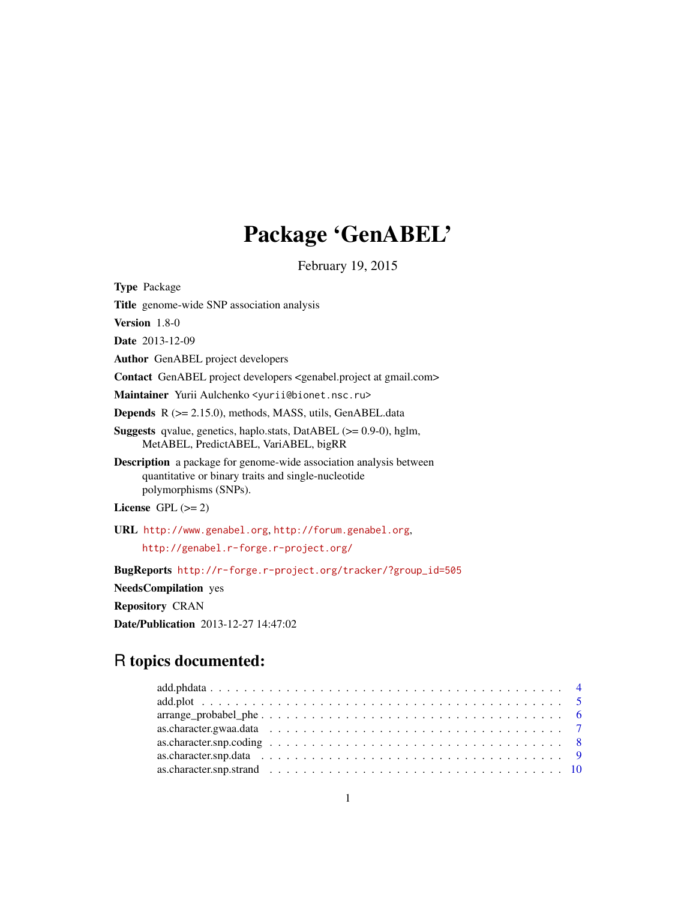# Package 'GenABEL'

February 19, 2015

**Type** Package

**Title** genome-wide SNP association analysis

**Version** 1.8-0

**Date** 2013-12-09

**Author** GenABEL project developers

**Contact** GenABEL project developers <genabel.project at gmail.com>

**Maintainer** Yurii Aulchenko <yurii@bionet.nsc.ru>

**Depends** R (>= 2.15.0), methods, MASS, utils, GenABEL.data

**Suggests** qvalue, genetics, haplo.stats, DatABEL (>= 0.9-0), hglm, MetABEL, PredictABEL, VariABEL, bigRR

**Description** a package for genome-wide association analysis between quantitative or binary traits and single-nucleotide polymorphisms (SNPs).

**License** GPL (>= 2)

**URL** http://www.genabel.org, http://forum.genabel.org, http://genabel.r-forge.r-project.org/

**BugReports** http://r-forge.r-project.org/tracker/?group_id=505

**NeedsCompilation** yes

**Repository** CRAN

**Date/Publication** 2013-12-27 14:47:02

## R topics documented:

- add.phdata . . . . . . . . . . . . . . . . . . . . . . . . . . . . . . . . . . . . . . . . 4
- add.plot . . . . . . . . . . . . . . . . . . . . . . . . . . . . . . . . . . . . . . . . . 5
- arrange_probabel_phe . . . . . . . . . . . . . . . . . . . . . . . . . . . . . . . . . . 6
- as.character.gwaa.data . . . . . . . . . . . . . . . . . . . . . . . . . . . . . . . . . 7
- as.character.snp.coding . . . . . . . . . . . . . . . . . . . . . . . . . . . . . . . . . 8
- as.character.snp.data . . . . . . . . . . . . . . . . . . . . . . . . . . . . . . . . . . 9
- as.character.snp.strand . . . . . . . . . . . . . . . . . . . . . . . . . . . . . . . . . 10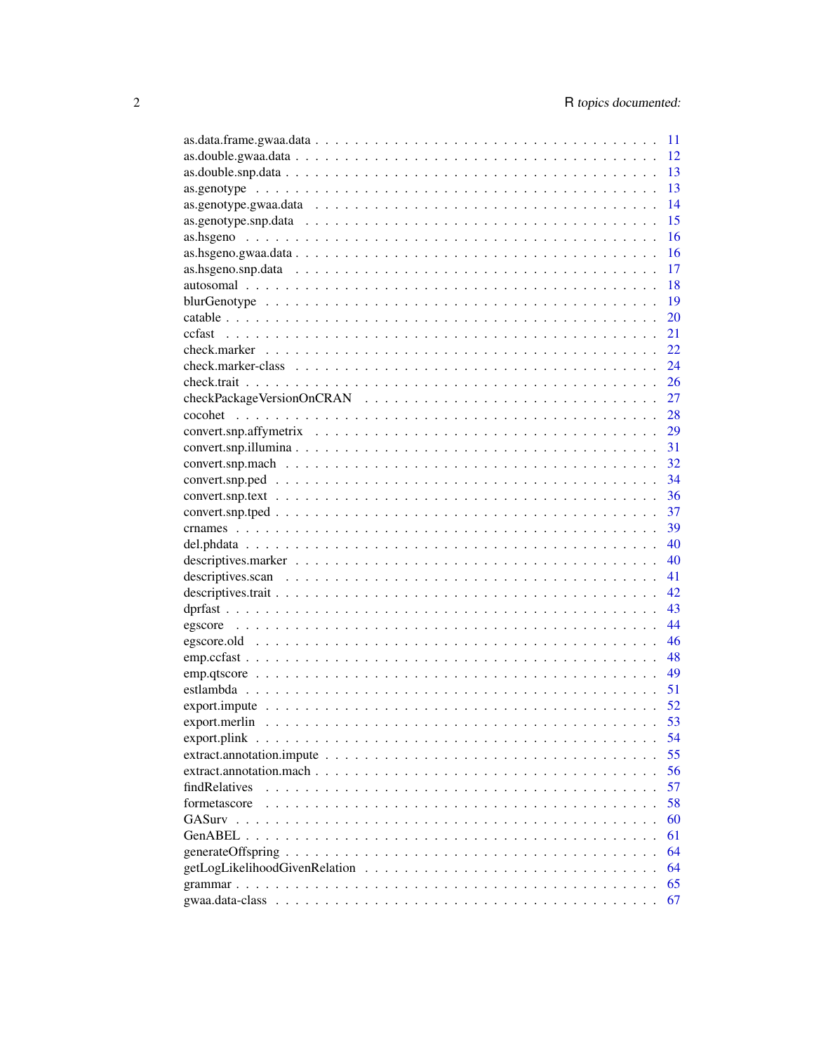as.data.frame.gwaa.data . . . . . . . . . . . . . . . . . . . . . . . . . . . . . . . 11
as.double.gwaa.data . . . . . . . . . . . . . . . . . . . . . . . . . . . . . . . . . 12
as.double.snp.data . . . . . . . . . . . . . . . . . . . . . . . . . . . . . . . . . . 13
as.genotype . . . . . . . . . . . . . . . . . . . . . . . . . . . . . . . . . . . . . . 13
as.genotype.gwaa.data . . . . . . . . . . . . . . . . . . . . . . . . . . . . . . . . 14
as.genotype.snp.data . . . . . . . . . . . . . . . . . . . . . . . . . . . . . . . . . 15
as.hsgeno . . . . . . . . . . . . . . . . . . . . . . . . . . . . . . . . . . . . . . . 16
as.hsgeno.gwaa.data . . . . . . . . . . . . . . . . . . . . . . . . . . . . . . . . . 16
as.hsgeno.snp.data . . . . . . . . . . . . . . . . . . . . . . . . . . . . . . . . . . 17
autosomal . . . . . . . . . . . . . . . . . . . . . . . . . . . . . . . . . . . . . . . 18
blurGenotype . . . . . . . . . . . . . . . . . . . . . . . . . . . . . . . . . . . . . 19
catable . . . . . . . . . . . . . . . . . . . . . . . . . . . . . . . . . . . . . . . . 20
ccfast . . . . . . . . . . . . . . . . . . . . . . . . . . . . . . . . . . . . . . . . 21
check.marker . . . . . . . . . . . . . . . . . . . . . . . . . . . . . . . . . . . . . 22
check.marker-class . . . . . . . . . . . . . . . . . . . . . . . . . . . . . . . . . . 24
check.trait . . . . . . . . . . . . . . . . . . . . . . . . . . . . . . . . . . . . . . 26
checkPackageVersionOnCRAN . . . . . . . . . . . . . . . . . . . . . . . . . . . . . 27
cocohet . . . . . . . . . . . . . . . . . . . . . . . . . . . . . . . . . . . . . . . . 28
convert.snp.affymetrix . . . . . . . . . . . . . . . . . . . . . . . . . . . . . . . . 29
convert.snp.illumina . . . . . . . . . . . . . . . . . . . . . . . . . . . . . . . . . 31
convert.snp.mach . . . . . . . . . . . . . . . . . . . . . . . . . . . . . . . . . . . 32
convert.snp.ped . . . . . . . . . . . . . . . . . . . . . . . . . . . . . . . . . . . . 34
convert.snp.text . . . . . . . . . . . . . . . . . . . . . . . . . . . . . . . . . . . 36
convert.snp.tped . . . . . . . . . . . . . . . . . . . . . . . . . . . . . . . . . . . 37
crnames . . . . . . . . . . . . . . . . . . . . . . . . . . . . . . . . . . . . . . . . 39
del.phdata . . . . . . . . . . . . . . . . . . . . . . . . . . . . . . . . . . . . . . 40
descriptives.marker . . . . . . . . . . . . . . . . . . . . . . . . . . . . . . . . . . 40
descriptives.scan . . . . . . . . . . . . . . . . . . . . . . . . . . . . . . . . . . . 41
descriptives.trait . . . . . . . . . . . . . . . . . . . . . . . . . . . . . . . . . . . 42
dprfast . . . . . . . . . . . . . . . . . . . . . . . . . . . . . . . . . . . . . . . . 43
egscore . . . . . . . . . . . . . . . . . . . . . . . . . . . . . . . . . . . . . . . . 44
egscore.old . . . . . . . . . . . . . . . . . . . . . . . . . . . . . . . . . . . . . . 46
emp.ccfast . . . . . . . . . . . . . . . . . . . . . . . . . . . . . . . . . . . . . . 48
emp.qtscore . . . . . . . . . . . . . . . . . . . . . . . . . . . . . . . . . . . . . . 49
estlambda . . . . . . . . . . . . . . . . . . . . . . . . . . . . . . . . . . . . . . . 51
export.impute . . . . . . . . . . . . . . . . . . . . . . . . . . . . . . . . . . . . . 52
export.merlin . . . . . . . . . . . . . . . . . . . . . . . . . . . . . . . . . . . . . 53
export.plink . . . . . . . . . . . . . . . . . . . . . . . . . . . . . . . . . . . . . 54
extract.annotation.impute . . . . . . . . . . . . . . . . . . . . . . . . . . . . . . 55
extract.annotation.mach . . . . . . . . . . . . . . . . . . . . . . . . . . . . . . . 56
findRelatives . . . . . . . . . . . . . . . . . . . . . . . . . . . . . . . . . . . . . 57
formetascore . . . . . . . . . . . . . . . . . . . . . . . . . . . . . . . . . . . . . 58
GASurv . . . . . . . . . . . . . . . . . . . . . . . . . . . . . . . . . . . . . . . . 60
GenABEL . . . . . . . . . . . . . . . . . . . . . . . . . . . . . . . . . . . . . . . 61
generateOffspring . . . . . . . . . . . . . . . . . . . . . . . . . . . . . . . . . . . 64
getLogLikelihoodGivenRelation . . . . . . . . . . . . . . . . . . . . . . . . . . . . 64
grammar . . . . . . . . . . . . . . . . . . . . . . . . . . . . . . . . . . . . . . . . 65
gwaa.data-class . . . . . . . . . . . . . . . . . . . . . . . . . . . . . . . . . . . . 67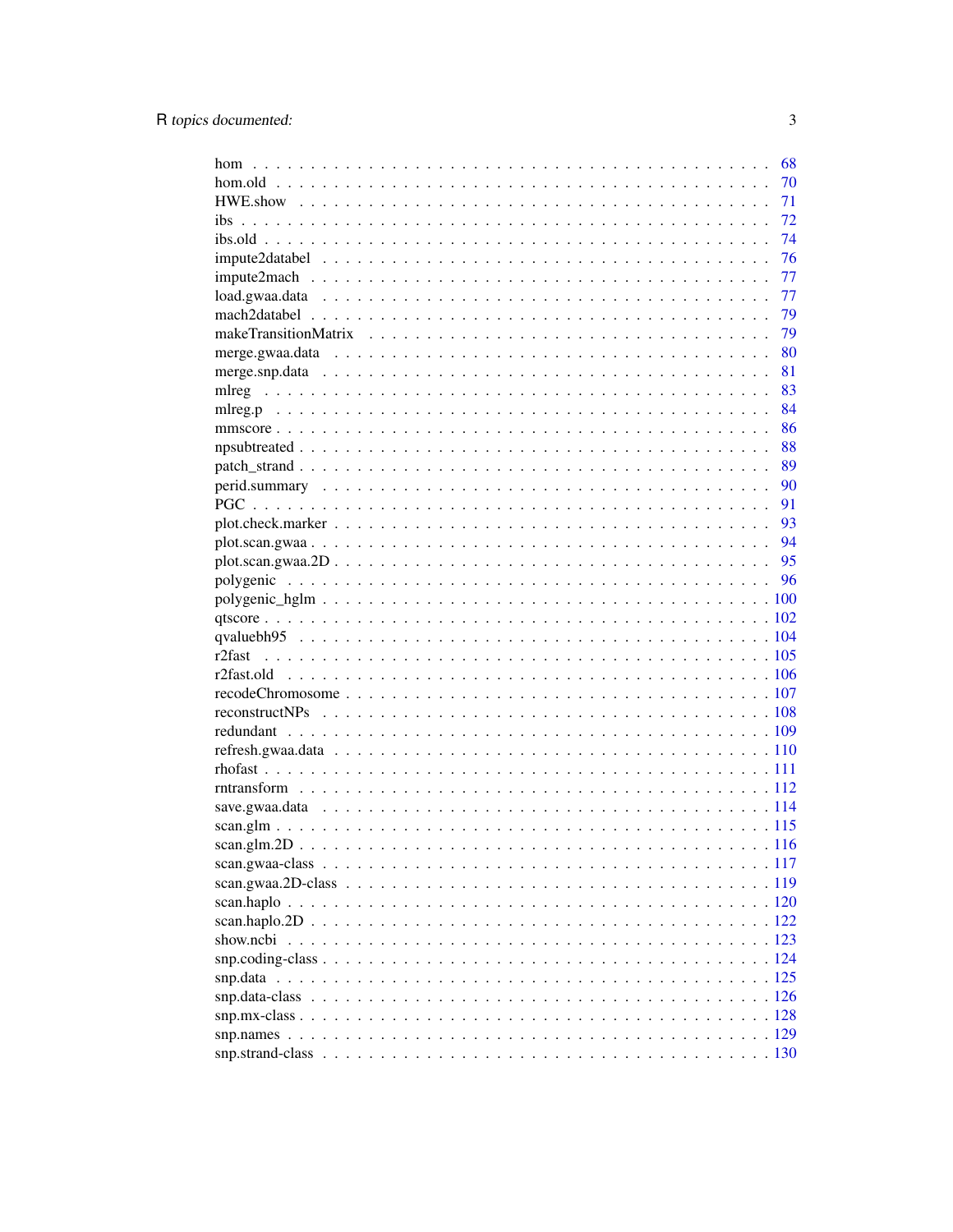hom . . . . . . . . . . . . . . . . . . . . . . . . . . . . . . . . . . . . . . . . . 68
hom.old . . . . . . . . . . . . . . . . . . . . . . . . . . . . . . . . . . . . . . . 70
HWE.show . . . . . . . . . . . . . . . . . . . . . . . . . . . . . . . . . . . . . . 71
ibs . . . . . . . . . . . . . . . . . . . . . . . . . . . . . . . . . . . . . . . . . . 72
ibs.old . . . . . . . . . . . . . . . . . . . . . . . . . . . . . . . . . . . . . . . . 74
impute2databel . . . . . . . . . . . . . . . . . . . . . . . . . . . . . . . . . . . . 76
impute2mach . . . . . . . . . . . . . . . . . . . . . . . . . . . . . . . . . . . . . 77
load.gwaa.data . . . . . . . . . . . . . . . . . . . . . . . . . . . . . . . . . . . . 77
mach2databel . . . . . . . . . . . . . . . . . . . . . . . . . . . . . . . . . . . . . 79
makeTransitionMatrix . . . . . . . . . . . . . . . . . . . . . . . . . . . . . . . . 79
merge.gwaa.data . . . . . . . . . . . . . . . . . . . . . . . . . . . . . . . . . . . 80
merge.snp.data . . . . . . . . . . . . . . . . . . . . . . . . . . . . . . . . . . . . 81
mlreg . . . . . . . . . . . . . . . . . . . . . . . . . . . . . . . . . . . . . . . . . 83
mlreg.p . . . . . . . . . . . . . . . . . . . . . . . . . . . . . . . . . . . . . . . . 84
mmscore . . . . . . . . . . . . . . . . . . . . . . . . . . . . . . . . . . . . . . . . 86
npsubtreated . . . . . . . . . . . . . . . . . . . . . . . . . . . . . . . . . . . . . 88
patch_strand . . . . . . . . . . . . . . . . . . . . . . . . . . . . . . . . . . . . . 89
perid.summary . . . . . . . . . . . . . . . . . . . . . . . . . . . . . . . . . . . . 90
PGC . . . . . . . . . . . . . . . . . . . . . . . . . . . . . . . . . . . . . . . . . . 91
plot.check.marker . . . . . . . . . . . . . . . . . . . . . . . . . . . . . . . . . . 93
plot.scan.gwaa . . . . . . . . . . . . . . . . . . . . . . . . . . . . . . . . . . . . 94
plot.scan.gwaa.2D . . . . . . . . . . . . . . . . . . . . . . . . . . . . . . . . . . 95
polygenic . . . . . . . . . . . . . . . . . . . . . . . . . . . . . . . . . . . . . . . 96
polygenic_hglm . . . . . . . . . . . . . . . . . . . . . . . . . . . . . . . . . . . . 100
qtscore . . . . . . . . . . . . . . . . . . . . . . . . . . . . . . . . . . . . . . . . 102
qvaluebh95 . . . . . . . . . . . . . . . . . . . . . . . . . . . . . . . . . . . . . . 104
r2fast . . . . . . . . . . . . . . . . . . . . . . . . . . . . . . . . . . . . . . . . . 105
r2fast.old . . . . . . . . . . . . . . . . . . . . . . . . . . . . . . . . . . . . . . . 106
recodeChromosome . . . . . . . . . . . . . . . . . . . . . . . . . . . . . . . . . . 107
reconstructNPs . . . . . . . . . . . . . . . . . . . . . . . . . . . . . . . . . . . . 108
redundant . . . . . . . . . . . . . . . . . . . . . . . . . . . . . . . . . . . . . . . 109
refresh.gwaa.data . . . . . . . . . . . . . . . . . . . . . . . . . . . . . . . . . . . 110
rhofast . . . . . . . . . . . . . . . . . . . . . . . . . . . . . . . . . . . . . . . . . 111
rntransform . . . . . . . . . . . . . . . . . . . . . . . . . . . . . . . . . . . . . . 112
save.gwaa.data . . . . . . . . . . . . . . . . . . . . . . . . . . . . . . . . . . . . 114
scan.glm . . . . . . . . . . . . . . . . . . . . . . . . . . . . . . . . . . . . . . . . 115
scan.glm.2D . . . . . . . . . . . . . . . . . . . . . . . . . . . . . . . . . . . . . . 116
scan.gwaa-class . . . . . . . . . . . . . . . . . . . . . . . . . . . . . . . . . . . . 117
scan.gwaa.2D-class . . . . . . . . . . . . . . . . . . . . . . . . . . . . . . . . . . 119
scan.haplo . . . . . . . . . . . . . . . . . . . . . . . . . . . . . . . . . . . . . . . 120
scan.haplo.2D . . . . . . . . . . . . . . . . . . . . . . . . . . . . . . . . . . . . . 122
show.ncbi . . . . . . . . . . . . . . . . . . . . . . . . . . . . . . . . . . . . . . . 123
snp.coding-class . . . . . . . . . . . . . . . . . . . . . . . . . . . . . . . . . . . . 124
snp.data . . . . . . . . . . . . . . . . . . . . . . . . . . . . . . . . . . . . . . . . 125
snp.data-class . . . . . . . . . . . . . . . . . . . . . . . . . . . . . . . . . . . . . 126
snp.mx-class . . . . . . . . . . . . . . . . . . . . . . . . . . . . . . . . . . . . . . 128
snp.names . . . . . . . . . . . . . . . . . . . . . . . . . . . . . . . . . . . . . . . 129
snp.strand-class . . . . . . . . . . . . . . . . . . . . . . . . . . . . . . . . . . . . 130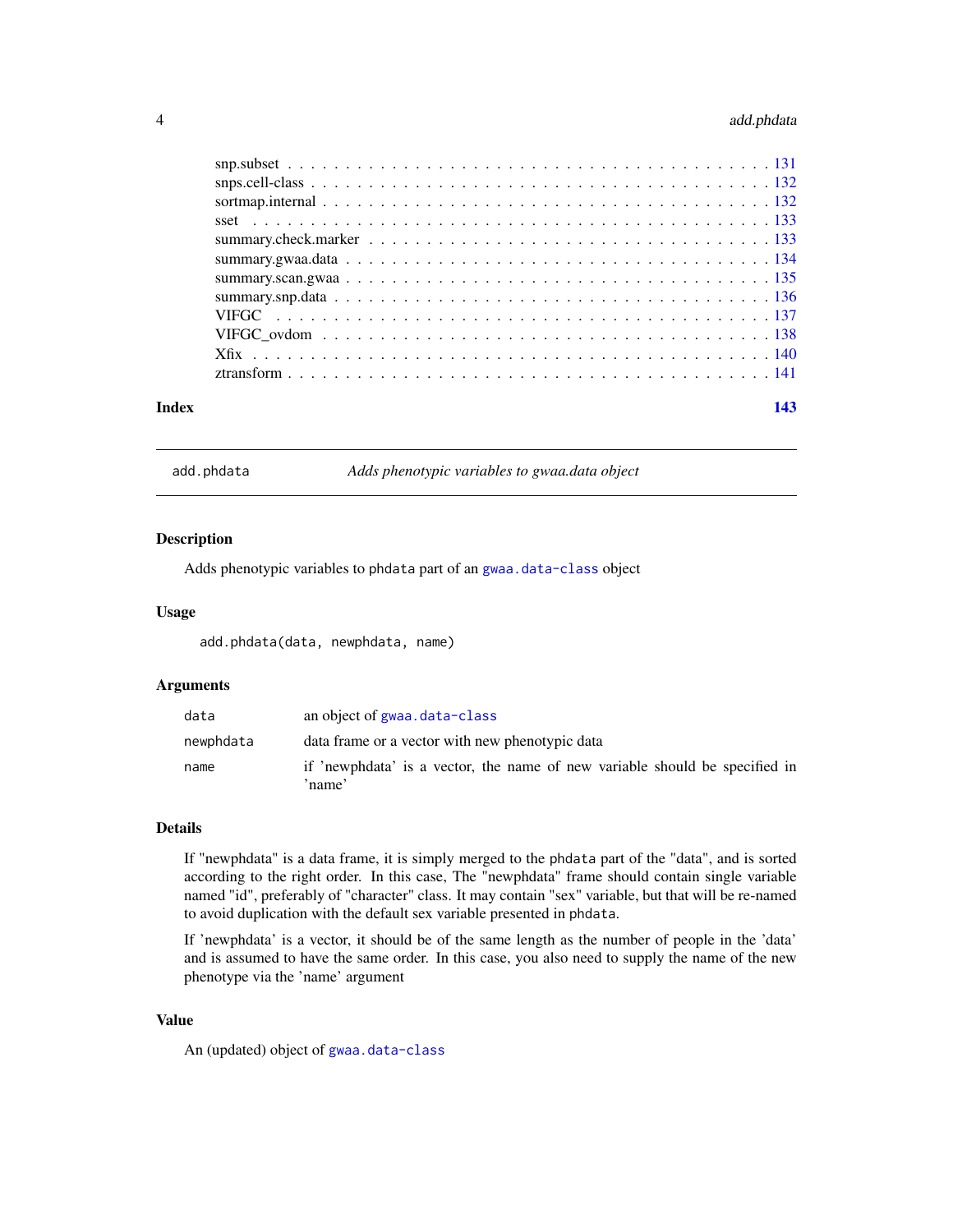| | |
|---|---|
| snp.subset | 131 |
| snps.cell-class | 132 |
| sortmap.internal | 132 |
| sset | 133 |
| summary.check.marker | 133 |
| summary.gwaa.data | 134 |
| summary.scan.gwaa | 135 |
| summary.snp.data | 136 |
| VIFGC | 137 |
| VIFGC_ovdom | 138 |
| Xfix | 140 |
| ztransform | 141 |

**Index** **143**

---

`add.phdata` *Adds phenotypic variables to gwaa.data object*

---

## Description

Adds phenotypic variables to `phdata` part of an `gwaa.data-class` object

## Usage

```
add.phdata(data, newphdata, name)
```

## Arguments

| | |
|---|---|
| `data` | an object of `gwaa.data-class` |
| `newphdata` | data frame or a vector with new phenotypic data |
| `name` | if 'newphdata' is a vector, the name of new variable should be specified in 'name' |

## Details

If "newphdata" is a data frame, it is simply merged to the `phdata` part of the "data", and is sorted according to the right order. In this case, The "newphdata" frame should contain single variable named "id", preferably of "character" class. It may contain "sex" variable, but that will be re-named to avoid duplication with the default sex variable presented in `phdata`.

If 'newphdata' is a vector, it should be of the same length as the number of people in the 'data' and is assumed to have the same order. In this case, you also need to supply the name of the new phenotype via the 'name' argument

## Value

An (updated) object of `gwaa.data-class`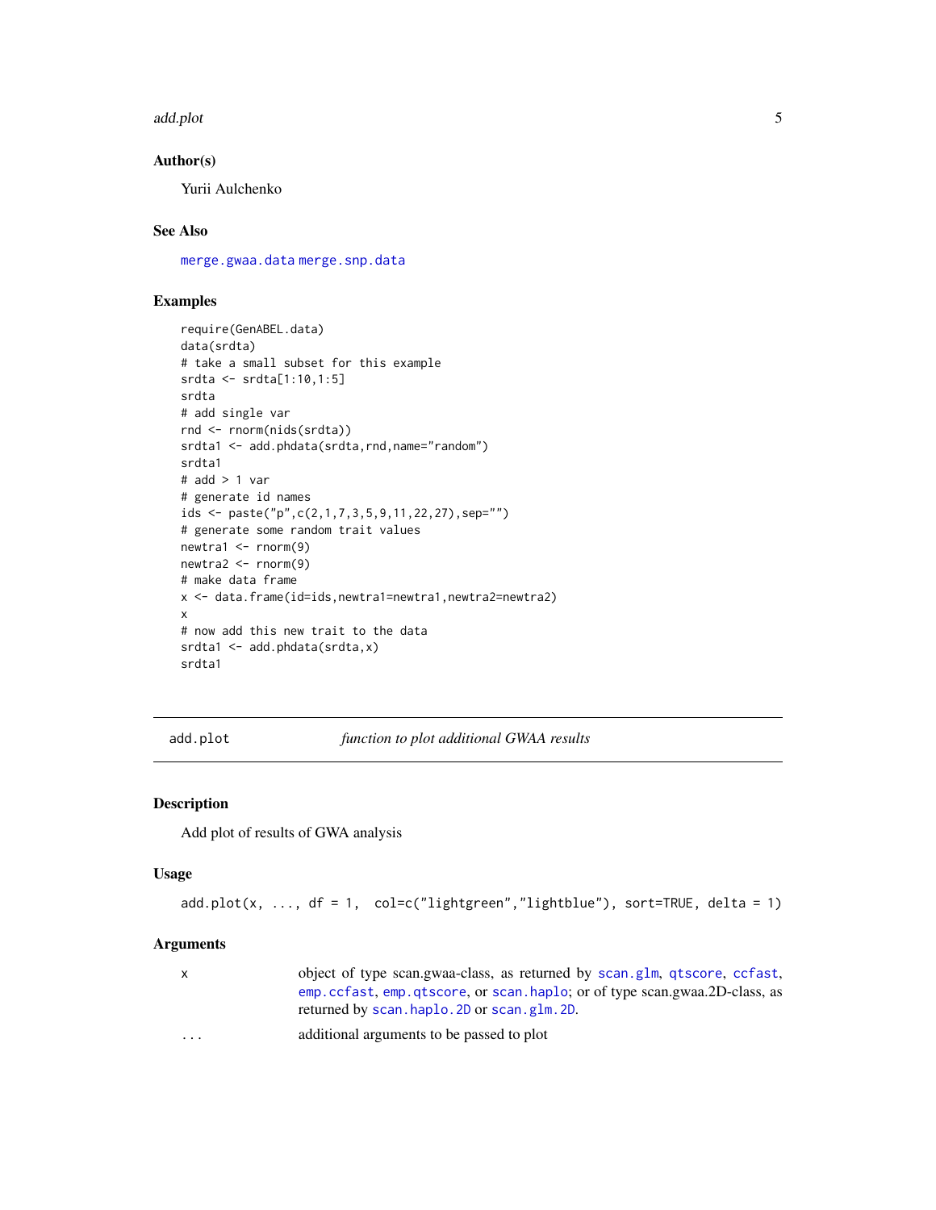### Author(s)

Yurii Aulchenko

### See Also

merge.gwaa.data merge.snp.data

### Examples

```
require(GenABEL.data)
data(srdta)
# take a small subset for this example
srdta <- srdta[1:10,1:5]
srdta
# add single var
rnd <- rnorm(nids(srdta))
srdta1 <- add.phdata(srdta,rnd,name="random")
srdta1
# add > 1 var
# generate id names
ids <- paste("p",c(2,1,7,3,5,9,11,22,27),sep="")
# generate some random trait values
newtra1 <- rnorm(9)
newtra2 <- rnorm(9)
# make data frame
x <- data.frame(id=ids,newtra1=newtra1,newtra2=newtra2)
x
# now add this new trait to the data
srdta1 <- add.phdata(srdta,x)
srdta1
```

---

## add.plot *function to plot additional GWAA results*

### Description

Add plot of results of GWA analysis

### Usage

```
add.plot(x, ..., df = 1,  col=c("lightgreen","lightblue"), sort=TRUE, delta = 1)
```

### Arguments

| | |
|---|---|
| x | object of type scan.gwaa-class, as returned by scan.glm, qtscore, ccfast, emp.ccfast, emp.qtscore, or scan.haplo; or of type scan.gwaa.2D-class, as returned by scan.haplo.2D or scan.glm.2D. |
| ... | additional arguments to be passed to plot |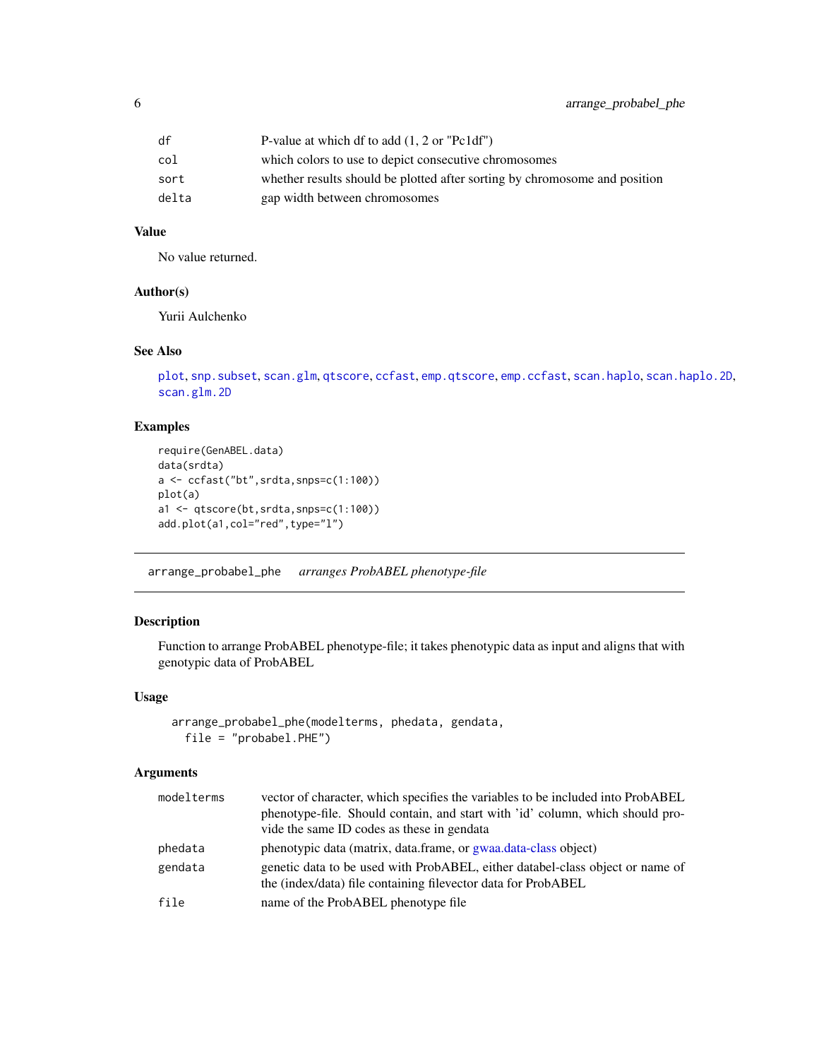| | |
|---|---|
| df | P-value at which df to add (1, 2 or "Pc1df") |
| col | which colors to use to depict consecutive chromosomes |
| sort | whether results should be plotted after sorting by chromosome and position |
| delta | gap width between chromosomes |

### Value

No value returned.

### Author(s)

Yurii Aulchenko

### See Also

plot, snp.subset, scan.glm, qtscore, ccfast, emp.qtscore, emp.ccfast, scan.haplo, scan.haplo.2D, scan.glm.2D

### Examples

```
require(GenABEL.data)
data(srdta)
a <- ccfast("bt",srdta,snps=c(1:100))
plot(a)
a1 <- qtscore(bt,srdta,snps=c(1:100))
add.plot(a1,col="red",type="l")
```

---

## arrange_probabel_phe    *arranges ProbABEL phenotype-file*

### Description

Function to arrange ProbABEL phenotype-file; it takes phenotypic data as input and aligns that with genotypic data of ProbABEL

### Usage

```
arrange_probabel_phe(modelterms, phedata, gendata,
  file = "probabel.PHE")
```

### Arguments

| | |
|---|---|
| modelterms | vector of character, which specifies the variables to be included into ProbABEL phenotype-file. Should contain, and start with 'id' column, which should provide the same ID codes as these in gendata |
| phedata | phenotypic data (matrix, data.frame, or gwaa.data-class object) |
| gendata | genetic data to be used with ProbABEL, either databel-class object or name of the (index/data) file containing filevector data for ProbABEL |
| file | name of the ProbABEL phenotype file |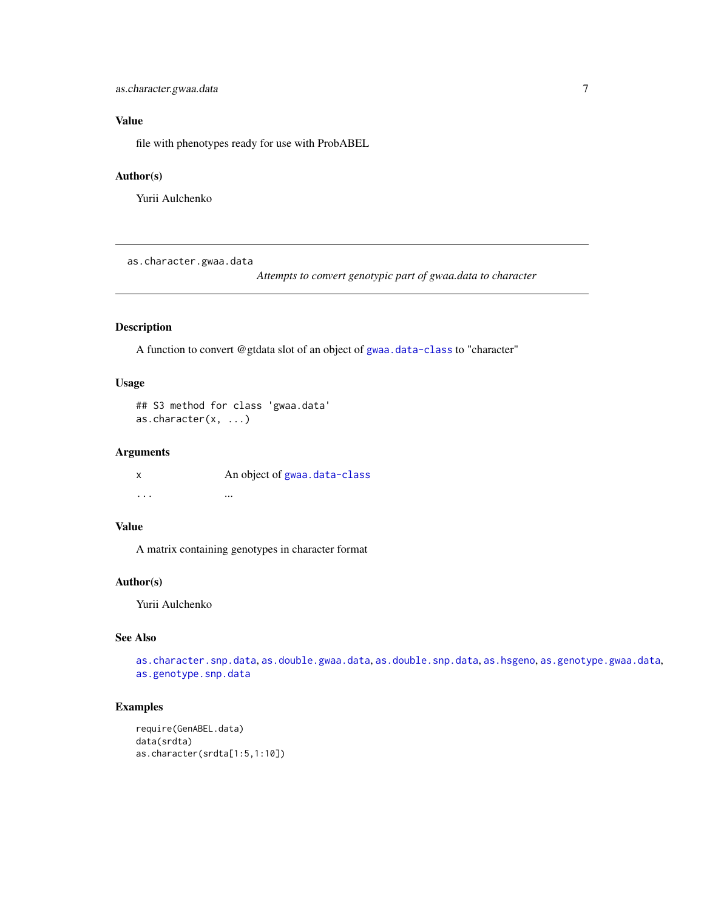## Value

file with phenotypes ready for use with ProbABEL

## Author(s)

Yurii Aulchenko

---

`as.character.gwaa.data`

*Attempts to convert genotypic part of gwaa.data to character*

---

## Description

A function to convert @gtdata slot of an object of `gwaa.data-class` to "character"

## Usage

```
## S3 method for class 'gwaa.data'
as.character(x, ...)
```

## Arguments

| | |
|---|---|
| `x` | An object of `gwaa.data-class` |
| `...` | ... |

## Value

A matrix containing genotypes in character format

## Author(s)

Yurii Aulchenko

## See Also

`as.character.snp.data`, `as.double.gwaa.data`, `as.double.snp.data`, `as.hsgeno`, `as.genotype.gwaa.data`, `as.genotype.snp.data`

## Examples

```
require(GenABEL.data)
data(srdta)
as.character(srdta[1:5,1:10])
```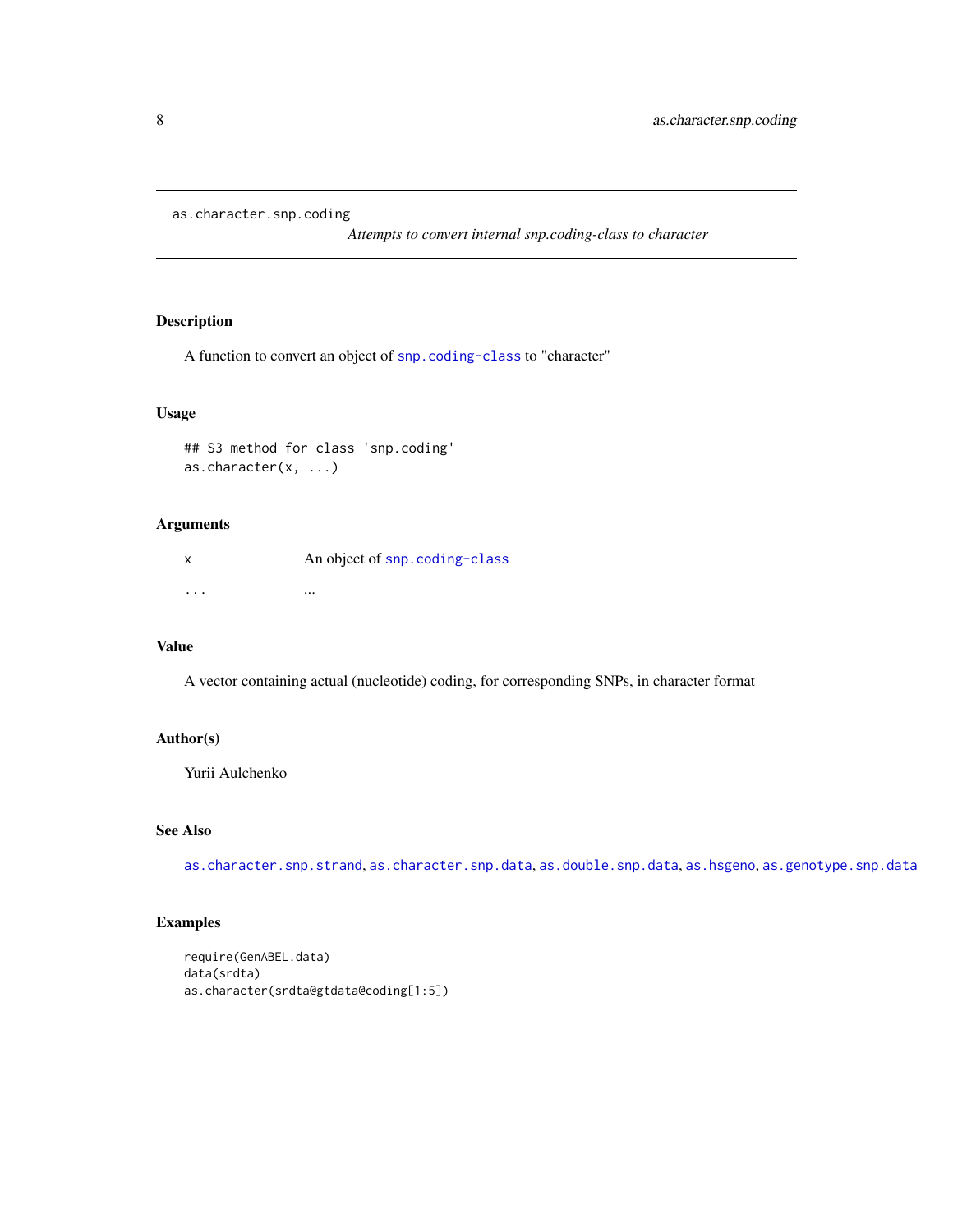## as.character.snp.coding

*Attempts to convert internal snp.coding-class to character*

### Description

A function to convert an object of `snp.coding-class` to "character"

### Usage

```
## S3 method for class 'snp.coding'
as.character(x, ...)
```

### Arguments

| | |
|---|---|
| x | An object of `snp.coding-class` |
| ... | ... |

### Value

A vector containing actual (nucleotide) coding, for corresponding SNPs, in character format

### Author(s)

Yurii Aulchenko

### See Also

`as.character.snp.strand`, `as.character.snp.data`, `as.double.snp.data`, `as.hsgeno`, `as.genotype.snp.data`

### Examples

```
require(GenABEL.data)
data(srdta)
as.character(srdta@gtdata@coding[1:5])
```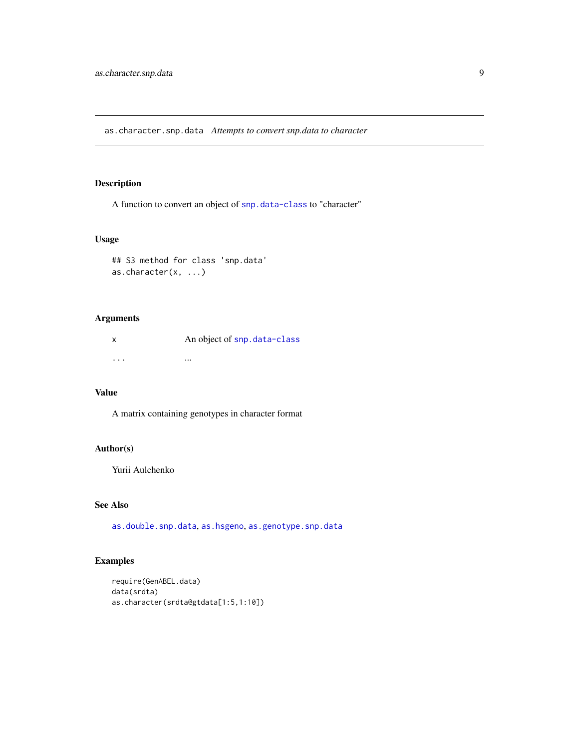# as.character.snp.data *Attempts to convert snp.data to character*

## Description

A function to convert an object of `snp.data-class` to "character"

## Usage

```
## S3 method for class 'snp.data'
as.character(x, ...)
```

## Arguments

| | |
|---|---|
| `x` | An object of `snp.data-class` |
| `...` | ... |

## Value

A matrix containing genotypes in character format

## Author(s)

Yurii Aulchenko

## See Also

`as.double.snp.data`, `as.hsgeno`, `as.genotype.snp.data`

## Examples

```
require(GenABEL.data)
data(srdta)
as.character(srdta@gtdata[1:5,1:10])
```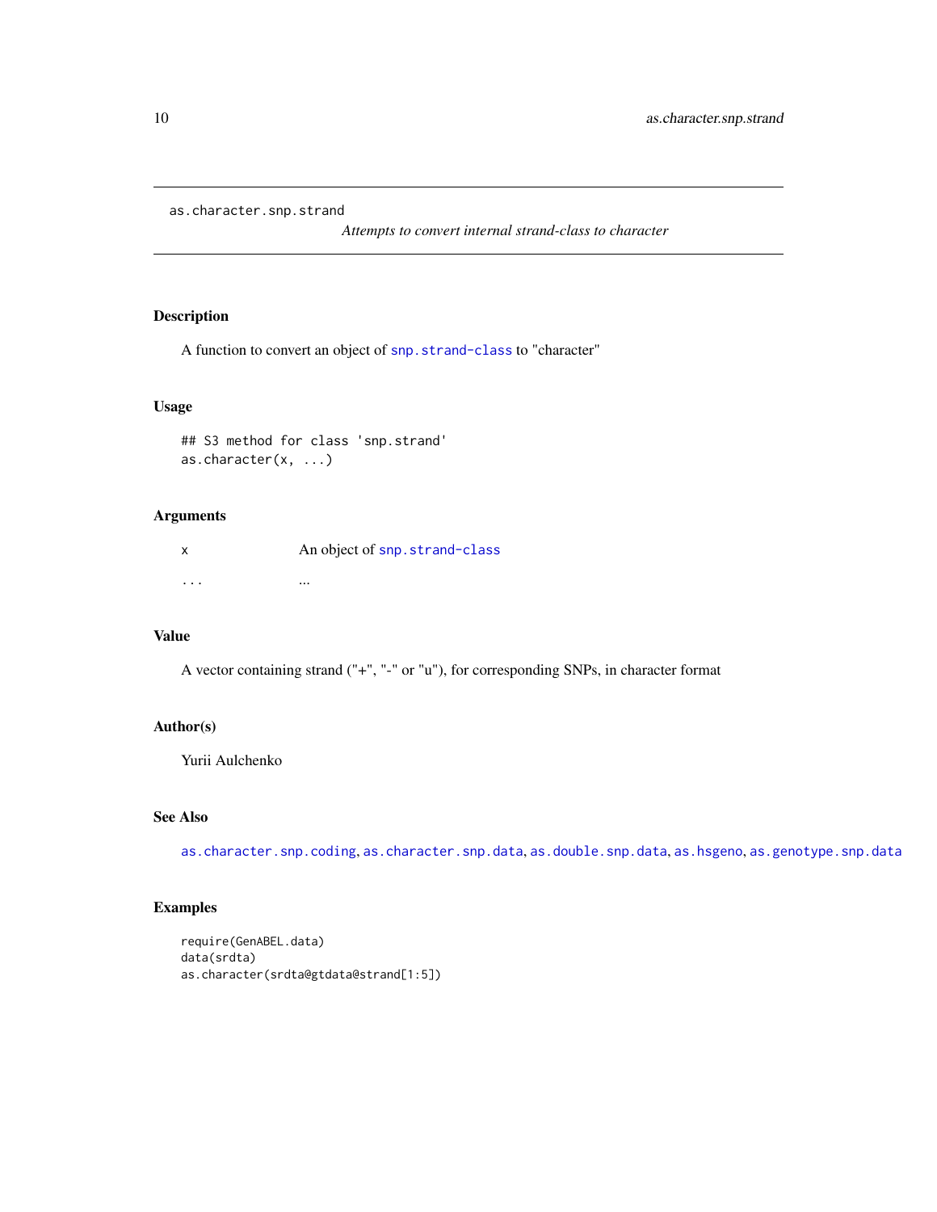`as.character.snp.strand` *Attempts to convert internal strand-class to character*

## Description

A function to convert an object of `snp.strand-class` to "character"

## Usage

```
## S3 method for class 'snp.strand'
as.character(x, ...)
```

## Arguments

| | |
|---|---|
| x | An object of `snp.strand-class` |
| ... | ... |

## Value

A vector containing strand ("+", "-" or "u"), for corresponding SNPs, in character format

## Author(s)

Yurii Aulchenko

## See Also

`as.character.snp.coding`, `as.character.snp.data`, `as.double.snp.data`, `as.hsgeno`, `as.genotype.snp.data`

## Examples

```
require(GenABEL.data)
data(srdta)
as.character(srdta@gtdata@strand[1:5])
```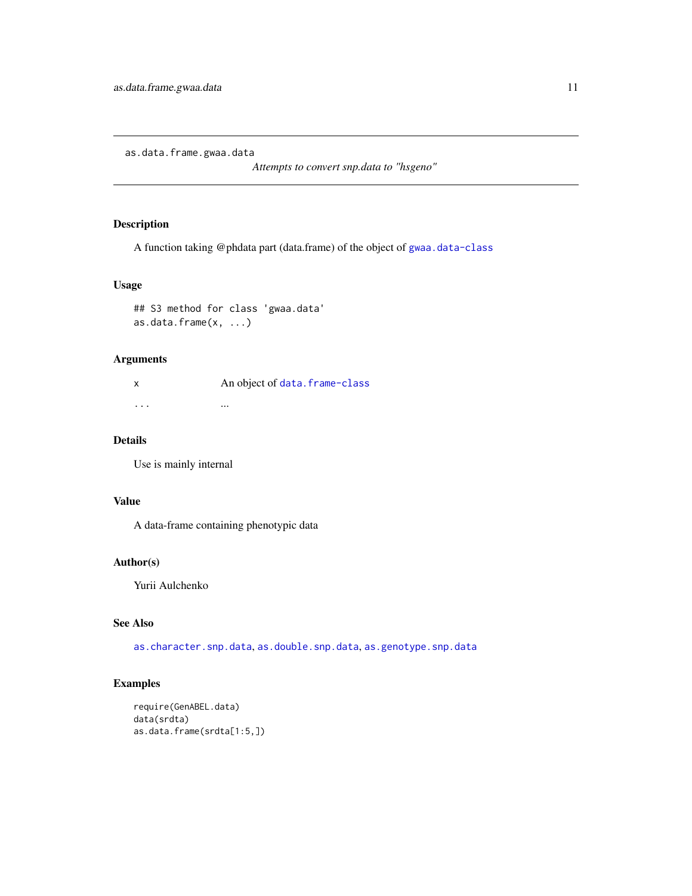as.data.frame.gwaa.data

*Attempts to convert snp.data to "hsgeno"*

## Description

A function taking @phdata part (data.frame) of the object of gwaa.data-class

## Usage

```
## S3 method for class 'gwaa.data'
as.data.frame(x, ...)
```

## Arguments

| | |
|---|---|
| x | An object of data.frame-class |
| ... | ... |

## Details

Use is mainly internal

## Value

A data-frame containing phenotypic data

## Author(s)

Yurii Aulchenko

## See Also

as.character.snp.data, as.double.snp.data, as.genotype.snp.data

## Examples

```
require(GenABEL.data)
data(srdta)
as.data.frame(srdta[1:5,])
```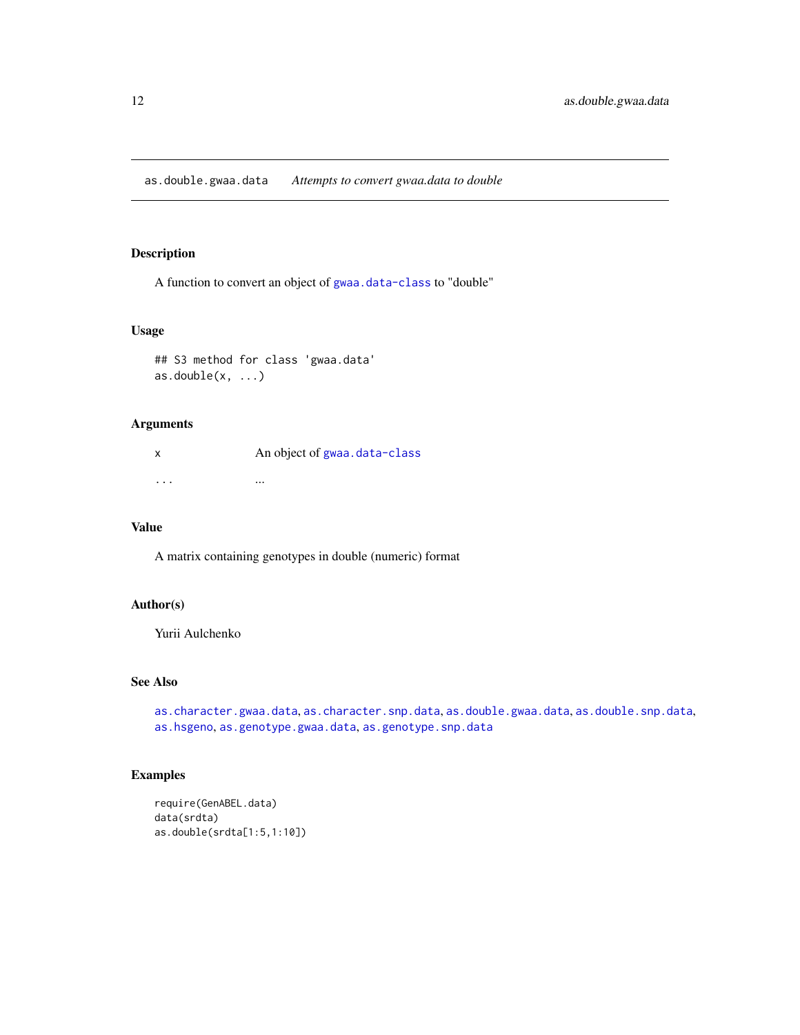## as.double.gwaa.data *Attempts to convert gwaa.data to double*

### Description

A function to convert an object of gwaa.data-class to "double"

### Usage

```
## S3 method for class 'gwaa.data'
as.double(x, ...)
```

### Arguments

| | |
|---|---|
| x | An object of gwaa.data-class |
| ... | ... |

### Value

A matrix containing genotypes in double (numeric) format

### Author(s)

Yurii Aulchenko

### See Also

as.character.gwaa.data, as.character.snp.data, as.double.gwaa.data, as.double.snp.data, as.hsgeno, as.genotype.gwaa.data, as.genotype.snp.data

### Examples

```
require(GenABEL.data)
data(srdta)
as.double(srdta[1:5,1:10])
```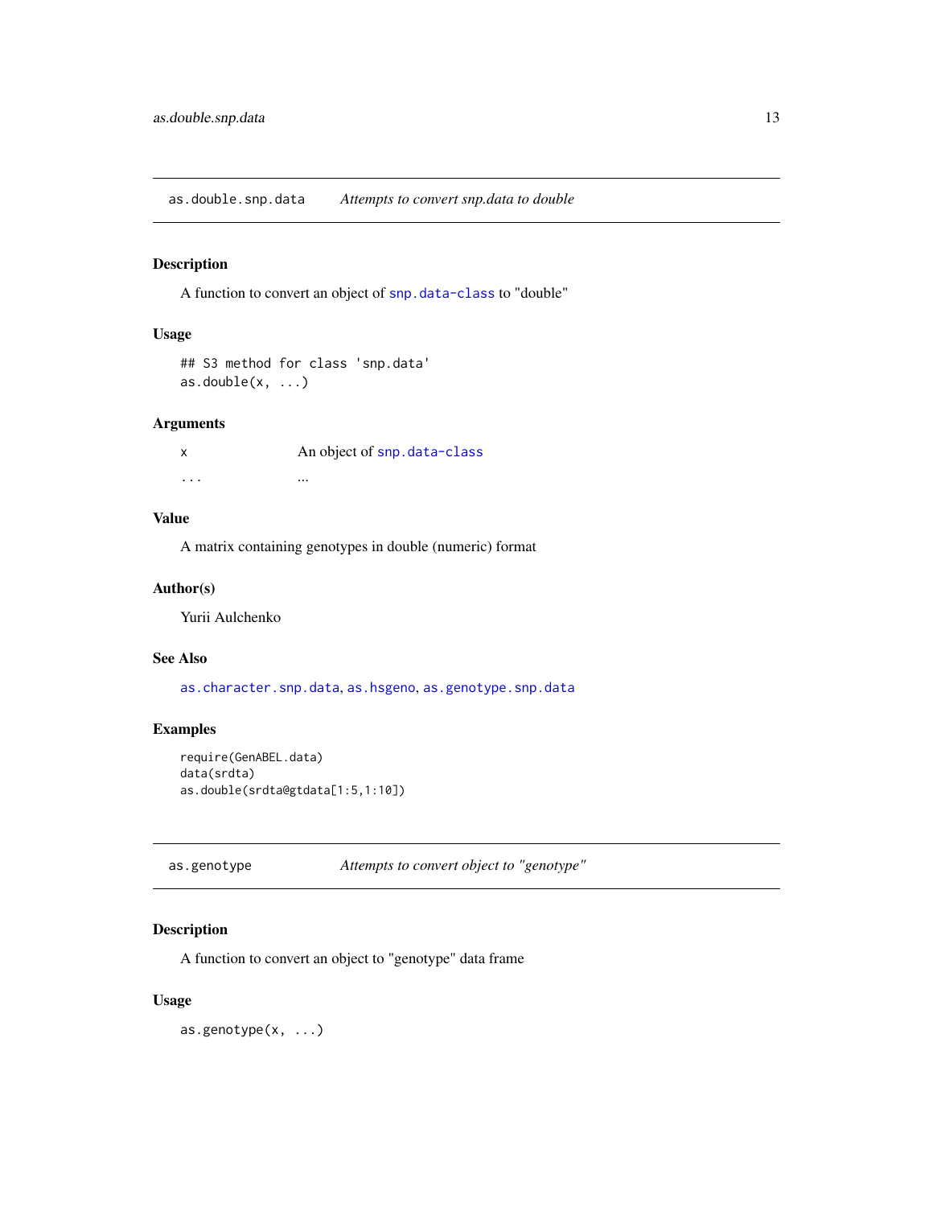## as.double.snp.data — *Attempts to convert snp.data to double*

### Description

A function to convert an object of snp.data-class to "double"

### Usage

```
## S3 method for class 'snp.data'
as.double(x, ...)
```

### Arguments

| | |
|---|---|
| x | An object of snp.data-class |
| ... | ... |

### Value

A matrix containing genotypes in double (numeric) format

### Author(s)

Yurii Aulchenko

### See Also

as.character.snp.data, as.hsgeno, as.genotype.snp.data

### Examples

```
require(GenABEL.data)
data(srdta)
as.double(srdta@gtdata[1:5,1:10])
```

## as.genotype — *Attempts to convert object to "genotype"*

### Description

A function to convert an object to "genotype" data frame

### Usage

```
as.genotype(x, ...)
```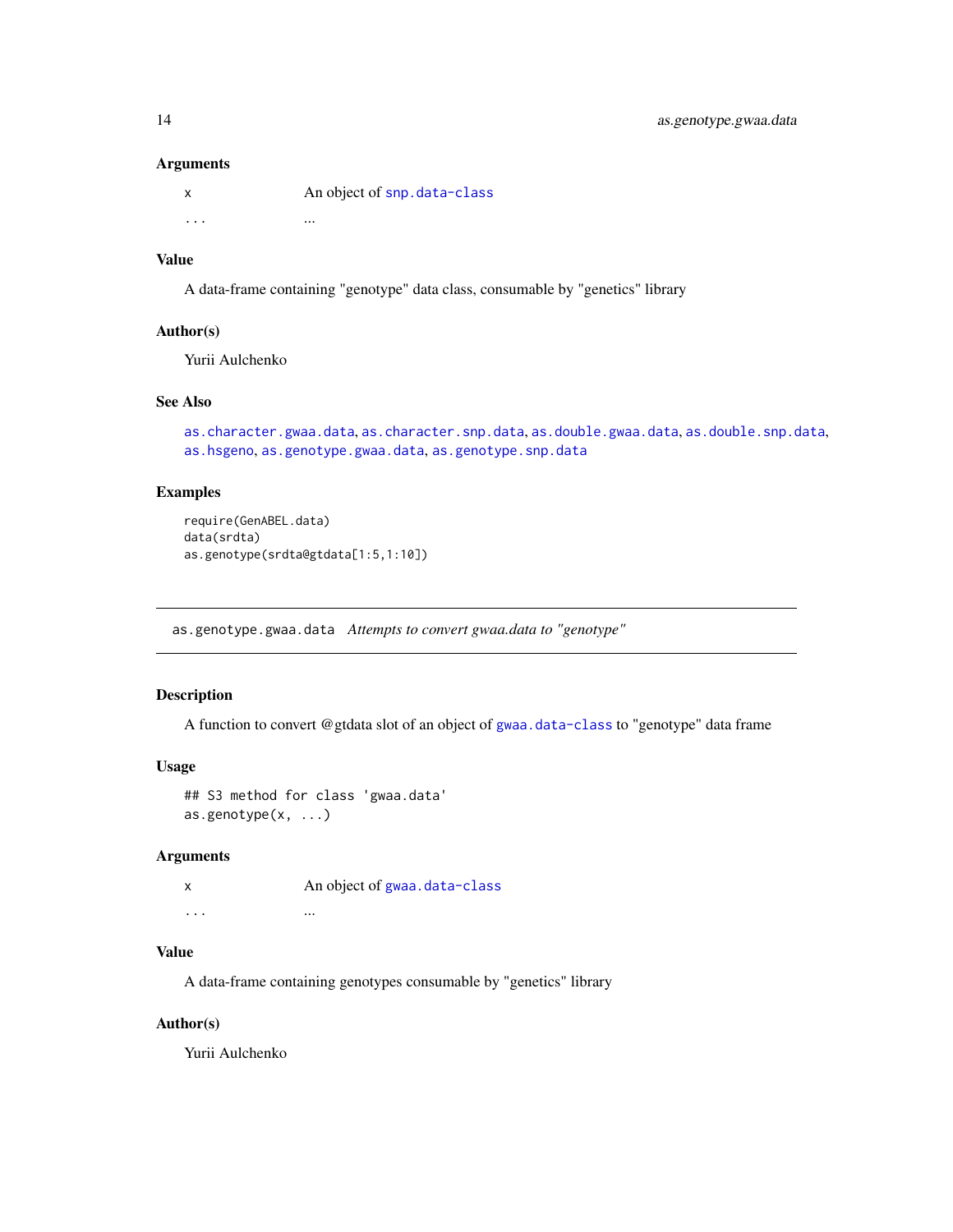### Arguments

| | |
|---|---|
| `x` | An object of `snp.data-class` |
| `...` | ... |

### Value

A data-frame containing "genotype" data class, consumable by "genetics" library

### Author(s)

Yurii Aulchenko

### See Also

`as.character.gwaa.data`, `as.character.snp.data`, `as.double.gwaa.data`, `as.double.snp.data`, `as.hsgeno`, `as.genotype.gwaa.data`, `as.genotype.snp.data`

### Examples

```
require(GenABEL.data)
data(srdta)
as.genotype(srdta@gtdata[1:5,1:10])
```

---

## `as.genotype.gwaa.data` *Attempts to convert gwaa.data to "genotype"*

---

### Description

A function to convert @gtdata slot of an object of `gwaa.data-class` to "genotype" data frame

### Usage

```
## S3 method for class 'gwaa.data'
as.genotype(x, ...)
```

### Arguments

| | |
|---|---|
| `x` | An object of `gwaa.data-class` |
| `...` | ... |

### Value

A data-frame containing genotypes consumable by "genetics" library

### Author(s)

Yurii Aulchenko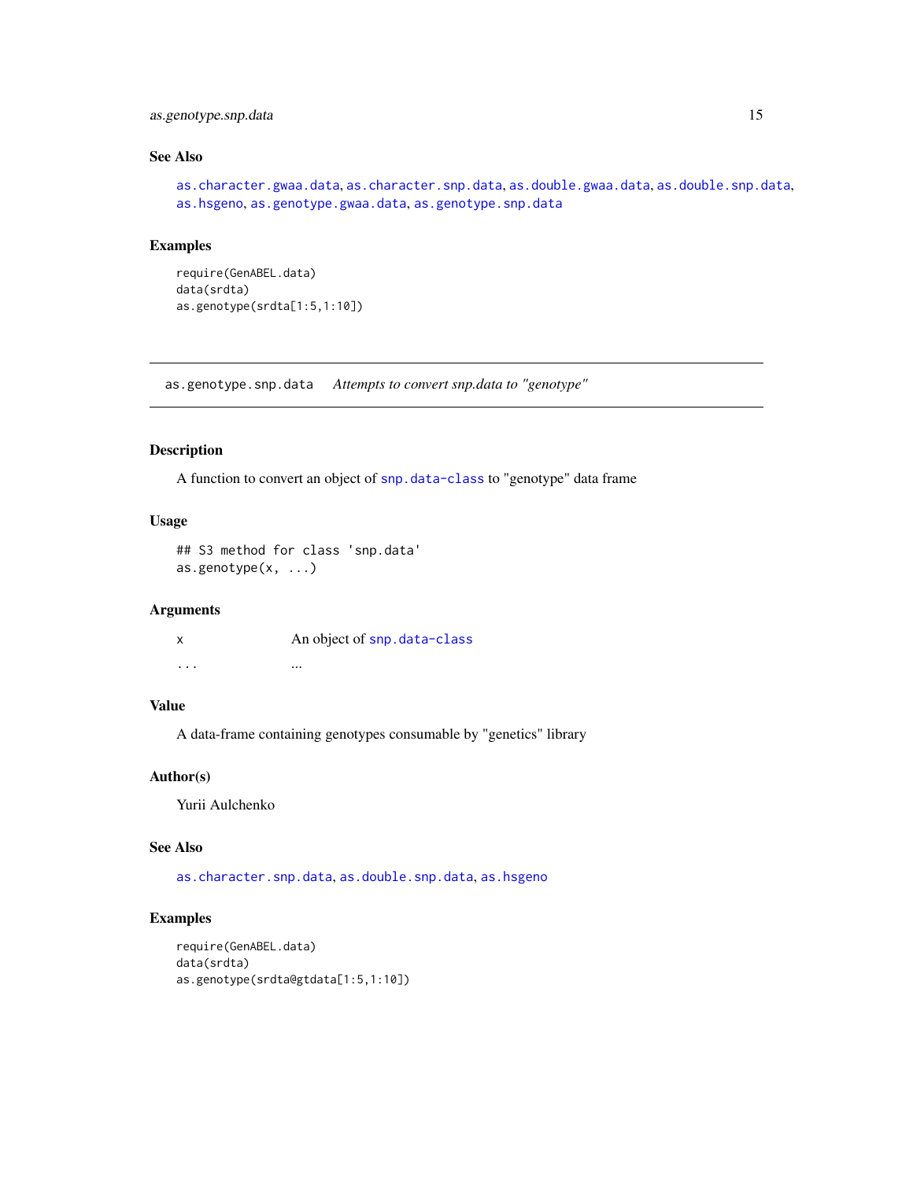### See Also

as.character.gwaa.data, as.character.snp.data, as.double.gwaa.data, as.double.snp.data, as.hsgeno, as.genotype.gwaa.data, as.genotype.snp.data

### Examples

```
require(GenABEL.data)
data(srdta)
as.genotype(srdta[1:5,1:10])
```

---

## as.genotype.snp.data &nbsp;&nbsp; *Attempts to convert snp.data to "genotype"*

---

### Description

A function to convert an object of snp.data-class to "genotype" data frame

### Usage

```
## S3 method for class 'snp.data'
as.genotype(x, ...)
```

### Arguments

| | |
|---|---|
| x | An object of snp.data-class |
| ... | ... |

### Value

A data-frame containing genotypes consumable by "genetics" library

### Author(s)

Yurii Aulchenko

### See Also

as.character.snp.data, as.double.snp.data, as.hsgeno

### Examples

```
require(GenABEL.data)
data(srdta)
as.genotype(srdta@gtdata[1:5,1:10])
```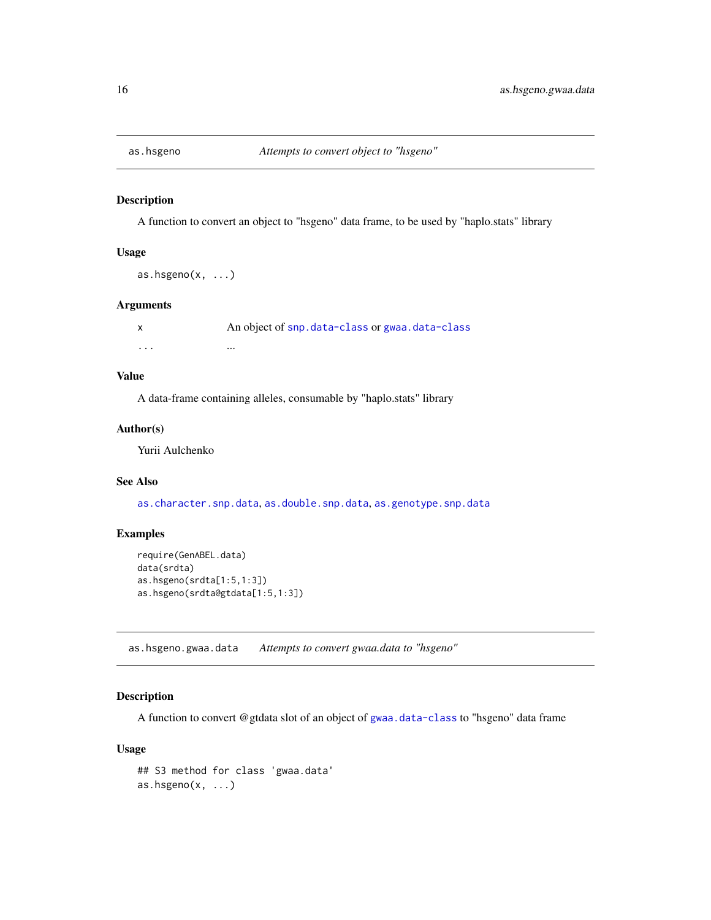## as.hsgeno — *Attempts to convert object to "hsgeno"*

### Description

A function to convert an object to "hsgeno" data frame, to be used by "haplo.stats" library

### Usage

```
as.hsgeno(x, ...)
```

### Arguments

| | |
|---|---|
| x | An object of snp.data-class or gwaa.data-class |
| ... | ... |

### Value

A data-frame containing alleles, consumable by "haplo.stats" library

### Author(s)

Yurii Aulchenko

### See Also

as.character.snp.data, as.double.snp.data, as.genotype.snp.data

### Examples

```
require(GenABEL.data)
data(srdta)
as.hsgeno(srdta[1:5,1:3])
as.hsgeno(srdta@gtdata[1:5,1:3])
```

## as.hsgeno.gwaa.data — *Attempts to convert gwaa.data to "hsgeno"*

### Description

A function to convert @gtdata slot of an object of gwaa.data-class to "hsgeno" data frame

### Usage

```
## S3 method for class 'gwaa.data'
as.hsgeno(x, ...)
```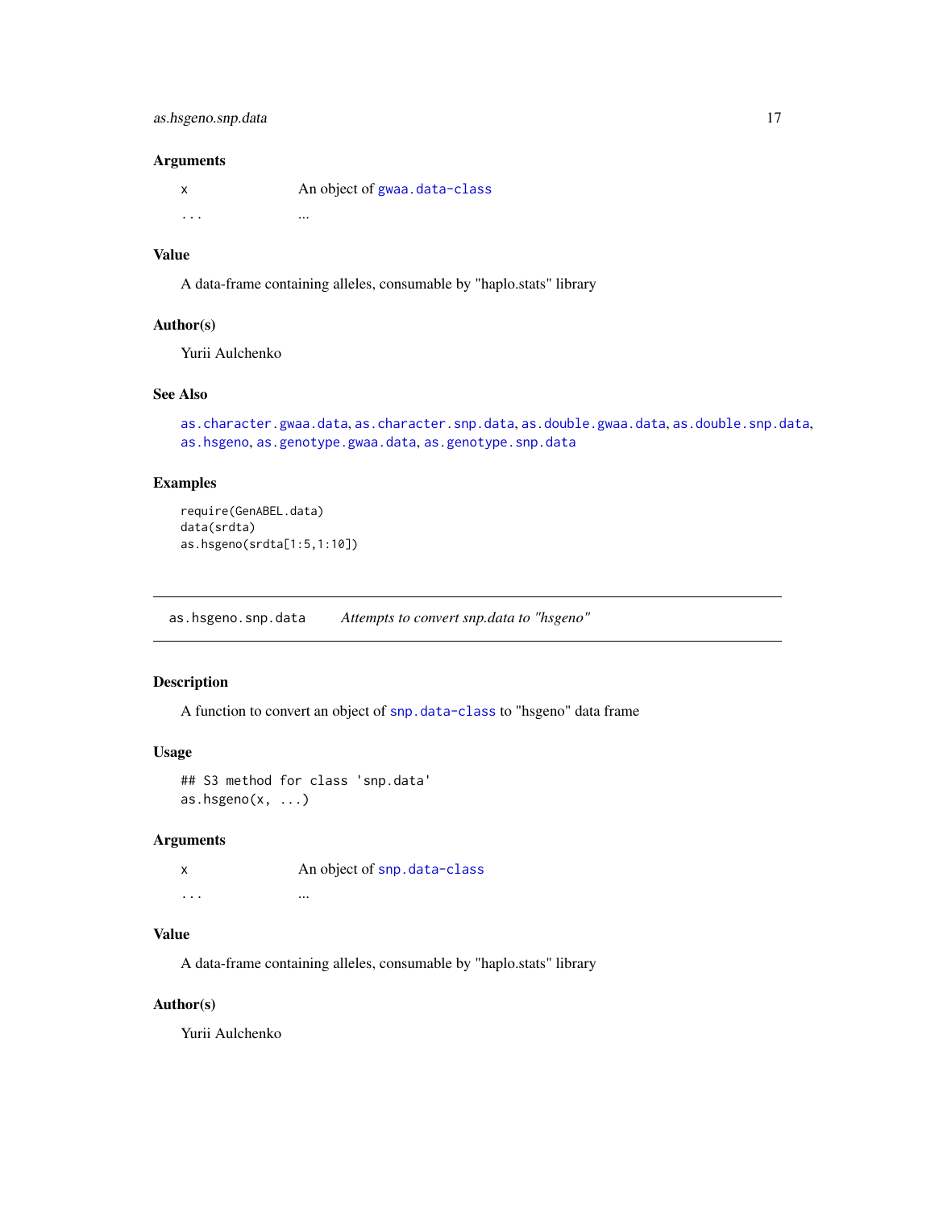### Arguments

| | |
|---|---|
| `x` | An object of `gwaa.data-class` |
| `...` | ... |

### Value

A data-frame containing alleles, consumable by "haplo.stats" library

### Author(s)

Yurii Aulchenko

### See Also

`as.character.gwaa.data`, `as.character.snp.data`, `as.double.gwaa.data`, `as.double.snp.data`, `as.hsgeno`, `as.genotype.gwaa.data`, `as.genotype.snp.data`

### Examples

```
require(GenABEL.data)
data(srdta)
as.hsgeno(srdta[1:5,1:10])
```

---

## as.hsgeno.snp.data — *Attempts to convert snp.data to "hsgeno"*

---

### Description

A function to convert an object of `snp.data-class` to "hsgeno" data frame

### Usage

```
## S3 method for class 'snp.data'
as.hsgeno(x, ...)
```

### Arguments

| | |
|---|---|
| `x` | An object of `snp.data-class` |
| `...` | ... |

### Value

A data-frame containing alleles, consumable by "haplo.stats" library

### Author(s)

Yurii Aulchenko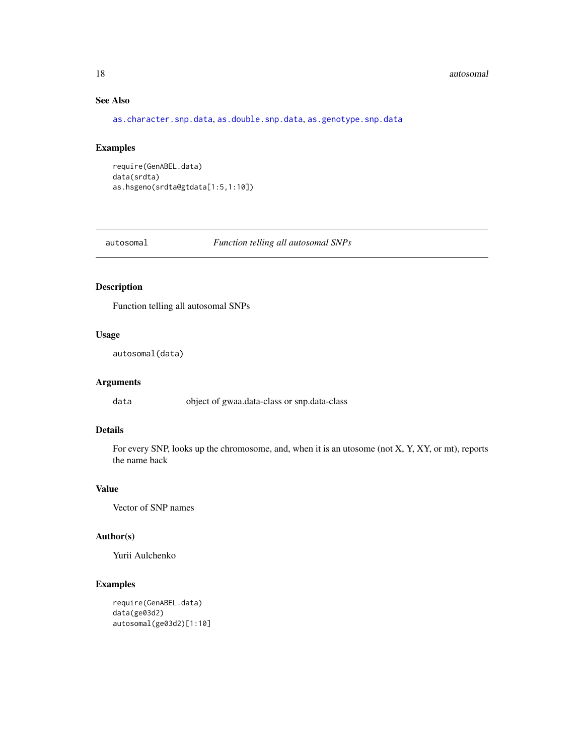## See Also

as.character.snp.data, as.double.snp.data, as.genotype.snp.data

## Examples

```
require(GenABEL.data)
data(srdta)
as.hsgeno(srdta@gtdata[1:5,1:10])
```

---

# autosomal &emsp; *Function telling all autosomal SNPs*

---

## Description

Function telling all autosomal SNPs

## Usage

```
autosomal(data)
```

## Arguments

| | |
|---|---|
| data | object of gwaa.data-class or snp.data-class |

## Details

For every SNP, looks up the chromosome, and, when it is an utosome (not X, Y, XY, or mt), reports the name back

## Value

Vector of SNP names

## Author(s)

Yurii Aulchenko

## Examples

```
require(GenABEL.data)
data(ge03d2)
autosomal(ge03d2)[1:10]
```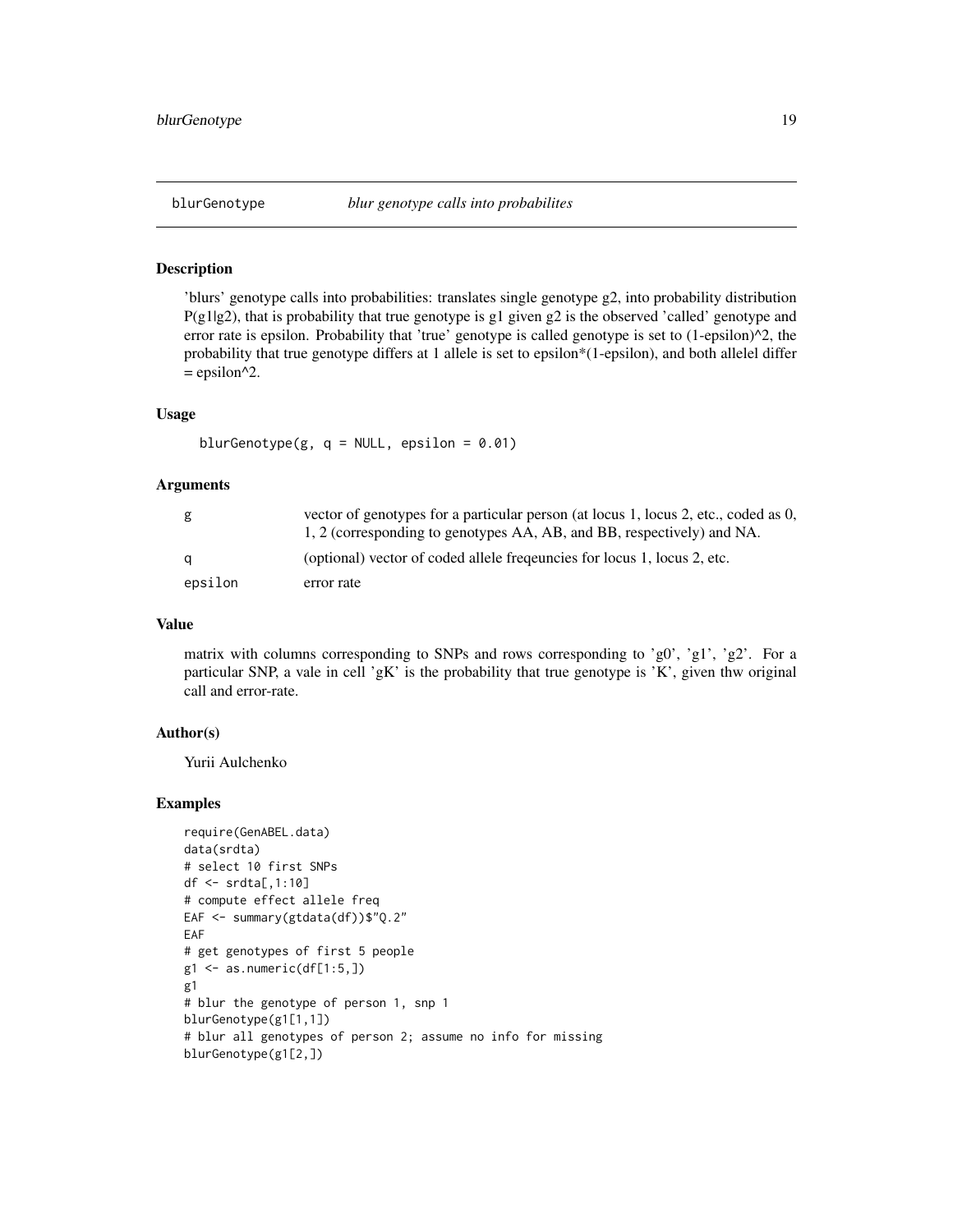# blurGenotype — *blur genotype calls into probabilites*

## Description

'blurs' genotype calls into probabilities: translates single genotype g2, into probability distribution P(g1|g2), that is probability that true genotype is g1 given g2 is the observed 'called' genotype and error rate is epsilon. Probability that 'true' genotype is called genotype is set to (1-epsilon)^2, the probability that true genotype differs at 1 allele is set to epsilon*(1-epsilon), and both allelel differ = epsilon^2.

## Usage

```
blurGenotype(g, q = NULL, epsilon = 0.01)
```

## Arguments

| | |
|---|---|
| g | vector of genotypes for a particular person (at locus 1, locus 2, etc., coded as 0, 1, 2 (corresponding to genotypes AA, AB, and BB, respectively) and NA. |
| q | (optional) vector of coded allele freqeuncies for locus 1, locus 2, etc. |
| epsilon | error rate |

## Value

matrix with columns corresponding to SNPs and rows corresponding to 'g0', 'g1', 'g2'. For a particular SNP, a vale in cell 'gK' is the probability that true genotype is 'K', given thw original call and error-rate.

## Author(s)

Yurii Aulchenko

## Examples

```
require(GenABEL.data)
data(srdta)
# select 10 first SNPs
df <- srdta[,1:10]
# compute effect allele freq
EAF <- summary(gtdata(df))$"Q.2"
EAF
# get genotypes of first 5 people
g1 <- as.numeric(df[1:5,])
g1
# blur the genotype of person 1, snp 1
blurGenotype(g1[1,1])
# blur all genotypes of person 2; assume no info for missing
blurGenotype(g1[2,])
```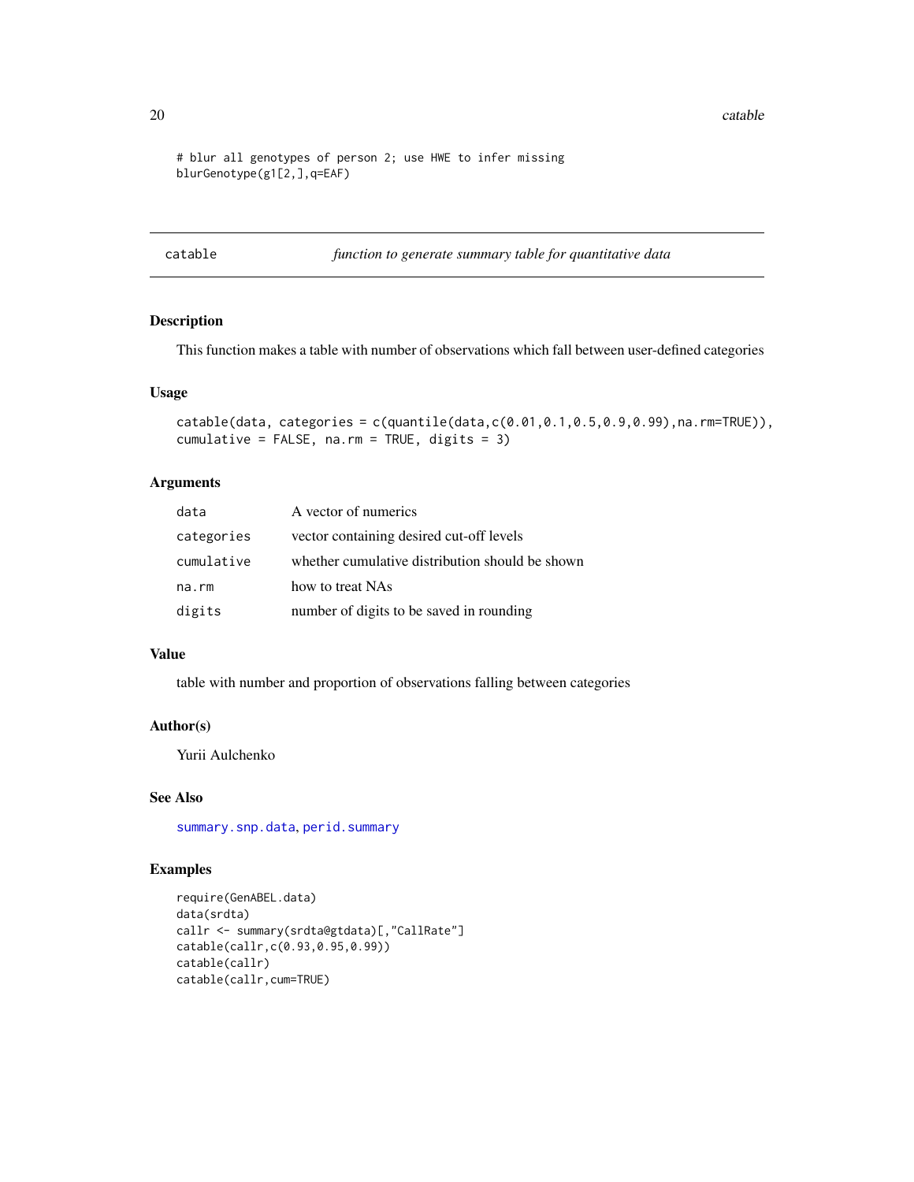```
# blur all genotypes of person 2; use HWE to infer missing
blurGenotype(g1[2,],q=EAF)
```

## catable — *function to generate summary table for quantitative data*

### Description

This function makes a table with number of observations which fall between user-defined categories

### Usage

```
catable(data, categories = c(quantile(data,c(0.01,0.1,0.5,0.9,0.99),na.rm=TRUE)),
cumulative = FALSE, na.rm = TRUE, digits = 3)
```

### Arguments

| | |
|---|---|
| data | A vector of numerics |
| categories | vector containing desired cut-off levels |
| cumulative | whether cumulative distribution should be shown |
| na.rm | how to treat NAs |
| digits | number of digits to be saved in rounding |

### Value

table with number and proportion of observations falling between categories

### Author(s)

Yurii Aulchenko

### See Also

summary.snp.data, perid.summary

### Examples

```
require(GenABEL.data)
data(srdta)
callr <- summary(srdta@gtdata)[,"CallRate"]
catable(callr,c(0.93,0.95,0.99))
catable(callr)
catable(callr,cum=TRUE)
```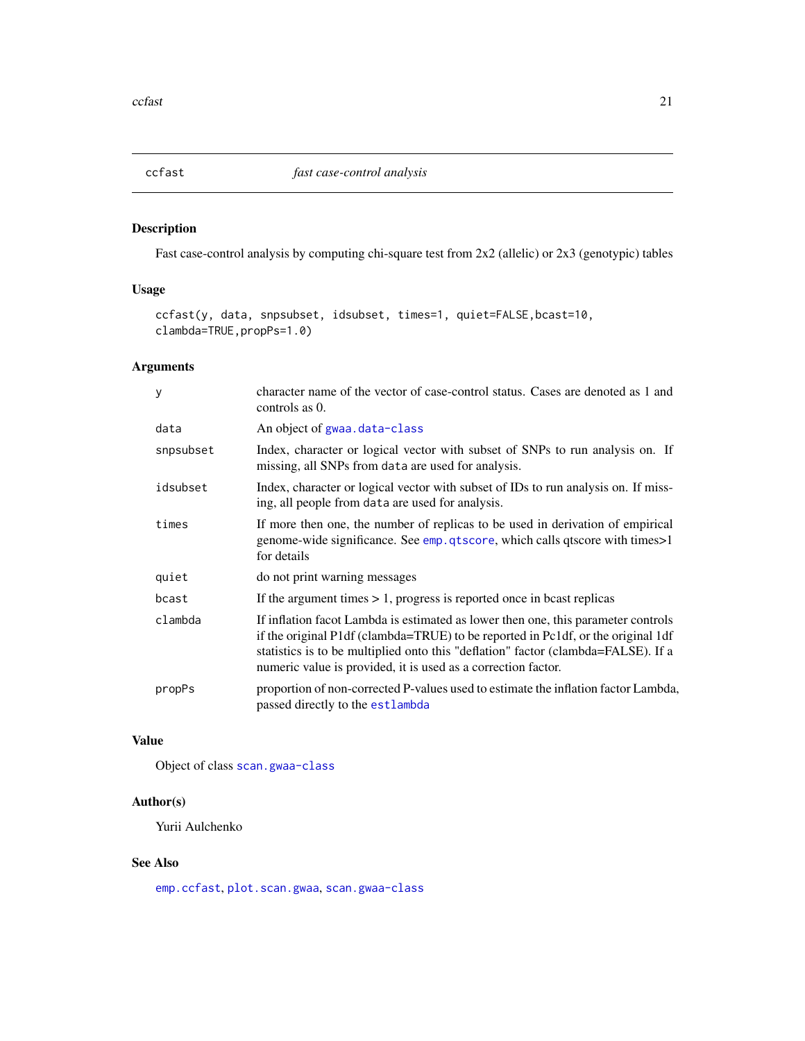## ccfast *fast case-control analysis*

### Description

Fast case-control analysis by computing chi-square test from 2x2 (allelic) or 2x3 (genotypic) tables

### Usage

```
ccfast(y, data, snpsubset, idsubset, times=1, quiet=FALSE,bcast=10,
clambda=TRUE,propPs=1.0)
```

### Arguments

| | |
|---|---|
| y | character name of the vector of case-control status. Cases are denoted as 1 and controls as 0. |
| data | An object of gwaa.data-class |
| snpsubset | Index, character or logical vector with subset of SNPs to run analysis on. If missing, all SNPs from data are used for analysis. |
| idsubset | Index, character or logical vector with subset of IDs to run analysis on. If missing, all people from data are used for analysis. |
| times | If more then one, the number of replicas to be used in derivation of empirical genome-wide significance. See emp.qtscore, which calls qtscore with times>1 for details |
| quiet | do not print warning messages |
| bcast | If the argument times > 1, progress is reported once in bcast replicas |
| clambda | If inflation facot Lambda is estimated as lower then one, this parameter controls if the original P1df (clambda=TRUE) to be reported in Pc1df, or the original 1df statistics is to be multiplied onto this "deflation" factor (clambda=FALSE). If a numeric value is provided, it is used as a correction factor. |
| propPs | proportion of non-corrected P-values used to estimate the inflation factor Lambda, passed directly to the estlambda |

### Value

Object of class scan.gwaa-class

### Author(s)

Yurii Aulchenko

### See Also

emp.ccfast, plot.scan.gwaa, scan.gwaa-class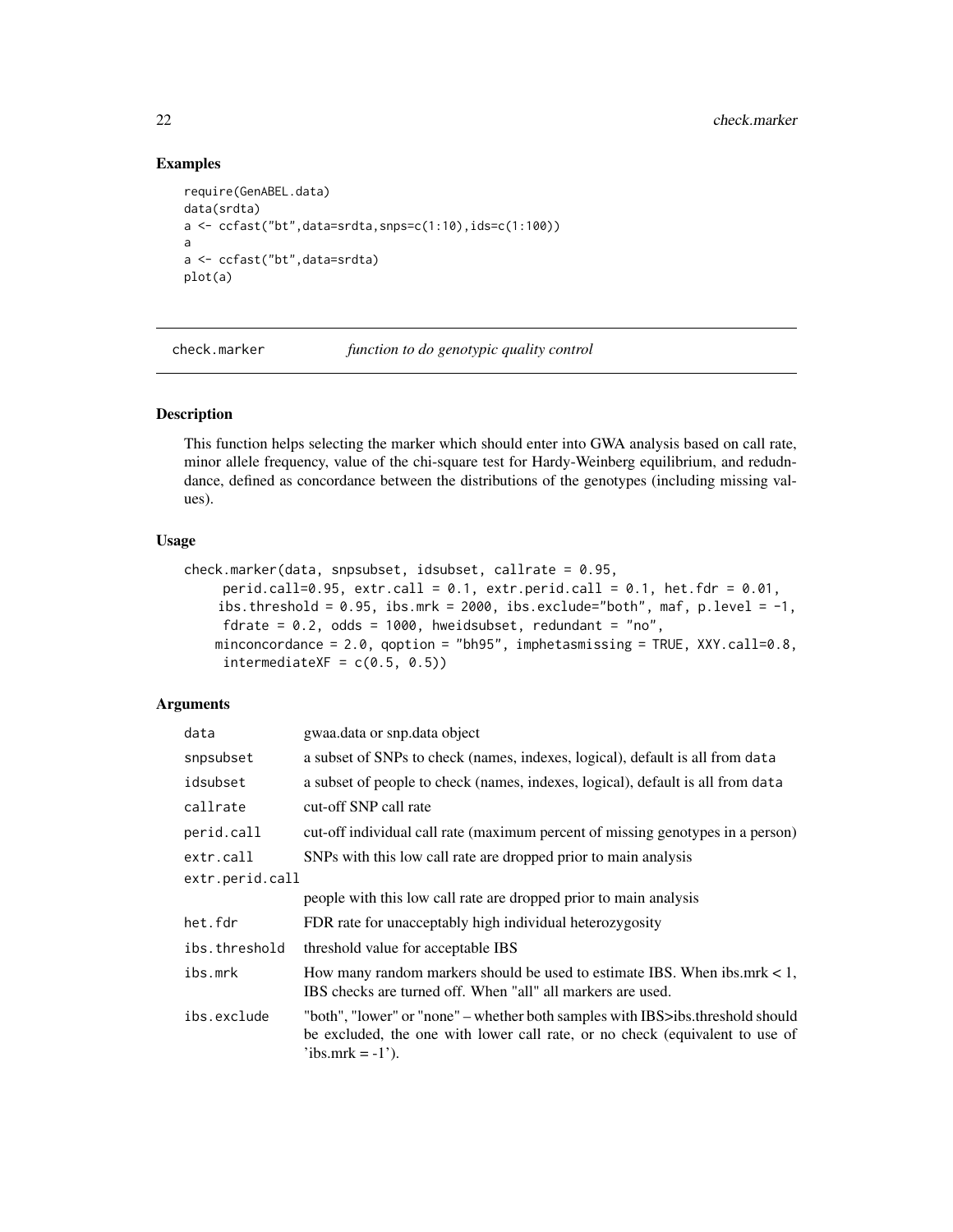## Examples

```
require(GenABEL.data)
data(srdta)
a <- ccfast("bt",data=srdta,snps=c(1:10),ids=c(1:100))
a
a <- ccfast("bt",data=srdta)
plot(a)
```

---

# check.marker — *function to do genotypic quality control*

## Description

This function helps selecting the marker which should enter into GWA analysis based on call rate, minor allele frequency, value of the chi-square test for Hardy-Weinberg equilibrium, and redudndance, defined as concordance between the distributions of the genotypes (including missing values).

## Usage

```
check.marker(data, snpsubset, idsubset, callrate = 0.95,
     perid.call=0.95, extr.call = 0.1, extr.perid.call = 0.1, het.fdr = 0.01,
     ibs.threshold = 0.95, ibs.mrk = 2000, ibs.exclude="both", maf, p.level = -1,
     fdrate = 0.2, odds = 1000, hweidsubset, redundant = "no",
     minconcordance = 2.0, qoption = "bh95", imphetasmissing = TRUE, XXY.call=0.8,
     intermediateXF = c(0.5, 0.5))
```

## Arguments

| | |
|---|---|
| `data` | gwaa.data or snp.data object |
| `snpsubset` | a subset of SNPs to check (names, indexes, logical), default is all from `data` |
| `idsubset` | a subset of people to check (names, indexes, logical), default is all from `data` |
| `callrate` | cut-off SNP call rate |
| `perid.call` | cut-off individual call rate (maximum percent of missing genotypes in a person) |
| `extr.call` | SNPs with this low call rate are dropped prior to main analysis |
| `extr.perid.call` | people with this low call rate are dropped prior to main analysis |
| `het.fdr` | FDR rate for unacceptably high individual heterozygosity |
| `ibs.threshold` | threshold value for acceptable IBS |
| `ibs.mrk` | How many random markers should be used to estimate IBS. When ibs.mrk < 1, IBS checks are turned off. When "all" all markers are used. |
| `ibs.exclude` | "both", "lower" or "none" – whether both samples with IBS>ibs.threshold should be excluded, the one with lower call rate, or no check (equivalent to use of 'ibs.mrk = -1'). |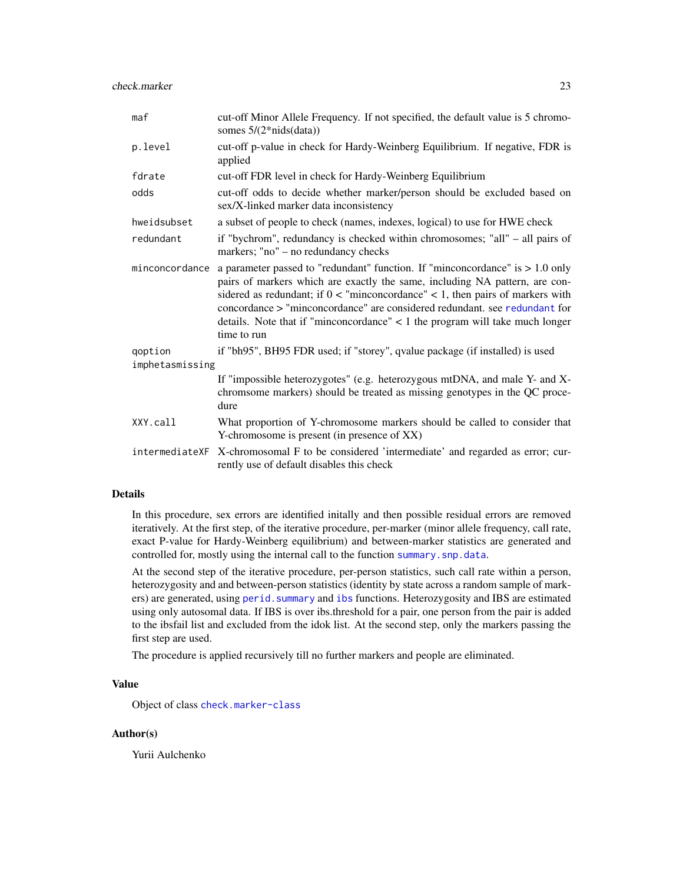| | |
|---|---|
| `maf` | cut-off Minor Allele Frequency. If not specified, the default value is 5 chromosomes 5/(2*nids(data)) |
| `p.level` | cut-off p-value in check for Hardy-Weinberg Equilibrium. If negative, FDR is applied |
| `fdrate` | cut-off FDR level in check for Hardy-Weinberg Equilibrium |
| `odds` | cut-off odds to decide whether marker/person should be excluded based on sex/X-linked marker data inconsistency |
| `hweidsubset` | a subset of people to check (names, indexes, logical) to use for HWE check |
| `redundant` | if "bychrom", redundancy is checked within chromosomes; "all" – all pairs of markers; "no" – no redundancy checks |
| `minconcordance` | a parameter passed to "redundant" function. If "minconcordance" is > 1.0 only pairs of markers which are exactly the same, including NA pattern, are considered as redundant; if 0 < "minconcordance" < 1, then pairs of markers with concordance > "minconcordance" are considered redundant. see `redundant` for details. Note that if "minconcordance" < 1 the program will take much longer time to run |
| `qoption` | if "bh95", BH95 FDR used; if "storey", qvalue package (if installed) is used |
| `imphetasmissing` | If "impossible heterozygotes" (e.g. heterozygous mtDNA, and male Y- and X-chromsome markers) should be treated as missing genotypes in the QC procedure |
| `XXY.call` | What proportion of Y-chromosome markers should be called to consider that Y-chromosome is present (in presence of XX) |
| `intermediateXF` | X-chromosomal F to be considered 'intermediate' and regarded as error; currently use of default disables this check |

## Details

In this procedure, sex errors are identified initally and then possible residual errors are removed iteratively. At the first step, of the iterative procedure, per-marker (minor allele frequency, call rate, exact P-value for Hardy-Weinberg equilibrium) and between-marker statistics are generated and controlled for, mostly using the internal call to the function `summary.snp.data`.

At the second step of the iterative procedure, per-person statistics, such call rate within a person, heterozygosity and and between-person statistics (identity by state across a random sample of markers) are generated, using `perid.summary` and `ibs` functions. Heterozygosity and IBS are estimated using only autosomal data. If IBS is over ibs.threshold for a pair, one person from the pair is added to the ibsfail list and excluded from the idok list. At the second step, only the markers passing the first step are used.

The procedure is applied recursively till no further markers and people are eliminated.

## Value

Object of class `check.marker-class`

## Author(s)

Yurii Aulchenko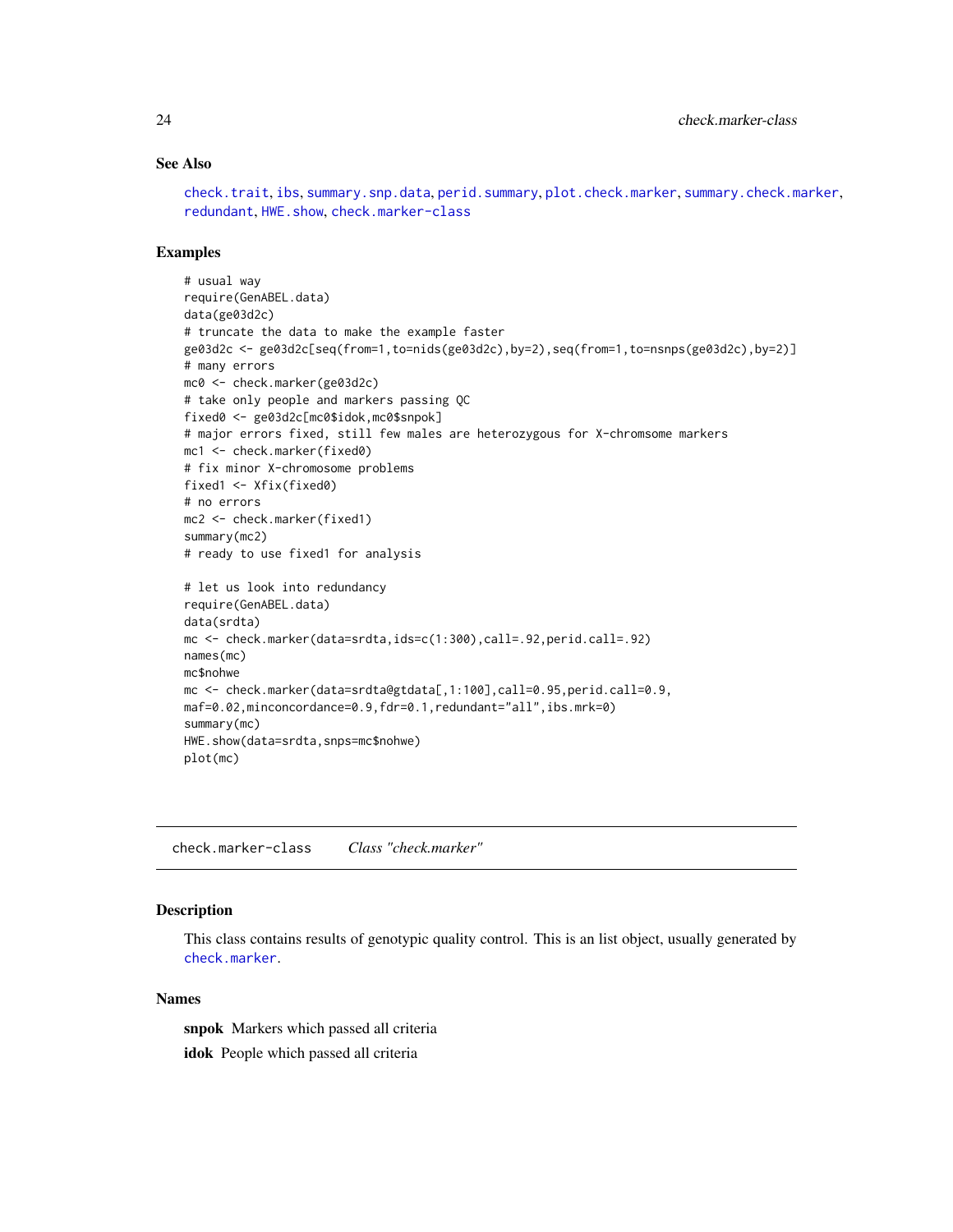### See Also

check.trait, ibs, summary.snp.data, perid.summary, plot.check.marker, summary.check.marker, redundant, HWE.show, check.marker-class

### Examples

```
# usual way
require(GenABEL.data)
data(ge03d2c)
# truncate the data to make the example faster
ge03d2c <- ge03d2c[seq(from=1,to=nids(ge03d2c),by=2),seq(from=1,to=nsnps(ge03d2c),by=2)]
# many errors
mc0 <- check.marker(ge03d2c)
# take only people and markers passing QC
fixed0 <- ge03d2c[mc0$idok,mc0$snpok]
# major errors fixed, still few males are heterozygous for X-chromsome markers
mc1 <- check.marker(fixed0)
# fix minor X-chromosome problems
fixed1 <- Xfix(fixed0)
# no errors
mc2 <- check.marker(fixed1)
summary(mc2)
# ready to use fixed1 for analysis

# let us look into redundancy
require(GenABEL.data)
data(srdta)
mc <- check.marker(data=srdta,ids=c(1:300),call=.92,perid.call=.92)
names(mc)
mc$nohwe
mc <- check.marker(data=srdta@gtdata[,1:100],call=0.95,perid.call=0.9,
maf=0.02,minconcordance=0.9,fdr=0.1,redundant="all",ibs.mrk=0)
summary(mc)
HWE.show(data=srdta,snps=mc$nohwe)
plot(mc)
```

---

## check.marker-class &nbsp;&nbsp;&nbsp; *Class "check.marker"*

---

### Description

This class contains results of genotypic quality control. This is an list object, usually generated by check.marker.

### Names

**snpok** Markers which passed all criteria

**idok** People which passed all criteria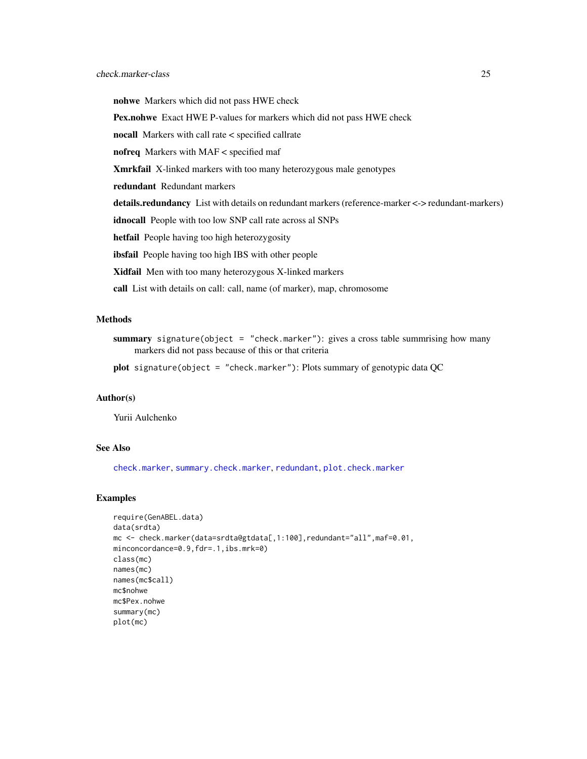**nohwe** Markers which did not pass HWE check

**Pex.nohwe** Exact HWE P-values for markers which did not pass HWE check

**nocall** Markers with call rate < specified callrate

**nofreq** Markers with MAF < specified maf

**Xmrkfail** X-linked markers with too many heterozygous male genotypes

**redundant** Redundant markers

**details.redundancy** List with details on redundant markers (reference-marker <-> redundant-markers)

**idnocall** People with too low SNP call rate across al SNPs

**hetfail** People having too high heterozygosity

**ibsfail** People having too high IBS with other people

**Xidfail** Men with too many heterozygous X-linked markers

**call** List with details on call: call, name (of marker), map, chromosome

## Methods

**summary** `signature(object = "check.marker")`: gives a cross table summrising how many markers did not pass because of this or that criteria

**plot** `signature(object = "check.marker")`: Plots summary of genotypic data QC

## Author(s)

Yurii Aulchenko

## See Also

`check.marker`, `summary.check.marker`, `redundant`, `plot.check.marker`

## Examples

```
require(GenABEL.data)
data(srdta)
mc <- check.marker(data=srdta@gtdata[,1:100],redundant="all",maf=0.01,
minconcordance=0.9,fdr=.1,ibs.mrk=0)
class(mc)
names(mc)
names(mc$call)
mc$nohwe
mc$Pex.nohwe
summary(mc)
plot(mc)
```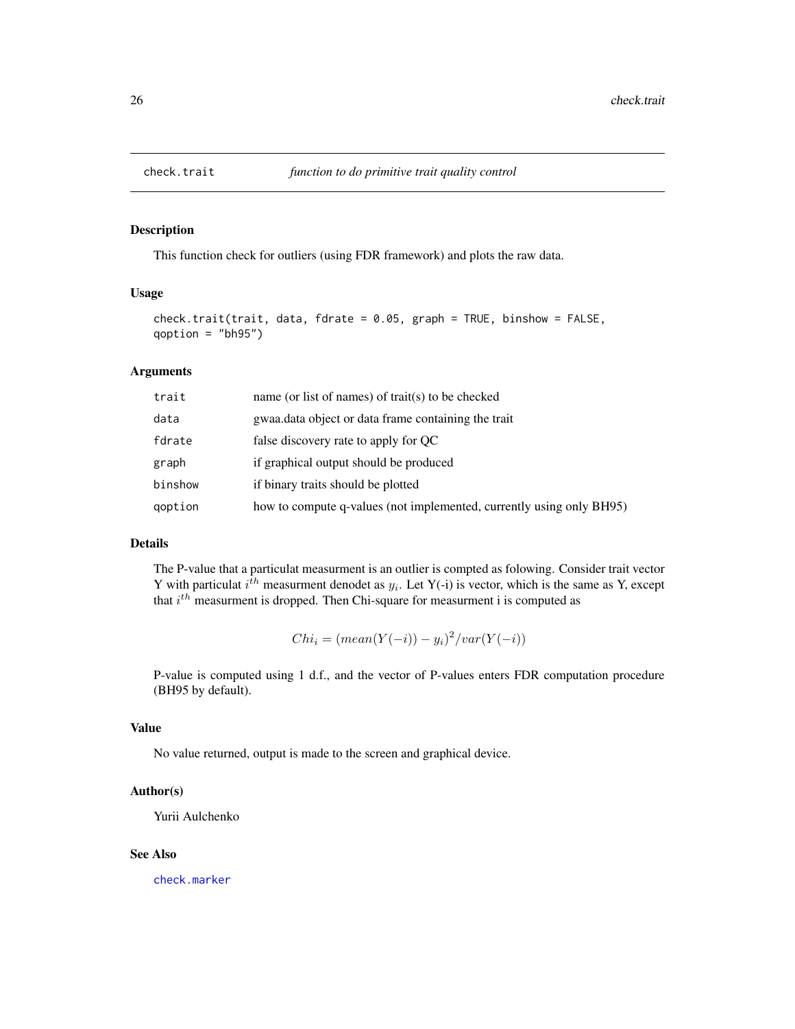# check.trait *function to do primitive trait quality control*

## Description

This function check for outliers (using FDR framework) and plots the raw data.

## Usage

```
check.trait(trait, data, fdrate = 0.05, graph = TRUE, binshow = FALSE,
qoption = "bh95")
```

## Arguments

| | |
|---|---|
| trait | name (or list of names) of trait(s) to be checked |
| data | gwaa.data object or data frame containing the trait |
| fdrate | false discovery rate to apply for QC |
| graph | if graphical output should be produced |
| binshow | if binary traits should be plotted |
| qoption | how to compute q-values (not implemented, currently using only BH95) |

## Details

The P-value that a particulat measurment is an outlier is compted as folowing. Consider trait vector Y with particulat $i^{th}$ measurment denodet as $y_i$. Let Y(-i) is vector, which is the same as Y, except that $i^{th}$ measurment is dropped. Then Chi-square for measurment i is computed as

$$Chi_i = (mean(Y(-i)) - y_i)^2 / var(Y(-i))$$

P-value is computed using 1 d.f., and the vector of P-values enters FDR computation procedure (BH95 by default).

## Value

No value returned, output is made to the screen and graphical device.

## Author(s)

Yurii Aulchenko

## See Also

check.marker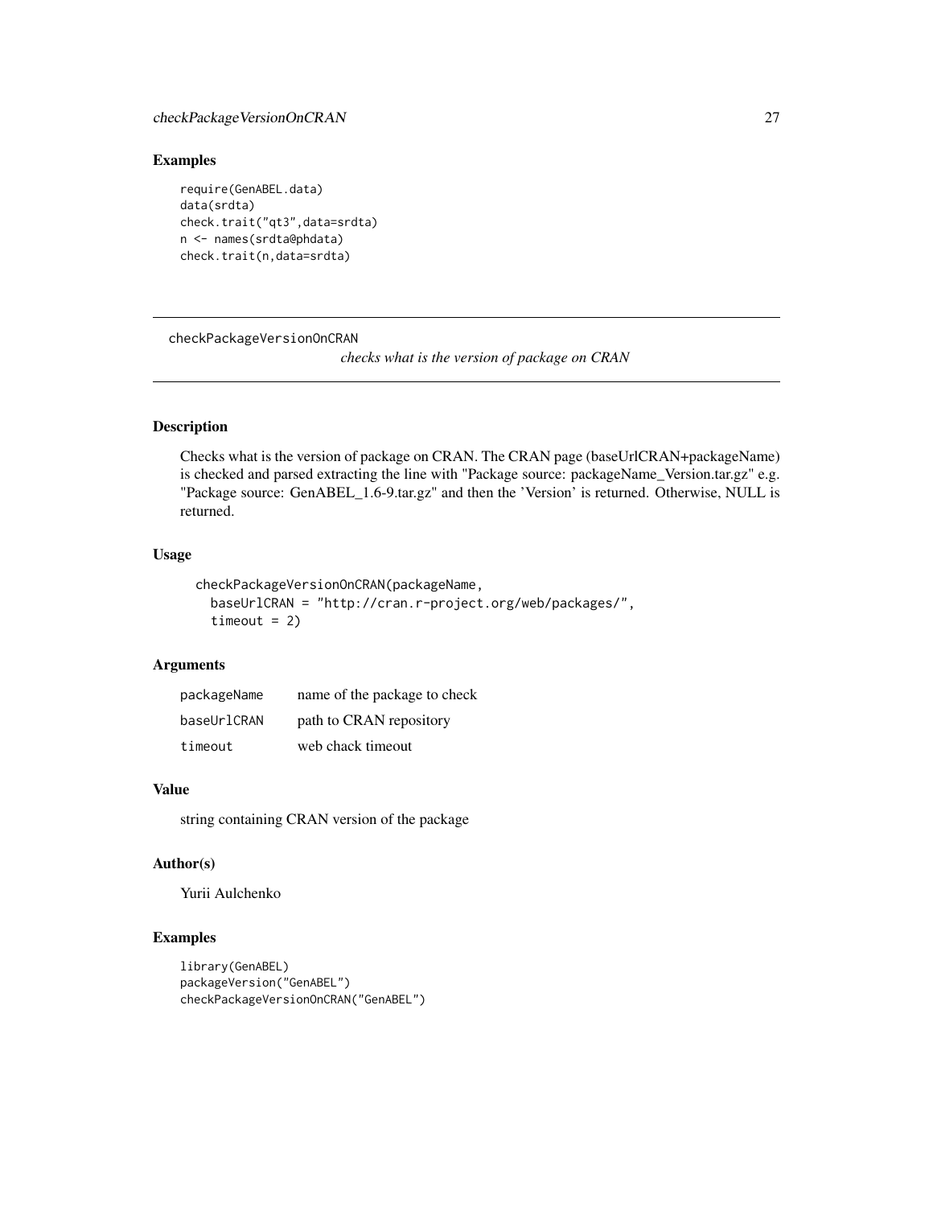## Examples

```
require(GenABEL.data)
data(srdta)
check.trait("qt3",data=srdta)
n <- names(srdta@phdata)
check.trait(n,data=srdta)
```

---

# checkPackageVersionOnCRAN

*checks what is the version of package on CRAN*

---

## Description

Checks what is the version of package on CRAN. The CRAN page (baseUrlCRAN+packageName) is checked and parsed extracting the line with "Package source: packageName_Version.tar.gz" e.g. "Package source: GenABEL_1.6-9.tar.gz" and then the 'Version' is returned. Otherwise, NULL is returned.

## Usage

```
checkPackageVersionOnCRAN(packageName,
  baseUrlCRAN = "http://cran.r-project.org/web/packages/",
  timeout = 2)
```

## Arguments

| | |
|---|---|
| packageName | name of the package to check |
| baseUrlCRAN | path to CRAN repository |
| timeout | web chack timeout |

## Value

string containing CRAN version of the package

## Author(s)

Yurii Aulchenko

## Examples

```
library(GenABEL)
packageVersion("GenABEL")
checkPackageVersionOnCRAN("GenABEL")
```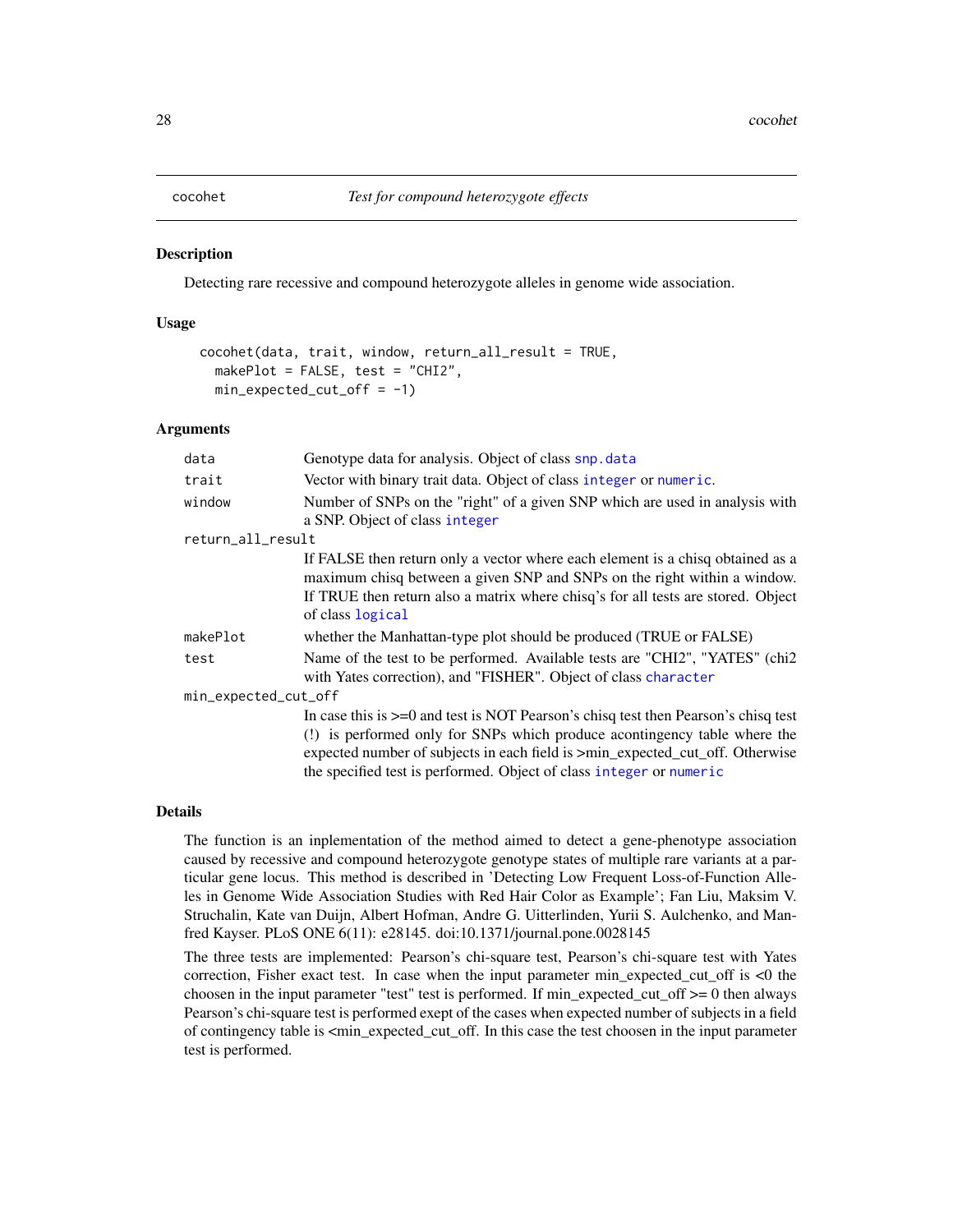## cocohet — *Test for compound heterozygote effects*

### Description

Detecting rare recessive and compound heterozygote alleles in genome wide association.

### Usage

```
cocohet(data, trait, window, return_all_result = TRUE,
  makePlot = FALSE, test = "CHI2",
  min_expected_cut_off = -1)
```

### Arguments

| | |
|---|---|
| `data` | Genotype data for analysis. Object of class `snp.data` |
| `trait` | Vector with binary trait data. Object of class `integer` or `numeric`. |
| `window` | Number of SNPs on the "right" of a given SNP which are used in analysis with a SNP. Object of class `integer` |
| `return_all_result` | If FALSE then return only a vector where each element is a chisq obtained as a maximum chisq between a given SNP and SNPs on the right within a window. If TRUE then return also a matrix where chisq's for all tests are stored. Object of class `logical` |
| `makePlot` | whether the Manhattan-type plot should be produced (TRUE or FALSE) |
| `test` | Name of the test to be performed. Available tests are "CHI2", "YATES" (chi2 with Yates correction), and "FISHER". Object of class `character` |
| `min_expected_cut_off` | In case this is >=0 and test is NOT Pearson's chisq test then Pearson's chisq test (!) is performed only for SNPs which produce acontingency table where the expected number of subjects in each field is >min_expected_cut_off. Otherwise the specified test is performed. Object of class `integer` or `numeric` |

### Details

The function is an inplementation of the method aimed to detect a gene-phenotype association caused by recessive and compound heterozygote genotype states of multiple rare variants at a particular gene locus. This method is described in 'Detecting Low Frequent Loss-of-Function Alleles in Genome Wide Association Studies with Red Hair Color as Example'; Fan Liu, Maksim V. Struchalin, Kate van Duijn, Albert Hofman, Andre G. Uitterlinden, Yurii S. Aulchenko, and Manfred Kayser. PLoS ONE 6(11): e28145. doi:10.1371/journal.pone.0028145

The three tests are implemented: Pearson's chi-square test, Pearson's chi-square test with Yates correction, Fisher exact test. In case when the input parameter min_expected_cut_off is <0 the choosen in the input parameter "test" test is performed. If min_expected_cut_off >= 0 then always Pearson's chi-square test is performed exept of the cases when expected number of subjects in a field of contingency table is <min_expected_cut_off. In this case the test choosen in the input parameter test is performed.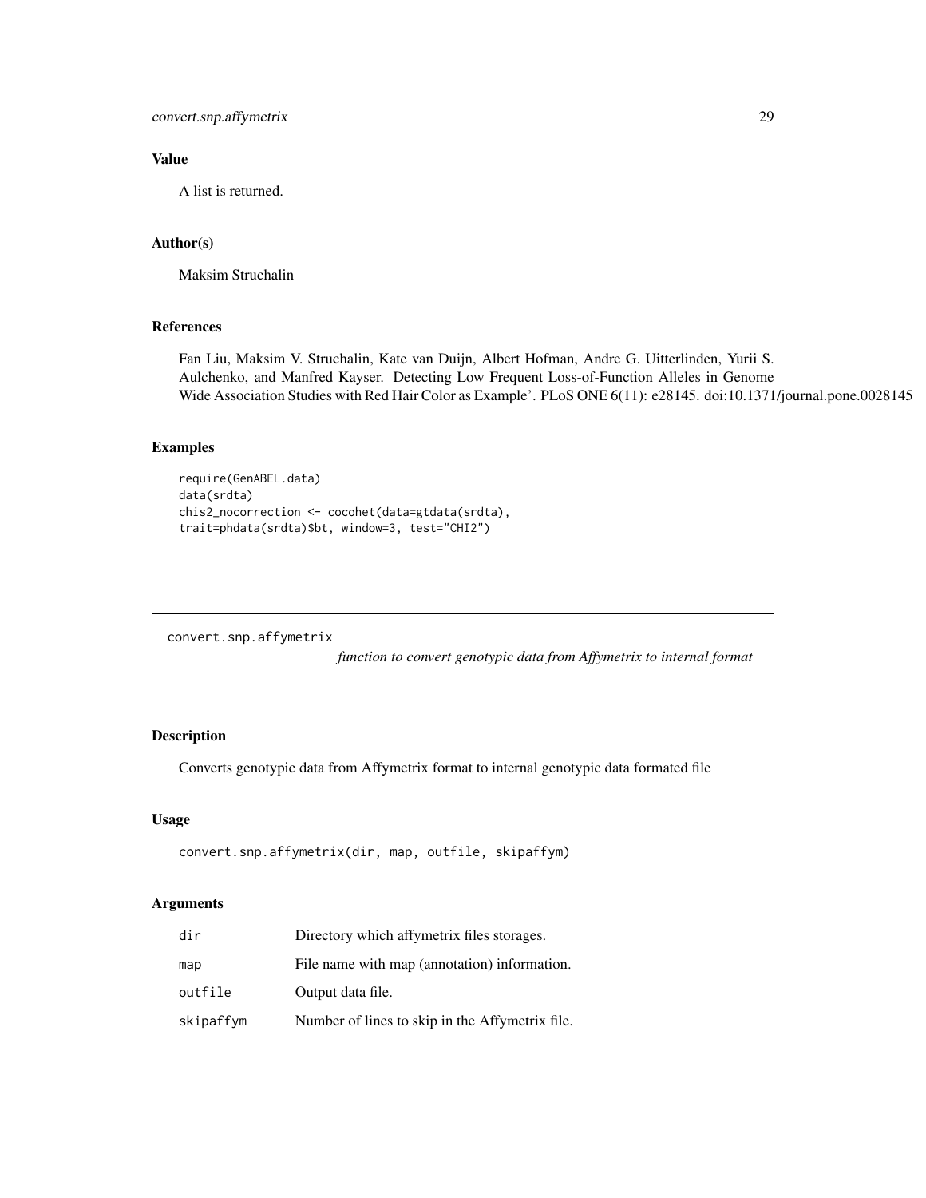### Value

A list is returned.

### Author(s)

Maksim Struchalin

### References

Fan Liu, Maksim V. Struchalin, Kate van Duijn, Albert Hofman, Andre G. Uitterlinden, Yurii S. Aulchenko, and Manfred Kayser. Detecting Low Frequent Loss-of-Function Alleles in Genome Wide Association Studies with Red Hair Color as Example'. PLoS ONE 6(11): e28145. doi:10.1371/journal.pone.0028145

### Examples

```
require(GenABEL.data)
data(srdta)
chis2_nocorrection <- cocohet(data=gtdata(srdta),
trait=phdata(srdta)$bt, window=3, test="CHI2")
```

---

## convert.snp.affymetrix

*function to convert genotypic data from Affymetrix to internal format*

---

### Description

Converts genotypic data from Affymetrix format to internal genotypic data formated file

### Usage

```
convert.snp.affymetrix(dir, map, outfile, skipaffym)
```

### Arguments

| | |
|---|---|
| dir | Directory which affymetrix files storages. |
| map | File name with map (annotation) information. |
| outfile | Output data file. |
| skipaffym | Number of lines to skip in the Affymetrix file. |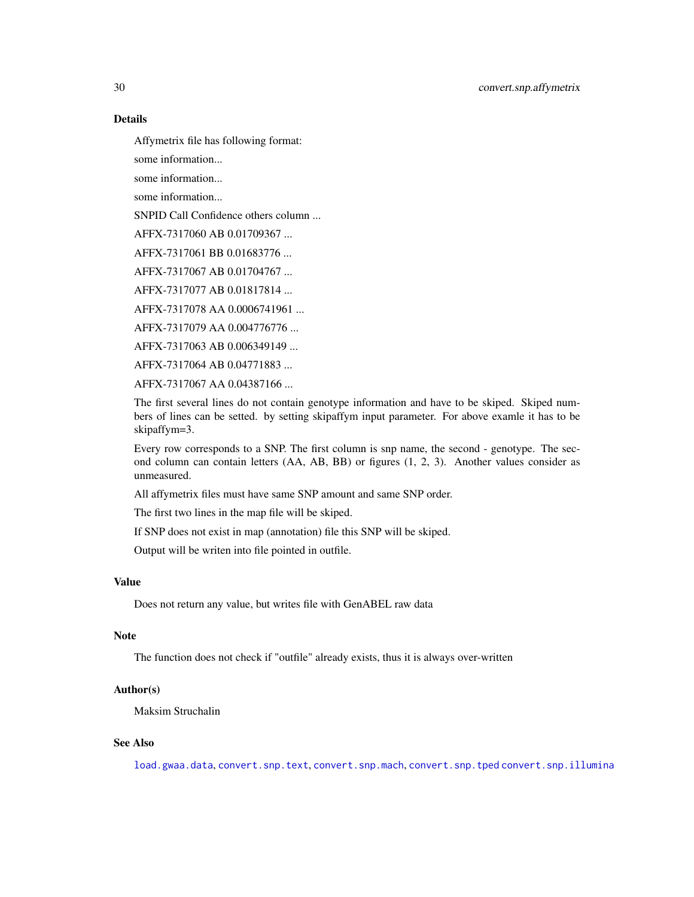## Details

Affymetrix file has following format:

some information...

some information...

some information...

SNPID Call Confidence others column ...

AFFX-7317060 AB 0.01709367 ...

AFFX-7317061 BB 0.01683776 ...

AFFX-7317067 AB 0.01704767 ...

AFFX-7317077 AB 0.01817814 ...

AFFX-7317078 AA 0.0006741961 ...

AFFX-7317079 AA 0.004776776 ...

AFFX-7317063 AB 0.006349149 ...

AFFX-7317064 AB 0.04771883 ...

AFFX-7317067 AA 0.04387166 ...

The first several lines do not contain genotype information and have to be skiped. Skiped numbers of lines can be setted. by setting skipaffym input parameter. For above examle it has to be skipaffym=3.

Every row corresponds to a SNP. The first column is snp name, the second - genotype. The second column can contain letters (AA, AB, BB) or figures (1, 2, 3). Another values consider as unmeasured.

All affymetrix files must have same SNP amount and same SNP order.

The first two lines in the map file will be skiped.

If SNP does not exist in map (annotation) file this SNP will be skiped.

Output will be writen into file pointed in outfile.

## Value

Does not return any value, but writes file with GenABEL raw data

## Note

The function does not check if "outfile" already exists, thus it is always over-written

## Author(s)

Maksim Struchalin

## See Also

`load.gwaa.data`, `convert.snp.text`, `convert.snp.mach`, `convert.snp.tped` `convert.snp.illumina`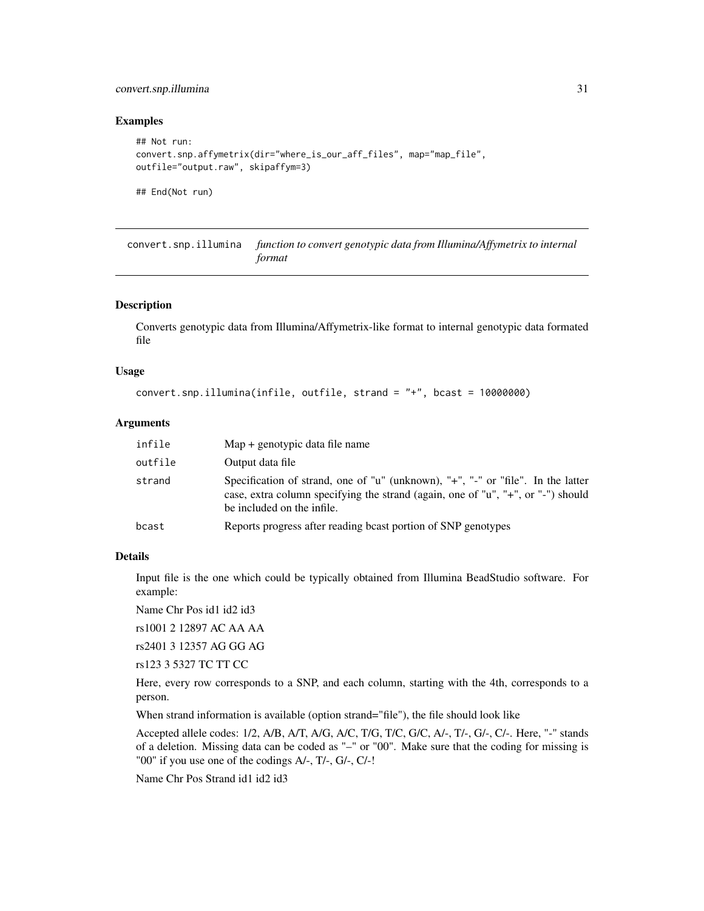## Examples

```
## Not run:
convert.snp.affymetrix(dir="where_is_our_aff_files", map="map_file",
outfile="output.raw", skipaffym=3)

## End(Not run)
```

---

convert.snp.illumina *function to convert genotypic data from Illumina/Affymetrix to internal format*

---

### Description

Converts genotypic data from Illumina/Affymetrix-like format to internal genotypic data formated file

### Usage

```
convert.snp.illumina(infile, outfile, strand = "+", bcast = 10000000)
```

### Arguments

| | |
|---|---|
| infile | Map + genotypic data file name |
| outfile | Output data file |
| strand | Specification of strand, one of "u" (unknown), "+", "-" or "file". In the latter case, extra column specifying the strand (again, one of "u", "+", or "-") should be included on the infile. |
| bcast | Reports progress after reading bcast portion of SNP genotypes |

### Details

Input file is the one which could be typically obtained from Illumina BeadStudio software. For example:

Name Chr Pos id1 id2 id3

rs1001 2 12897 AC AA AA

rs2401 3 12357 AG GG AG

rs123 3 5327 TC TT CC

Here, every row corresponds to a SNP, and each column, starting with the 4th, corresponds to a person.

When strand information is available (option strand="file"), the file should look like

Accepted allele codes: 1/2, A/B, A/T, A/G, A/C, T/G, T/C, G/C, A/-, T/-, G/-, C/-. Here, "-" stands of a deletion. Missing data can be coded as "–" or "00". Make sure that the coding for missing is "00" if you use one of the codings A/-, T/-, G/-, C/-!

Name Chr Pos Strand id1 id2 id3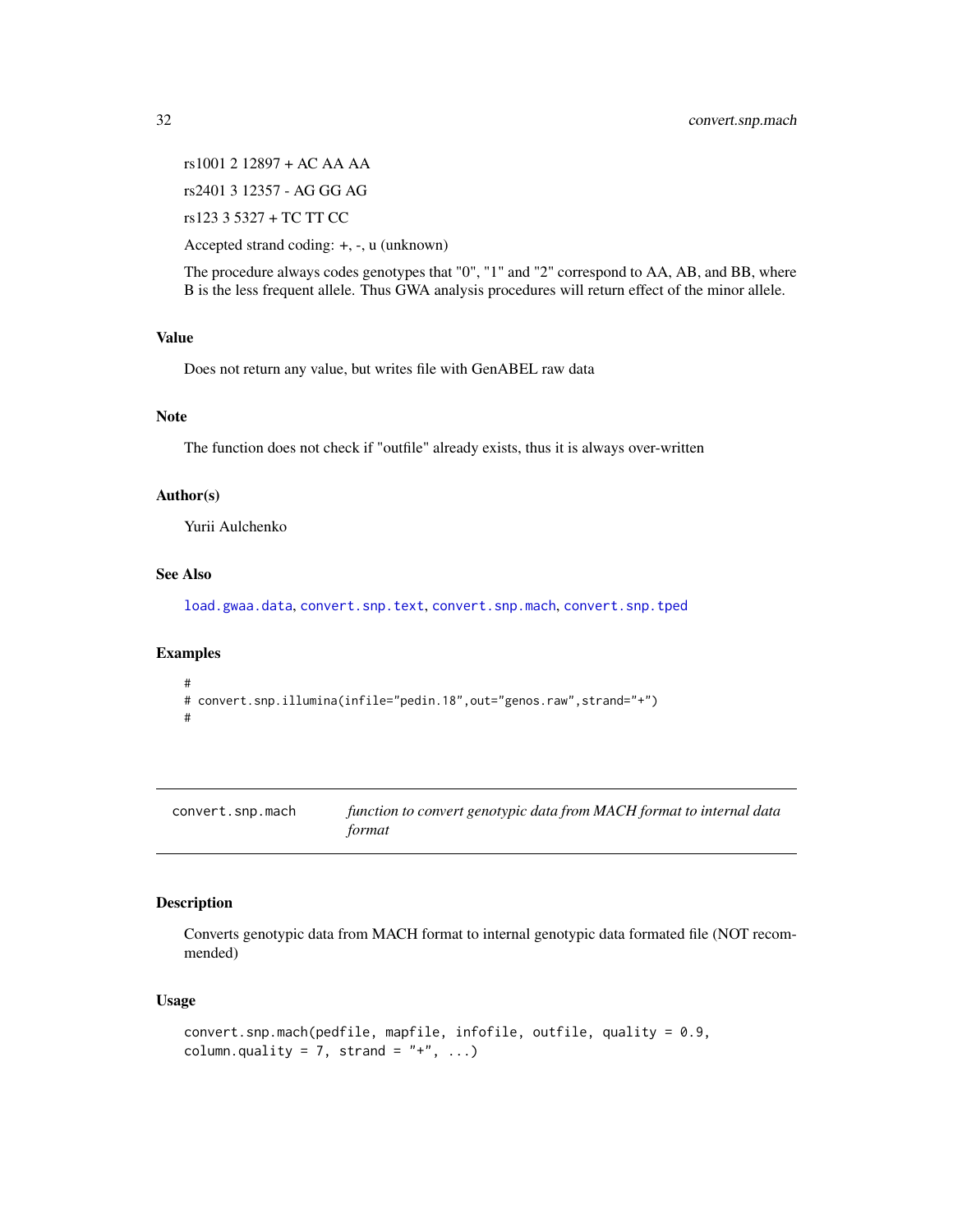rs1001 2 12897 + AC AA AA

rs2401 3 12357 - AG GG AG

rs123 3 5327 + TC TT CC

Accepted strand coding: +, -, u (unknown)

The procedure always codes genotypes that "0", "1" and "2" correspond to AA, AB, and BB, where B is the less frequent allele. Thus GWA analysis procedures will return effect of the minor allele.

### Value

Does not return any value, but writes file with GenABEL raw data

### Note

The function does not check if "outfile" already exists, thus it is always over-written

### Author(s)

Yurii Aulchenko

### See Also

load.gwaa.data, convert.snp.text, convert.snp.mach, convert.snp.tped

### Examples

```
#
# convert.snp.illumina(infile="pedin.18",out="genos.raw",strand="+")
#
```

---

## convert.snp.mach — *function to convert genotypic data from MACH format to internal data format*

---

### Description

Converts genotypic data from MACH format to internal genotypic data formated file (NOT recommended)

### Usage

```
convert.snp.mach(pedfile, mapfile, infofile, outfile, quality = 0.9,
column.quality = 7, strand = "+", ...)
```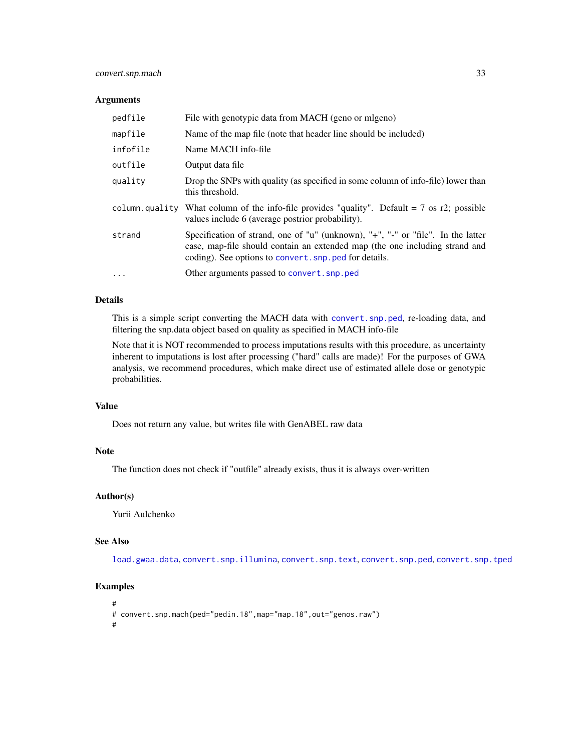### Arguments

| | |
|---|---|
| `pedfile` | File with genotypic data from MACH (geno or mlgeno) |
| `mapfile` | Name of the map file (note that header line should be included) |
| `infofile` | Name MACH info-file |
| `outfile` | Output data file |
| `quality` | Drop the SNPs with quality (as specified in some column of info-file) lower than this threshold. |
| `column.quality` | What column of the info-file provides "quality". Default = 7 os r2; possible values include 6 (average postrior probability). |
| `strand` | Specification of strand, one of "u" (unknown), "+", "-" or "file". In the latter case, map-file should contain an extended map (the one including strand and coding). See options to `convert.snp.ped` for details. |
| `...` | Other arguments passed to `convert.snp.ped` |

### Details

This is a simple script converting the MACH data with `convert.snp.ped`, re-loading data, and filtering the snp.data object based on quality as specified in MACH info-file

Note that it is NOT recommended to process imputations results with this procedure, as uncertainty inherent to imputations is lost after processing ("hard" calls are made)! For the purposes of GWA analysis, we recommend procedures, which make direct use of estimated allele dose or genotypic probabilities.

### Value

Does not return any value, but writes file with GenABEL raw data

### Note

The function does not check if "outfile" already exists, thus it is always over-written

### Author(s)

Yurii Aulchenko

### See Also

`load.gwaa.data`, `convert.snp.illumina`, `convert.snp.text`, `convert.snp.ped`, `convert.snp.tped`

### Examples

```
#
# convert.snp.mach(ped="pedin.18",map="map.18",out="genos.raw")
#
```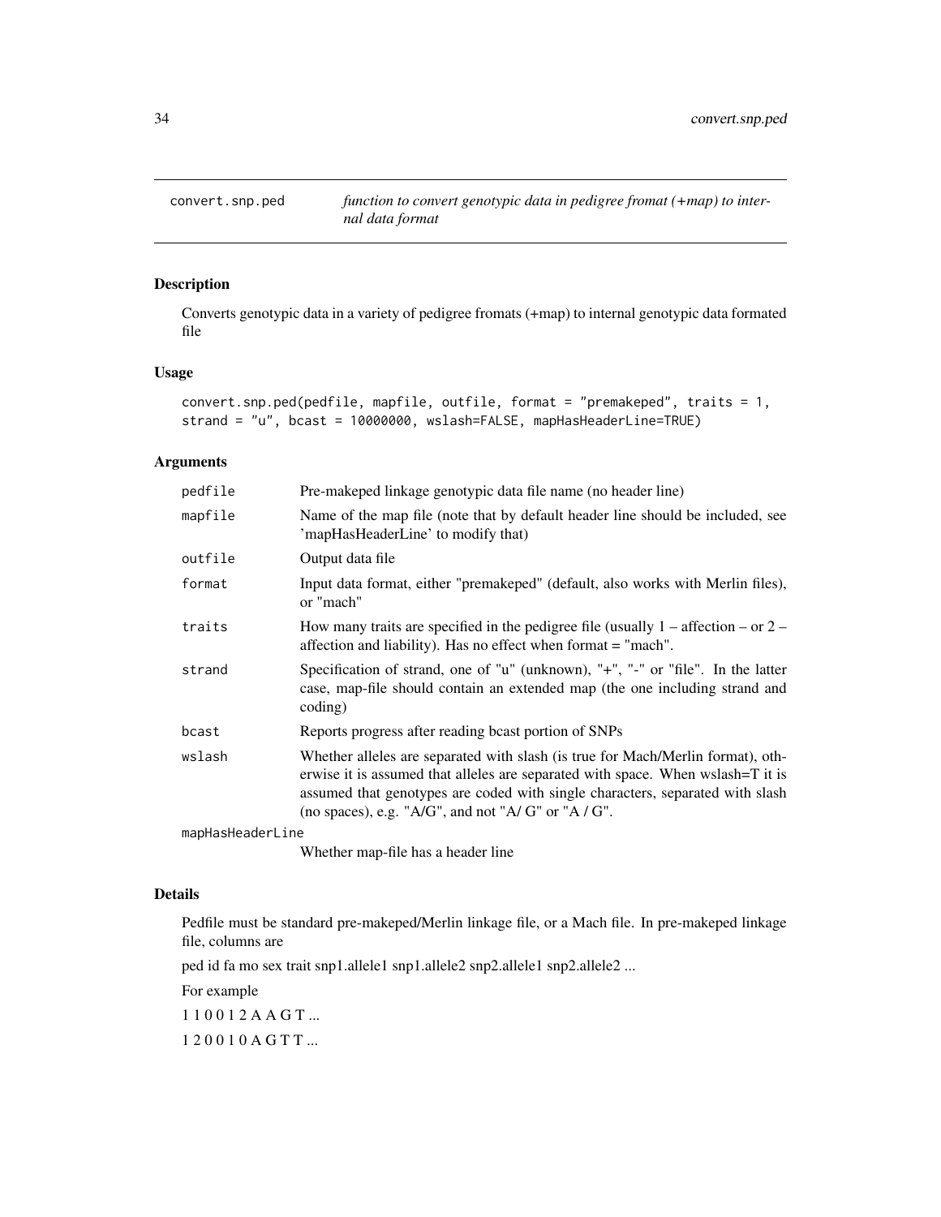# convert.snp.ped

*function to convert genotypic data in pedigree fromat (+map) to internal data format*

## Description

Converts genotypic data in a variety of pedigree fromats (+map) to internal genotypic data formated file

## Usage

```
convert.snp.ped(pedfile, mapfile, outfile, format = "premakeped", traits = 1,
strand = "u", bcast = 10000000, wslash=FALSE, mapHasHeaderLine=TRUE)
```

## Arguments

| | |
|---|---|
| pedfile | Pre-makeped linkage genotypic data file name (no header line) |
| mapfile | Name of the map file (note that by default header line should be included, see 'mapHasHeaderLine' to modify that) |
| outfile | Output data file |
| format | Input data format, either "premakeped" (default, also works with Merlin files), or "mach" |
| traits | How many traits are specified in the pedigree file (usually 1 – affection – or 2 – affection and liability). Has no effect when format = "mach". |
| strand | Specification of strand, one of "u" (unknown), "+", "-" or "file". In the latter case, map-file should contain an extended map (the one including strand and coding) |
| bcast | Reports progress after reading bcast portion of SNPs |
| wslash | Whether alleles are separated with slash (is true for Mach/Merlin format), otherwise it is assumed that alleles are separated with space. When wslash=T it is assumed that genotypes are coded with single characters, separated with slash (no spaces), e.g. "A/G", and not "A/ G" or "A / G". |
| mapHasHeaderLine | Whether map-file has a header line |

## Details

Pedfile must be standard pre-makeped/Merlin linkage file, or a Mach file. In pre-makeped linkage file, columns are

ped id fa mo sex trait snp1.allele1 snp1.allele2 snp2.allele1 snp2.allele2 ...

For example

1 1 0 0 1 2 A A G T ...

1 2 0 0 1 0 A G T T ...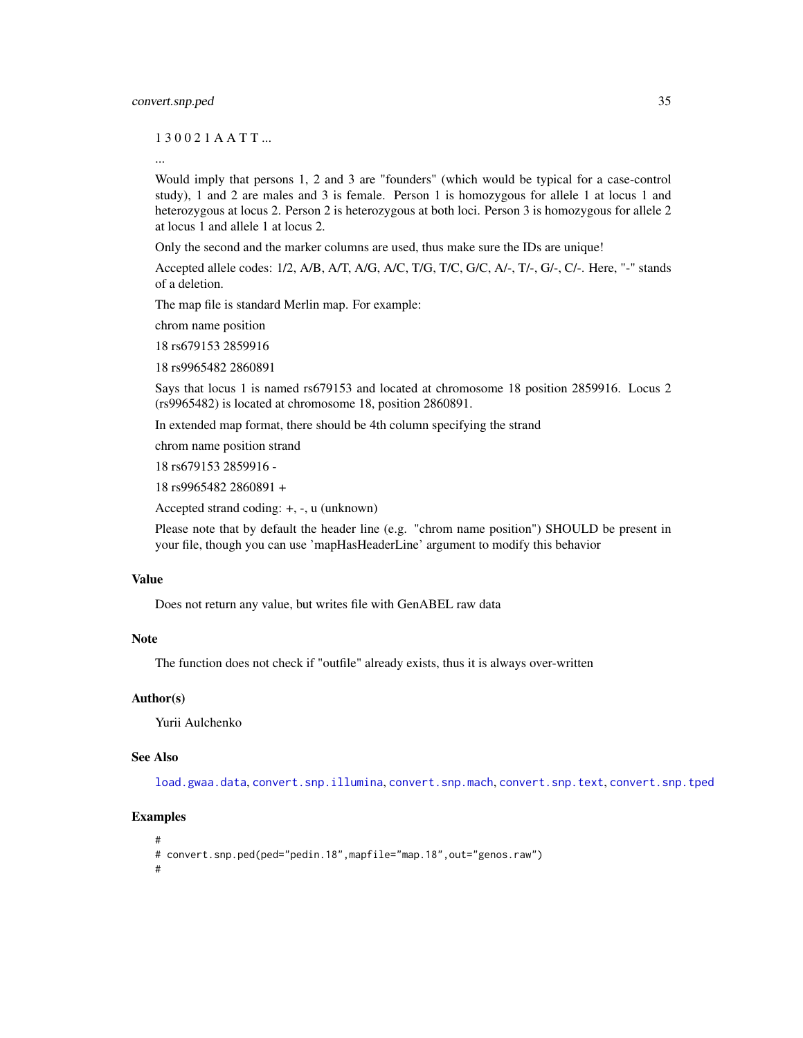1 3 0 0 2 1 A A T T ...

...

Would imply that persons 1, 2 and 3 are "founders" (which would be typical for a case-control study), 1 and 2 are males and 3 is female. Person 1 is homozygous for allele 1 at locus 1 and heterozygous at locus 2. Person 2 is heterozygous at both loci. Person 3 is homozygous for allele 2 at locus 1 and allele 1 at locus 2.

Only the second and the marker columns are used, thus make sure the IDs are unique!

Accepted allele codes: 1/2, A/B, A/T, A/G, A/C, T/G, T/C, G/C, A/-, T/-, G/-, C/-. Here, "-" stands of a deletion.

The map file is standard Merlin map. For example:

chrom name position

18 rs679153 2859916

18 rs9965482 2860891

Says that locus 1 is named rs679153 and located at chromosome 18 position 2859916. Locus 2 (rs9965482) is located at chromosome 18, position 2860891.

In extended map format, there should be 4th column specifying the strand

chrom name position strand

18 rs679153 2859916 -

18 rs9965482 2860891 +

Accepted strand coding: +, -, u (unknown)

Please note that by default the header line (e.g. "chrom name position") SHOULD be present in your file, though you can use 'mapHasHeaderLine' argument to modify this behavior

## Value

Does not return any value, but writes file with GenABEL raw data

## Note

The function does not check if "outfile" already exists, thus it is always over-written

## Author(s)

Yurii Aulchenko

## See Also

`load.gwaa.data`, `convert.snp.illumina`, `convert.snp.mach`, `convert.snp.text`, `convert.snp.tped`

## Examples

```
#
# convert.snp.ped(ped="pedin.18",mapfile="map.18",out="genos.raw")
#
```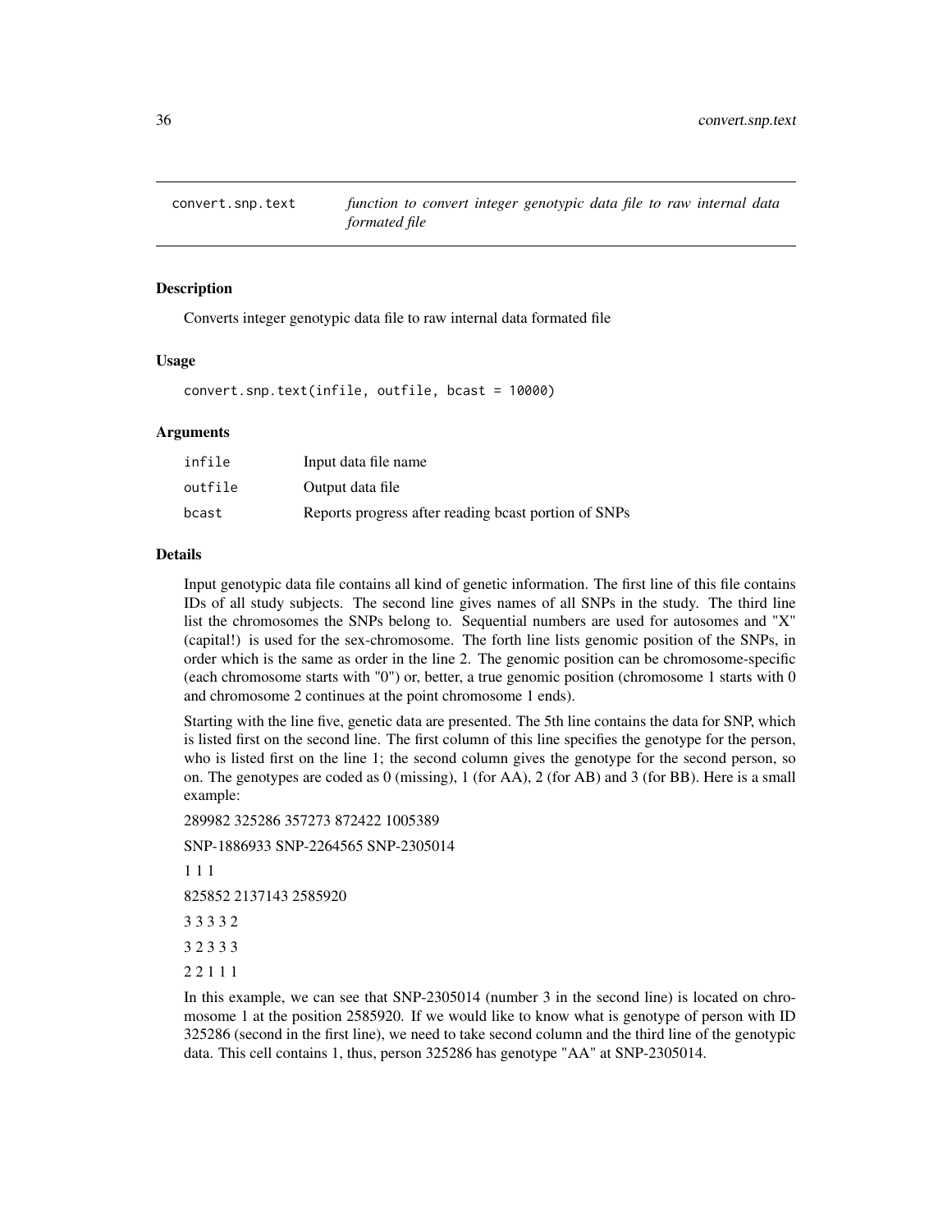# convert.snp.text — *function to convert integer genotypic data file to raw internal data formated file*

## Description

Converts integer genotypic data file to raw internal data formated file

## Usage

```
convert.snp.text(infile, outfile, bcast = 10000)
```

## Arguments

| | |
|---|---|
| infile | Input data file name |
| outfile | Output data file |
| bcast | Reports progress after reading bcast portion of SNPs |

## Details

Input genotypic data file contains all kind of genetic information. The first line of this file contains IDs of all study subjects. The second line gives names of all SNPs in the study. The third line list the chromosomes the SNPs belong to. Sequential numbers are used for autosomes and "X" (capital!) is used for the sex-chromosome. The forth line lists genomic position of the SNPs, in order which is the same as order in the line 2. The genomic position can be chromosome-specific (each chromosome starts with "0") or, better, a true genomic position (chromosome 1 starts with 0 and chromosome 2 continues at the point chromosome 1 ends).

Starting with the line five, genetic data are presented. The 5th line contains the data for SNP, which is listed first on the second line. The first column of this line specifies the genotype for the person, who is listed first on the line 1; the second column gives the genotype for the second person, so on. The genotypes are coded as 0 (missing), 1 (for AA), 2 (for AB) and 3 (for BB). Here is a small example:

289982 325286 357273 872422 1005389

SNP-1886933 SNP-2264565 SNP-2305014

1 1 1

825852 2137143 2585920

3 3 3 3 2

3 2 3 3 3

2 2 1 1 1

In this example, we can see that SNP-2305014 (number 3 in the second line) is located on chromosome 1 at the position 2585920. If we would like to know what is genotype of person with ID 325286 (second in the first line), we need to take second column and the third line of the genotypic data. This cell contains 1, thus, person 325286 has genotype "AA" at SNP-2305014.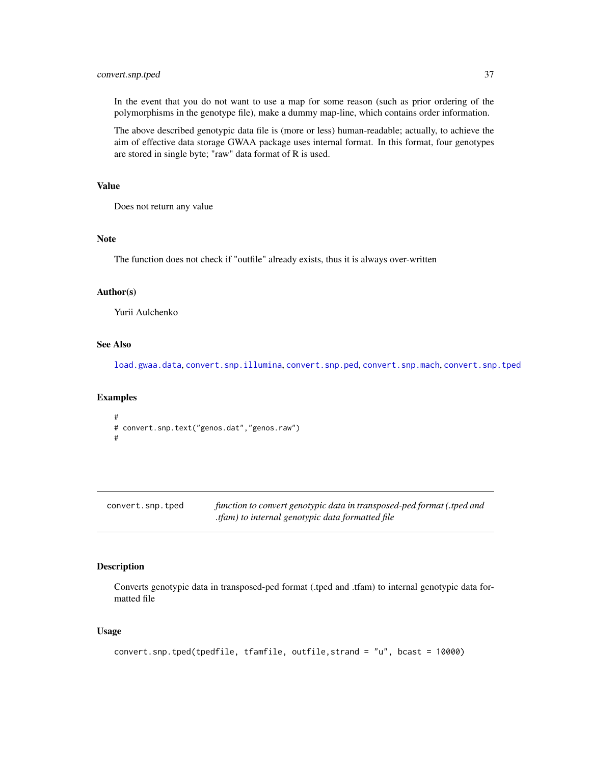In the event that you do not want to use a map for some reason (such as prior ordering of the polymorphisms in the genotype file), make a dummy map-line, which contains order information.

The above described genotypic data file is (more or less) human-readable; actually, to achieve the aim of effective data storage GWAA package uses internal format. In this format, four genotypes are stored in single byte; "raw" data format of R is used.

### Value

Does not return any value

### Note

The function does not check if "outfile" already exists, thus it is always over-written

### Author(s)

Yurii Aulchenko

### See Also

load.gwaa.data, convert.snp.illumina, convert.snp.ped, convert.snp.mach, convert.snp.tped

### Examples

```
#
# convert.snp.text("genos.dat","genos.raw")
#
```

---

## convert.snp.tped

*function to convert genotypic data in transposed-ped format (.tped and .tfam) to internal genotypic data formatted file*

---

### Description

Converts genotypic data in transposed-ped format (.tped and .tfam) to internal genotypic data formatted file

### Usage

```
convert.snp.tped(tpedfile, tfamfile, outfile,strand = "u", bcast = 10000)
```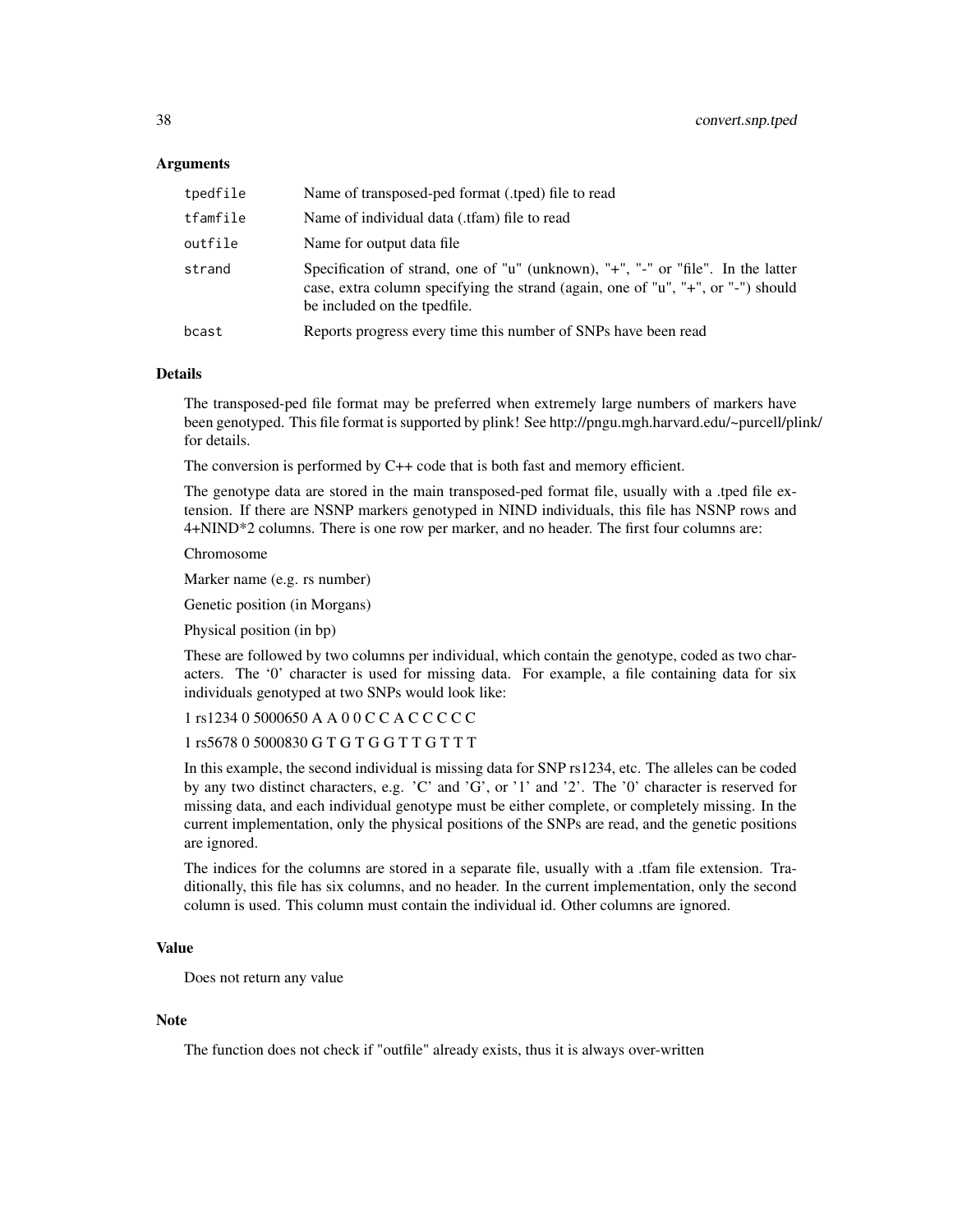### Arguments

| | |
|---|---|
| `tpedfile` | Name of transposed-ped format (.tped) file to read |
| `tfamfile` | Name of individual data (.tfam) file to read |
| `outfile` | Name for output data file |
| `strand` | Specification of strand, one of "u" (unknown), "+", "-" or "file". In the latter case, extra column specifying the strand (again, one of "u", "+", or "-") should be included on the tpedfile. |
| `bcast` | Reports progress every time this number of SNPs have been read |

### Details

The transposed-ped file format may be preferred when extremely large numbers of markers have been genotyped. This file format is supported by plink! See http://pngu.mgh.harvard.edu/~purcell/plink/ for details.

The conversion is performed by C++ code that is both fast and memory efficient.

The genotype data are stored in the main transposed-ped format file, usually with a .tped file extension. If there are NSNP markers genotyped in NIND individuals, this file has NSNP rows and 4+NIND*2 columns. There is one row per marker, and no header. The first four columns are:

Chromosome

Marker name (e.g. rs number)

Genetic position (in Morgans)

Physical position (in bp)

These are followed by two columns per individual, which contain the genotype, coded as two characters. The '0' character is used for missing data. For example, a file containing data for six individuals genotyped at two SNPs would look like:

1 rs1234 0 5000650 A A 0 0 C C A C C C C C

1 rs5678 0 5000830 G T G T G G T T G T T T

In this example, the second individual is missing data for SNP rs1234, etc. The alleles can be coded by any two distinct characters, e.g. 'C' and 'G', or '1' and '2'. The '0' character is reserved for missing data, and each individual genotype must be either complete, or completely missing. In the current implementation, only the physical positions of the SNPs are read, and the genetic positions are ignored.

The indices for the columns are stored in a separate file, usually with a .tfam file extension. Traditionally, this file has six columns, and no header. In the current implementation, only the second column is used. This column must contain the individual id. Other columns are ignored.

### Value

Does not return any value

### Note

The function does not check if "outfile" already exists, thus it is always over-written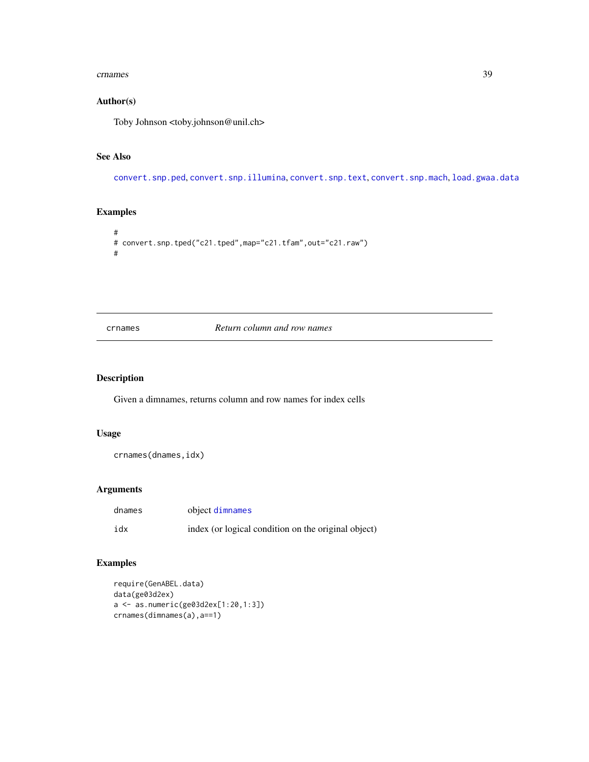## Author(s)

Toby Johnson <toby.johnson@unil.ch>

## See Also

convert.snp.ped, convert.snp.illumina, convert.snp.text, convert.snp.mach, load.gwaa.data

## Examples

```
#
# convert.snp.tped("c21.tped",map="c21.tfam",out="c21.raw")
#
```

---

# crnames — *Return column and row names*

---

## Description

Given a dimnames, returns column and row names for index cells

## Usage

```
crnames(dnames,idx)
```

## Arguments

| | |
|---|---|
| dnames | object dimnames |
| idx | index (or logical condition on the original object) |

## Examples

```
require(GenABEL.data)
data(ge03d2ex)
a <- as.numeric(ge03d2ex[1:20,1:3])
crnames(dimnames(a),a==1)
```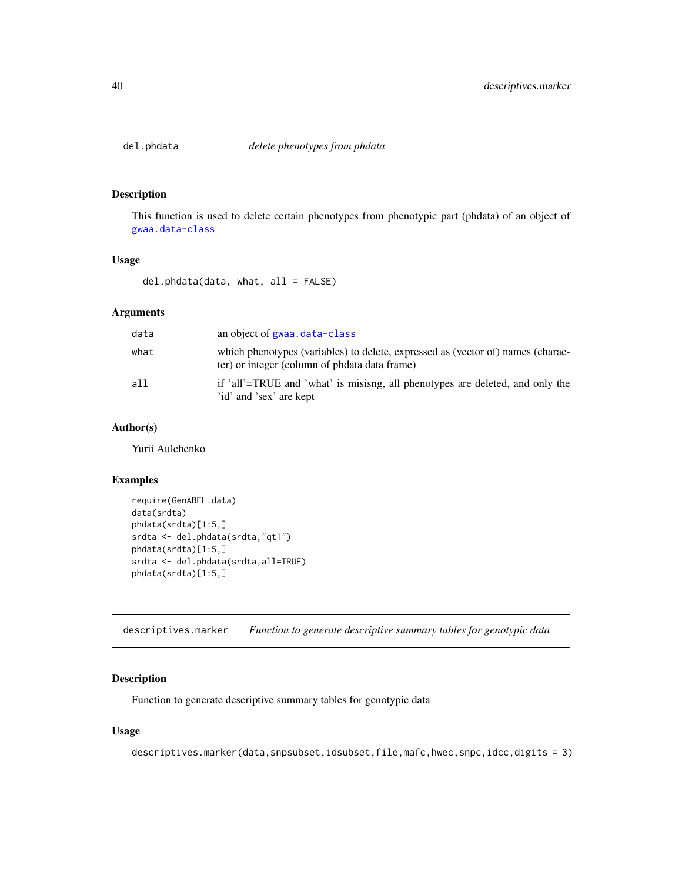## del.phdata *delete phenotypes from phdata*

### Description

This function is used to delete certain phenotypes from phenotypic part (phdata) of an object of gwaa.data-class

### Usage

```
del.phdata(data, what, all = FALSE)
```

### Arguments

| | |
|---|---|
| data | an object of gwaa.data-class |
| what | which phenotypes (variables) to delete, expressed as (vector of) names (character) or integer (column of phdata data frame) |
| all | if 'all'=TRUE and 'what' is misisng, all phenotypes are deleted, and only the 'id' and 'sex' are kept |

### Author(s)

Yurii Aulchenko

### Examples

```
require(GenABEL.data)
data(srdta)
phdata(srdta)[1:5,]
srdta <- del.phdata(srdta,"qt1")
phdata(srdta)[1:5,]
srdta <- del.phdata(srdta,all=TRUE)
phdata(srdta)[1:5,]
```

## descriptives.marker *Function to generate descriptive summary tables for genotypic data*

### Description

Function to generate descriptive summary tables for genotypic data

### Usage

```
descriptives.marker(data,snpsubset,idsubset,file,mafc,hwec,snpc,idcc,digits = 3)
```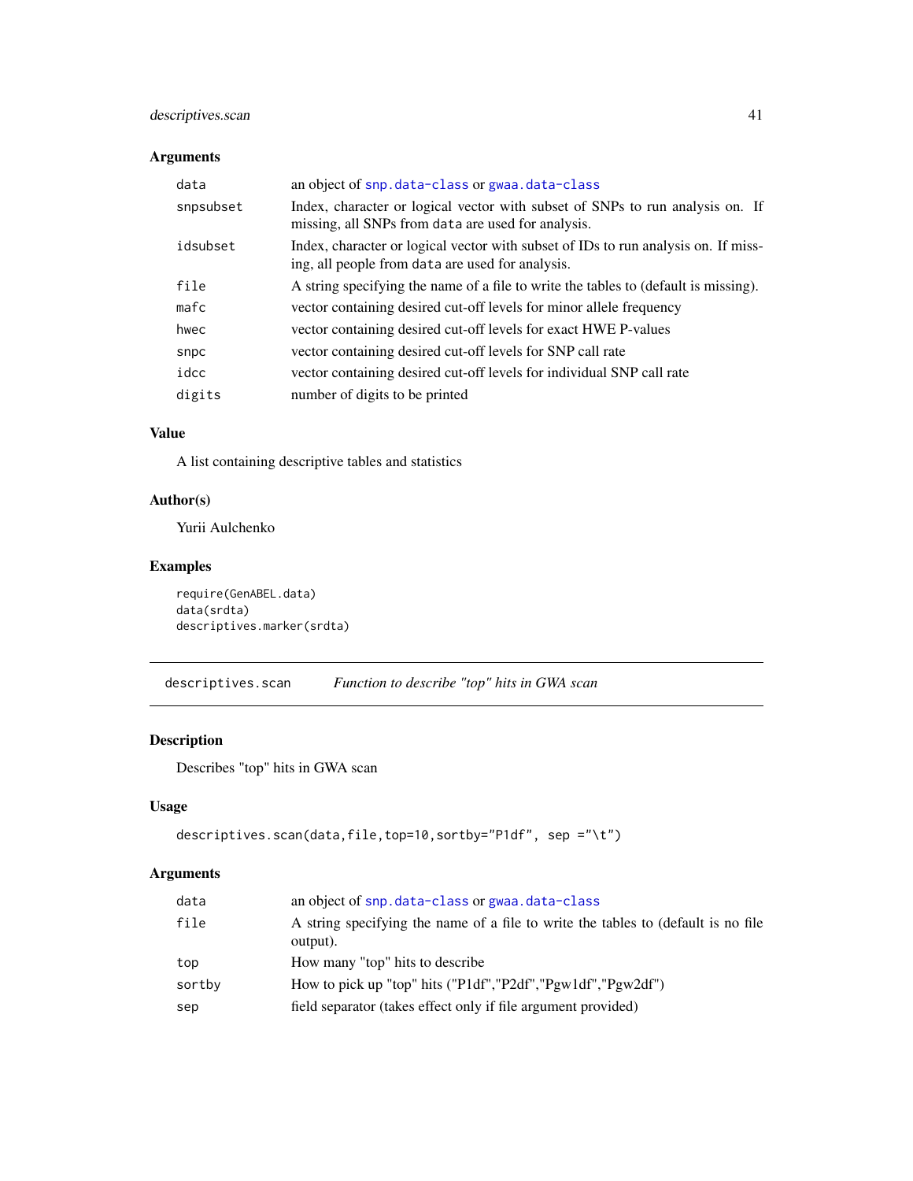### Arguments

| | |
|---|---|
| data | an object of `snp.data-class` or `gwaa.data-class` |
| snpsubset | Index, character or logical vector with subset of SNPs to run analysis on. If missing, all SNPs from `data` are used for analysis. |
| idsubset | Index, character or logical vector with subset of IDs to run analysis on. If missing, all people from `data` are used for analysis. |
| file | A string specifying the name of a file to write the tables to (default is missing). |
| mafc | vector containing desired cut-off levels for minor allele frequency |
| hwec | vector containing desired cut-off levels for exact HWE P-values |
| snpc | vector containing desired cut-off levels for SNP call rate |
| idcc | vector containing desired cut-off levels for individual SNP call rate |
| digits | number of digits to be printed |

### Value

A list containing descriptive tables and statistics

### Author(s)

Yurii Aulchenko

### Examples

```
require(GenABEL.data)
data(srdta)
descriptives.marker(srdta)
```

---

## descriptives.scan *Function to describe "top" hits in GWA scan*

---

### Description

Describes "top" hits in GWA scan

### Usage

```
descriptives.scan(data,file,top=10,sortby="P1df", sep ="\t")
```

### Arguments

| | |
|---|---|
| data | an object of `snp.data-class` or `gwaa.data-class` |
| file | A string specifying the name of a file to write the tables to (default is no file output). |
| top | How many "top" hits to describe |
| sortby | How to pick up "top" hits ("P1df","P2df","Pgw1df","Pgw2df") |
| sep | field separator (takes effect only if file argument provided) |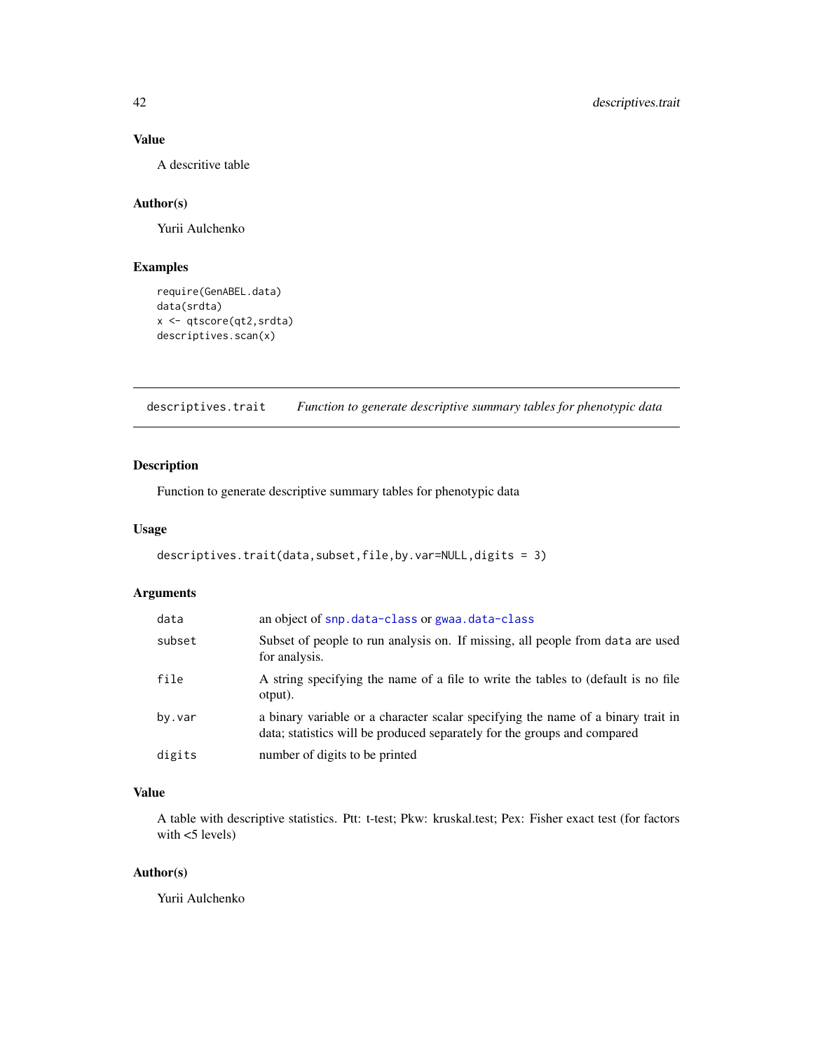## Value

A descritive table

## Author(s)

Yurii Aulchenko

## Examples

```
require(GenABEL.data)
data(srdta)
x <- qtscore(qt2,srdta)
descriptives.scan(x)
```

---

# descriptives.trait — *Function to generate descriptive summary tables for phenotypic data*

## Description

Function to generate descriptive summary tables for phenotypic data

## Usage

```
descriptives.trait(data,subset,file,by.var=NULL,digits = 3)
```

## Arguments

| | |
|---|---|
| data | an object of snp.data-class or gwaa.data-class |
| subset | Subset of people to run analysis on. If missing, all people from data are used for analysis. |
| file | A string specifying the name of a file to write the tables to (default is no file otput). |
| by.var | a binary variable or a character scalar specifying the name of a binary trait in data; statistics will be produced separately for the groups and compared |
| digits | number of digits to be printed |

## Value

A table with descriptive statistics. Ptt: t-test; Pkw: kruskal.test; Pex: Fisher exact test (for factors with <5 levels)

## Author(s)

Yurii Aulchenko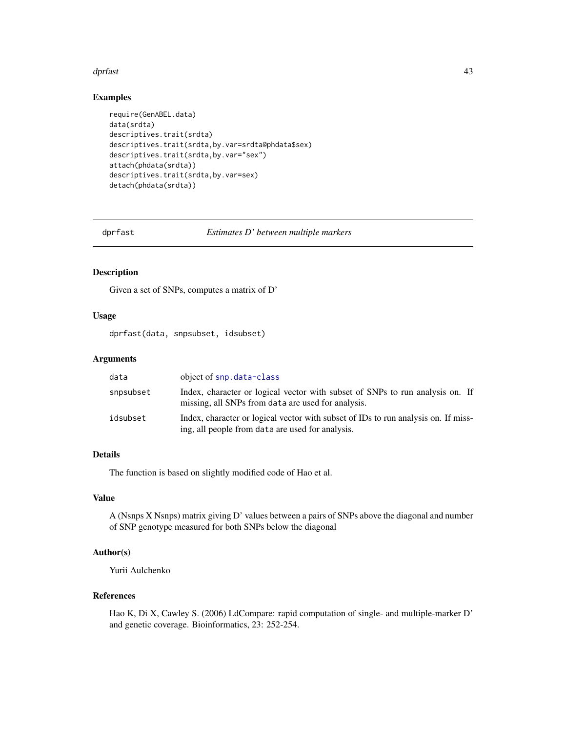## Examples

```
require(GenABEL.data)
data(srdta)
descriptives.trait(srdta)
descriptives.trait(srdta,by.var=srdta@phdata$sex)
descriptives.trait(srdta,by.var="sex")
attach(phdata(srdta))
descriptives.trait(srdta,by.var=sex)
detach(phdata(srdta))
```

---

# dprfast — *Estimates D' between multiple markers*

---

## Description

Given a set of SNPs, computes a matrix of D'

## Usage

```
dprfast(data, snpsubset, idsubset)
```

## Arguments

| | |
|---|---|
| data | object of snp.data-class |
| snpsubset | Index, character or logical vector with subset of SNPs to run analysis on. If missing, all SNPs from data are used for analysis. |
| idsubset | Index, character or logical vector with subset of IDs to run analysis on. If missing, all people from data are used for analysis. |

## Details

The function is based on slightly modified code of Hao et al.

## Value

A (Nsnps X Nsnps) matrix giving D' values between a pairs of SNPs above the diagonal and number of SNP genotype measured for both SNPs below the diagonal

## Author(s)

Yurii Aulchenko

## References

Hao K, Di X, Cawley S. (2006) LdCompare: rapid computation of single- and multiple-marker D' and genetic coverage. Bioinformatics, 23: 252-254.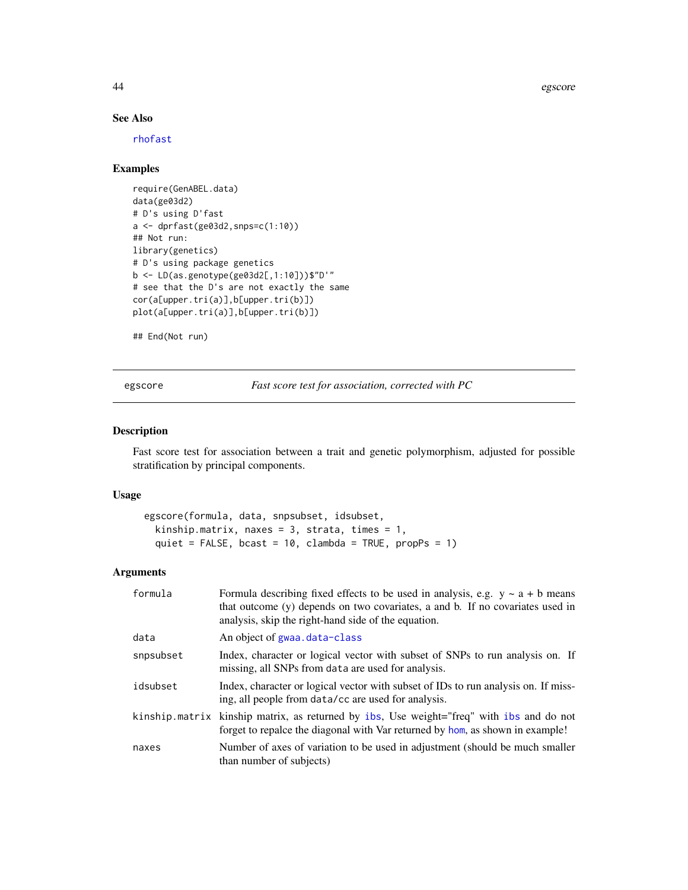## See Also

rhofast

## Examples

```
require(GenABEL.data)
data(ge03d2)
# D's using D'fast
a <- dprfast(ge03d2,snps=c(1:10))
## Not run:
library(genetics)
# D's using package genetics
b <- LD(as.genotype(ge03d2[,1:10]))$"D'"
# see that the D's are not exactly the same
cor(a[upper.tri(a)],b[upper.tri(b)])
plot(a[upper.tri(a)],b[upper.tri(b)])

## End(Not run)
```

---

# egscore — *Fast score test for association, corrected with PC*

## Description

Fast score test for association between a trait and genetic polymorphism, adjusted for possible stratification by principal components.

## Usage

```
egscore(formula, data, snpsubset, idsubset,
  kinship.matrix, naxes = 3, strata, times = 1,
  quiet = FALSE, bcast = 10, clambda = TRUE, propPs = 1)
```

## Arguments

| | |
|---|---|
| formula | Formula describing fixed effects to be used in analysis, e.g. y ~ a + b means that outcome (y) depends on two covariates, a and b. If no covariates used in analysis, skip the right-hand side of the equation. |
| data | An object of gwaa.data-class |
| snpsubset | Index, character or logical vector with subset of SNPs to run analysis on. If missing, all SNPs from data are used for analysis. |
| idsubset | Index, character or logical vector with subset of IDs to run analysis on. If missing, all people from data/cc are used for analysis. |
| kinship.matrix | kinship matrix, as returned by ibs, Use weight="freq" with ibs and do not forget to repalce the diagonal with Var returned by hom, as shown in example! |
| naxes | Number of axes of variation to be used in adjustment (should be much smaller than number of subjects) |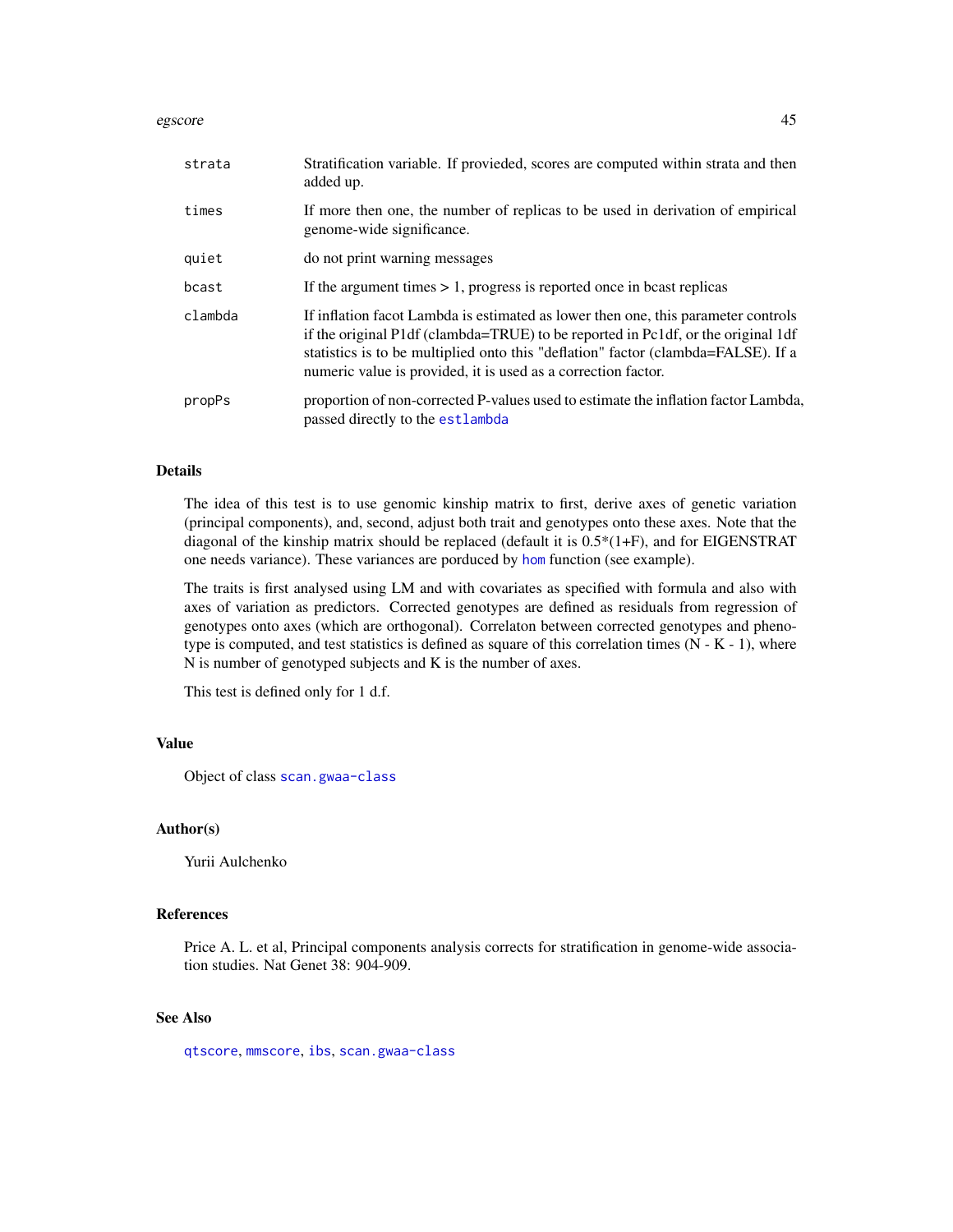| | |
|---|---|
| `strata` | Stratification variable. If provieded, scores are computed within strata and then added up. |
| `times` | If more then one, the number of replicas to be used in derivation of empirical genome-wide significance. |
| `quiet` | do not print warning messages |
| `bcast` | If the argument times > 1, progress is reported once in bcast replicas |
| `clambda` | If inflation facot Lambda is estimated as lower then one, this parameter controls if the original P1df (clambda=TRUE) to be reported in Pc1df, or the original 1df statistics is to be multiplied onto this "deflation" factor (clambda=FALSE). If a numeric value is provided, it is used as a correction factor. |
| `propPs` | proportion of non-corrected P-values used to estimate the inflation factor Lambda, passed directly to the `estlambda` |

## Details

The idea of this test is to use genomic kinship matrix to first, derive axes of genetic variation (principal components), and, second, adjust both trait and genotypes onto these axes. Note that the diagonal of the kinship matrix should be replaced (default it is 0.5*(1+F), and for EIGENSTRAT one needs variance). These variances are porduced by `hom` function (see example).

The traits is first analysed using LM and with covariates as specified with formula and also with axes of variation as predictors. Corrected genotypes are defined as residuals from regression of genotypes onto axes (which are orthogonal). Correlaton between corrected genotypes and phenotype is computed, and test statistics is defined as square of this correlation times (N - K - 1), where N is number of genotyped subjects and K is the number of axes.

This test is defined only for 1 d.f.

## Value

Object of class `scan.gwaa-class`

## Author(s)

Yurii Aulchenko

## References

Price A. L. et al, Principal components analysis corrects for stratification in genome-wide association studies. Nat Genet 38: 904-909.

## See Also

`qtscore`, `mmscore`, `ibs`, `scan.gwaa-class`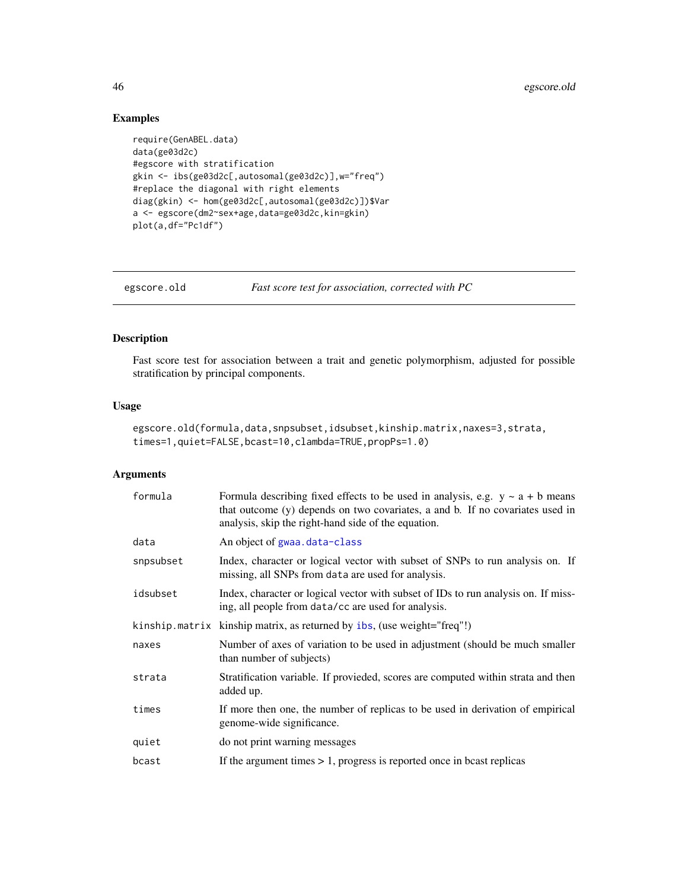## Examples

```
require(GenABEL.data)
data(ge03d2c)
#egscore with stratification
gkin <- ibs(ge03d2c[,autosomal(ge03d2c)],w="freq")
#replace the diagonal with right elements
diag(gkin) <- hom(ge03d2c[,autosomal(ge03d2c)])$Var
a <- egscore(dm2~sex+age,data=ge03d2c,kin=gkin)
plot(a,df="Pc1df")
```

---

# egscore.old — *Fast score test for association, corrected with PC*

---

## Description

Fast score test for association between a trait and genetic polymorphism, adjusted for possible stratification by principal components.

## Usage

```
egscore.old(formula,data,snpsubset,idsubset,kinship.matrix,naxes=3,strata,
times=1,quiet=FALSE,bcast=10,clambda=TRUE,propPs=1.0)
```

## Arguments

| | |
|---|---|
| formula | Formula describing fixed effects to be used in analysis, e.g. y ~ a + b means that outcome (y) depends on two covariates, a and b. If no covariates used in analysis, skip the right-hand side of the equation. |
| data | An object of gwaa.data-class |
| snpsubset | Index, character or logical vector with subset of SNPs to run analysis on. If missing, all SNPs from data are used for analysis. |
| idsubset | Index, character or logical vector with subset of IDs to run analysis on. If missing, all people from data/cc are used for analysis. |
| kinship.matrix | kinship matrix, as returned by ibs, (use weight="freq"!) |
| naxes | Number of axes of variation to be used in adjustment (should be much smaller than number of subjects) |
| strata | Stratification variable. If provieded, scores are computed within strata and then added up. |
| times | If more then one, the number of replicas to be used in derivation of empirical genome-wide significance. |
| quiet | do not print warning messages |
| bcast | If the argument times > 1, progress is reported once in bcast replicas |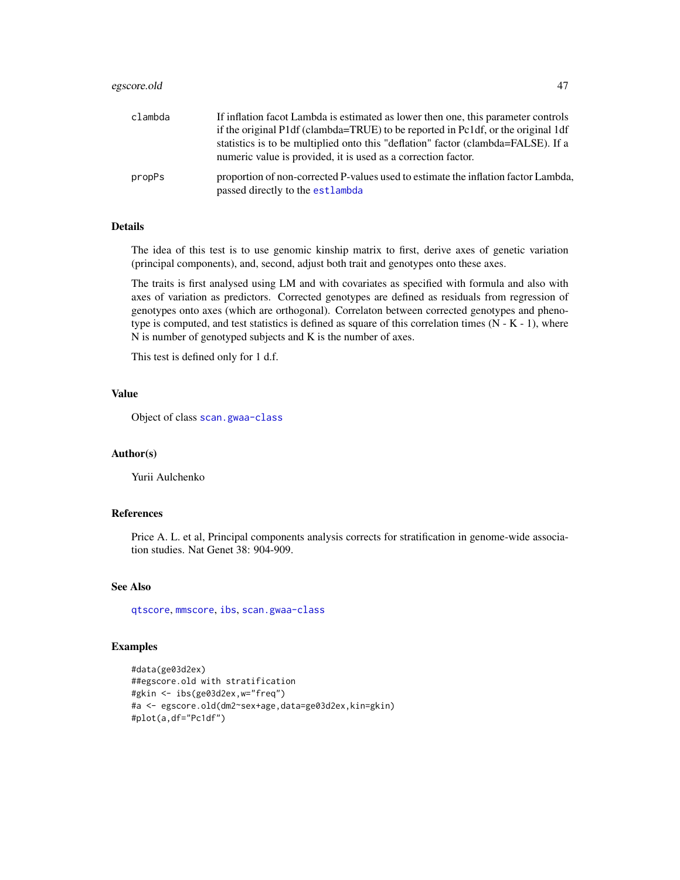| | |
|---|---|
| clambda | If inflation facot Lambda is estimated as lower then one, this parameter controls if the original P1df (clambda=TRUE) to be reported in Pc1df, or the original 1df statistics is to be multiplied onto this "deflation" factor (clambda=FALSE). If a numeric value is provided, it is used as a correction factor. |
| propPs | proportion of non-corrected P-values used to estimate the inflation factor Lambda, passed directly to the estlambda |

### Details

The idea of this test is to use genomic kinship matrix to first, derive axes of genetic variation (principal components), and, second, adjust both trait and genotypes onto these axes.

The traits is first analysed using LM and with covariates as specified with formula and also with axes of variation as predictors. Corrected genotypes are defined as residuals from regression of genotypes onto axes (which are orthogonal). Correlaton between corrected genotypes and phenotype is computed, and test statistics is defined as square of this correlation times (N - K - 1), where N is number of genotyped subjects and K is the number of axes.

This test is defined only for 1 d.f.

### Value

Object of class scan.gwaa-class

### Author(s)

Yurii Aulchenko

### References

Price A. L. et al, Principal components analysis corrects for stratification in genome-wide association studies. Nat Genet 38: 904-909.

### See Also

qtscore, mmscore, ibs, scan.gwaa-class

### Examples

```
#data(ge03d2ex)
##egscore.old with stratification
#gkin <- ibs(ge03d2ex,w="freq")
#a <- egscore.old(dm2~sex+age,data=ge03d2ex,kin=gkin)
#plot(a,df="Pc1df")
```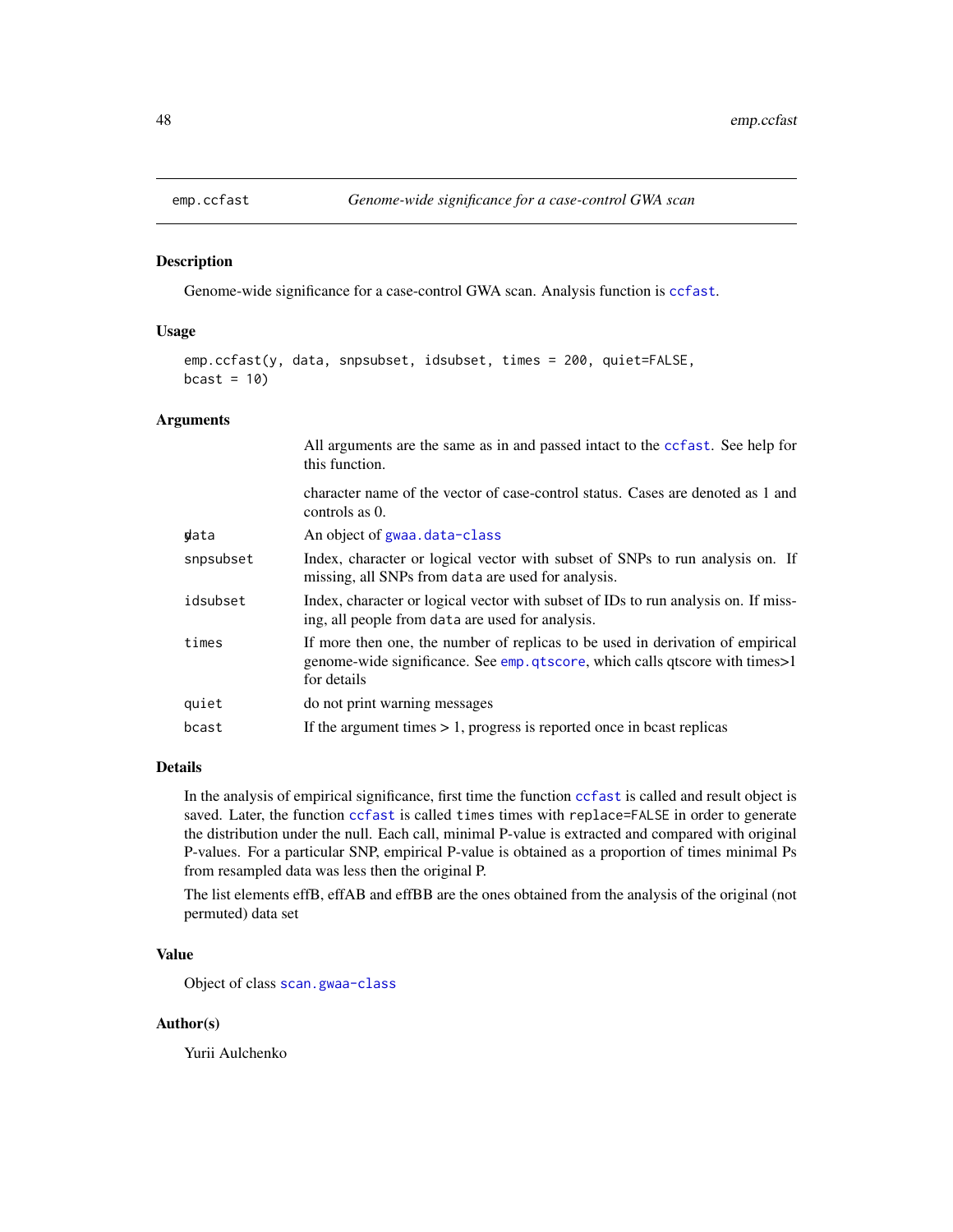emp.ccfast — *Genome-wide significance for a case-control GWA scan*

### Description

Genome-wide significance for a case-control GWA scan. Analysis function is ccfast.

### Usage

```
emp.ccfast(y, data, snpsubset, idsubset, times = 200, quiet=FALSE,
bcast = 10)
```

### Arguments

| | |
|---|---|
| | All arguments are the same as in and passed intact to the ccfast. See help for this function. |
| y | character name of the vector of case-control status. Cases are denoted as 1 and controls as 0. |
| data | An object of gwaa.data-class |
| snpsubset | Index, character or logical vector with subset of SNPs to run analysis on. If missing, all SNPs from data are used for analysis. |
| idsubset | Index, character or logical vector with subset of IDs to run analysis on. If missing, all people from data are used for analysis. |
| times | If more then one, the number of replicas to be used in derivation of empirical genome-wide significance. See emp.qtscore, which calls qtscore with times>1 for details |
| quiet | do not print warning messages |
| bcast | If the argument times > 1, progress is reported once in bcast replicas |

### Details

In the analysis of empirical significance, first time the function ccfast is called and result object is saved. Later, the function ccfast is called times times with replace=FALSE in order to generate the distribution under the null. Each call, minimal P-value is extracted and compared with original P-values. For a particular SNP, empirical P-value is obtained as a proportion of times minimal Ps from resampled data was less then the original P.

The list elements effB, effAB and effBB are the ones obtained from the analysis of the original (not permuted) data set

### Value

Object of class scan.gwaa-class

### Author(s)

Yurii Aulchenko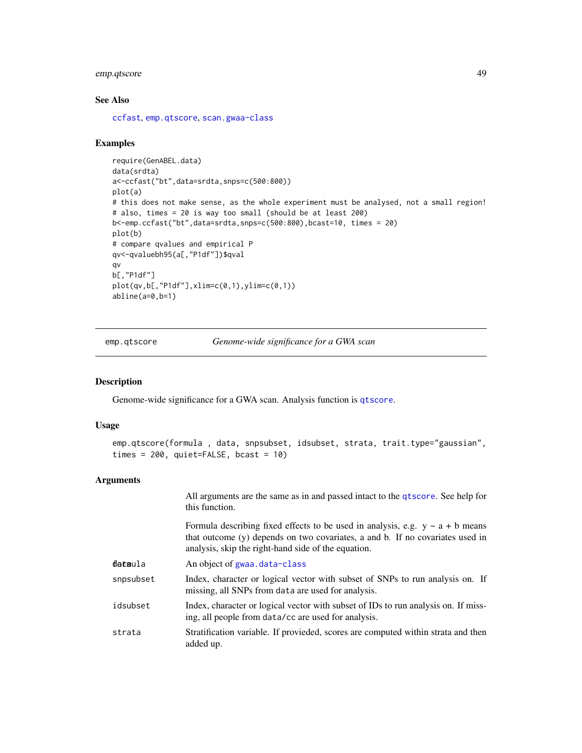### See Also

ccfast, emp.qtscore, scan.gwaa-class

### Examples

```
require(GenABEL.data)
data(srdta)
a<-ccfast("bt",data=srdta,snps=c(500:800))
plot(a)
# this does not make sense, as the whole experiment must be analysed, not a small region!
# also, times = 20 is way too small (should be at least 200)
b<-emp.ccfast("bt",data=srdta,snps=c(500:800),bcast=10, times = 20)
plot(b)
# compare qvalues and empirical P
qv<-qvaluebh95(a[,"P1df"])$qval
qv
b[,"P1df"]
plot(qv,b[,"P1df"],xlim=c(0,1),ylim=c(0,1))
abline(a=0,b=1)
```

---

## emp.qtscore — *Genome-wide significance for a GWA scan*

### Description

Genome-wide significance for a GWA scan. Analysis function is qtscore.

### Usage

```
emp.qtscore(formula , data, snpsubset, idsubset, strata, trait.type="gaussian",
times = 200, quiet=FALSE, bcast = 10)
```

### Arguments

| | |
|---|---|
| | All arguments are the same as in and passed intact to the qtscore. See help for this function. |
| formula | Formula describing fixed effects to be used in analysis, e.g. y ~ a + b means that outcome (y) depends on two covariates, a and b. If no covariates used in analysis, skip the right-hand side of the equation. |
| data | An object of gwaa.data-class |
| snpsubset | Index, character or logical vector with subset of SNPs to run analysis on. If missing, all SNPs from data are used for analysis. |
| idsubset | Index, character or logical vector with subset of IDs to run analysis on. If missing, all people from data/cc are used for analysis. |
| strata | Stratification variable. If provieded, scores are computed within strata and then added up. |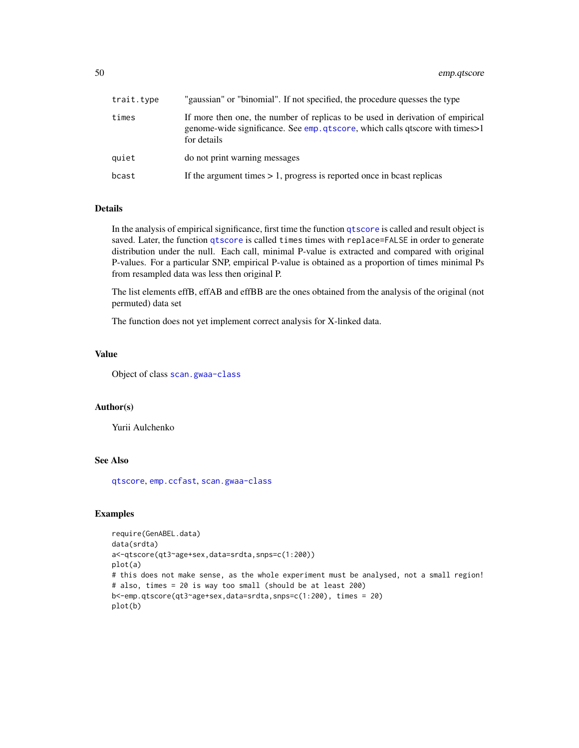| | |
|---|---|
| trait.type | "gaussian" or "binomial". If not specified, the procedure quesses the type |
| times | If more then one, the number of replicas to be used in derivation of empirical genome-wide significance. See emp.qtscore, which calls qtscore with times>1 for details |
| quiet | do not print warning messages |
| bcast | If the argument times > 1, progress is reported once in bcast replicas |

## Details

In the analysis of empirical significance, first time the function qtscore is called and result object is saved. Later, the function qtscore is called times times with replace=FALSE in order to generate distribution under the null. Each call, minimal P-value is extracted and compared with original P-values. For a particular SNP, empirical P-value is obtained as a proportion of times minimal Ps from resampled data was less then original P.

The list elements effB, effAB and effBB are the ones obtained from the analysis of the original (not permuted) data set

The function does not yet implement correct analysis for X-linked data.

## Value

Object of class scan.gwaa-class

## Author(s)

Yurii Aulchenko

## See Also

qtscore, emp.ccfast, scan.gwaa-class

## Examples

```
require(GenABEL.data)
data(srdta)
a<-qtscore(qt3~age+sex,data=srdta,snps=c(1:200))
plot(a)
# this does not make sense, as the whole experiment must be analysed, not a small region!
# also, times = 20 is way too small (should be at least 200)
b<-emp.qtscore(qt3~age+sex,data=srdta,snps=c(1:200), times = 20)
plot(b)
```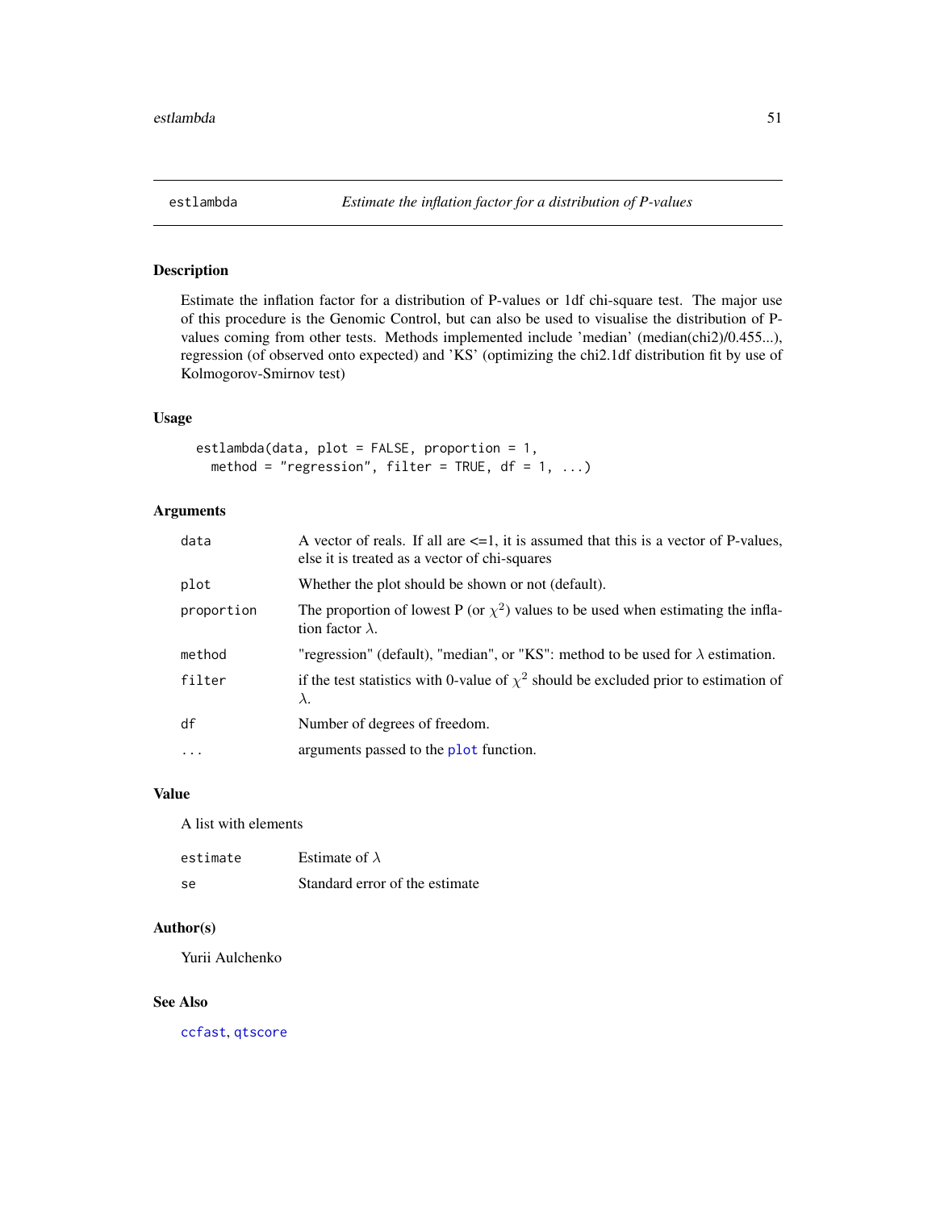# estlambda — *Estimate the inflation factor for a distribution of P-values*

## Description

Estimate the inflation factor for a distribution of P-values or 1df chi-square test. The major use of this procedure is the Genomic Control, but can also be used to visualise the distribution of P-values coming from other tests. Methods implemented include 'median' (median(chi2)/0.455...), regression (of observed onto expected) and 'KS' (optimizing the chi2.1df distribution fit by use of Kolmogorov-Smirnov test)

## Usage

```
estlambda(data, plot = FALSE, proportion = 1,
  method = "regression", filter = TRUE, df = 1, ...)
```

## Arguments

| | |
|---|---|
| data | A vector of reals. If all are <=1, it is assumed that this is a vector of P-values, else it is treated as a vector of chi-squares |
| plot | Whether the plot should be shown or not (default). |
| proportion | The proportion of lowest P (or $\chi^2$) values to be used when estimating the inflation factor $\lambda$. |
| method | "regression" (default), "median", or "KS": method to be used for $\lambda$ estimation. |
| filter | if the test statistics with 0-value of $\chi^2$ should be excluded prior to estimation of $\lambda$. |
| df | Number of degrees of freedom. |
| ... | arguments passed to the plot function. |

## Value

A list with elements

| | |
|---|---|
| estimate | Estimate of $\lambda$ |
| se | Standard error of the estimate |

## Author(s)

Yurii Aulchenko

## See Also

ccfast, qtscore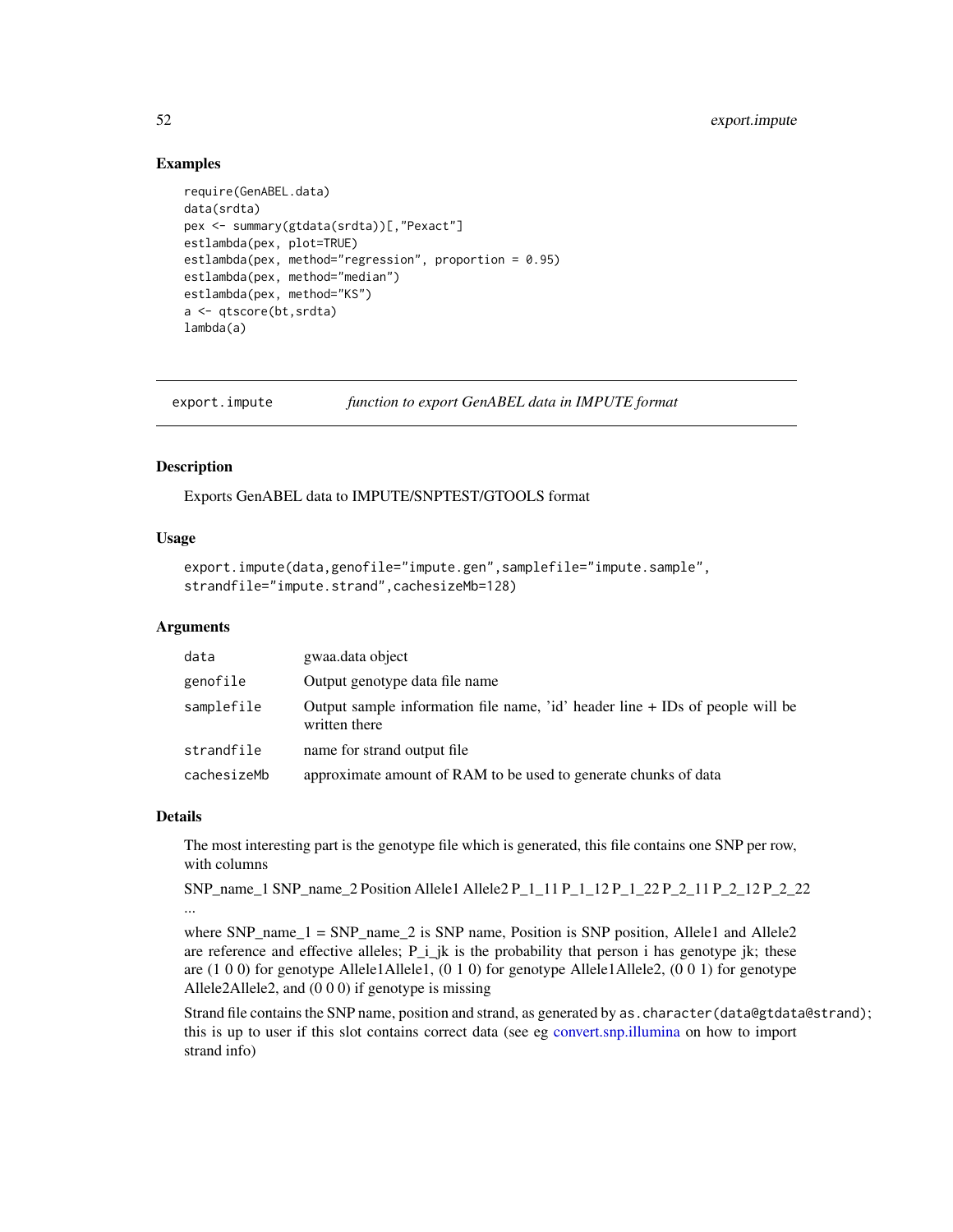## Examples

```
require(GenABEL.data)
data(srdta)
pex <- summary(gtdata(srdta))[,"Pexact"]
estlambda(pex, plot=TRUE)
estlambda(pex, method="regression", proportion = 0.95)
estlambda(pex, method="median")
estlambda(pex, method="KS")
a <- qtscore(bt,srdta)
lambda(a)
```

---

# export.impute — *function to export GenABEL data in IMPUTE format*

## Description

Exports GenABEL data to IMPUTE/SNPTEST/GTOOLS format

## Usage

```
export.impute(data,genofile="impute.gen",samplefile="impute.sample",
strandfile="impute.strand",cachesizeMb=128)
```

## Arguments

| | |
|---|---|
| data | gwaa.data object |
| genofile | Output genotype data file name |
| samplefile | Output sample information file name, 'id' header line + IDs of people will be written there |
| strandfile | name for strand output file |
| cachesizeMb | approximate amount of RAM to be used to generate chunks of data |

## Details

The most interesting part is the genotype file which is generated, this file contains one SNP per row, with columns

SNP_name_1 SNP_name_2 Position Allele1 Allele2 P_1_11 P_1_12 P_1_22 P_2_11 P_2_12 P_2_22 ...

where SNP_name_1 = SNP_name_2 is SNP name, Position is SNP position, Allele1 and Allele2 are reference and effective alleles; P_i_jk is the probability that person i has genotype jk; these are (1 0 0) for genotype Allele1Allele1, (0 1 0) for genotype Allele1Allele2, (0 0 1) for genotype Allele2Allele2, and (0 0 0) if genotype is missing

Strand file contains the SNP name, position and strand, as generated by `as.character(data@gtdata@strand)`; this is up to user if this slot contains correct data (see eg convert.snp.illumina on how to import strand info)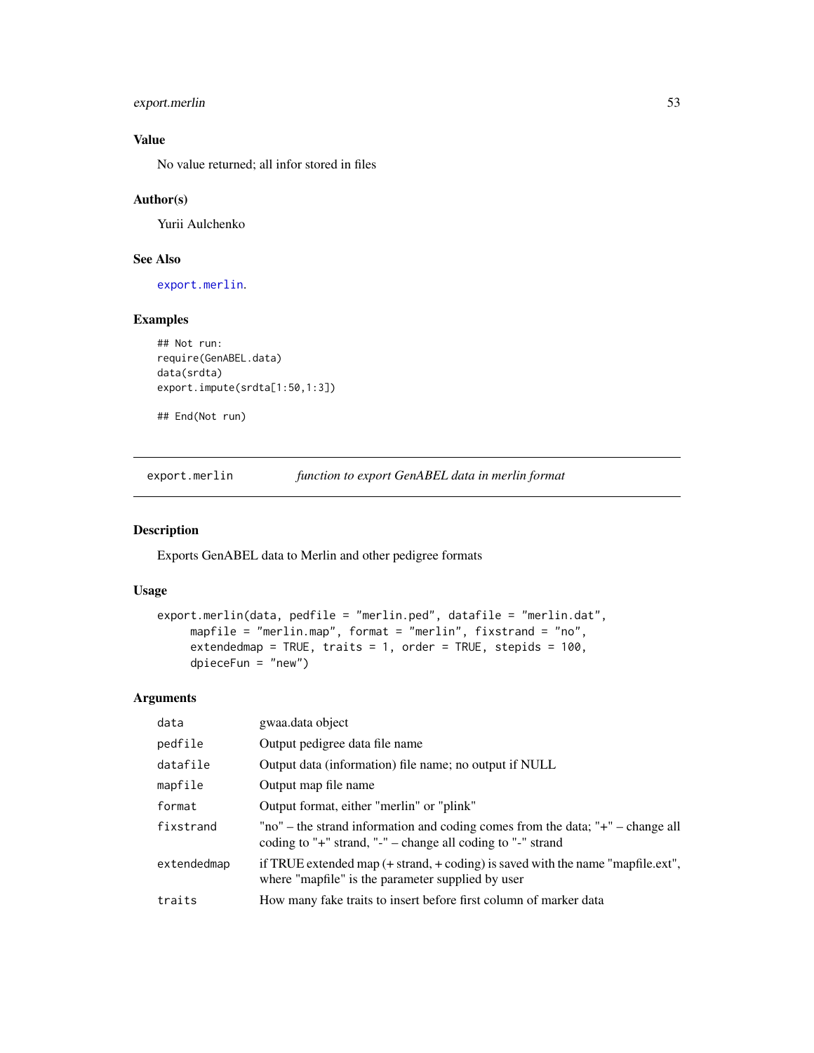### Value

No value returned; all infor stored in files

### Author(s)

Yurii Aulchenko

### See Also

`export.merlin`.

### Examples

```
## Not run:
require(GenABEL.data)
data(srdta)
export.impute(srdta[1:50,1:3])

## End(Not run)
```

---

## export.merlin — *function to export GenABEL data in merlin format*

---

### Description

Exports GenABEL data to Merlin and other pedigree formats

### Usage

```
export.merlin(data, pedfile = "merlin.ped", datafile = "merlin.dat",
     mapfile = "merlin.map", format = "merlin", fixstrand = "no",
     extendedmap = TRUE, traits = 1, order = TRUE, stepids = 100,
     dpieceFun = "new")
```

### Arguments

| | |
|---|---|
| `data` | gwaa.data object |
| `pedfile` | Output pedigree data file name |
| `datafile` | Output data (information) file name; no output if NULL |
| `mapfile` | Output map file name |
| `format` | Output format, either "merlin" or "plink" |
| `fixstrand` | "no" – the strand information and coding comes from the data; "+" – change all coding to "+" strand, "-" – change all coding to "-" strand |
| `extendedmap` | if TRUE extended map (+ strand, + coding) is saved with the name "mapfile.ext", where "mapfile" is the parameter supplied by user |
| `traits` | How many fake traits to insert before first column of marker data |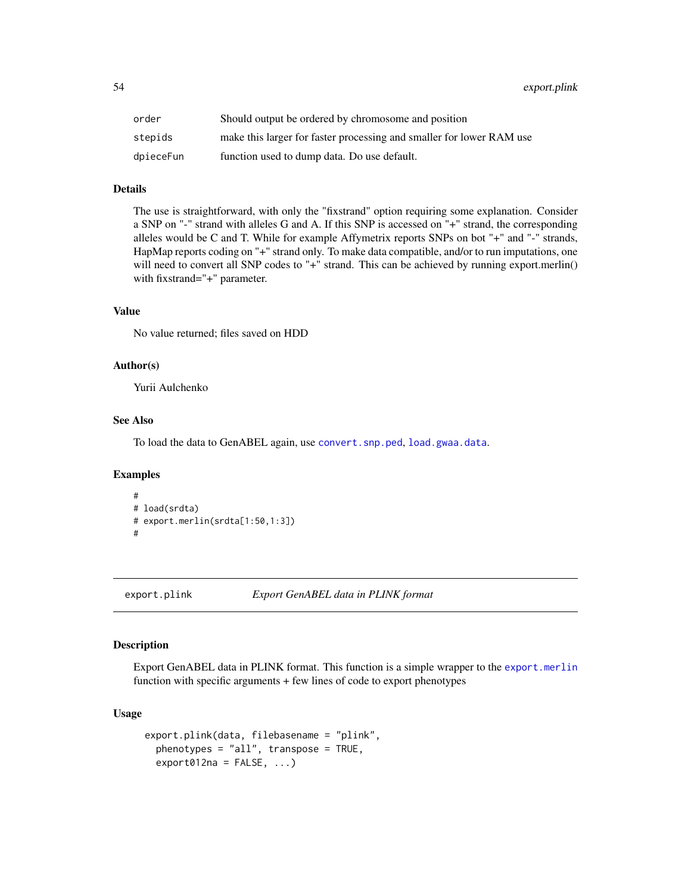| | |
|---|---|
| order | Should output be ordered by chromosome and position |
| stepids | make this larger for faster processing and smaller for lower RAM use |
| dpieceFun | function used to dump data. Do use default. |

### Details

The use is straightforward, with only the "fixstrand" option requiring some explanation. Consider a SNP on "-" strand with alleles G and A. If this SNP is accessed on "+" strand, the corresponding alleles would be C and T. While for example Affymetrix reports SNPs on bot "+" and "-" strands, HapMap reports coding on "+" strand only. To make data compatible, and/or to run imputations, one will need to convert all SNP codes to "+" strand. This can be achieved by running export.merlin() with fixstrand="+" parameter.

### Value

No value returned; files saved on HDD

### Author(s)

Yurii Aulchenko

### See Also

To load the data to GenABEL again, use `convert.snp.ped`, `load.gwaa.data`.

### Examples

```
#
# load(srdta)
# export.merlin(srdta[1:50,1:3])
#
```

---

## export.plink — *Export GenABEL data in PLINK format*

### Description

Export GenABEL data in PLINK format. This function is a simple wrapper to the `export.merlin` function with specific arguments + few lines of code to export phenotypes

### Usage

```
export.plink(data, filebasename = "plink",
  phenotypes = "all", transpose = TRUE,
  export012na = FALSE, ...)
```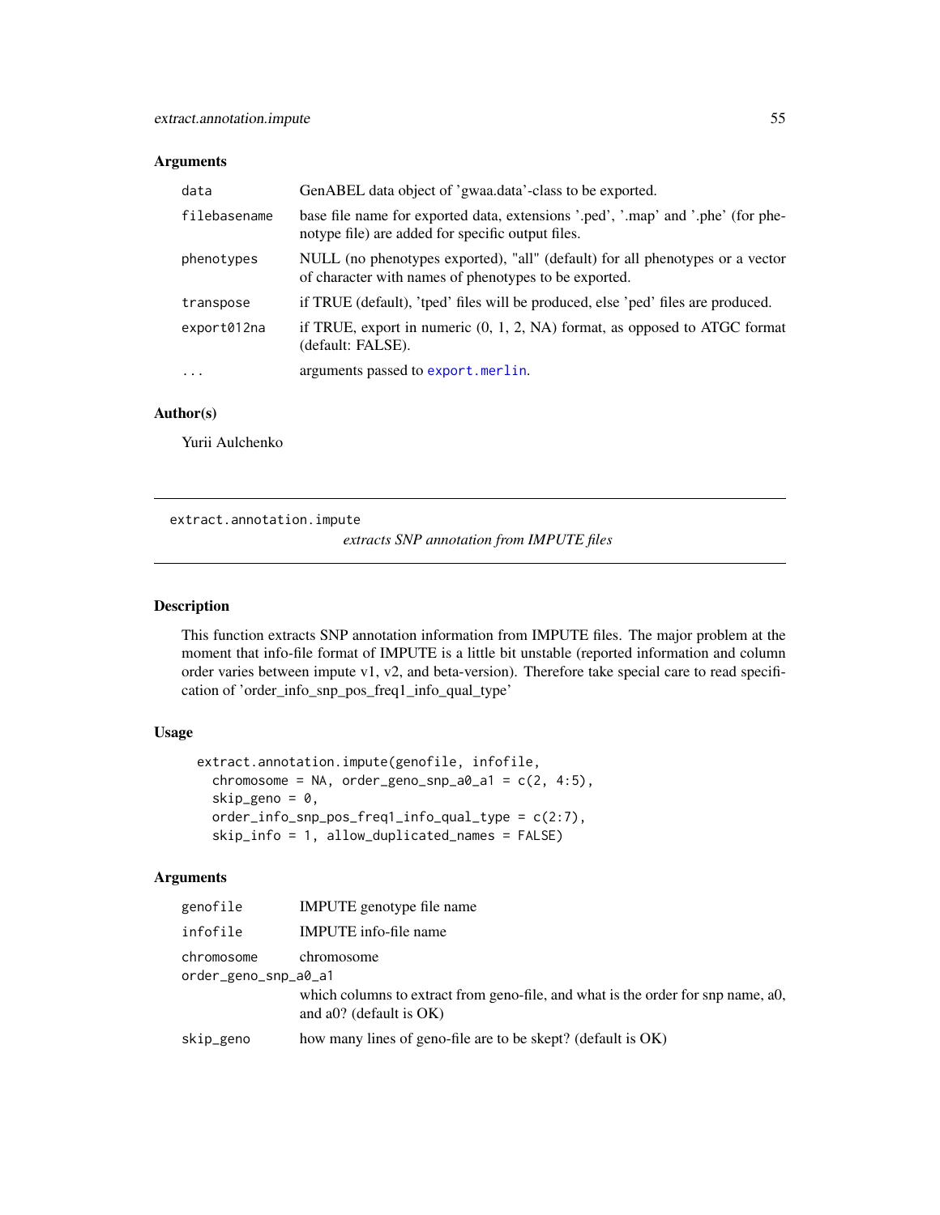### Arguments

| | |
|---|---|
| `data` | GenABEL data object of 'gwaa.data'-class to be exported. |
| `filebasename` | base file name for exported data, extensions '.ped', '.map' and '.phe' (for phenotype file) are added for specific output files. |
| `phenotypes` | NULL (no phenotypes exported), "all" (default) for all phenotypes or a vector of character with names of phenotypes to be exported. |
| `transpose` | if TRUE (default), 'tped' files will be produced, else 'ped' files are produced. |
| `export012na` | if TRUE, export in numeric (0, 1, 2, NA) format, as opposed to ATGC format (default: FALSE). |
| `...` | arguments passed to `export.merlin`. |

### Author(s)

Yurii Aulchenko

---

## extract.annotation.impute

*extracts SNP annotation from IMPUTE files*

### Description

This function extracts SNP annotation information from IMPUTE files. The major problem at the moment that info-file format of IMPUTE is a little bit unstable (reported information and column order varies between impute v1, v2, and beta-version). Therefore take special care to read specification of 'order_info_snp_pos_freq1_info_qual_type'

### Usage

```
extract.annotation.impute(genofile, infofile,
  chromosome = NA, order_geno_snp_a0_a1 = c(2, 4:5),
  skip_geno = 0,
  order_info_snp_pos_freq1_info_qual_type = c(2:7),
  skip_info = 1, allow_duplicated_names = FALSE)
```

### Arguments

| | |
|---|---|
| `genofile` | IMPUTE genotype file name |
| `infofile` | IMPUTE info-file name |
| `chromosome` | chromosome |
| `order_geno_snp_a0_a1` | which columns to extract from geno-file, and what is the order for snp name, a0, and a0? (default is OK) |
| `skip_geno` | how many lines of geno-file are to be skept? (default is OK) |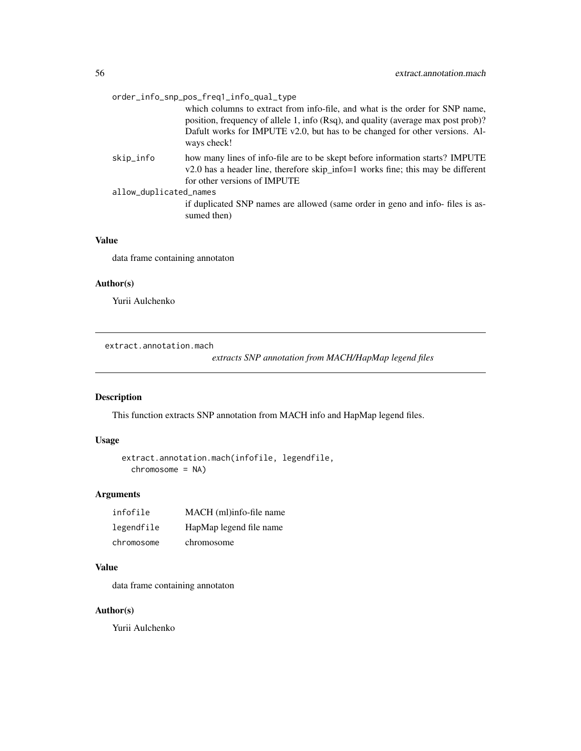order_info_snp_pos_freq1_info_qual_type
: which columns to extract from info-file, and what is the order for SNP name, position, frequency of allele 1, info (Rsq), and quality (average max post prob)? Dafult works for IMPUTE v2.0, but has to be changed for other versions. Always check!

skip_info
: how many lines of info-file are to be skept before information starts? IMPUTE v2.0 has a header line, therefore skip_info=1 works fine; this may be different for other versions of IMPUTE

allow_duplicated_names
: if duplicated SNP names are allowed (same order in geno and info- files is assumed then)

### Value

data frame containing annotaton

### Author(s)

Yurii Aulchenko

---

## extract.annotation.mach

*extracts SNP annotation from MACH/HapMap legend files*

### Description

This function extracts SNP annotation from MACH info and HapMap legend files.

### Usage

```
extract.annotation.mach(infofile, legendfile,
  chromosome = NA)
```

### Arguments

| | |
|---|---|
| infofile | MACH (ml)info-file name |
| legendfile | HapMap legend file name |
| chromosome | chromosome |

### Value

data frame containing annotaton

### Author(s)

Yurii Aulchenko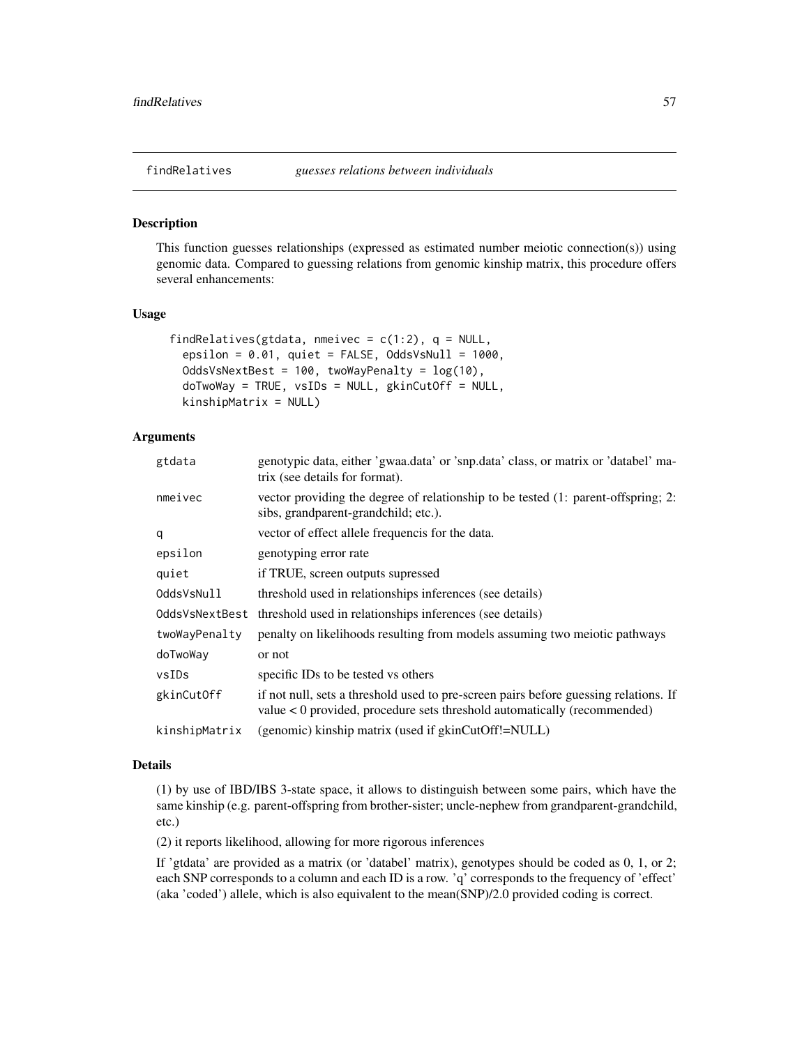findRelatives *guesses relations between individuals*

## Description

This function guesses relationships (expressed as estimated number meiotic connection(s)) using genomic data. Compared to guessing relations from genomic kinship matrix, this procedure offers several enhancements:

## Usage

```
findRelatives(gtdata, nmeivec = c(1:2), q = NULL,
  epsilon = 0.01, quiet = FALSE, OddsVsNull = 1000,
  OddsVsNextBest = 100, twoWayPenalty = log(10),
  doTwoWay = TRUE, vsIDs = NULL, gkinCutOff = NULL,
  kinshipMatrix = NULL)
```

## Arguments

| | |
|---|---|
| gtdata | genotypic data, either 'gwaa.data' or 'snp.data' class, or matrix or 'databel' matrix (see details for format). |
| nmeivec | vector providing the degree of relationship to be tested (1: parent-offspring; 2: sibs, grandparent-grandchild; etc.). |
| q | vector of effect allele frequencis for the data. |
| epsilon | genotyping error rate |
| quiet | if TRUE, screen outputs supressed |
| OddsVsNull | threshold used in relationships inferences (see details) |
| OddsVsNextBest | threshold used in relationships inferences (see details) |
| twoWayPenalty | penalty on likelihoods resulting from models assuming two meiotic pathways |
| doTwoWay | or not |
| vsIDs | specific IDs to be tested vs others |
| gkinCutOff | if not null, sets a threshold used to pre-screen pairs before guessing relations. If value < 0 provided, procedure sets threshold automatically (recommended) |
| kinshipMatrix | (genomic) kinship matrix (used if gkinCutOff!=NULL) |

## Details

(1) by use of IBD/IBS 3-state space, it allows to distinguish between some pairs, which have the same kinship (e.g. parent-offspring from brother-sister; uncle-nephew from grandparent-grandchild, etc.)

(2) it reports likelihood, allowing for more rigorous inferences

If 'gtdata' are provided as a matrix (or 'databel' matrix), genotypes should be coded as 0, 1, or 2; each SNP corresponds to a column and each ID is a row. 'q' corresponds to the frequency of 'effect' (aka 'coded') allele, which is also equivalent to the mean(SNP)/2.0 provided coding is correct.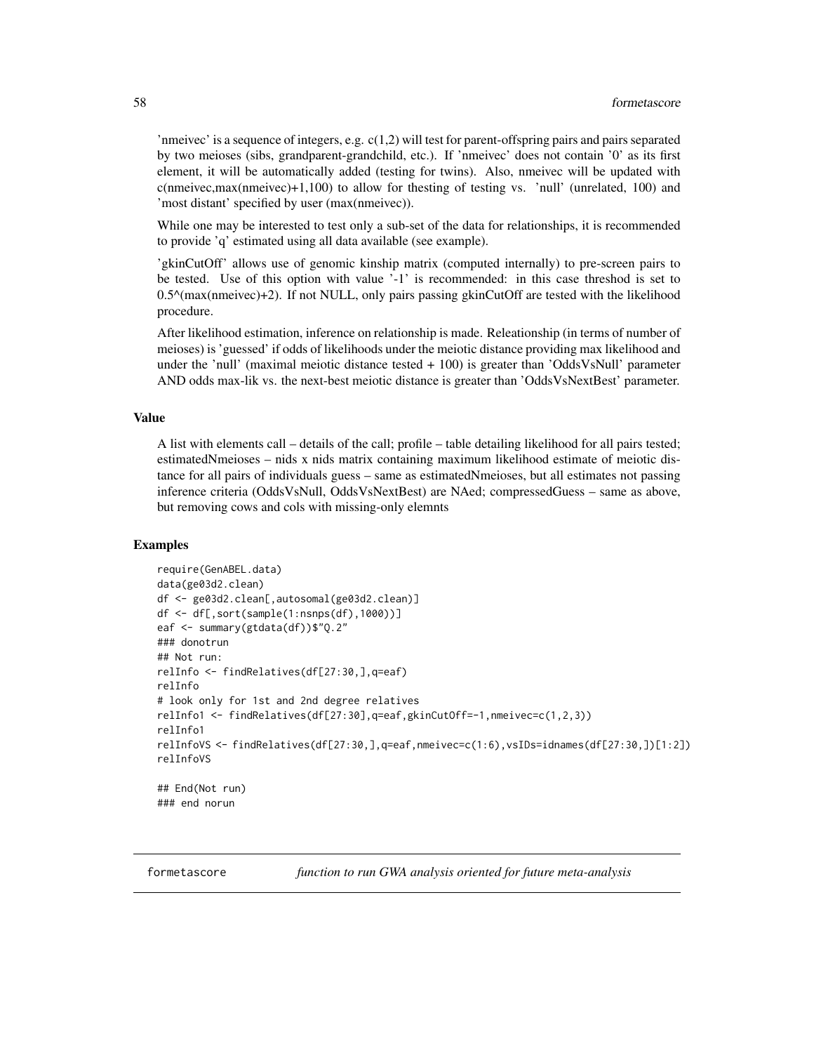'nmeivec' is a sequence of integers, e.g. c(1,2) will test for parent-offspring pairs and pairs separated by two meioses (sibs, grandparent-grandchild, etc.). If 'nmeivec' does not contain '0' as its first element, it will be automatically added (testing for twins). Also, nmeivec will be updated with c(nmeivec,max(nmeivec)+1,100) to allow for thesting of testing vs. 'null' (unrelated, 100) and 'most distant' specified by user (max(nmeivec)).

While one may be interested to test only a sub-set of the data for relationships, it is recommended to provide 'q' estimated using all data available (see example).

'gkinCutOff' allows use of genomic kinship matrix (computed internally) to pre-screen pairs to be tested. Use of this option with value '-1' is recommended: in this case threshod is set to 0.5^(max(nmeivec)+2). If not NULL, only pairs passing gkinCutOff are tested with the likelihood procedure.

After likelihood estimation, inference on relationship is made. Releationship (in terms of number of meioses) is 'guessed' if odds of likelihoods under the meiotic distance providing max likelihood and under the 'null' (maximal meiotic distance tested + 100) is greater than 'OddsVsNull' parameter AND odds max-lik vs. the next-best meiotic distance is greater than 'OddsVsNextBest' parameter.

### Value

A list with elements call – details of the call; profile – table detailing likelihood for all pairs tested; estimatedNmeioses – nids x nids matrix containing maximum likelihood estimate of meiotic distance for all pairs of individuals guess – same as estimatedNmeioses, but all estimates not passing inference criteria (OddsVsNull, OddsVsNextBest) are NAed; compressedGuess – same as above, but removing cows and cols with missing-only elemnts

### Examples

```
require(GenABEL.data)
data(ge03d2.clean)
df <- ge03d2.clean[,autosomal(ge03d2.clean)]
df <- df[,sort(sample(1:nsnps(df),1000))]
eaf <- summary(gtdata(df))$"Q.2"
### donotrun
## Not run:
relInfo <- findRelatives(df[27:30,],q=eaf)
relInfo
# look only for 1st and 2nd degree relatives
relInfo1 <- findRelatives(df[27:30],q=eaf,gkinCutOff=-1,nmeivec=c(1,2,3))
relInfo1
relInfoVS <- findRelatives(df[27:30,],q=eaf,nmeivec=c(1:6),vsIDs=idnames(df[27:30,])[1:2])
relInfoVS

## End(Not run)
### end norun
```

---

## formetascore — *function to run GWA analysis oriented for future meta-analysis*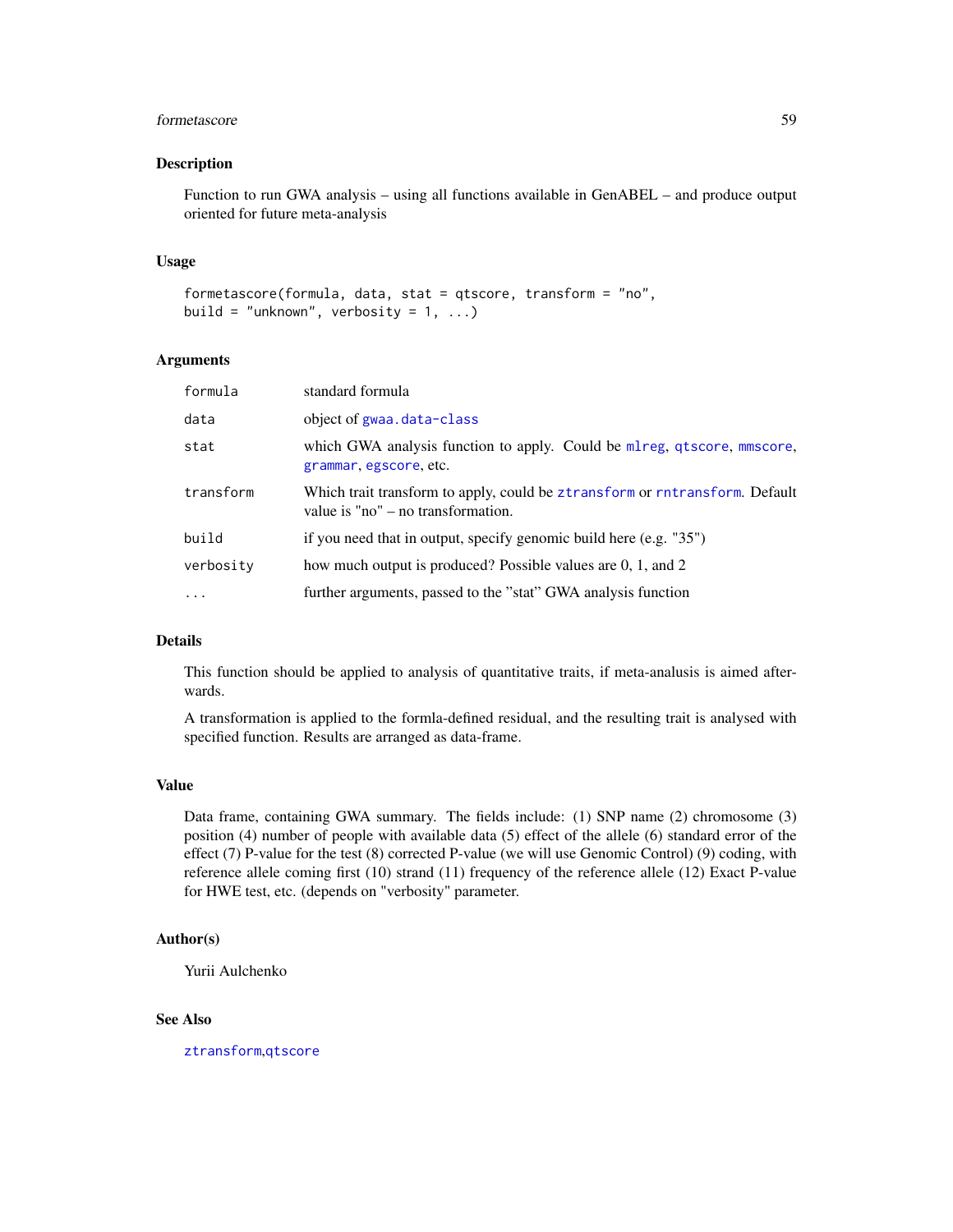### Description

Function to run GWA analysis – using all functions available in GenABEL – and produce output oriented for future meta-analysis

### Usage

```
formetascore(formula, data, stat = qtscore, transform = "no",
build = "unknown", verbosity = 1, ...)
```

### Arguments

| | |
|---|---|
| formula | standard formula |
| data | object of gwaa.data-class |
| stat | which GWA analysis function to apply. Could be mlreg, qtscore, mmscore, grammar, egscore, etc. |
| transform | Which trait transform to apply, could be ztransform or rntransform. Default value is "no" – no transformation. |
| build | if you need that in output, specify genomic build here (e.g. "35") |
| verbosity | how much output is produced? Possible values are 0, 1, and 2 |
| ... | further arguments, passed to the "stat" GWA analysis function |

### Details

This function should be applied to analysis of quantitative traits, if meta-analusis is aimed afterwards.

A transformation is applied to the formla-defined residual, and the resulting trait is analysed with specified function. Results are arranged as data-frame.

### Value

Data frame, containing GWA summary. The fields include: (1) SNP name (2) chromosome (3) position (4) number of people with available data (5) effect of the allele (6) standard error of the effect (7) P-value for the test (8) corrected P-value (we will use Genomic Control) (9) coding, with reference allele coming first (10) strand (11) frequency of the reference allele (12) Exact P-value for HWE test, etc. (depends on "verbosity" parameter.

### Author(s)

Yurii Aulchenko

### See Also

ztransform,qtscore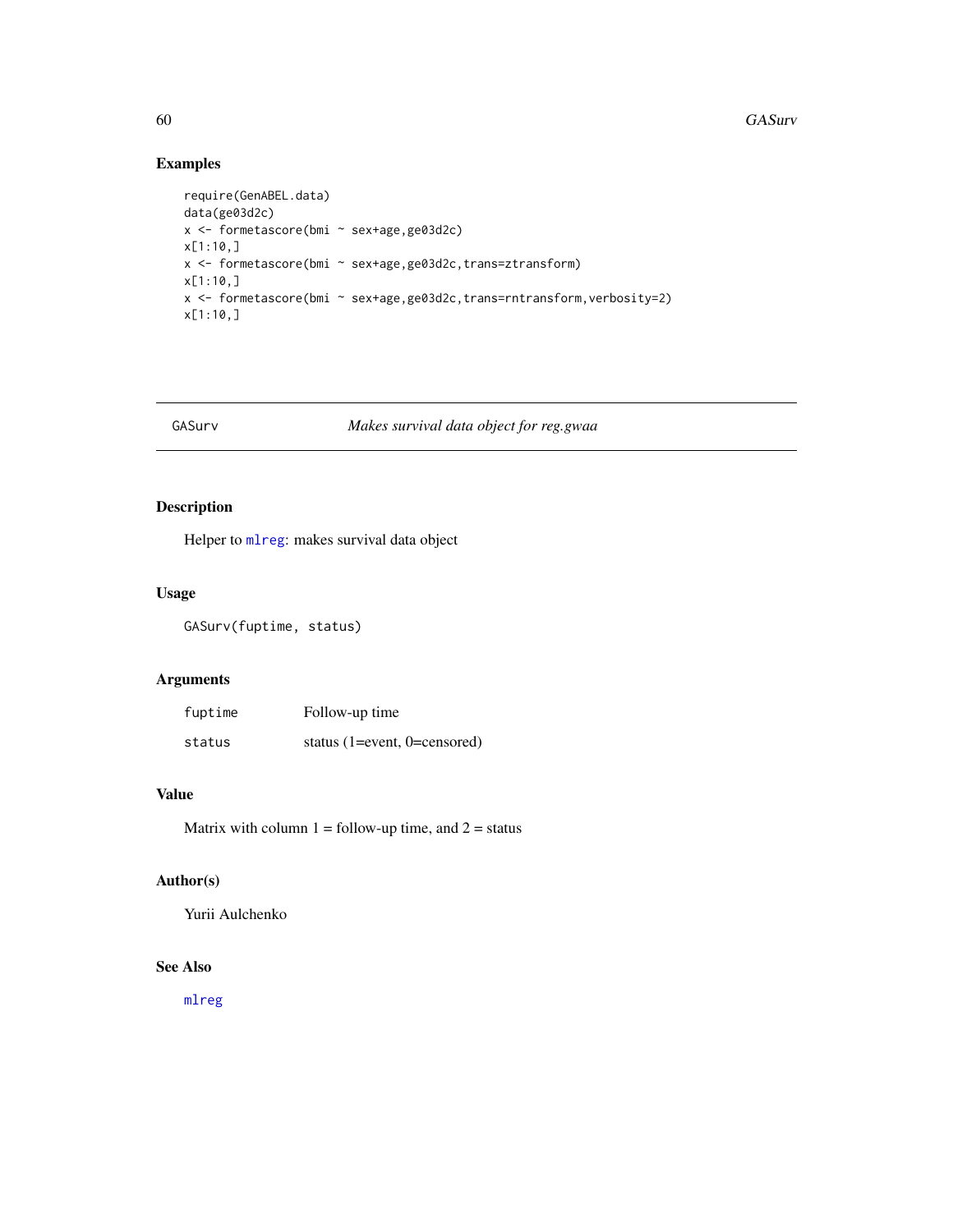## Examples

```
require(GenABEL.data)
data(ge03d2c)
x <- formetascore(bmi ~ sex+age,ge03d2c)
x[1:10,]
x <- formetascore(bmi ~ sex+age,ge03d2c,trans=ztransform)
x[1:10,]
x <- formetascore(bmi ~ sex+age,ge03d2c,trans=rntransform,verbosity=2)
x[1:10,]
```

---

# GASurv — *Makes survival data object for reg.gwaa*

---

## Description

Helper to mlreg: makes survival data object

## Usage

```
GASurv(fuptime, status)
```

## Arguments

| | |
|---|---|
| fuptime | Follow-up time |
| status | status (1=event, 0=censored) |

## Value

Matrix with column 1 = follow-up time, and 2 = status

## Author(s)

Yurii Aulchenko

## See Also

mlreg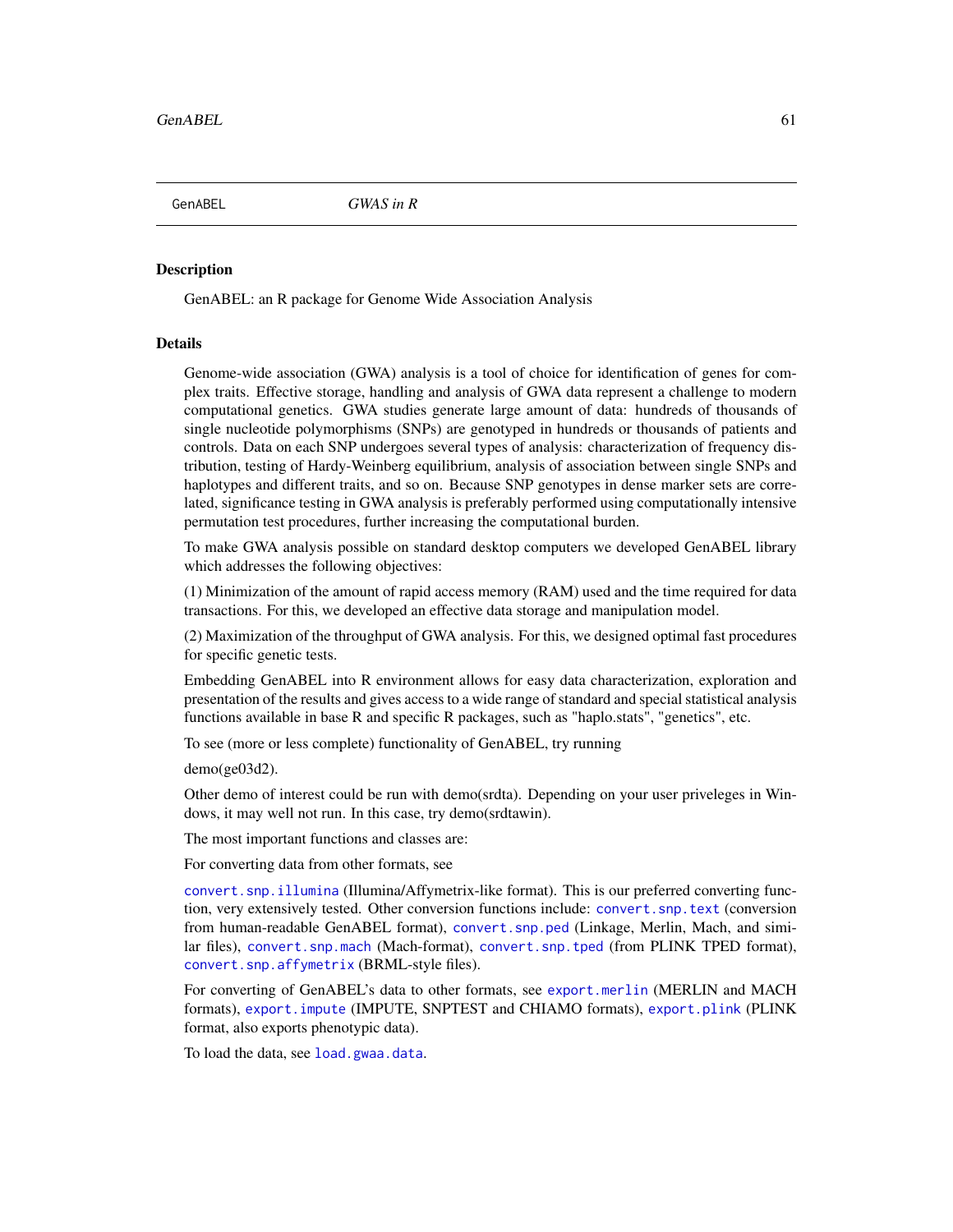GenABEL *GWAS in R*

## Description

GenABEL: an R package for Genome Wide Association Analysis

## Details

Genome-wide association (GWA) analysis is a tool of choice for identification of genes for complex traits. Effective storage, handling and analysis of GWA data represent a challenge to modern computational genetics. GWA studies generate large amount of data: hundreds of thousands of single nucleotide polymorphisms (SNPs) are genotyped in hundreds or thousands of patients and controls. Data on each SNP undergoes several types of analysis: characterization of frequency distribution, testing of Hardy-Weinberg equilibrium, analysis of association between single SNPs and haplotypes and different traits, and so on. Because SNP genotypes in dense marker sets are correlated, significance testing in GWA analysis is preferably performed using computationally intensive permutation test procedures, further increasing the computational burden.

To make GWA analysis possible on standard desktop computers we developed GenABEL library which addresses the following objectives:

(1) Minimization of the amount of rapid access memory (RAM) used and the time required for data transactions. For this, we developed an effective data storage and manipulation model.

(2) Maximization of the throughput of GWA analysis. For this, we designed optimal fast procedures for specific genetic tests.

Embedding GenABEL into R environment allows for easy data characterization, exploration and presentation of the results and gives access to a wide range of standard and special statistical analysis functions available in base R and specific R packages, such as "haplo.stats", "genetics", etc.

To see (more or less complete) functionality of GenABEL, try running

demo(ge03d2).

Other demo of interest could be run with demo(srdta). Depending on your user priveleges in Windows, it may well not run. In this case, try demo(srdtawin).

The most important functions and classes are:

For converting data from other formats, see

`convert.snp.illumina` (Illumina/Affymetrix-like format). This is our preferred converting function, very extensively tested. Other conversion functions include: `convert.snp.text` (conversion from human-readable GenABEL format), `convert.snp.ped` (Linkage, Merlin, Mach, and similar files), `convert.snp.mach` (Mach-format), `convert.snp.tped` (from PLINK TPED format), `convert.snp.affymetrix` (BRML-style files).

For converting of GenABEL's data to other formats, see `export.merlin` (MERLIN and MACH formats), `export.impute` (IMPUTE, SNPTEST and CHIAMO formats), `export.plink` (PLINK format, also exports phenotypic data).

To load the data, see `load.gwaa.data`.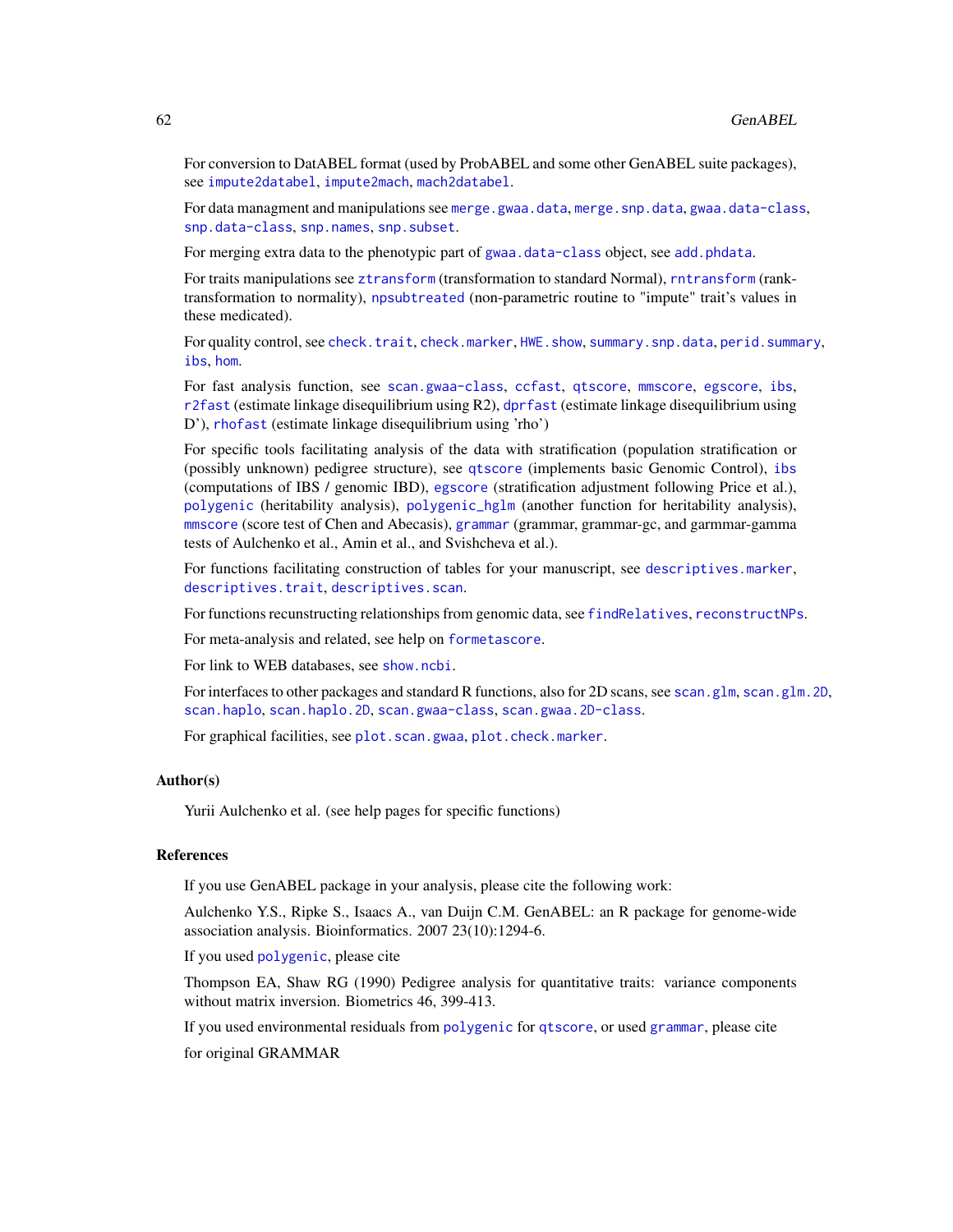For conversion to DatABEL format (used by ProbABEL and some other GenABEL suite packages), see `impute2databel`, `impute2mach`, `mach2databel`.

For data managment and manipulations see `merge.gwaa.data`, `merge.snp.data`, `gwaa.data-class`, `snp.data-class`, `snp.names`, `snp.subset`.

For merging extra data to the phenotypic part of `gwaa.data-class` object, see `add.phdata`.

For traits manipulations see `ztransform` (transformation to standard Normal), `rntransform` (rank-transformation to normality), `npsubtreated` (non-parametric routine to "impute" trait's values in these medicated).

For quality control, see `check.trait`, `check.marker`, `HWE.show`, `summary.snp.data`, `perid.summary`, `ibs`, `hom`.

For fast analysis function, see `scan.gwaa-class`, `ccfast`, `qtscore`, `mmscore`, `egscore`, `ibs`, `r2fast` (estimate linkage disequilibrium using R2), `dprfast` (estimate linkage disequilibrium using D'), `rhofast` (estimate linkage disequilibrium using 'rho')

For specific tools facilitating analysis of the data with stratification (population stratification or (possibly unknown) pedigree structure), see `qtscore` (implements basic Genomic Control), `ibs` (computations of IBS / genomic IBD), `egscore` (stratification adjustment following Price et al.), `polygenic` (heritability analysis), `polygenic_hglm` (another function for heritability analysis), `mmscore` (score test of Chen and Abecasis), `grammar` (grammar, grammar-gc, and garmmar-gamma tests of Aulchenko et al., Amin et al., and Svishcheva et al.).

For functions facilitating construction of tables for your manuscript, see `descriptives.marker`, `descriptives.trait`, `descriptives.scan`.

For functions recunstructing relationships from genomic data, see `findRelatives`, `reconstructNPs`.

For meta-analysis and related, see help on `formetascore`.

For link to WEB databases, see `show.ncbi`.

For interfaces to other packages and standard R functions, also for 2D scans, see `scan.glm`, `scan.glm.2D`, `scan.haplo`, `scan.haplo.2D`, `scan.gwaa-class`, `scan.gwaa.2D-class`.

For graphical facilities, see `plot.scan.gwaa`, `plot.check.marker`.

### Author(s)

Yurii Aulchenko et al. (see help pages for specific functions)

### References

If you use GenABEL package in your analysis, please cite the following work:

Aulchenko Y.S., Ripke S., Isaacs A., van Duijn C.M. GenABEL: an R package for genome-wide association analysis. Bioinformatics. 2007 23(10):1294-6.

If you used `polygenic`, please cite

Thompson EA, Shaw RG (1990) Pedigree analysis for quantitative traits: variance components without matrix inversion. Biometrics 46, 399-413.

If you used environmental residuals from `polygenic` for `qtscore`, or used `grammar`, please cite

for original GRAMMAR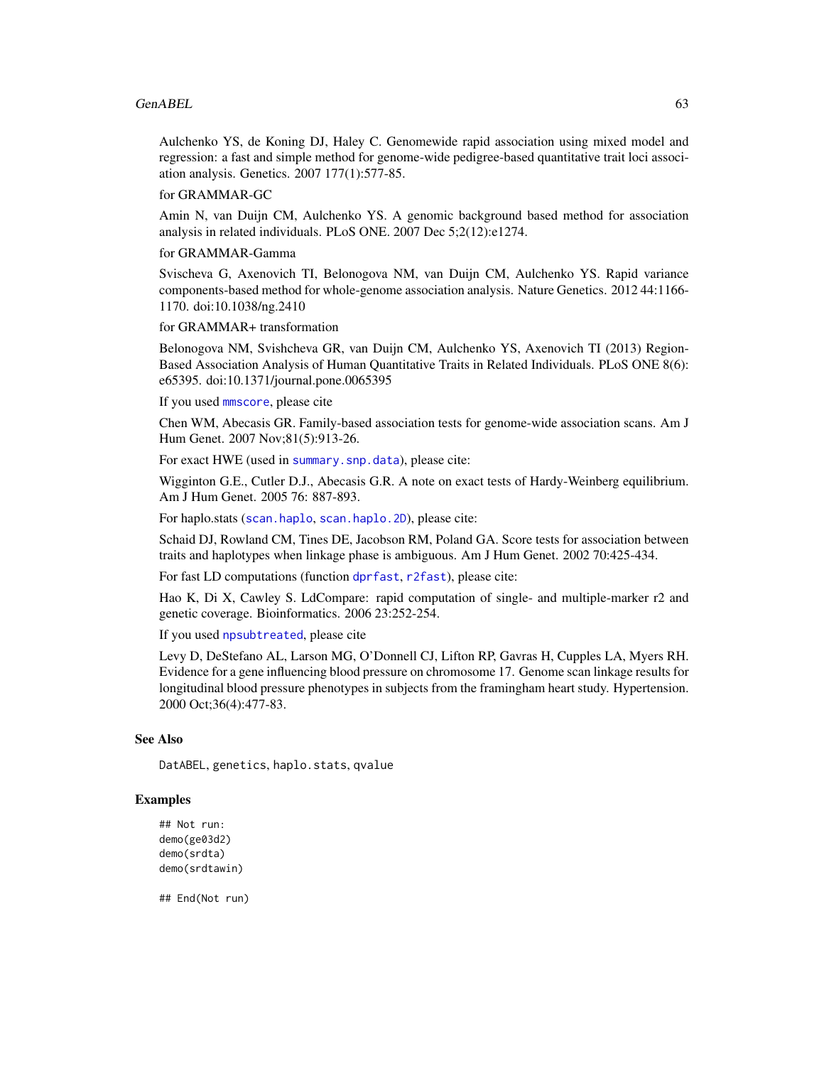Aulchenko YS, de Koning DJ, Haley C. Genomewide rapid association using mixed model and regression: a fast and simple method for genome-wide pedigree-based quantitative trait loci association analysis. Genetics. 2007 177(1):577-85.

for GRAMMAR-GC

Amin N, van Duijn CM, Aulchenko YS. A genomic background based method for association analysis in related individuals. PLoS ONE. 2007 Dec 5;2(12):e1274.

for GRAMMAR-Gamma

Svischeva G, Axenovich TI, Belonogova NM, van Duijn CM, Aulchenko YS. Rapid variance components-based method for whole-genome association analysis. Nature Genetics. 2012 44:1166-1170. doi:10.1038/ng.2410

for GRAMMAR+ transformation

Belonogova NM, Svishcheva GR, van Duijn CM, Aulchenko YS, Axenovich TI (2013) Region-Based Association Analysis of Human Quantitative Traits in Related Individuals. PLoS ONE 8(6): e65395. doi:10.1371/journal.pone.0065395

If you used `mmscore`, please cite

Chen WM, Abecasis GR. Family-based association tests for genome-wide association scans. Am J Hum Genet. 2007 Nov;81(5):913-26.

For exact HWE (used in `summary.snp.data`), please cite:

Wigginton G.E., Cutler D.J., Abecasis G.R. A note on exact tests of Hardy-Weinberg equilibrium. Am J Hum Genet. 2005 76: 887-893.

For haplo.stats (`scan.haplo`, `scan.haplo.2D`), please cite:

Schaid DJ, Rowland CM, Tines DE, Jacobson RM, Poland GA. Score tests for association between traits and haplotypes when linkage phase is ambiguous. Am J Hum Genet. 2002 70:425-434.

For fast LD computations (function `dprfast`, `r2fast`), please cite:

Hao K, Di X, Cawley S. LdCompare: rapid computation of single- and multiple-marker r2 and genetic coverage. Bioinformatics. 2006 23:252-254.

If you used `npsubtreated`, please cite

Levy D, DeStefano AL, Larson MG, O'Donnell CJ, Lifton RP, Gavras H, Cupples LA, Myers RH. Evidence for a gene influencing blood pressure on chromosome 17. Genome scan linkage results for longitudinal blood pressure phenotypes in subjects from the framingham heart study. Hypertension. 2000 Oct;36(4):477-83.

### See Also

`DatABEL`, `genetics`, `haplo.stats`, `qvalue`

### Examples

```
## Not run:
demo(ge03d2)
demo(srdta)
demo(srdtawin)

## End(Not run)
```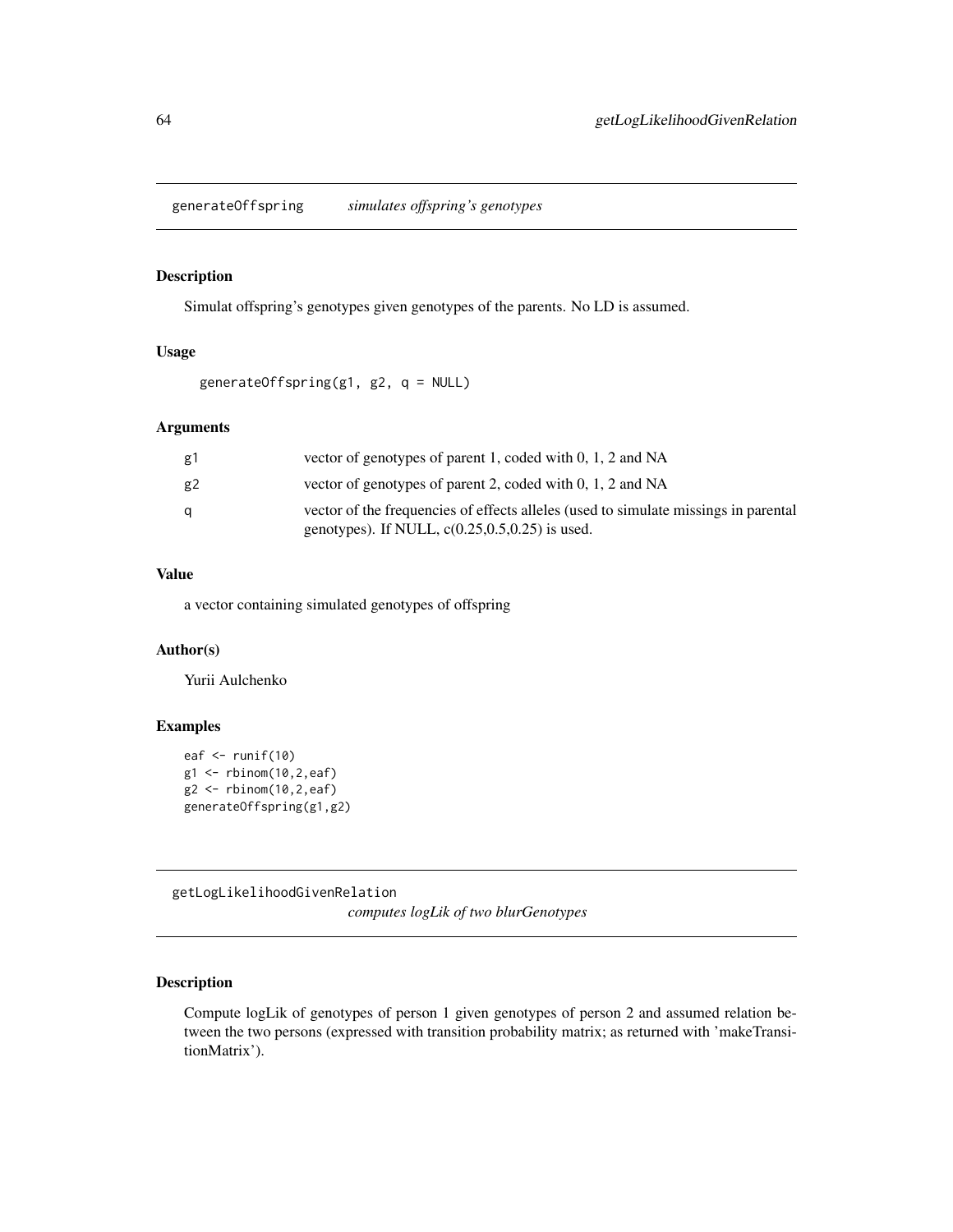## generateOffspring *simulates offspring's genotypes*

### Description

Simulat offspring's genotypes given genotypes of the parents. No LD is assumed.

### Usage

```
generateOffspring(g1, g2, q = NULL)
```

### Arguments

| | |
|---|---|
| g1 | vector of genotypes of parent 1, coded with 0, 1, 2 and NA |
| g2 | vector of genotypes of parent 2, coded with 0, 1, 2 and NA |
| q | vector of the frequencies of effects alleles (used to simulate missings in parental genotypes). If NULL, c(0.25,0.5,0.25) is used. |

### Value

a vector containing simulated genotypes of offspring

### Author(s)

Yurii Aulchenko

### Examples

```
eaf <- runif(10)
g1 <- rbinom(10,2,eaf)
g2 <- rbinom(10,2,eaf)
generateOffspring(g1,g2)
```

## getLogLikelihoodGivenRelation *computes logLik of two blurGenotypes*

### Description

Compute logLik of genotypes of person 1 given genotypes of person 2 and assumed relation between the two persons (expressed with transition probability matrix; as returned with 'makeTransitionMatrix').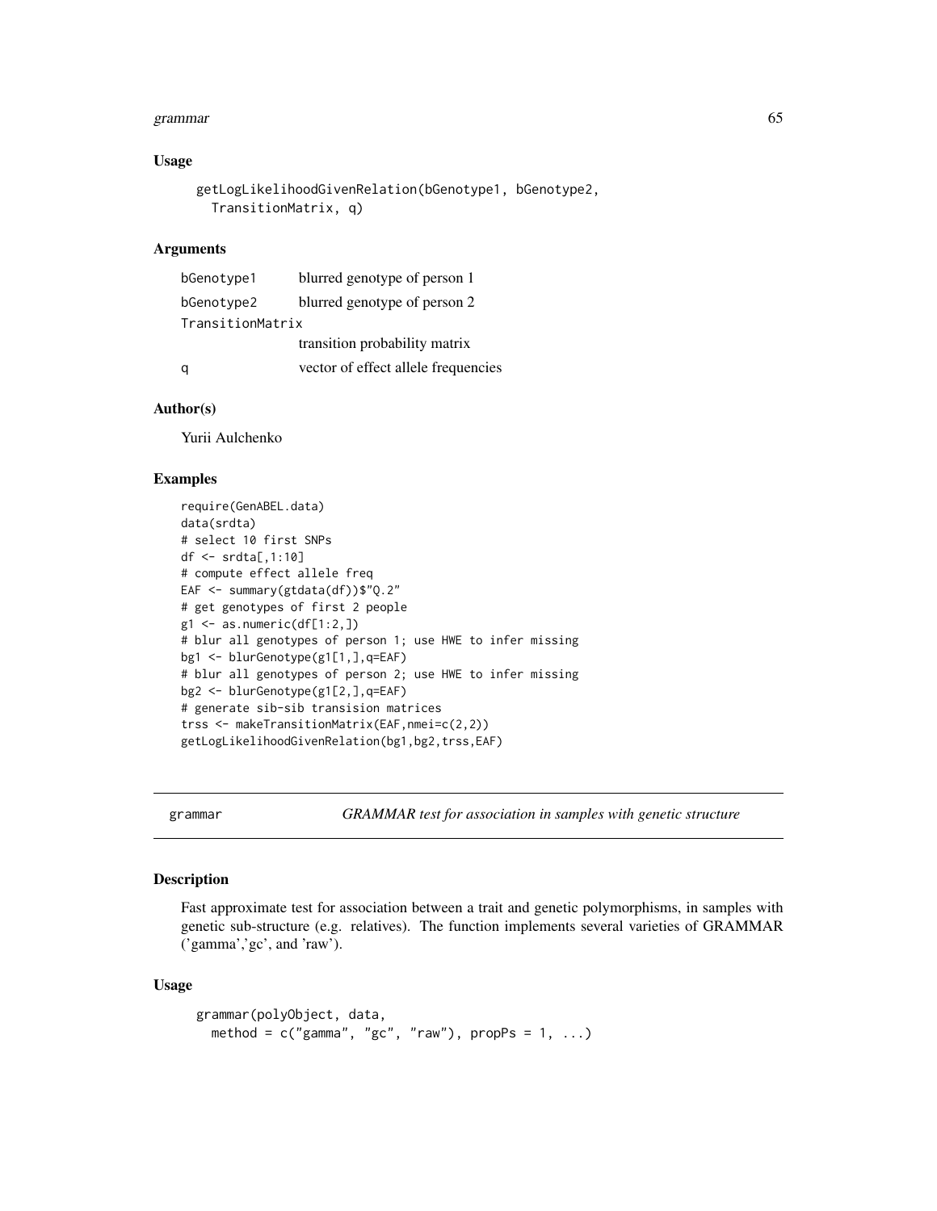### Usage

```
getLogLikelihoodGivenRelation(bGenotype1, bGenotype2,
  TransitionMatrix, q)
```

### Arguments

| | |
|---|---|
| bGenotype1 | blurred genotype of person 1 |
| bGenotype2 | blurred genotype of person 2 |
| TransitionMatrix | transition probability matrix |
| q | vector of effect allele frequencies |

### Author(s)

Yurii Aulchenko

### Examples

```
require(GenABEL.data)
data(srdta)
# select 10 first SNPs
df <- srdta[,1:10]
# compute effect allele freq
EAF <- summary(gtdata(df))$"Q.2"
# get genotypes of first 2 people
g1 <- as.numeric(df[1:2,])
# blur all genotypes of person 1; use HWE to infer missing
bg1 <- blurGenotype(g1[1,],q=EAF)
# blur all genotypes of person 2; use HWE to infer missing
bg2 <- blurGenotype(g1[2,],q=EAF)
# generate sib-sib transision matrices
trss <- makeTransitionMatrix(EAF,nmei=c(2,2))
getLogLikelihoodGivenRelation(bg1,bg2,trss,EAF)
```

---

## grammar — *GRAMMAR test for association in samples with genetic structure*

### Description

Fast approximate test for association between a trait and genetic polymorphisms, in samples with genetic sub-structure (e.g. relatives). The function implements several varieties of GRAMMAR ('gamma','gc', and 'raw').

### Usage

```
grammar(polyObject, data,
  method = c("gamma", "gc", "raw"), propPs = 1, ...)
```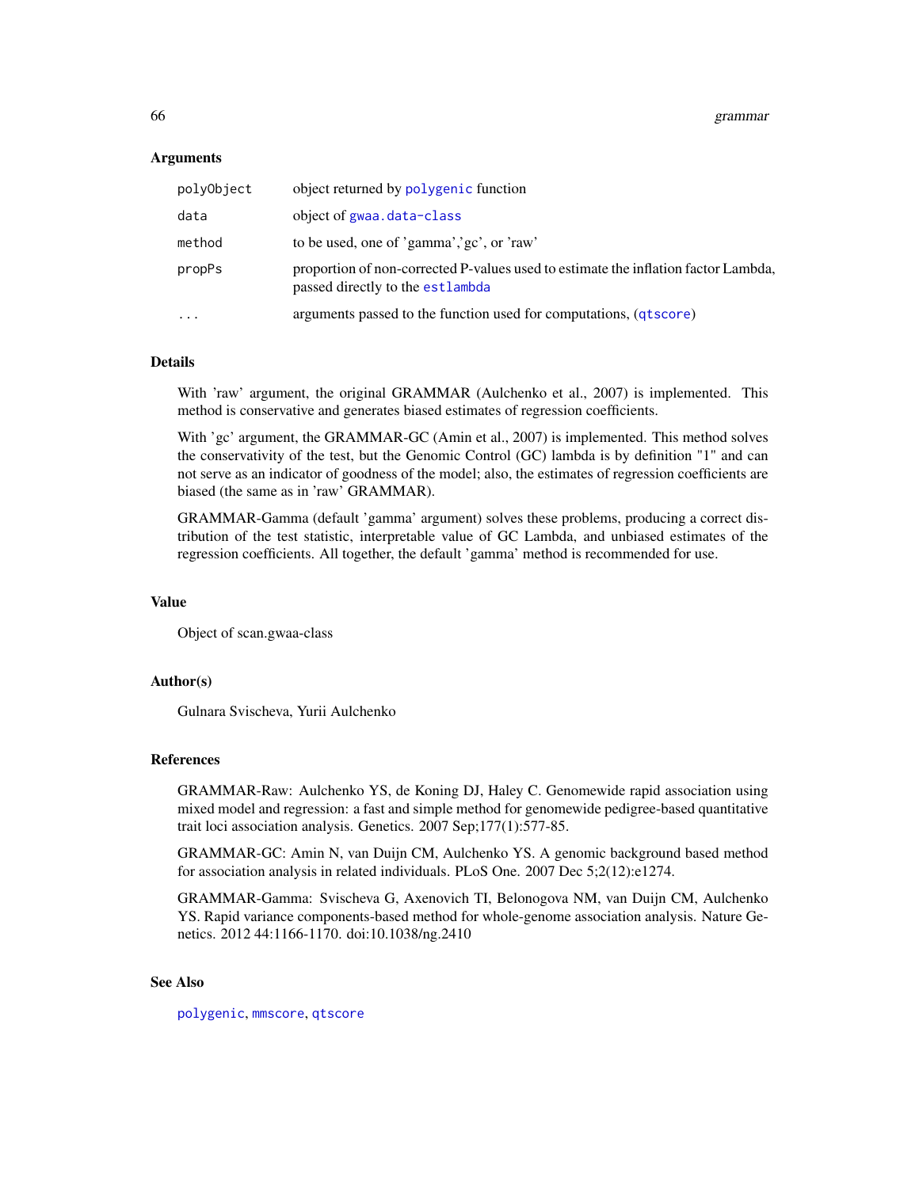### Arguments

| | |
|---|---|
| `polyObject` | object returned by `polygenic` function |
| `data` | object of `gwaa.data-class` |
| `method` | to be used, one of 'gamma','gc', or 'raw' |
| `propPs` | proportion of non-corrected P-values used to estimate the inflation factor Lambda, passed directly to the `estlambda` |
| `...` | arguments passed to the function used for computations, (`qtscore`) |

### Details

With 'raw' argument, the original GRAMMAR (Aulchenko et al., 2007) is implemented. This method is conservative and generates biased estimates of regression coefficients.

With 'gc' argument, the GRAMMAR-GC (Amin et al., 2007) is implemented. This method solves the conservativity of the test, but the Genomic Control (GC) lambda is by definition "1" and can not serve as an indicator of goodness of the model; also, the estimates of regression coefficients are biased (the same as in 'raw' GRAMMAR).

GRAMMAR-Gamma (default 'gamma' argument) solves these problems, producing a correct distribution of the test statistic, interpretable value of GC Lambda, and unbiased estimates of the regression coefficients. All together, the default 'gamma' method is recommended for use.

### Value

Object of scan.gwaa-class

### Author(s)

Gulnara Svischeva, Yurii Aulchenko

### References

GRAMMAR-Raw: Aulchenko YS, de Koning DJ, Haley C. Genomewide rapid association using mixed model and regression: a fast and simple method for genomewide pedigree-based quantitative trait loci association analysis. Genetics. 2007 Sep;177(1):577-85.

GRAMMAR-GC: Amin N, van Duijn CM, Aulchenko YS. A genomic background based method for association analysis in related individuals. PLoS One. 2007 Dec 5;2(12):e1274.

GRAMMAR-Gamma: Svischeva G, Axenovich TI, Belonogova NM, van Duijn CM, Aulchenko YS. Rapid variance components-based method for whole-genome association analysis. Nature Genetics. 2012 44:1166-1170. doi:10.1038/ng.2410

### See Also

`polygenic`, `mmscore`, `qtscore`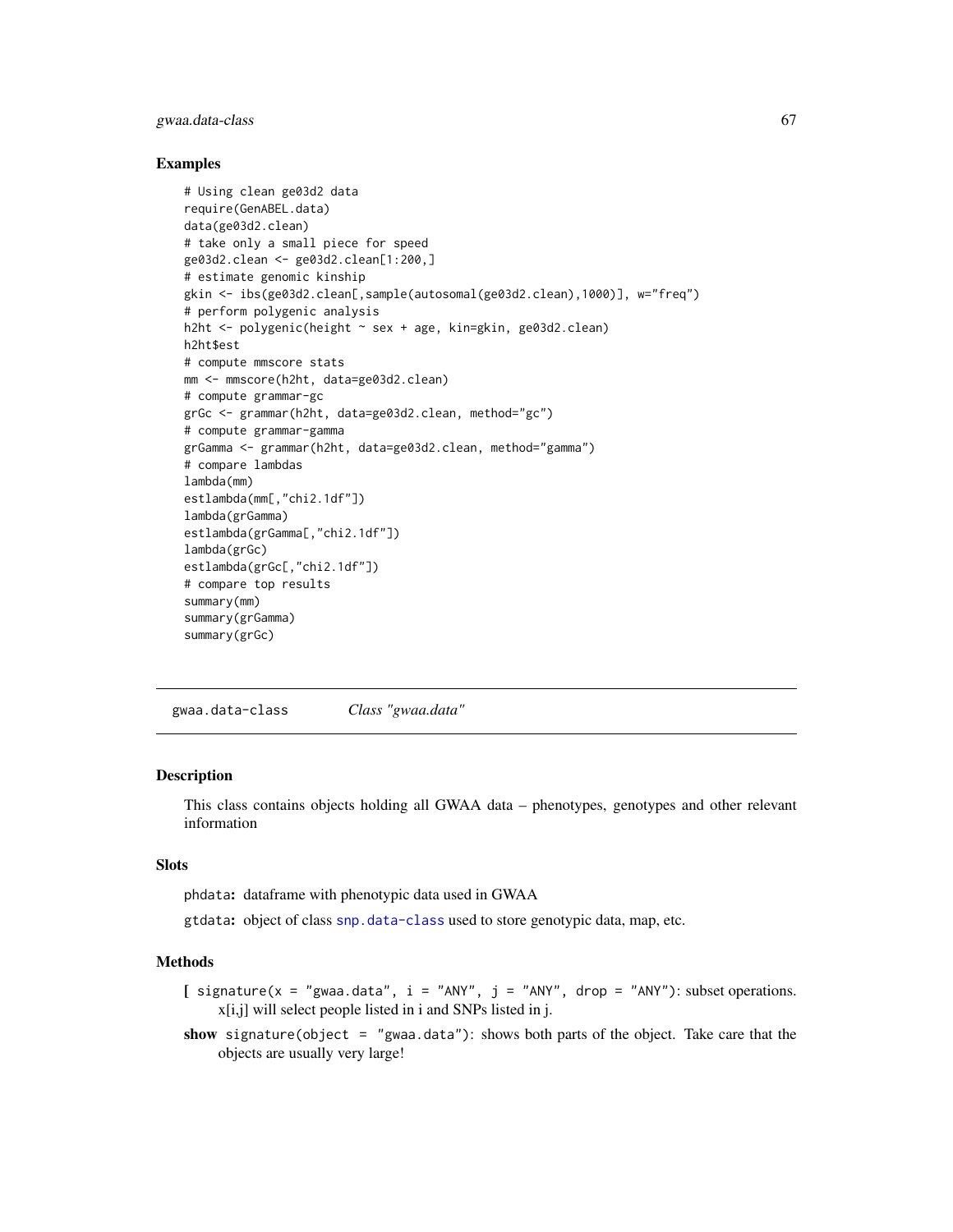## Examples

```
# Using clean ge03d2 data
require(GenABEL.data)
data(ge03d2.clean)
# take only a small piece for speed
ge03d2.clean <- ge03d2.clean[1:200,]
# estimate genomic kinship
gkin <- ibs(ge03d2.clean[,sample(autosomal(ge03d2.clean),1000)], w="freq")
# perform polygenic analysis
h2ht <- polygenic(height ~ sex + age, kin=gkin, ge03d2.clean)
h2ht$est
# compute mmscore stats
mm <- mmscore(h2ht, data=ge03d2.clean)
# compute grammar-gc
grGc <- grammar(h2ht, data=ge03d2.clean, method="gc")
# compute grammar-gamma
grGamma <- grammar(h2ht, data=ge03d2.clean, method="gamma")
# compare lambdas
lambda(mm)
estlambda(mm[,"chi2.1df"])
lambda(grGamma)
estlambda(grGamma[,"chi2.1df"])
lambda(grGc)
estlambda(grGc[,"chi2.1df"])
# compare top results
summary(mm)
summary(grGamma)
summary(grGc)
```

---

# gwaa.data-class — *Class "gwaa.data"*

## Description

This class contains objects holding all GWAA data – phenotypes, genotypes and other relevant information

## Slots

`phdata`**:** dataframe with phenotypic data used in GWAA

`gtdata`**:** object of class `snp.data-class` used to store genotypic data, map, etc.

## Methods

**[** `signature(x = "gwaa.data", i = "ANY", j = "ANY", drop = "ANY")`: subset operations. x[i,j] will select people listed in i and SNPs listed in j.

**show** `signature(object = "gwaa.data")`: shows both parts of the object. Take care that the objects are usually very large!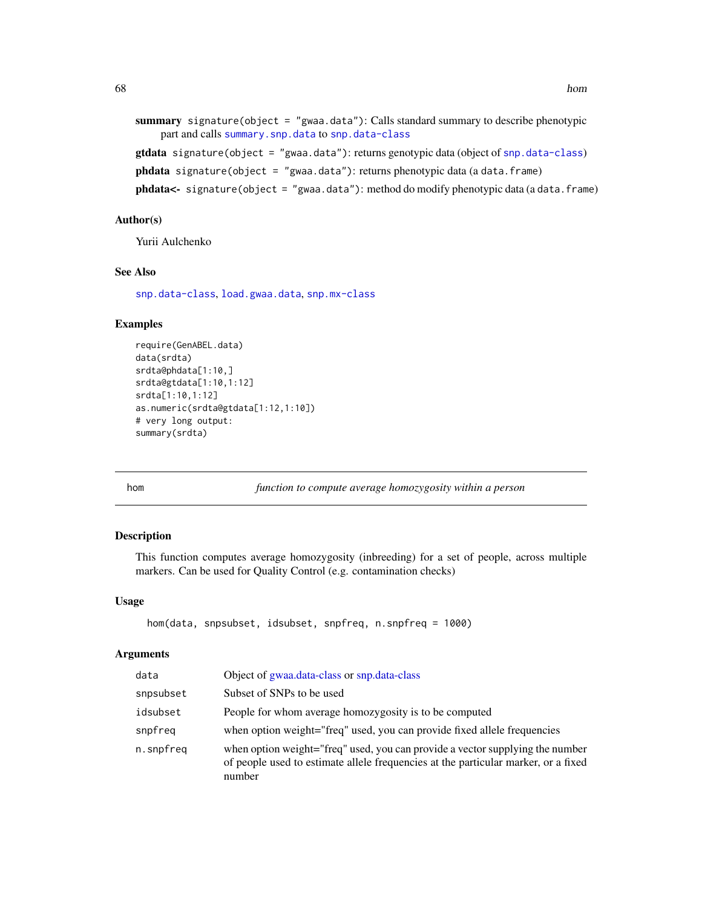**summary** `signature(object = "gwaa.data")`: Calls standard summary to describe phenotypic part and calls `summary.snp.data` to `snp.data-class`

**gtdata** `signature(object = "gwaa.data")`: returns genotypic data (object of `snp.data-class`)

**phdata** `signature(object = "gwaa.data")`: returns phenotypic data (a `data.frame`)

**phdata<-** `signature(object = "gwaa.data")`: method do modify phenotypic data (a `data.frame`)

### Author(s)

Yurii Aulchenko

### See Also

`snp.data-class`, `load.gwaa.data`, `snp.mx-class`

### Examples

```
require(GenABEL.data)
data(srdta)
srdta@phdata[1:10,]
srdta@gtdata[1:10,1:12]
srdta[1:10,1:12]
as.numeric(srdta@gtdata[1:12,1:10])
# very long output:
summary(srdta)
```

---

## hom — *function to compute average homozygosity within a person*

### Description

This function computes average homozygosity (inbreeding) for a set of people, across multiple markers. Can be used for Quality Control (e.g. contamination checks)

### Usage

```
hom(data, snpsubset, idsubset, snpfreq, n.snpfreq = 1000)
```

### Arguments

| Argument | Description |
|---|---|
| `data` | Object of gwaa.data-class or snp.data-class |
| `snpsubset` | Subset of SNPs to be used |
| `idsubset` | People for whom average homozygosity is to be computed |
| `snpfreq` | when option weight="freq" used, you can provide fixed allele frequencies |
| `n.snpfreq` | when option weight="freq" used, you can provide a vector supplying the number of people used to estimate allele frequencies at the particular marker, or a fixed number |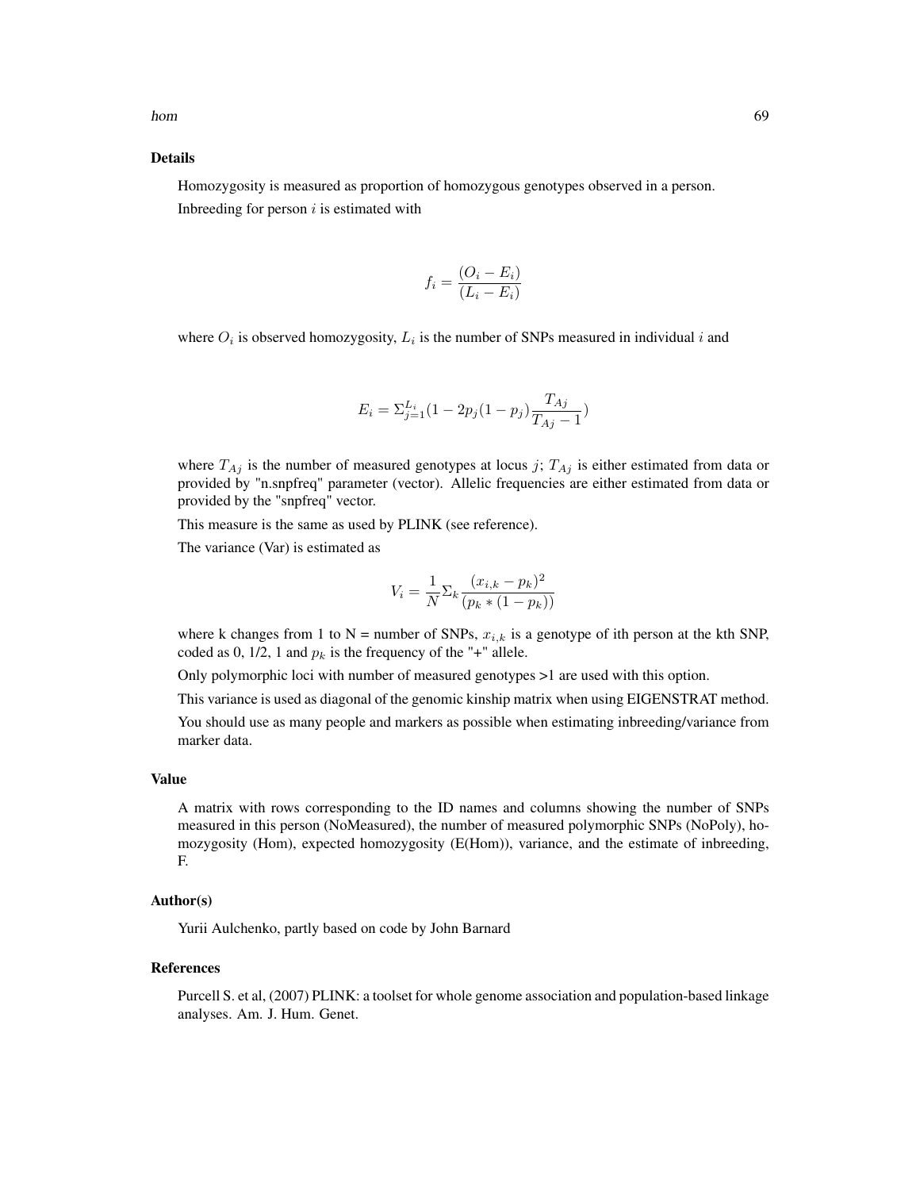### Details

Homozygosity is measured as proportion of homozygous genotypes observed in a person.

Inbreeding for person $i$ is estimated with

$$f_i = \frac{(O_i - E_i)}{(L_i - E_i)}$$

where $O_i$ is observed homozygosity, $L_i$ is the number of SNPs measured in individual $i$ and

$$E_i = \Sigma_{j=1}^{L_i} (1 - 2p_j(1 - p_j)\frac{T_{Aj}}{T_{Aj} - 1})$$

where $T_{Aj}$ is the number of measured genotypes at locus $j$; $T_{Aj}$ is either estimated from data or provided by "n.snpfreq" parameter (vector). Allelic frequencies are either estimated from data or provided by the "snpfreq" vector.

This measure is the same as used by PLINK (see reference).

The variance (Var) is estimated as

$$V_i = \frac{1}{N}\Sigma_k \frac{(x_{i,k} - p_k)^2}{(p_k * (1 - p_k))}$$

where k changes from 1 to N = number of SNPs, $x_{i,k}$ is a genotype of ith person at the kth SNP, coded as 0, 1/2, 1 and $p_k$ is the frequency of the "+" allele.

Only polymorphic loci with number of measured genotypes >1 are used with this option.

This variance is used as diagonal of the genomic kinship matrix when using EIGENSTRAT method.

You should use as many people and markers as possible when estimating inbreeding/variance from marker data.

### Value

A matrix with rows corresponding to the ID names and columns showing the number of SNPs measured in this person (NoMeasured), the number of measured polymorphic SNPs (NoPoly), homozygosity (Hom), expected homozygosity (E(Hom)), variance, and the estimate of inbreeding, F.

### Author(s)

Yurii Aulchenko, partly based on code by John Barnard

### References

Purcell S. et al, (2007) PLINK: a toolset for whole genome association and population-based linkage analyses. Am. J. Hum. Genet.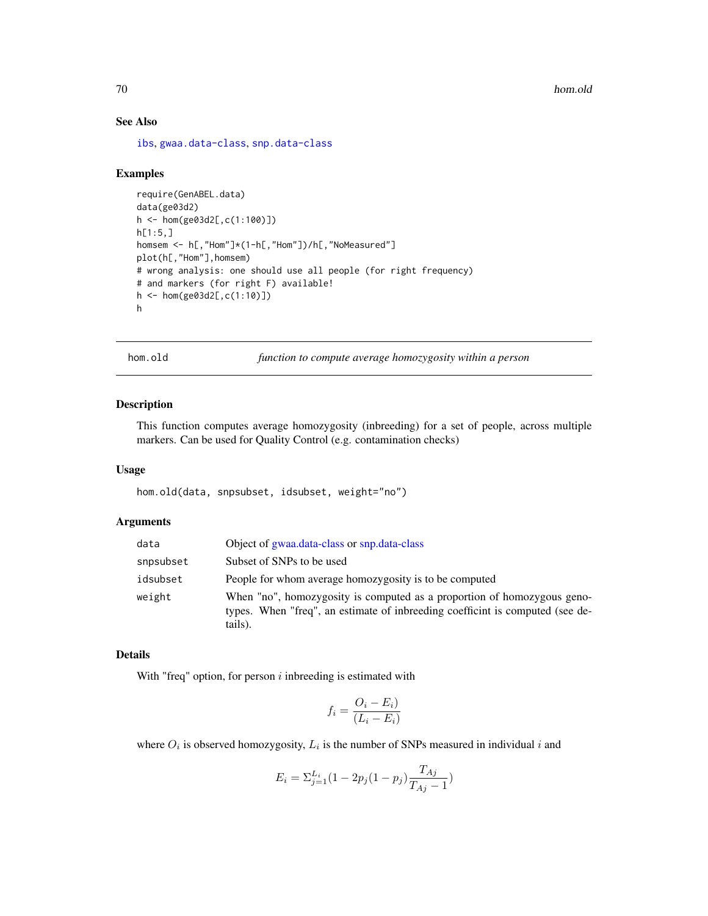## See Also

ibs, gwaa.data-class, snp.data-class

## Examples

```
require(GenABEL.data)
data(ge03d2)
h <- hom(ge03d2[,c(1:100)])
h[1:5,]
homsem <- h[,"Hom"]*(1-h[,"Hom"])/h[,"NoMeasured"]
plot(h[,"Hom"],homsem)
# wrong analysis: one should use all people (for right frequency)
# and markers (for right F) available!
h <- hom(ge03d2[,c(1:10)])
h
```

---

# hom.old — *function to compute average homozygosity within a person*

## Description

This function computes average homozygosity (inbreeding) for a set of people, across multiple markers. Can be used for Quality Control (e.g. contamination checks)

## Usage

```
hom.old(data, snpsubset, idsubset, weight="no")
```

## Arguments

| | |
|---|---|
| data | Object of gwaa.data-class or snp.data-class |
| snpsubset | Subset of SNPs to be used |
| idsubset | People for whom average homozygosity is to be computed |
| weight | When "no", homozygosity is computed as a proportion of homozygous genotypes. When "freq", an estimate of inbreeding coefficint is computed (see details). |

## Details

With "freq" option, for person $i$ inbreeding is estimated with

$$f_i = \frac{O_i - E_i)}{(L_i - E_i)}$$

where $O_i$ is observed homozygosity, $L_i$ is the number of SNPs measured in individual $i$ and

$$E_i = \Sigma_{j=1}^{L_i}(1 - 2p_j(1-p_j)\frac{T_{Aj}}{T_{Aj}-1})$$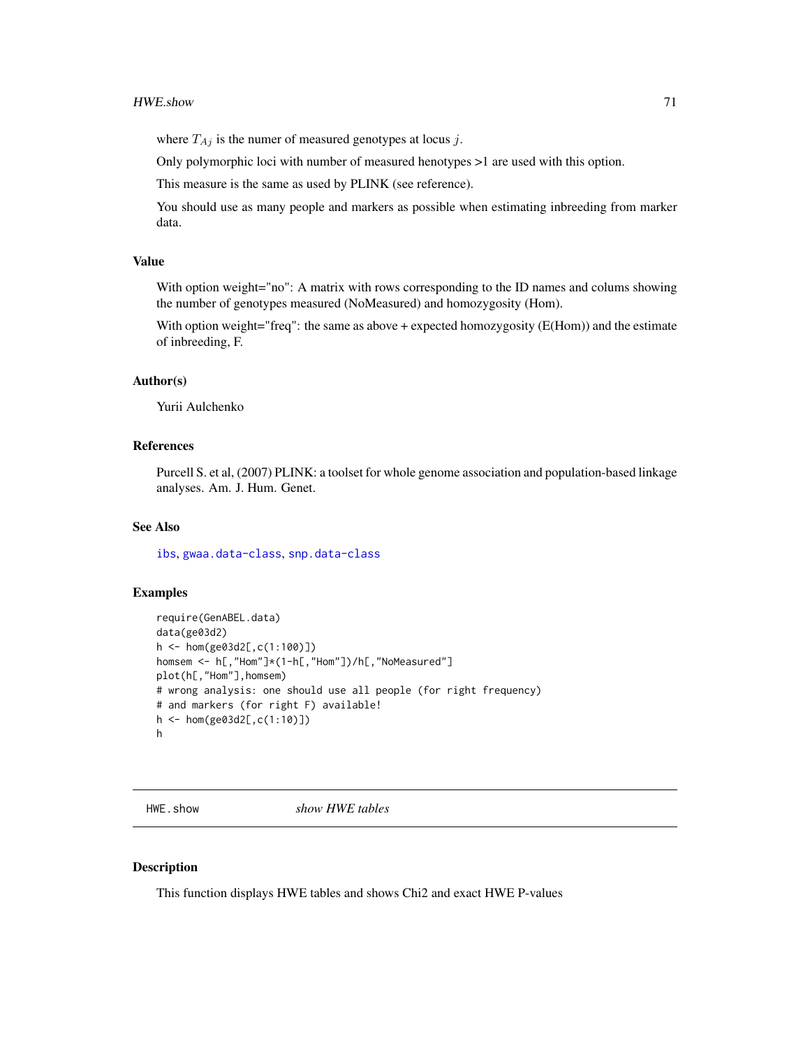where $T_{Aj}$ is the numer of measured genotypes at locus $j$.

Only polymorphic loci with number of measured henotypes >1 are used with this option.

This measure is the same as used by PLINK (see reference).

You should use as many people and markers as possible when estimating inbreeding from marker data.

### Value

With option weight="no": A matrix with rows corresponding to the ID names and colums showing the number of genotypes measured (NoMeasured) and homozygosity (Hom).

With option weight="freq": the same as above + expected homozygosity (E(Hom)) and the estimate of inbreeding, F.

### Author(s)

Yurii Aulchenko

### References

Purcell S. et al, (2007) PLINK: a toolset for whole genome association and population-based linkage analyses. Am. J. Hum. Genet.

### See Also

ibs, gwaa.data-class, snp.data-class

### Examples

```
require(GenABEL.data)
data(ge03d2)
h <- hom(ge03d2[,c(1:100)])
homsem <- h[,"Hom"]*(1-h[,"Hom"])/h[,"NoMeasured"]
plot(h[,"Hom"],homsem)
# wrong analysis: one should use all people (for right frequency)
# and markers (for right F) available!
h <- hom(ge03d2[,c(1:10)])
h
```

---

## HWE.show *show HWE tables*

### Description

This function displays HWE tables and shows Chi2 and exact HWE P-values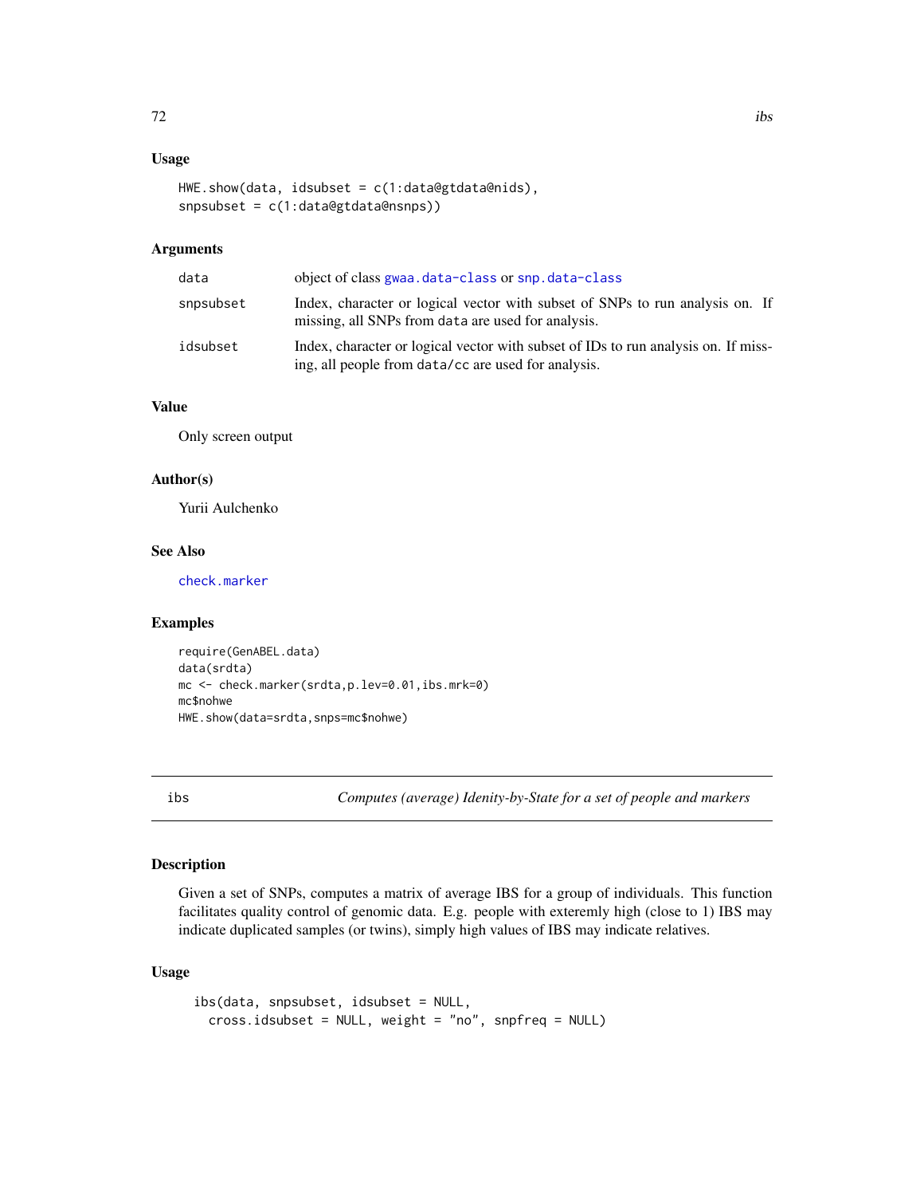### Usage

```
HWE.show(data, idsubset = c(1:data@gtdata@nids),
snpsubset = c(1:data@gtdata@nsnps))
```

### Arguments

| | |
|---|---|
| data | object of class gwaa.data-class or snp.data-class |
| snpsubset | Index, character or logical vector with subset of SNPs to run analysis on. If missing, all SNPs from data are used for analysis. |
| idsubset | Index, character or logical vector with subset of IDs to run analysis on. If missing, all people from data/cc are used for analysis. |

### Value

Only screen output

### Author(s)

Yurii Aulchenko

### See Also

check.marker

### Examples

```
require(GenABEL.data)
data(srdta)
mc <- check.marker(srdta,p.lev=0.01,ibs.mrk=0)
mc$nohwe
HWE.show(data=srdta,snps=mc$nohwe)
```

---

## ibs — *Computes (average) Idenity-by-State for a set of people and markers*

### Description

Given a set of SNPs, computes a matrix of average IBS for a group of individuals. This function facilitates quality control of genomic data. E.g. people with exteremly high (close to 1) IBS may indicate duplicated samples (or twins), simply high values of IBS may indicate relatives.

### Usage

```
ibs(data, snpsubset, idsubset = NULL,
  cross.idsubset = NULL, weight = "no", snpfreq = NULL)
```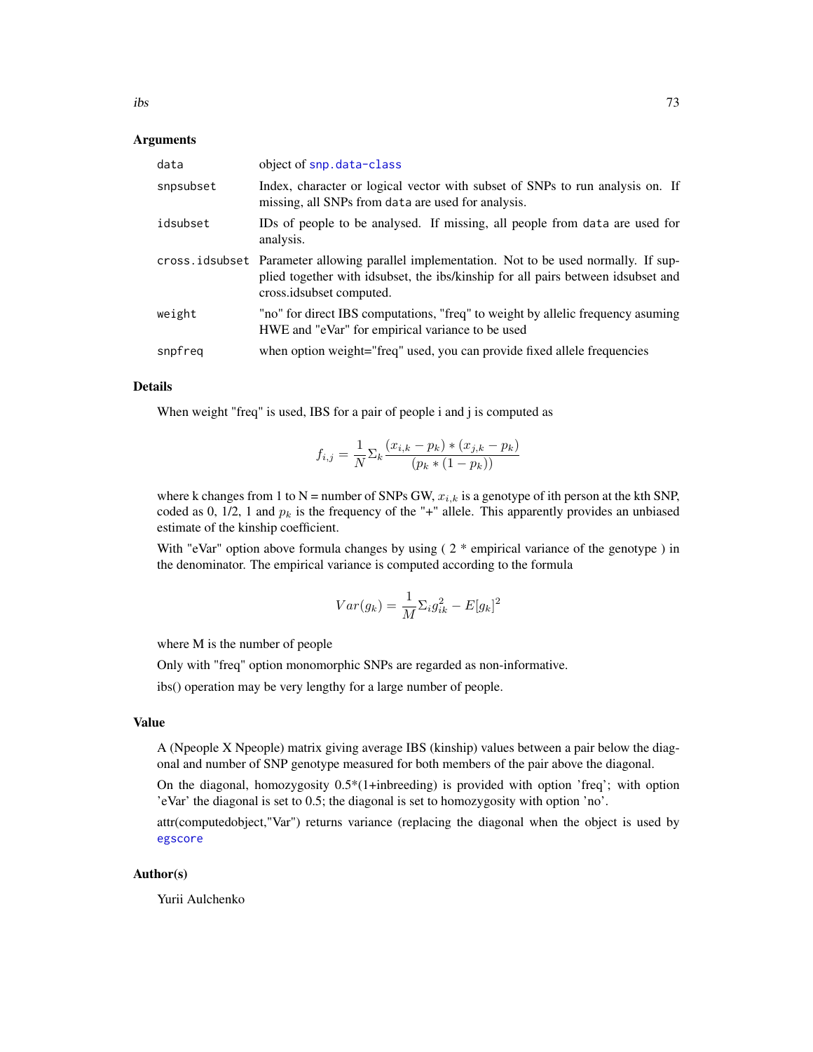### Arguments

| | |
|---|---|
| `data` | object of `snp.data-class` |
| `snpsubset` | Index, character or logical vector with subset of SNPs to run analysis on. If missing, all SNPs from `data` are used for analysis. |
| `idsubset` | IDs of people to be analysed. If missing, all people from `data` are used for analysis. |
| `cross.idsubset` | Parameter allowing parallel implementation. Not to be used normally. If supplied together with idsubset, the ibs/kinship for all pairs between idsubset and cross.idsubset computed. |
| `weight` | "no" for direct IBS computations, "freq" to weight by allelic frequency asuming HWE and "eVar" for empirical variance to be used |
| `snpfreq` | when option weight="freq" used, you can provide fixed allele frequencies |

### Details

When weight "freq" is used, IBS for a pair of people i and j is computed as

$$f_{i,j} = \frac{1}{N} \Sigma_k \frac{(x_{i,k} - p_k) * (x_{j,k} - p_k)}{(p_k * (1 - p_k))}$$

where k changes from 1 to N = number of SNPs GW, $x_{i,k}$ is a genotype of ith person at the kth SNP, coded as 0, 1/2, 1 and $p_k$ is the frequency of the "+" allele. This apparently provides an unbiased estimate of the kinship coefficient.

With "eVar" option above formula changes by using ( 2 * empirical variance of the genotype ) in the denominator. The empirical variance is computed according to the formula

$$Var(g_k) = \frac{1}{M} \Sigma_i g_{ik}^2 - E[g_k]^2$$

where M is the number of people

Only with "freq" option monomorphic SNPs are regarded as non-informative.

ibs() operation may be very lengthy for a large number of people.

### Value

A (Npeople X Npeople) matrix giving average IBS (kinship) values between a pair below the diagonal and number of SNP genotype measured for both members of the pair above the diagonal.

On the diagonal, homozygosity 0.5*(1+inbreeding) is provided with option 'freq'; with option 'eVar' the diagonal is set to 0.5; the diagonal is set to homozygosity with option 'no'.

attr(computedobject,"Var") returns variance (replacing the diagonal when the object is used by `egscore`

### Author(s)

Yurii Aulchenko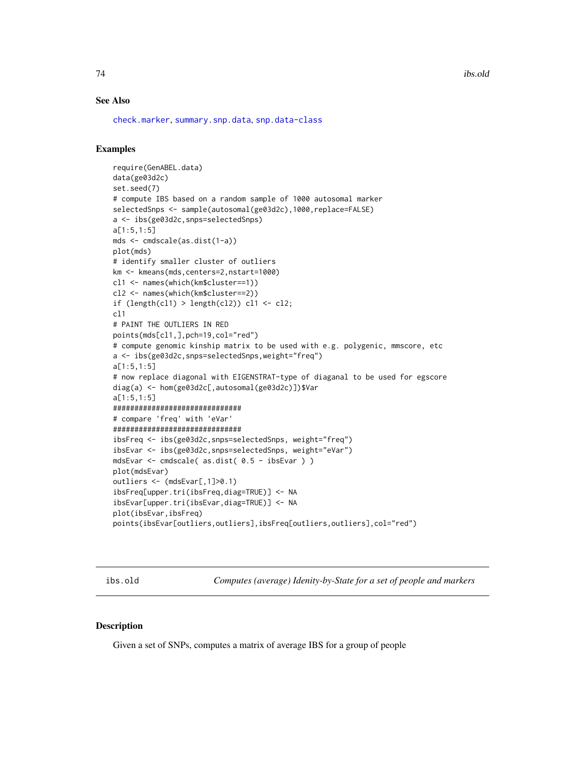## See Also

check.marker, summary.snp.data, snp.data-class

## Examples

```
require(GenABEL.data)
data(ge03d2c)
set.seed(7)
# compute IBS based on a random sample of 1000 autosomal marker
selectedSnps <- sample(autosomal(ge03d2c),1000,replace=FALSE)
a <- ibs(ge03d2c,snps=selectedSnps)
a[1:5,1:5]
mds <- cmdscale(as.dist(1-a))
plot(mds)
# identify smaller cluster of outliers
km <- kmeans(mds,centers=2,nstart=1000)
cl1 <- names(which(km$cluster==1))
cl2 <- names(which(km$cluster==2))
if (length(cl1) > length(cl2)) cl1 <- cl2;
cl1
# PAINT THE OUTLIERS IN RED
points(mds[cl1,],pch=19,col="red")
# compute genomic kinship matrix to be used with e.g. polygenic, mmscore, etc
a <- ibs(ge03d2c,snps=selectedSnps,weight="freq")
a[1:5,1:5]
# now replace diagonal with EIGENSTRAT-type of diaganal to be used for egscore
diag(a) <- hom(ge03d2c[,autosomal(ge03d2c)])$Var
a[1:5,1:5]
###############################
# compare 'freq' with 'eVar'
###############################
ibsFreq <- ibs(ge03d2c,snps=selectedSnps, weight="freq")
ibsEvar <- ibs(ge03d2c,snps=selectedSnps, weight="eVar")
mdsEvar <- cmdscale( as.dist( 0.5 - ibsEvar ) )
plot(mdsEvar)
outliers <- (mdsEvar[,1]>0.1)
ibsFreq[upper.tri(ibsFreq,diag=TRUE)] <- NA
ibsEvar[upper.tri(ibsEvar,diag=TRUE)] <- NA
plot(ibsEvar,ibsFreq)
points(ibsEvar[outliers,outliers],ibsFreq[outliers,outliers],col="red")
```

---

# ibs.old — *Computes (average) Idenity-by-State for a set of people and markers*

## Description

Given a set of SNPs, computes a matrix of average IBS for a group of people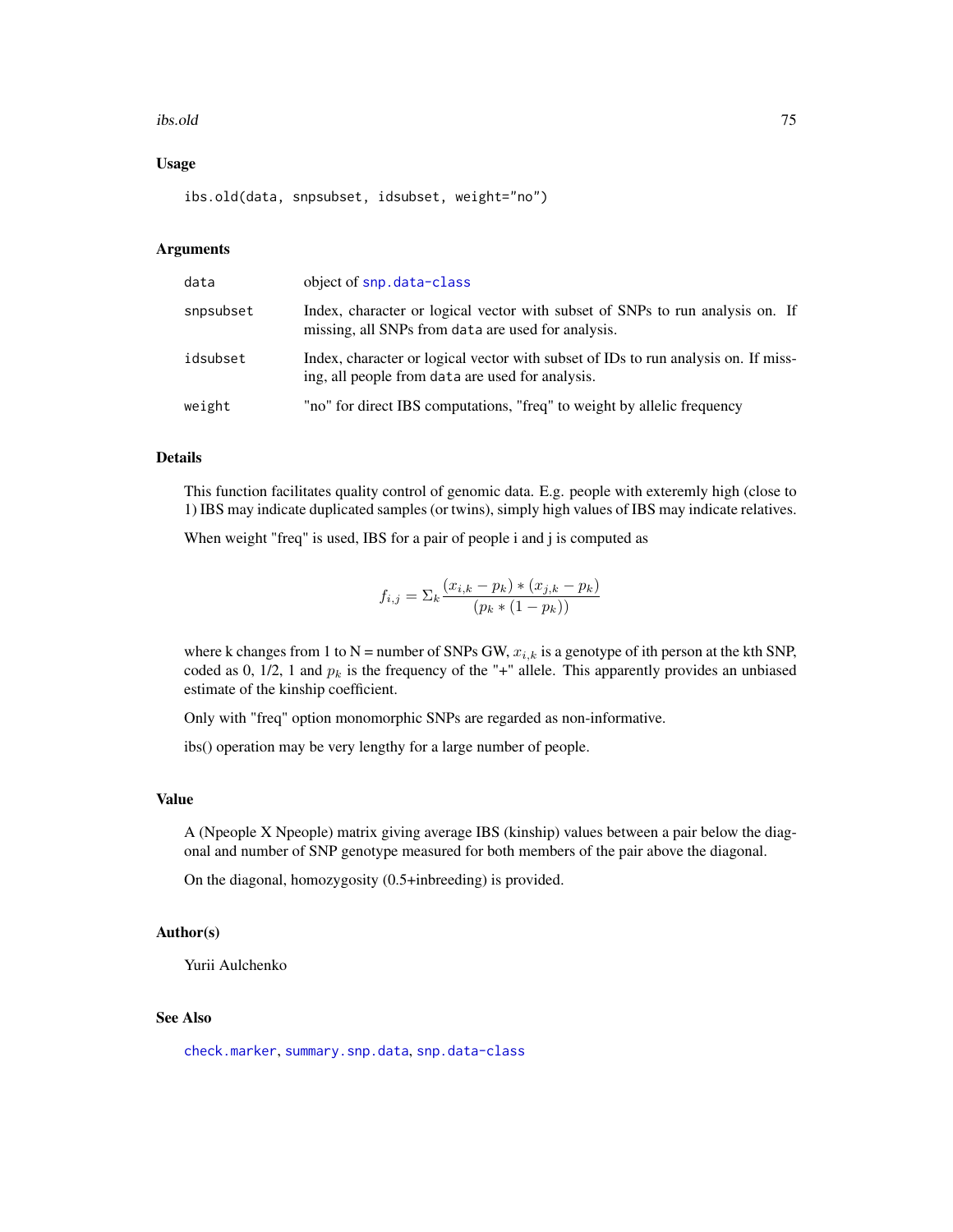### Usage

```
ibs.old(data, snpsubset, idsubset, weight="no")
```

### Arguments

| | |
|---|---|
| data | object of snp.data-class |
| snpsubset | Index, character or logical vector with subset of SNPs to run analysis on. If missing, all SNPs from data are used for analysis. |
| idsubset | Index, character or logical vector with subset of IDs to run analysis on. If missing, all people from data are used for analysis. |
| weight | "no" for direct IBS computations, "freq" to weight by allelic frequency |

### Details

This function facilitates quality control of genomic data. E.g. people with exteremly high (close to 1) IBS may indicate duplicated samples (or twins), simply high values of IBS may indicate relatives.

When weight "freq" is used, IBS for a pair of people i and j is computed as

$$f_{i,j} = \Sigma_k \frac{(x_{i,k} - p_k) * (x_{j,k} - p_k)}{(p_k * (1 - p_k))}$$

where k changes from 1 to N = number of SNPs GW, $x_{i,k}$ is a genotype of ith person at the kth SNP, coded as 0, 1/2, 1 and $p_k$ is the frequency of the "+" allele. This apparently provides an unbiased estimate of the kinship coefficient.

Only with "freq" option monomorphic SNPs are regarded as non-informative.

ibs() operation may be very lengthy for a large number of people.

### Value

A (Npeople X Npeople) matrix giving average IBS (kinship) values between a pair below the diagonal and number of SNP genotype measured for both members of the pair above the diagonal.

On the diagonal, homozygosity (0.5+inbreeding) is provided.

### Author(s)

Yurii Aulchenko

### See Also

check.marker, summary.snp.data, snp.data-class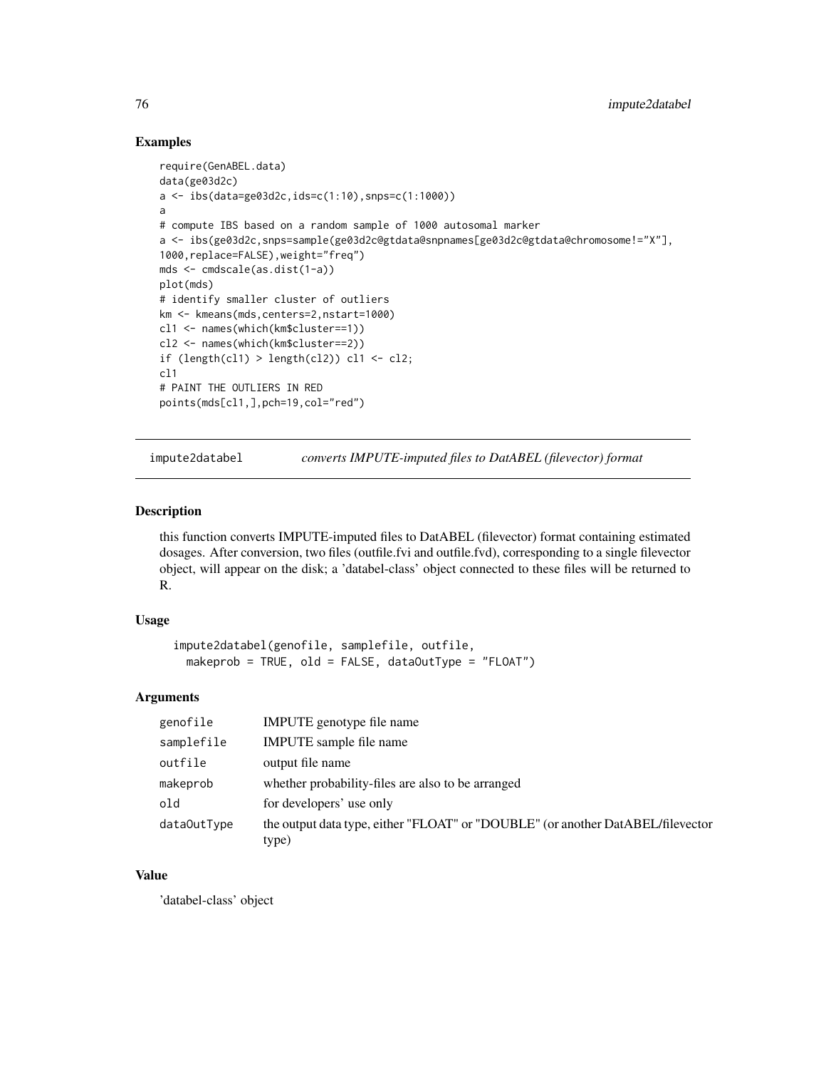## Examples

```
require(GenABEL.data)
data(ge03d2c)
a <- ibs(data=ge03d2c,ids=c(1:10),snps=c(1:1000))
a
# compute IBS based on a random sample of 1000 autosomal marker
a <- ibs(ge03d2c,snps=sample(ge03d2c@gtdata@snpnames[ge03d2c@gtdata@chromosome!="X"],
1000,replace=FALSE),weight="freq")
mds <- cmdscale(as.dist(1-a))
plot(mds)
# identify smaller cluster of outliers
km <- kmeans(mds,centers=2,nstart=1000)
cl1 <- names(which(km$cluster==1))
cl2 <- names(which(km$cluster==2))
if (length(cl1) > length(cl2)) cl1 <- cl2;
cl1
# PAINT THE OUTLIERS IN RED
points(mds[cl1,],pch=19,col="red")
```

---

# impute2databel — *converts IMPUTE-imputed files to DatABEL (filevector) format*

## Description

this function converts IMPUTE-imputed files to DatABEL (filevector) format containing estimated dosages. After conversion, two files (outfile.fvi and outfile.fvd), corresponding to a single filevector object, will appear on the disk; a 'databel-class' object connected to these files will be returned to R.

## Usage

```
impute2databel(genofile, samplefile, outfile,
  makeprob = TRUE, old = FALSE, dataOutType = "FLOAT")
```

## Arguments

| | |
|---|---|
| `genofile` | IMPUTE genotype file name |
| `samplefile` | IMPUTE sample file name |
| `outfile` | output file name |
| `makeprob` | whether probability-files are also to be arranged |
| `old` | for developers' use only |
| `dataOutType` | the output data type, either "FLOAT" or "DOUBLE" (or another DatABEL/filevector type) |

## Value

'databel-class' object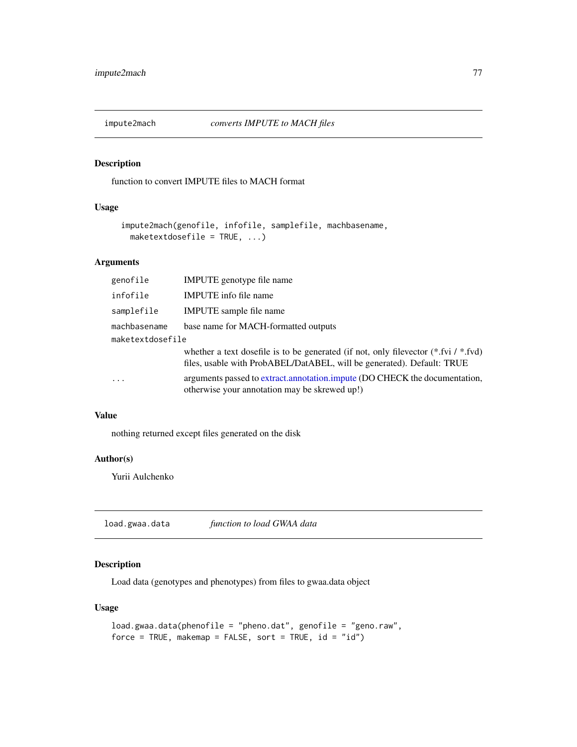## impute2mach *converts IMPUTE to MACH files*

### Description

function to convert IMPUTE files to MACH format

### Usage

```
impute2mach(genofile, infofile, samplefile, machbasename,
  maketextdosefile = TRUE, ...)
```

### Arguments

| Argument | Description |
|---|---|
| `genofile` | IMPUTE genotype file name |
| `infofile` | IMPUTE info file name |
| `samplefile` | IMPUTE sample file name |
| `machbasename` | base name for MACH-formatted outputs |
| `maketextdosefile` | whether a text dosefile is to be generated (if not, only filevector (*.fvi / *.fvd) files, usable with ProbABEL/DatABEL, will be generated). Default: TRUE |
| `...` | arguments passed to extract.annotation.impute (DO CHECK the documentation, otherwise your annotation may be skrewed up!) |

### Value

nothing returned except files generated on the disk

### Author(s)

Yurii Aulchenko

## load.gwaa.data *function to load GWAA data*

### Description

Load data (genotypes and phenotypes) from files to gwaa.data object

### Usage

```
load.gwaa.data(phenofile = "pheno.dat", genofile = "geno.raw",
force = TRUE, makemap = FALSE, sort = TRUE, id = "id")
```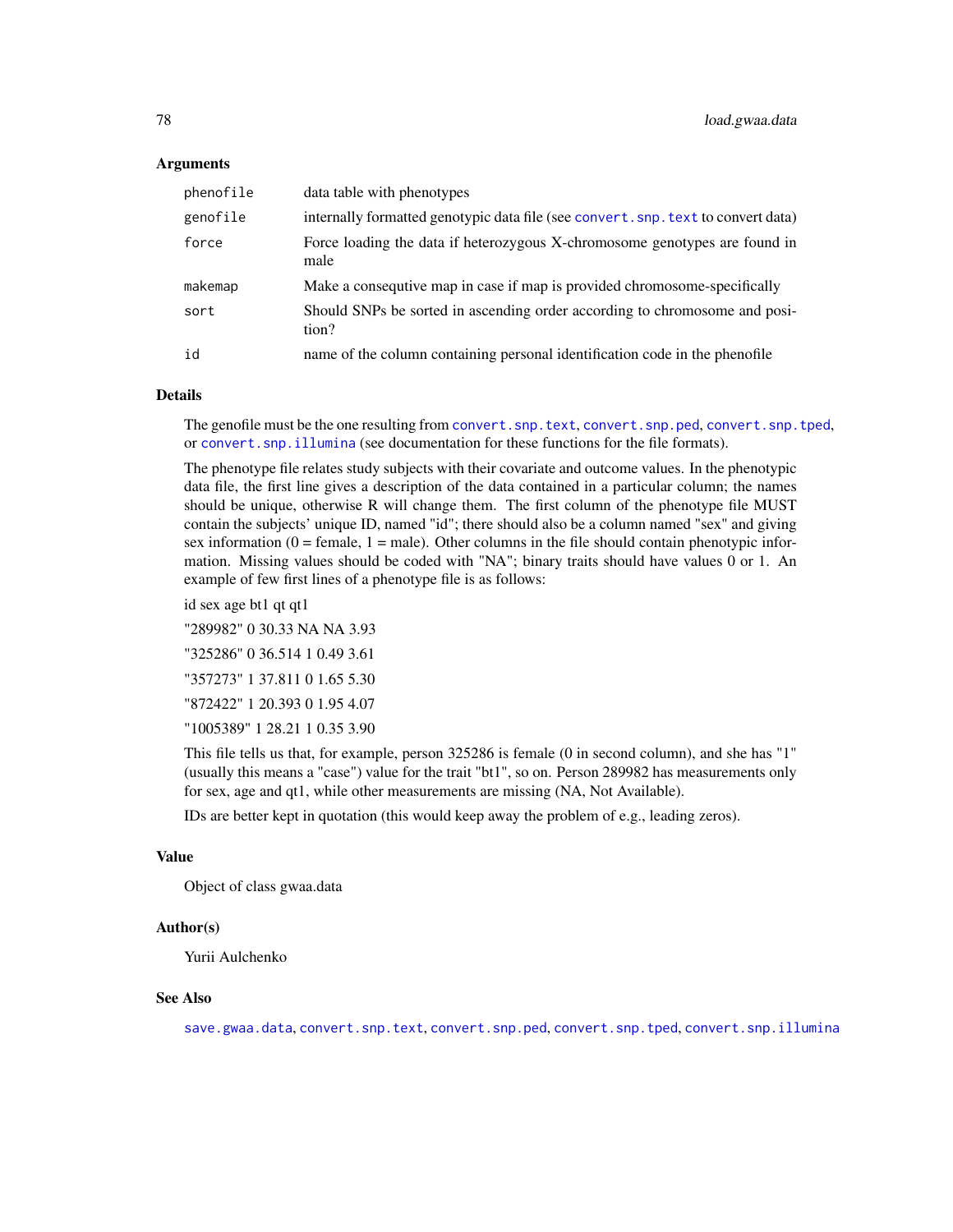## Arguments

| | |
|---|---|
| phenofile | data table with phenotypes |
| genofile | internally formatted genotypic data file (see convert.snp.text to convert data) |
| force | Force loading the data if heterozygous X-chromosome genotypes are found in male |
| makemap | Make a consequtive map in case if map is provided chromosome-specifically |
| sort | Should SNPs be sorted in ascending order according to chromosome and position? |
| id | name of the column containing personal identification code in the phenofile |

## Details

The genofile must be the one resulting from convert.snp.text, convert.snp.ped, convert.snp.tped, or convert.snp.illumina (see documentation for these functions for the file formats).

The phenotype file relates study subjects with their covariate and outcome values. In the phenotypic data file, the first line gives a description of the data contained in a particular column; the names should be unique, otherwise R will change them. The first column of the phenotype file MUST contain the subjects' unique ID, named "id"; there should also be a column named "sex" and giving sex information (0 = female, 1 = male). Other columns in the file should contain phenotypic information. Missing values should be coded with "NA"; binary traits should have values 0 or 1. An example of few first lines of a phenotype file is as follows:

id sex age bt1 qt qt1

"289982" 0 30.33 NA NA 3.93

"325286" 0 36.514 1 0.49 3.61

"357273" 1 37.811 0 1.65 5.30

"872422" 1 20.393 0 1.95 4.07

"1005389" 1 28.21 1 0.35 3.90

This file tells us that, for example, person 325286 is female (0 in second column), and she has "1" (usually this means a "case") value for the trait "bt1", so on. Person 289982 has measurements only for sex, age and qt1, while other measurements are missing (NA, Not Available).

IDs are better kept in quotation (this would keep away the problem of e.g., leading zeros).

## Value

Object of class gwaa.data

## Author(s)

Yurii Aulchenko

## See Also

save.gwaa.data, convert.snp.text, convert.snp.ped, convert.snp.tped, convert.snp.illumina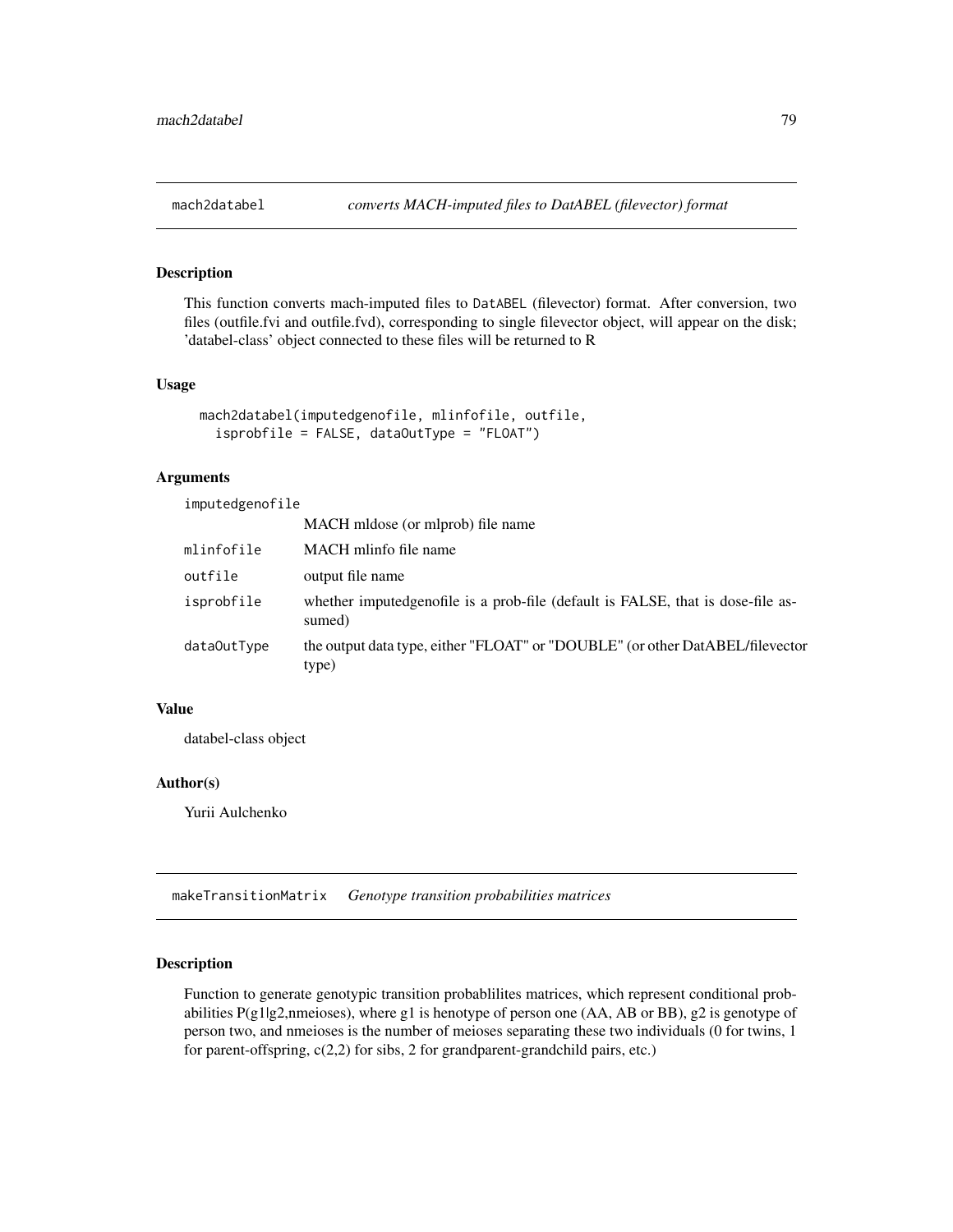## mach2databel *converts MACH-imputed files to DatABEL (filevector) format*

### Description

This function converts mach-imputed files to DatABEL (filevector) format. After conversion, two files (outfile.fvi and outfile.fvd), corresponding to single filevector object, will appear on the disk; 'databel-class' object connected to these files will be returned to R

### Usage

```
mach2databel(imputedgenofile, mlinfofile, outfile,
  isprobfile = FALSE, dataOutType = "FLOAT")
```

### Arguments

| | |
|---|---|
| imputedgenofile | MACH mldose (or mlprob) file name |
| mlinfofile | MACH mlinfo file name |
| outfile | output file name |
| isprobfile | whether imputedgenofile is a prob-file (default is FALSE, that is dose-file assumed) |
| dataOutType | the output data type, either "FLOAT" or "DOUBLE" (or other DatABEL/filevector type) |

### Value

databel-class object

### Author(s)

Yurii Aulchenko

## makeTransitionMatrix *Genotype transition probabilities matrices*

### Description

Function to generate genotypic transition probablilites matrices, which represent conditional probabilities P(g1|g2,nmeioses), where g1 is henotype of person one (AA, AB or BB), g2 is genotype of person two, and nmeioses is the number of meioses separating these two individuals (0 for twins, 1 for parent-offspring, c(2,2) for sibs, 2 for grandparent-grandchild pairs, etc.)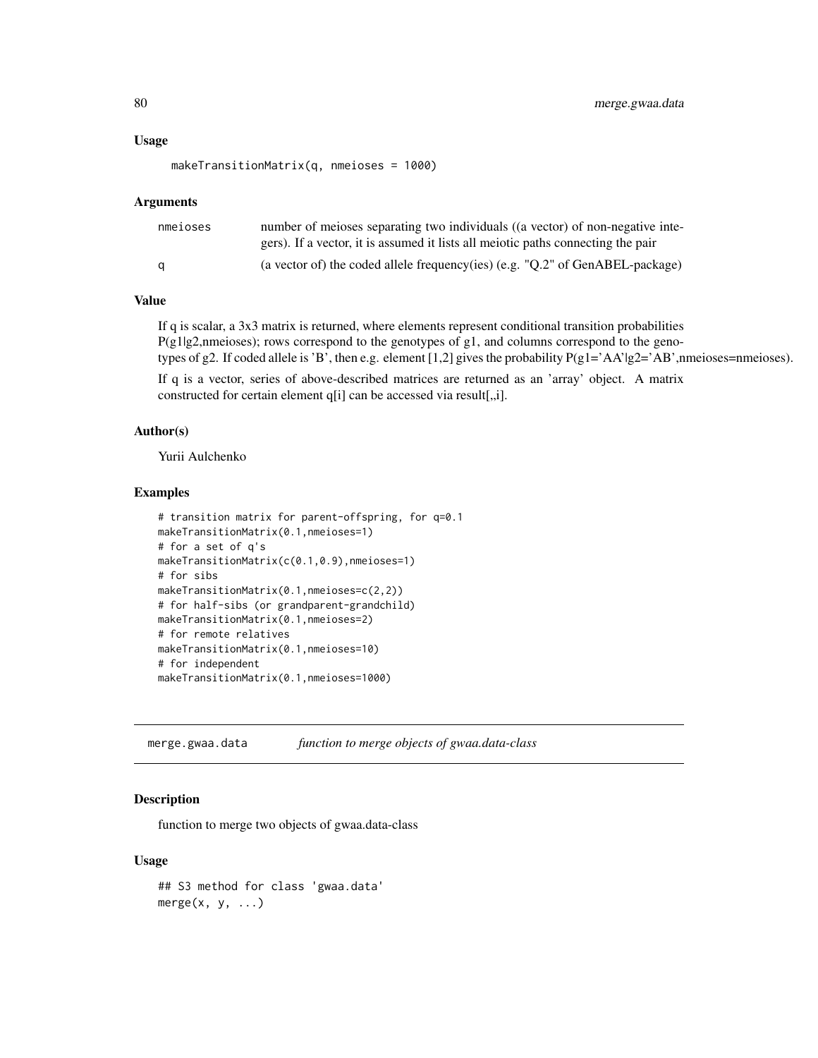### Usage

```
makeTransitionMatrix(q, nmeioses = 1000)
```

### Arguments

| | |
|---|---|
| nmeioses | number of meioses separating two individuals ((a vector) of non-negative integers). If a vector, it is assumed it lists all meiotic paths connecting the pair |
| q | (a vector of) the coded allele frequency(ies) (e.g. "Q.2" of GenABEL-package) |

### Value

If q is scalar, a 3x3 matrix is returned, where elements represent conditional transition probabilities P(g1|g2,nmeioses); rows correspond to the genotypes of g1, and columns correspond to the genotypes of g2. If coded allele is 'B', then e.g. element [1,2] gives the probability P(g1='AA'|g2='AB',nmeioses=nmeioses).

If q is a vector, series of above-described matrices are returned as an 'array' object. A matrix constructed for certain element q[i] can be accessed via result[,,i].

### Author(s)

Yurii Aulchenko

### Examples

```
# transition matrix for parent-offspring, for q=0.1
makeTransitionMatrix(0.1,nmeioses=1)
# for a set of q's
makeTransitionMatrix(c(0.1,0.9),nmeioses=1)
# for sibs
makeTransitionMatrix(0.1,nmeioses=c(2,2))
# for half-sibs (or grandparent-grandchild)
makeTransitionMatrix(0.1,nmeioses=2)
# for remote relatives
makeTransitionMatrix(0.1,nmeioses=10)
# for independent
makeTransitionMatrix(0.1,nmeioses=1000)
```

---

## merge.gwaa.data — *function to merge objects of gwaa.data-class*

### Description

function to merge two objects of gwaa.data-class

### Usage

```
## S3 method for class 'gwaa.data'
merge(x, y, ...)
```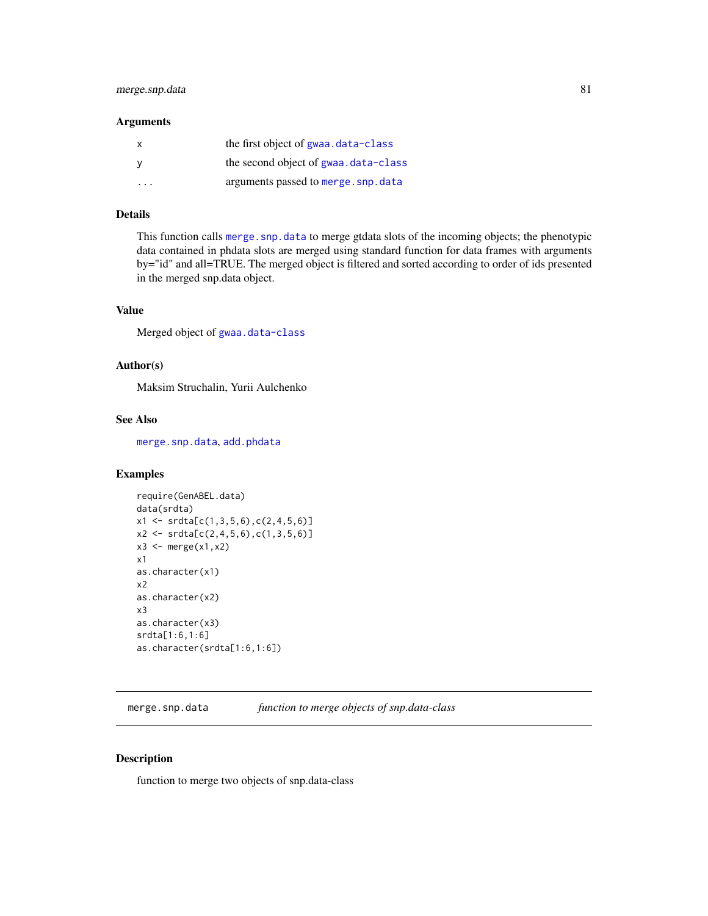### Arguments

| | |
|---|---|
| x | the first object of gwaa.data-class |
| y | the second object of gwaa.data-class |
| ... | arguments passed to merge.snp.data |

### Details

This function calls merge.snp.data to merge gtdata slots of the incoming objects; the phenotypic data contained in phdata slots are merged using standard function for data frames with arguments by="id" and all=TRUE. The merged object is filtered and sorted according to order of ids presented in the merged snp.data object.

### Value

Merged object of gwaa.data-class

### Author(s)

Maksim Struchalin, Yurii Aulchenko

### See Also

merge.snp.data, add.phdata

### Examples

```
require(GenABEL.data)
data(srdta)
x1 <- srdta[c(1,3,5,6),c(2,4,5,6)]
x2 <- srdta[c(2,4,5,6),c(1,3,5,6)]
x3 <- merge(x1,x2)
x1
as.character(x1)
x2
as.character(x2)
x3
as.character(x3)
srdta[1:6,1:6]
as.character(srdta[1:6,1:6])
```

---

## merge.snp.data — *function to merge objects of snp.data-class*

### Description

function to merge two objects of snp.data-class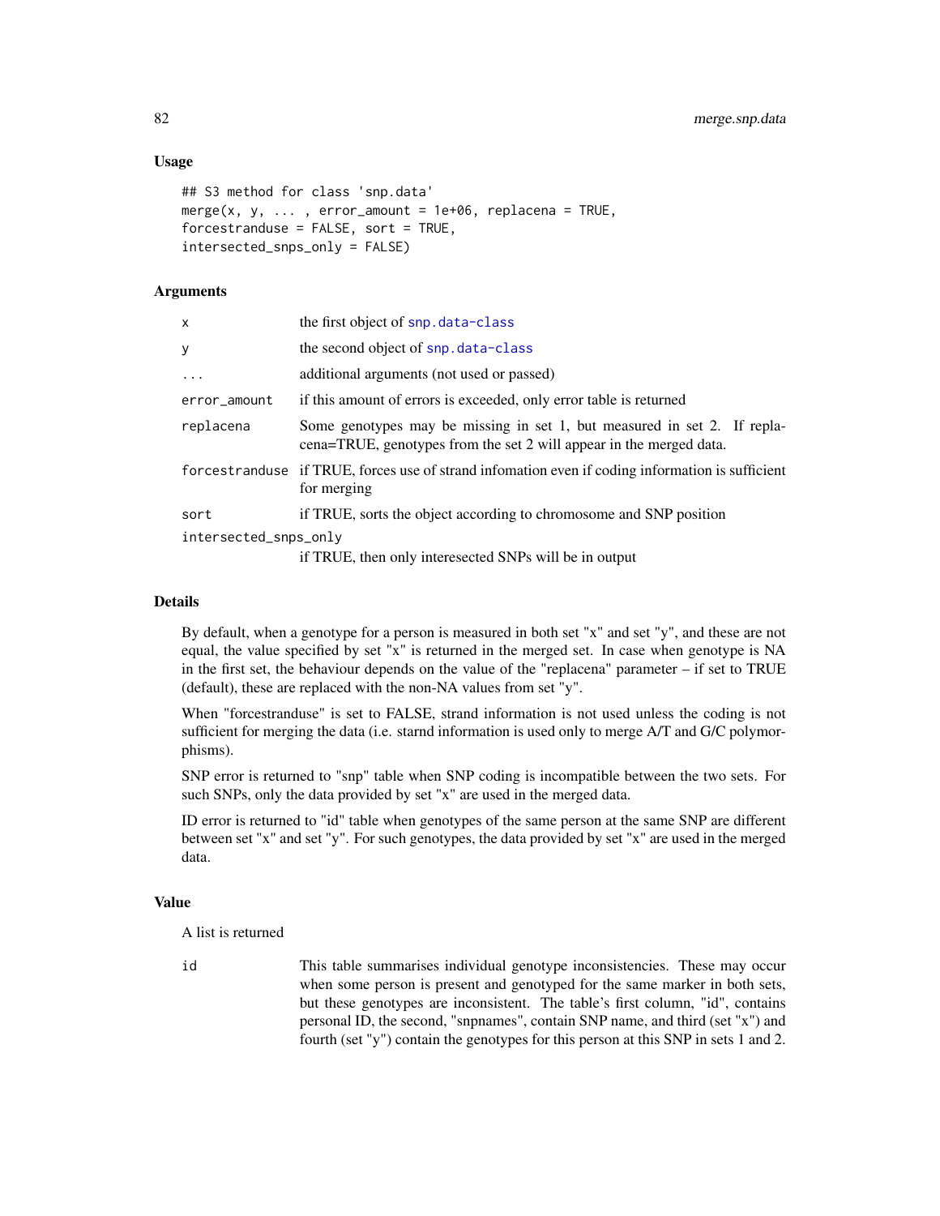## Usage

```
## S3 method for class 'snp.data'
merge(x, y, ... , error_amount = 1e+06, replacena = TRUE,
forcestranduse = FALSE, sort = TRUE,
intersected_snps_only = FALSE)
```

## Arguments

| | |
|---|---|
| `x` | the first object of `snp.data-class` |
| `y` | the second object of `snp.data-class` |
| `...` | additional arguments (not used or passed) |
| `error_amount` | if this amount of errors is exceeded, only error table is returned |
| `replacena` | Some genotypes may be missing in set 1, but measured in set 2. If replacena=TRUE, genotypes from the set 2 will appear in the merged data. |
| `forcestranduse` | if TRUE, forces use of strand infomation even if coding information is sufficient for merging |
| `sort` | if TRUE, sorts the object according to chromosome and SNP position |
| `intersected_snps_only` | if TRUE, then only interesected SNPs will be in output |

## Details

By default, when a genotype for a person is measured in both set "x" and set "y", and these are not equal, the value specified by set "x" is returned in the merged set. In case when genotype is NA in the first set, the behaviour depends on the value of the "replacena" parameter – if set to TRUE (default), these are replaced with the non-NA values from set "y".

When "forcestranduse" is set to FALSE, strand information is not used unless the coding is not sufficient for merging the data (i.e. starnd information is used only to merge A/T and G/C polymorphisms).

SNP error is returned to "snp" table when SNP coding is incompatible between the two sets. For such SNPs, only the data provided by set "x" are used in the merged data.

ID error is returned to "id" table when genotypes of the same person at the same SNP are different between set "x" and set "y". For such genotypes, the data provided by set "x" are used in the merged data.

## Value

A list is returned

| | |
|---|---|
| `id` | This table summarises individual genotype inconsistencies. These may occur when some person is present and genotyped for the same marker in both sets, but these genotypes are inconsistent. The table's first column, "id", contains personal ID, the second, "snpnames", contain SNP name, and third (set "x") and fourth (set "y") contain the genotypes for this person at this SNP in sets 1 and 2. |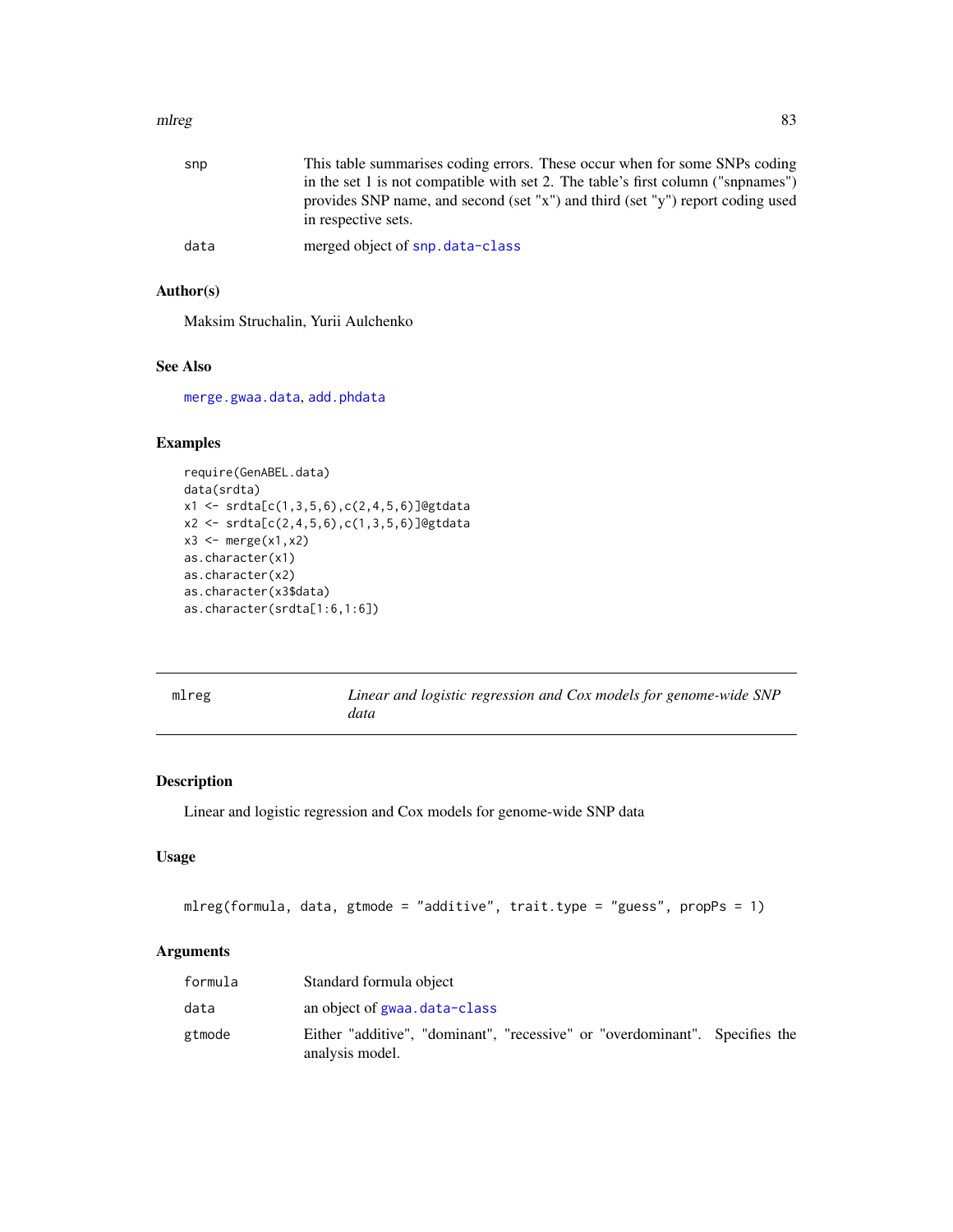| | |
|---|---|
| snp | This table summarises coding errors. These occur when for some SNPs coding in the set 1 is not compatible with set 2. The table's first column ("snpnames") provides SNP name, and second (set "x") and third (set "y") report coding used in respective sets. |
| data | merged object of snp.data-class |

## Author(s)

Maksim Struchalin, Yurii Aulchenko

## See Also

merge.gwaa.data, add.phdata

## Examples

```
require(GenABEL.data)
data(srdta)
x1 <- srdta[c(1,3,5,6),c(2,4,5,6)]@gtdata
x2 <- srdta[c(2,4,5,6),c(1,3,5,6)]@gtdata
x3 <- merge(x1,x2)
as.character(x1)
as.character(x2)
as.character(x3$data)
as.character(srdta[1:6,1:6])
```

---

# mlreg — *Linear and logistic regression and Cox models for genome-wide SNP data*

---

## Description

Linear and logistic regression and Cox models for genome-wide SNP data

## Usage

```
mlreg(formula, data, gtmode = "additive", trait.type = "guess", propPs = 1)
```

## Arguments

| | |
|---|---|
| formula | Standard formula object |
| data | an object of gwaa.data-class |
| gtmode | Either "additive", "dominant", "recessive" or "overdominant". Specifies the analysis model. |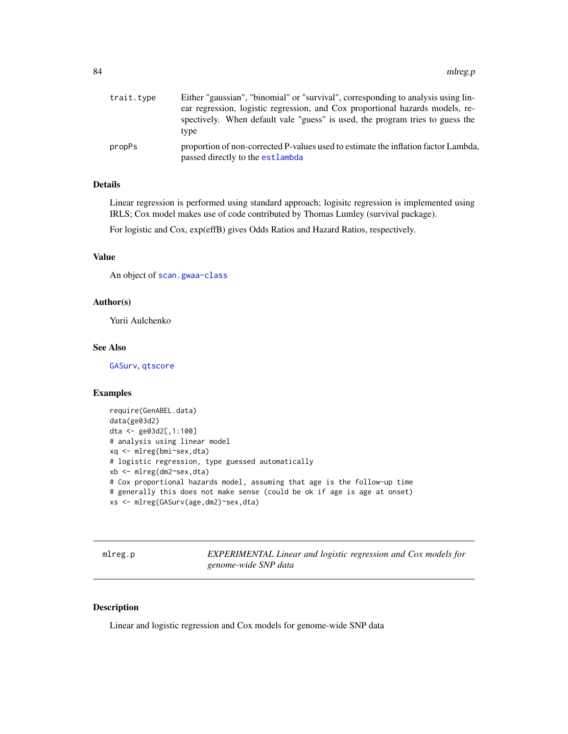| | |
|---|---|
| trait.type | Either "gaussian", "binomial" or "survival", corresponding to analysis using linear regression, logistic regression, and Cox proportional hazards models, respectively. When default vale "guess" is used, the program tries to guess the type |
| propPs | proportion of non-corrected P-values used to estimate the inflation factor Lambda, passed directly to the estlambda |

### Details

Linear regression is performed using standard approach; logisitc regression is implemented using IRLS; Cox model makes use of code contributed by Thomas Lumley (survival package).

For logistic and Cox, exp(effB) gives Odds Ratios and Hazard Ratios, respectively.

### Value

An object of scan.gwaa-class

### Author(s)

Yurii Aulchenko

### See Also

GASurv, qtscore

### Examples

```
require(GenABEL.data)
data(ge03d2)
dta <- ge03d2[,1:100]
# analysis using linear model
xq <- mlreg(bmi~sex,dta)
# logistic regression, type guessed automatically
xb <- mlreg(dm2~sex,dta)
# Cox proportional hazards model, assuming that age is the follow-up time
# generally this does not make sense (could be ok if age is age at onset)
xs <- mlreg(GASurv(age,dm2)~sex,dta)
```

---

## mlreg.p — *EXPERIMENTAL Linear and logistic regression and Cox models for genome-wide SNP data*

---

### Description

Linear and logistic regression and Cox models for genome-wide SNP data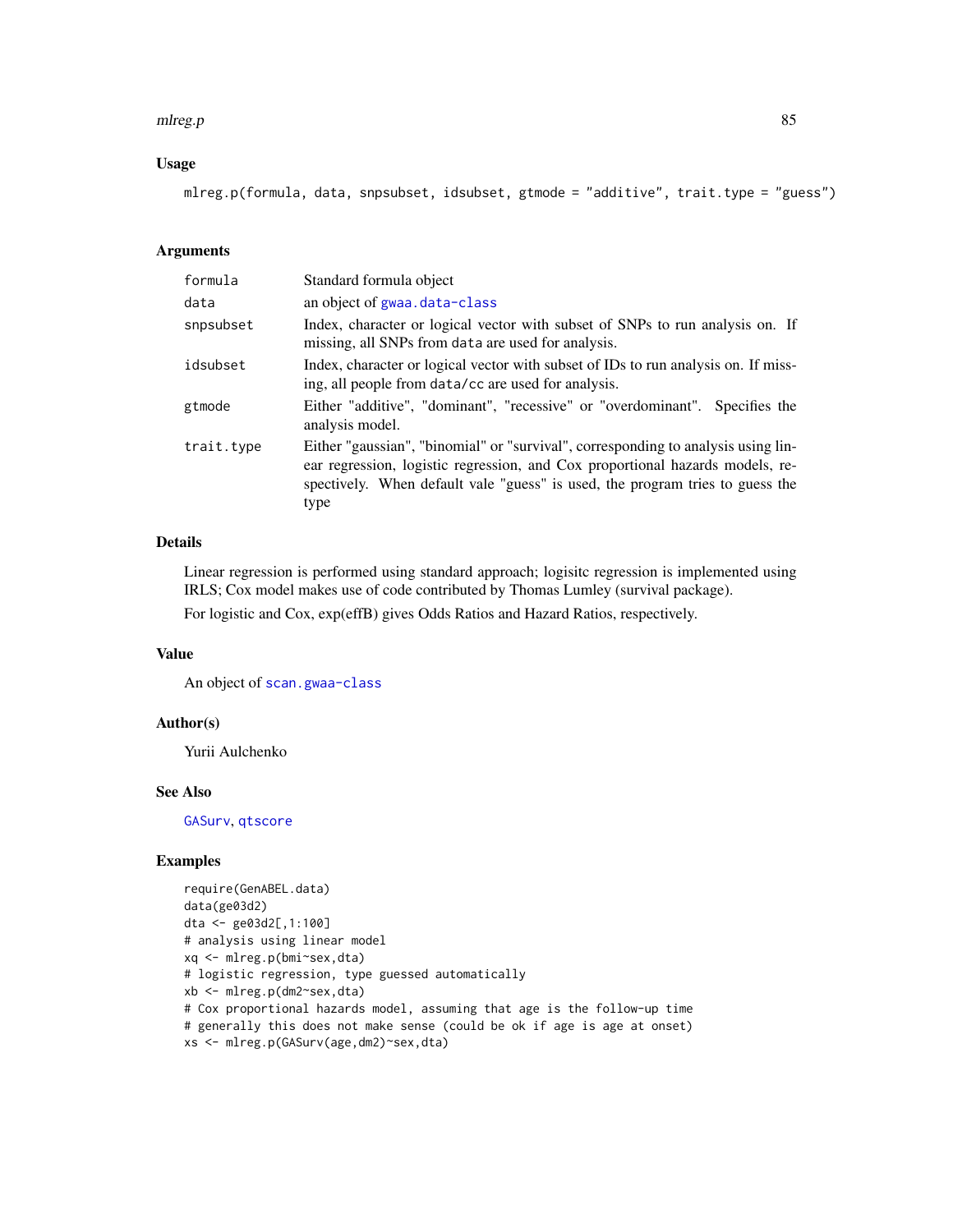## Usage

```
mlreg.p(formula, data, snpsubset, idsubset, gtmode = "additive", trait.type = "guess")
```

## Arguments

| | |
|---|---|
| formula | Standard formula object |
| data | an object of gwaa.data-class |
| snpsubset | Index, character or logical vector with subset of SNPs to run analysis on. If missing, all SNPs from data are used for analysis. |
| idsubset | Index, character or logical vector with subset of IDs to run analysis on. If missing, all people from data/cc are used for analysis. |
| gtmode | Either "additive", "dominant", "recessive" or "overdominant". Specifies the analysis model. |
| trait.type | Either "gaussian", "binomial" or "survival", corresponding to analysis using linear regression, logistic regression, and Cox proportional hazards models, respectively. When default vale "guess" is used, the program tries to guess the type |

## Details

Linear regression is performed using standard approach; logisitc regression is implemented using IRLS; Cox model makes use of code contributed by Thomas Lumley (survival package).

For logistic and Cox, exp(effB) gives Odds Ratios and Hazard Ratios, respectively.

## Value

An object of scan.gwaa-class

## Author(s)

Yurii Aulchenko

## See Also

GASurv, qtscore

## Examples

```
require(GenABEL.data)
data(ge03d2)
dta <- ge03d2[,1:100]
# analysis using linear model
xq <- mlreg.p(bmi~sex,dta)
# logistic regression, type guessed automatically
xb <- mlreg.p(dm2~sex,dta)
# Cox proportional hazards model, assuming that age is the follow-up time
# generally this does not make sense (could be ok if age is age at onset)
xs <- mlreg.p(GASurv(age,dm2)~sex,dta)
```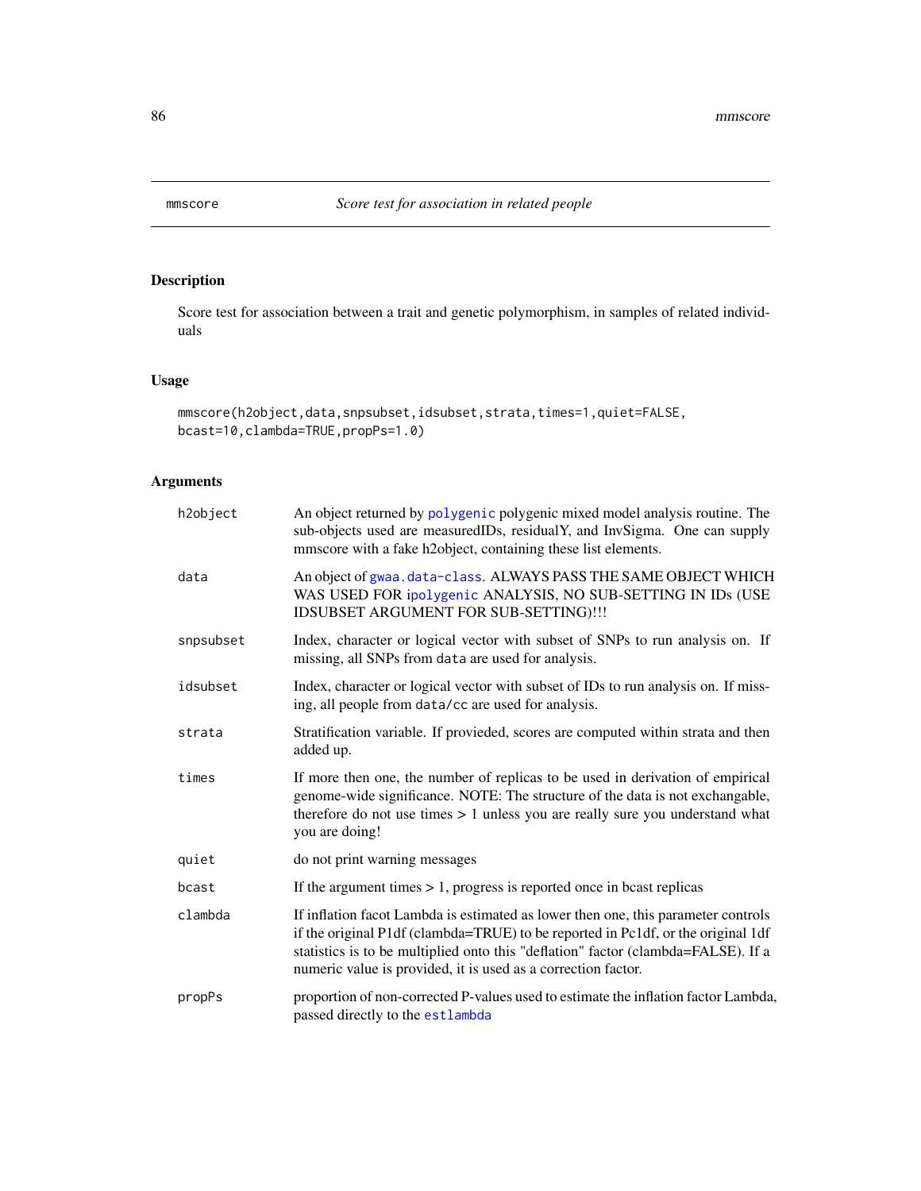mmscore *Score test for association in related people*

## Description

Score test for association between a trait and genetic polymorphism, in samples of related individuals

## Usage

```
mmscore(h2object,data,snpsubset,idsubset,strata,times=1,quiet=FALSE,
bcast=10,clambda=TRUE,propPs=1.0)
```

## Arguments

| | |
|---|---|
| h2object | An object returned by polygenic polygenic mixed model analysis routine. The sub-objects used are measuredIDs, residualY, and InvSigma. One can supply mmscore with a fake h2object, containing these list elements. |
| data | An object of gwaa.data-class. ALWAYS PASS THE SAME OBJECT WHICH WAS USED FOR ipolygenic ANALYSIS, NO SUB-SETTING IN IDs (USE IDSUBSET ARGUMENT FOR SUB-SETTING)!!! |
| snpsubset | Index, character or logical vector with subset of SNPs to run analysis on. If missing, all SNPs from data are used for analysis. |
| idsubset | Index, character or logical vector with subset of IDs to run analysis on. If missing, all people from data/cc are used for analysis. |
| strata | Stratification variable. If provieded, scores are computed within strata and then added up. |
| times | If more then one, the number of replicas to be used in derivation of empirical genome-wide significance. NOTE: The structure of the data is not exchangable, therefore do not use times > 1 unless you are really sure you understand what you are doing! |
| quiet | do not print warning messages |
| bcast | If the argument times > 1, progress is reported once in bcast replicas |
| clambda | If inflation facot Lambda is estimated as lower then one, this parameter controls if the original P1df (clambda=TRUE) to be reported in Pc1df, or the original 1df statistics is to be multiplied onto this "deflation" factor (clambda=FALSE). If a numeric value is provided, it is used as a correction factor. |
| propPs | proportion of non-corrected P-values used to estimate the inflation factor Lambda, passed directly to the estlambda |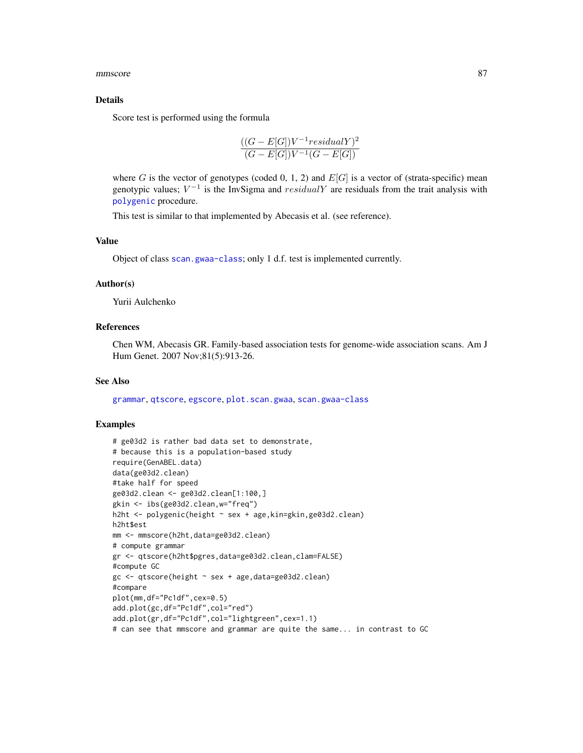## Details

Score test is performed using the formula

$$\frac{((G - E[G])V^{-1}residualY)^2}{(G - E[G])V^{-1}(G - E[G])}$$

where $G$ is the vector of genotypes (coded 0, 1, 2) and $E[G]$ is a vector of (strata-specific) mean genotypic values; $V^{-1}$ is the InvSigma and $residualY$ are residuals from the trait analysis with polygenic procedure.

This test is similar to that implemented by Abecasis et al. (see reference).

## Value

Object of class scan.gwaa-class; only 1 d.f. test is implemented currently.

## Author(s)

Yurii Aulchenko

## References

Chen WM, Abecasis GR. Family-based association tests for genome-wide association scans. Am J Hum Genet. 2007 Nov;81(5):913-26.

## See Also

grammar, qtscore, egscore, plot.scan.gwaa, scan.gwaa-class

## Examples

```
# ge03d2 is rather bad data set to demonstrate,
# because this is a population-based study
require(GenABEL.data)
data(ge03d2.clean)
#take half for speed
ge03d2.clean <- ge03d2.clean[1:100,]
gkin <- ibs(ge03d2.clean,w="freq")
h2ht <- polygenic(height ~ sex + age,kin=gkin,ge03d2.clean)
h2ht$est
mm <- mmscore(h2ht,data=ge03d2.clean)
# compute grammar
gr <- qtscore(h2ht$pgres,data=ge03d2.clean,clam=FALSE)
#compute GC
gc <- qtscore(height ~ sex + age,data=ge03d2.clean)
#compare
plot(mm,df="Pc1df",cex=0.5)
add.plot(gc,df="Pc1df",col="red")
add.plot(gr,df="Pc1df",col="lightgreen",cex=1.1)
# can see that mmscore and grammar are quite the same... in contrast to GC
```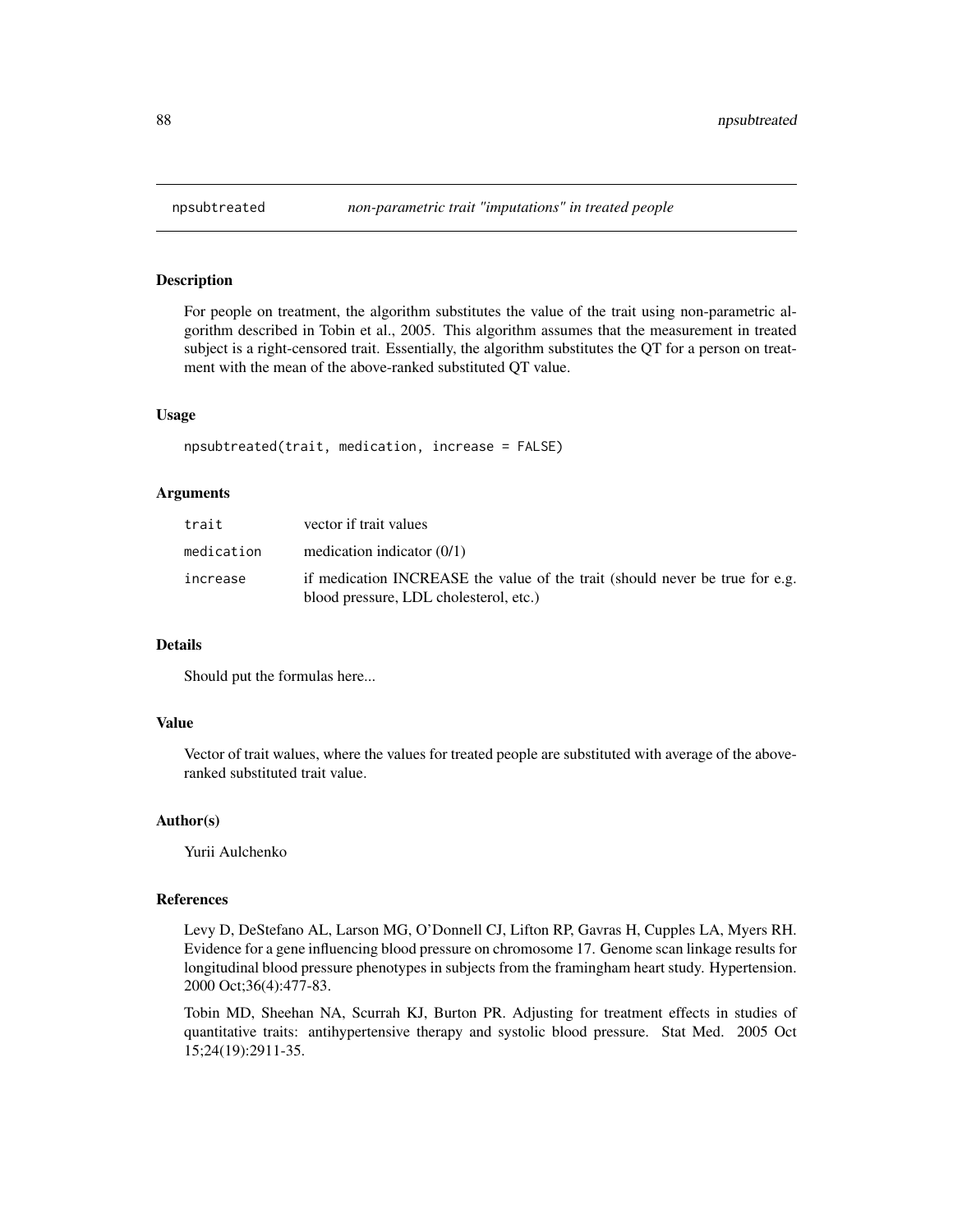## npsubtreated — *non-parametric trait "imputations" in treated people*

### Description

For people on treatment, the algorithm substitutes the value of the trait using non-parametric algorithm described in Tobin et al., 2005. This algorithm assumes that the measurement in treated subject is a right-censored trait. Essentially, the algorithm substitutes the QT for a person on treatment with the mean of the above-ranked substituted QT value.

### Usage

```
npsubtreated(trait, medication, increase = FALSE)
```

### Arguments

| | |
|---|---|
| `trait` | vector if trait values |
| `medication` | medication indicator (0/1) |
| `increase` | if medication INCREASE the value of the trait (should never be true for e.g. blood pressure, LDL cholesterol, etc.) |

### Details

Should put the formulas here...

### Value

Vector of trait walues, where the values for treated people are substituted with average of the above-ranked substituted trait value.

### Author(s)

Yurii Aulchenko

### References

Levy D, DeStefano AL, Larson MG, O'Donnell CJ, Lifton RP, Gavras H, Cupples LA, Myers RH. Evidence for a gene influencing blood pressure on chromosome 17. Genome scan linkage results for longitudinal blood pressure phenotypes in subjects from the framingham heart study. Hypertension. 2000 Oct;36(4):477-83.

Tobin MD, Sheehan NA, Scurrah KJ, Burton PR. Adjusting for treatment effects in studies of quantitative traits: antihypertensive therapy and systolic blood pressure. Stat Med. 2005 Oct 15;24(19):2911-35.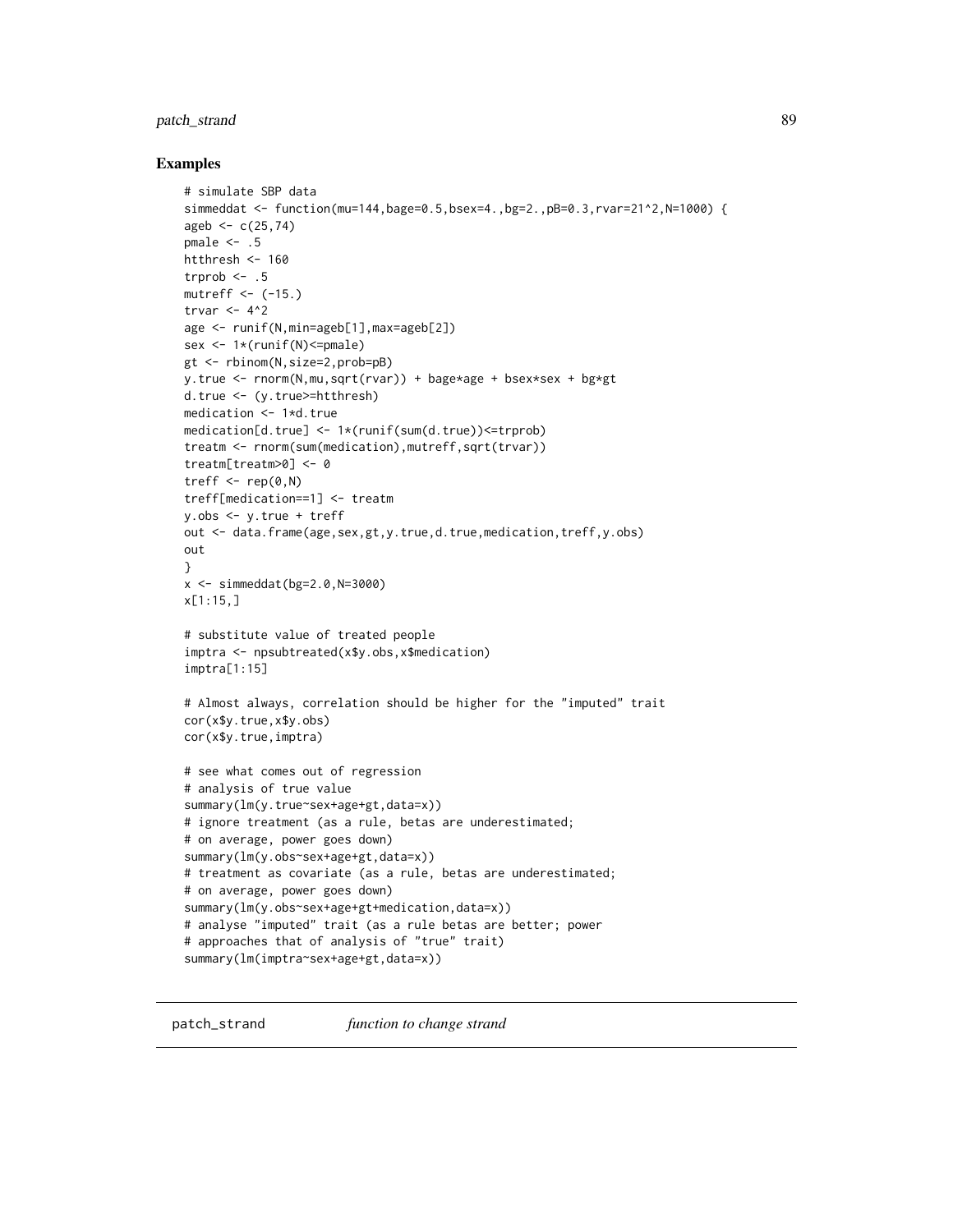## Examples

```
# simulate SBP data
simmeddat <- function(mu=144,bage=0.5,bsex=4.,bg=2.,pB=0.3,rvar=21^2,N=1000) {
ageb <- c(25,74)
pmale <- .5
htthresh <- 160
trprob <- .5
mutreff <- (-15.)
trvar <- 4^2
age <- runif(N,min=ageb[1],max=ageb[2])
sex <- 1*(runif(N)<=pmale)
gt <- rbinom(N,size=2,prob=pB)
y.true <- rnorm(N,mu,sqrt(rvar)) + bage*age + bsex*sex + bg*gt
d.true <- (y.true>=htthresh)
medication <- 1*d.true
medication[d.true] <- 1*(runif(sum(d.true))<=trprob)
treatm <- rnorm(sum(medication),mutreff,sqrt(trvar))
treatm[treatm>0] <- 0
treff <- rep(0,N)
treff[medication==1] <- treatm
y.obs <- y.true + treff
out <- data.frame(age,sex,gt,y.true,d.true,medication,treff,y.obs)
out
}
x <- simmeddat(bg=2.0,N=3000)
x[1:15,]

# substitute value of treated people
imptra <- npsubtreated(x$y.obs,x$medication)
imptra[1:15]

# Almost always, correlation should be higher for the "imputed" trait
cor(x$y.true,x$y.obs)
cor(x$y.true,imptra)

# see what comes out of regression
# analysis of true value
summary(lm(y.true~sex+age+gt,data=x))
# ignore treatment (as a rule, betas are underestimated;
# on average, power goes down)
summary(lm(y.obs~sex+age+gt,data=x))
# treatment as covariate (as a rule, betas are underestimated;
# on average, power goes down)
summary(lm(y.obs~sex+age+gt+medication,data=x))
# analyse "imputed" trait (as a rule betas are better; power
# approaches that of analysis of "true" trait)
summary(lm(imptra~sex+age+gt,data=x))
```

---

patch_strand *function to change strand*

---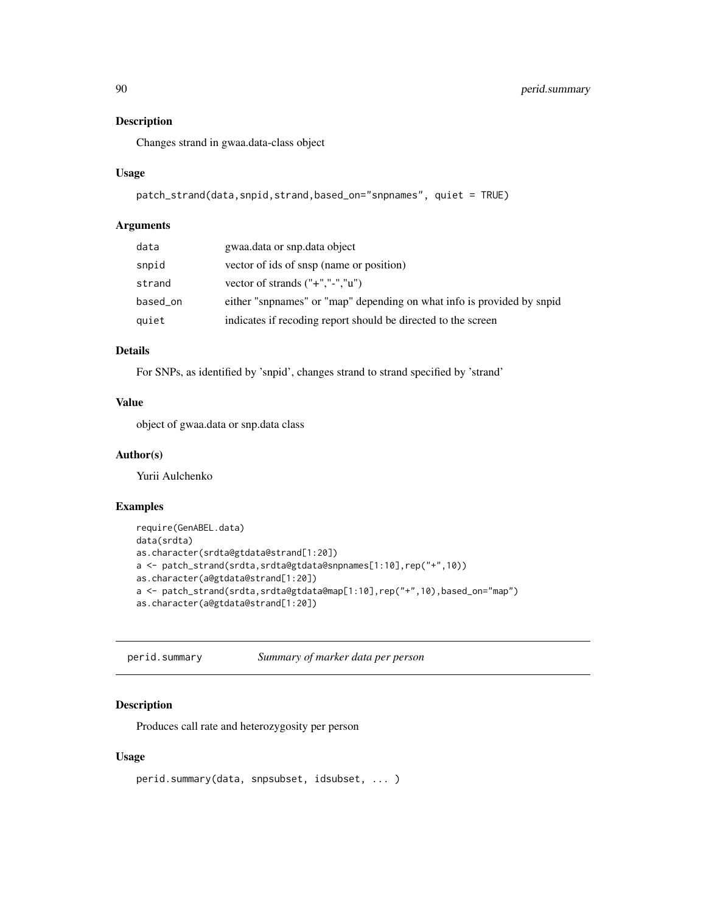## Description

Changes strand in gwaa.data-class object

## Usage

```
patch_strand(data,snpid,strand,based_on="snpnames", quiet = TRUE)
```

## Arguments

| | |
|---|---|
| data | gwaa.data or snp.data object |
| snpid | vector of ids of snsp (name or position) |
| strand | vector of strands ("+","-","u") |
| based_on | either "snpnames" or "map" depending on what info is provided by snpid |
| quiet | indicates if recoding report should be directed to the screen |

## Details

For SNPs, as identified by 'snpid', changes strand to strand specified by 'strand'

## Value

object of gwaa.data or snp.data class

## Author(s)

Yurii Aulchenko

## Examples

```
require(GenABEL.data)
data(srdta)
as.character(srdta@gtdata@strand[1:20])
a <- patch_strand(srdta,srdta@gtdata@snpnames[1:10],rep("+",10))
as.character(a@gtdata@strand[1:20])
a <- patch_strand(srdta,srdta@gtdata@map[1:10],rep("+",10),based_on="map")
as.character(a@gtdata@strand[1:20])
```

---

# perid.summary *Summary of marker data per person*

## Description

Produces call rate and heterozygosity per person

## Usage

```
perid.summary(data, snpsubset, idsubset, ... )
```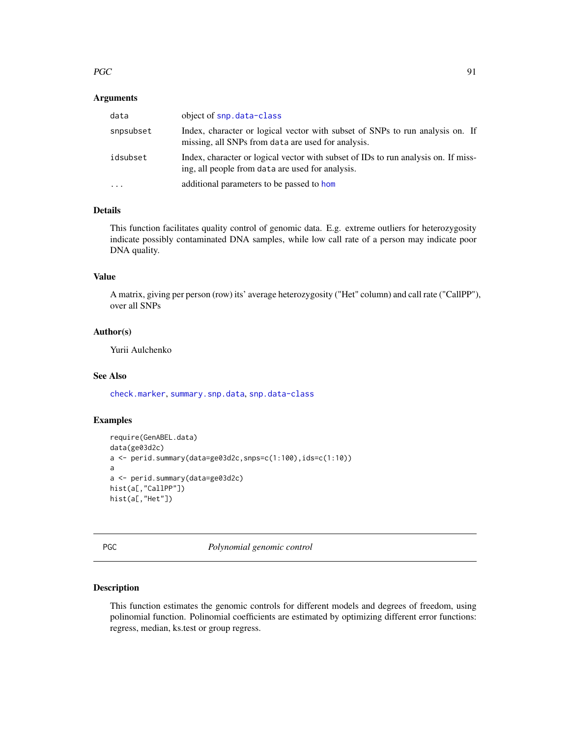## Arguments

| | |
|---|---|
| data | object of snp.data-class |
| snpsubset | Index, character or logical vector with subset of SNPs to run analysis on. If missing, all SNPs from data are used for analysis. |
| idsubset | Index, character or logical vector with subset of IDs to run analysis on. If missing, all people from data are used for analysis. |
| ... | additional parameters to be passed to hom |

## Details

This function facilitates quality control of genomic data. E.g. extreme outliers for heterozygosity indicate possibly contaminated DNA samples, while low call rate of a person may indicate poor DNA quality.

## Value

A matrix, giving per person (row) its' average heterozygosity ("Het" column) and call rate ("CallPP"), over all SNPs

## Author(s)

Yurii Aulchenko

## See Also

check.marker, summary.snp.data, snp.data-class

## Examples

```
require(GenABEL.data)
data(ge03d2c)
a <- perid.summary(data=ge03d2c,snps=c(1:100),ids=c(1:10))
a
a <- perid.summary(data=ge03d2c)
hist(a[,"CallPP"])
hist(a[,"Het"])
```

---

# PGC *Polynomial genomic control*

## Description

This function estimates the genomic controls for different models and degrees of freedom, using polinomial function. Polinomial coefficients are estimated by optimizing different error functions: regress, median, ks.test or group regress.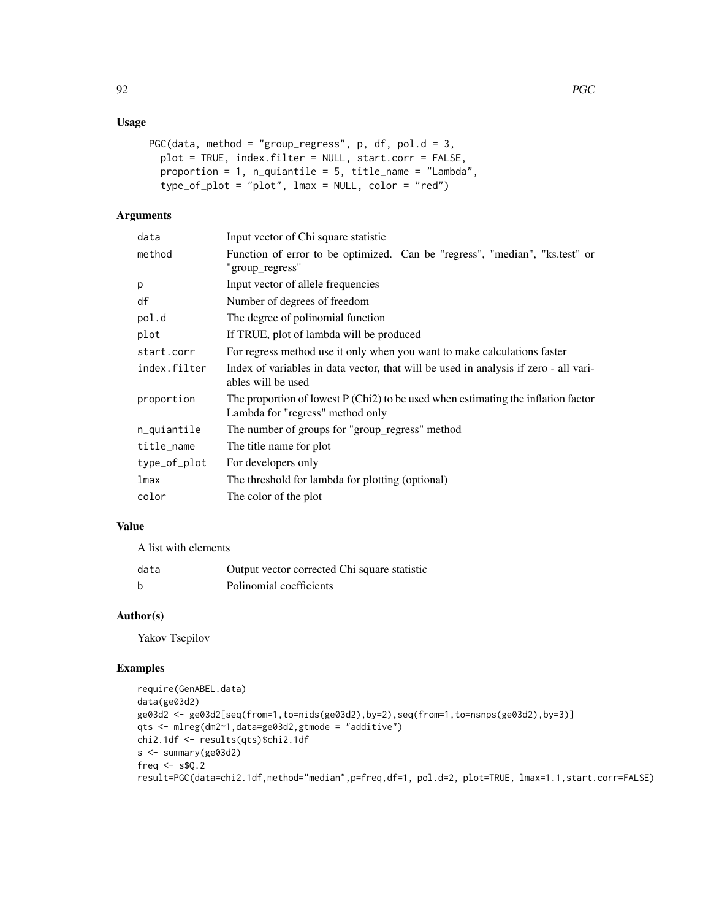## Usage

```
PGC(data, method = "group_regress", p, df, pol.d = 3,
  plot = TRUE, index.filter = NULL, start.corr = FALSE,
  proportion = 1, n_quiantile = 5, title_name = "Lambda",
  type_of_plot = "plot", lmax = NULL, color = "red")
```

## Arguments

| | |
|---|---|
| data | Input vector of Chi square statistic |
| method | Function of error to be optimized. Can be "regress", "median", "ks.test" or "group_regress" |
| p | Input vector of allele frequencies |
| df | Number of degrees of freedom |
| pol.d | The degree of polinomial function |
| plot | If TRUE, plot of lambda will be produced |
| start.corr | For regress method use it only when you want to make calculations faster |
| index.filter | Index of variables in data vector, that will be used in analysis if zero - all variables will be used |
| proportion | The proportion of lowest P (Chi2) to be used when estimating the inflation factor Lambda for "regress" method only |
| n_quiantile | The number of groups for "group_regress" method |
| title_name | The title name for plot |
| type_of_plot | For developers only |
| lmax | The threshold for lambda for plotting (optional) |
| color | The color of the plot |

## Value

A list with elements

| | |
|---|---|
| data | Output vector corrected Chi square statistic |
| b | Polinomial coefficients |

## Author(s)

Yakov Tsepilov

## Examples

```
require(GenABEL.data)
data(ge03d2)
ge03d2 <- ge03d2[seq(from=1,to=nids(ge03d2),by=2),seq(from=1,to=nsnps(ge03d2),by=3)]
qts <- mlreg(dm2~1,data=ge03d2,gtmode = "additive")
chi2.1df <- results(qts)$chi2.1df
s <- summary(ge03d2)
freq <- s$Q.2
result=PGC(data=chi2.1df,method="median",p=freq,df=1, pol.d=2, plot=TRUE, lmax=1.1,start.corr=FALSE)
```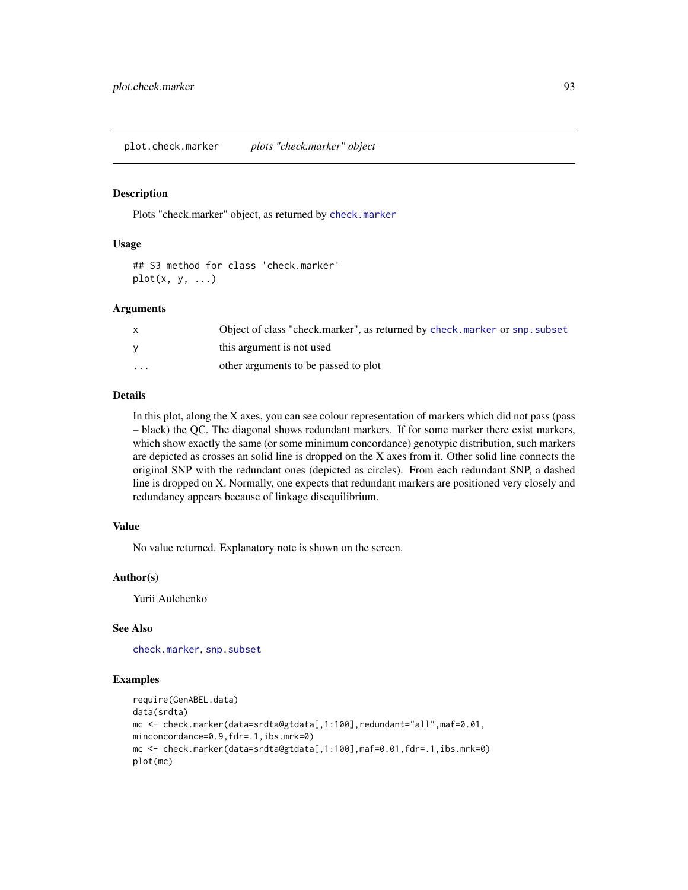# plot.check.marker *plots "check.marker" object*

## Description

Plots "check.marker" object, as returned by `check.marker`

## Usage

```
## S3 method for class 'check.marker'
plot(x, y, ...)
```

## Arguments

| | |
|---|---|
| x | Object of class "check.marker", as returned by `check.marker` or `snp.subset` |
| y | this argument is not used |
| ... | other arguments to be passed to plot |

## Details

In this plot, along the X axes, you can see colour representation of markers which did not pass (pass – black) the QC. The diagonal shows redundant markers. If for some marker there exist markers, which show exactly the same (or some minimum concordance) genotypic distribution, such markers are depicted as crosses an solid line is dropped on the X axes from it. Other solid line connects the original SNP with the redundant ones (depicted as circles). From each redundant SNP, a dashed line is dropped on X. Normally, one expects that redundant markers are positioned very closely and redundancy appears because of linkage disequilibrium.

## Value

No value returned. Explanatory note is shown on the screen.

## Author(s)

Yurii Aulchenko

## See Also

`check.marker`, `snp.subset`

## Examples

```
require(GenABEL.data)
data(srdta)
mc <- check.marker(data=srdta@gtdata[,1:100],redundant="all",maf=0.01,
minconcordance=0.9,fdr=.1,ibs.mrk=0)
mc <- check.marker(data=srdta@gtdata[,1:100],maf=0.01,fdr=.1,ibs.mrk=0)
plot(mc)
```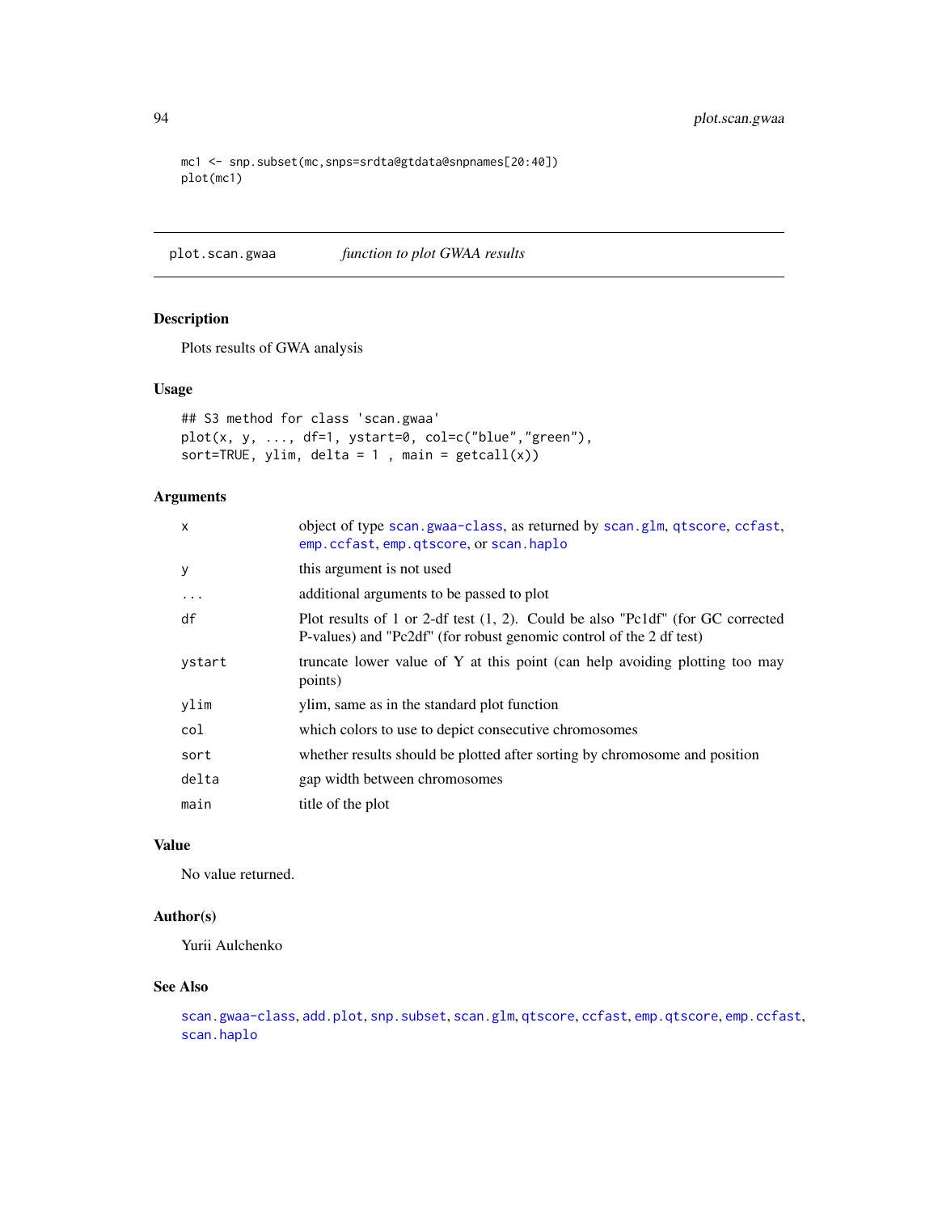```
mc1 <- snp.subset(mc,snps=srdta@gtdata@snpnames[20:40])
plot(mc1)
```

## plot.scan.gwaa — *function to plot GWAA results*

### Description

Plots results of GWA analysis

### Usage

```
## S3 method for class 'scan.gwaa'
plot(x, y, ..., df=1, ystart=0, col=c("blue","green"),
sort=TRUE, ylim, delta = 1 , main = getcall(x))
```

### Arguments

| | |
|---|---|
| `x` | object of type `scan.gwaa-class`, as returned by `scan.glm`, `qtscore`, `ccfast`, `emp.ccfast`, `emp.qtscore`, or `scan.haplo` |
| `y` | this argument is not used |
| `...` | additional arguments to be passed to plot |
| `df` | Plot results of 1 or 2-df test (1, 2). Could be also "Pc1df" (for GC corrected P-values) and "Pc2df" (for robust genomic control of the 2 df test) |
| `ystart` | truncate lower value of Y at this point (can help avoiding plotting too may points) |
| `ylim` | ylim, same as in the standard plot function |
| `col` | which colors to use to depict consecutive chromosomes |
| `sort` | whether results should be plotted after sorting by chromosome and position |
| `delta` | gap width between chromosomes |
| `main` | title of the plot |

### Value

No value returned.

### Author(s)

Yurii Aulchenko

### See Also

`scan.gwaa-class`, `add.plot`, `snp.subset`, `scan.glm`, `qtscore`, `ccfast`, `emp.qtscore`, `emp.ccfast`, `scan.haplo`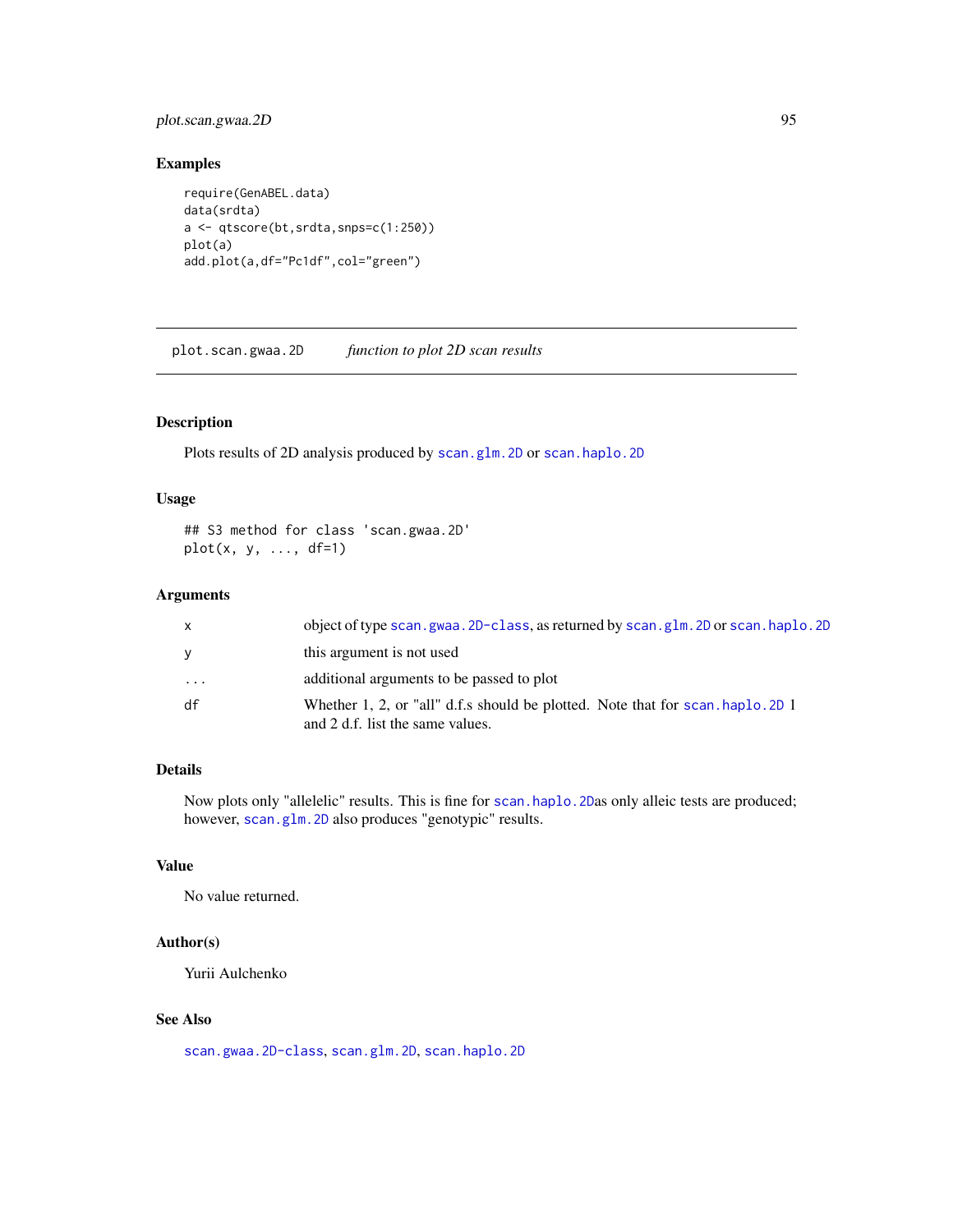## Examples

```
require(GenABEL.data)
data(srdta)
a <- qtscore(bt,srdta,snps=c(1:250))
plot(a)
add.plot(a,df="Pc1df",col="green")
```

---

`plot.scan.gwaa.2D` *function to plot 2D scan results*

---

### Description

Plots results of 2D analysis produced by `scan.glm.2D` or `scan.haplo.2D`

### Usage

```
## S3 method for class 'scan.gwaa.2D'
plot(x, y, ..., df=1)
```

### Arguments

| | |
|---|---|
| `x` | object of type `scan.gwaa.2D-class`, as returned by `scan.glm.2D` or `scan.haplo.2D` |
| `y` | this argument is not used |
| `...` | additional arguments to be passed to plot |
| `df` | Whether 1, 2, or "all" d.f.s should be plotted. Note that for `scan.haplo.2D` 1 and 2 d.f. list the same values. |

### Details

Now plots only "allelelic" results. This is fine for `scan.haplo.2D`as only alleic tests are produced; however, `scan.glm.2D` also produces "genotypic" results.

### Value

No value returned.

### Author(s)

Yurii Aulchenko

### See Also

`scan.gwaa.2D-class`, `scan.glm.2D`, `scan.haplo.2D`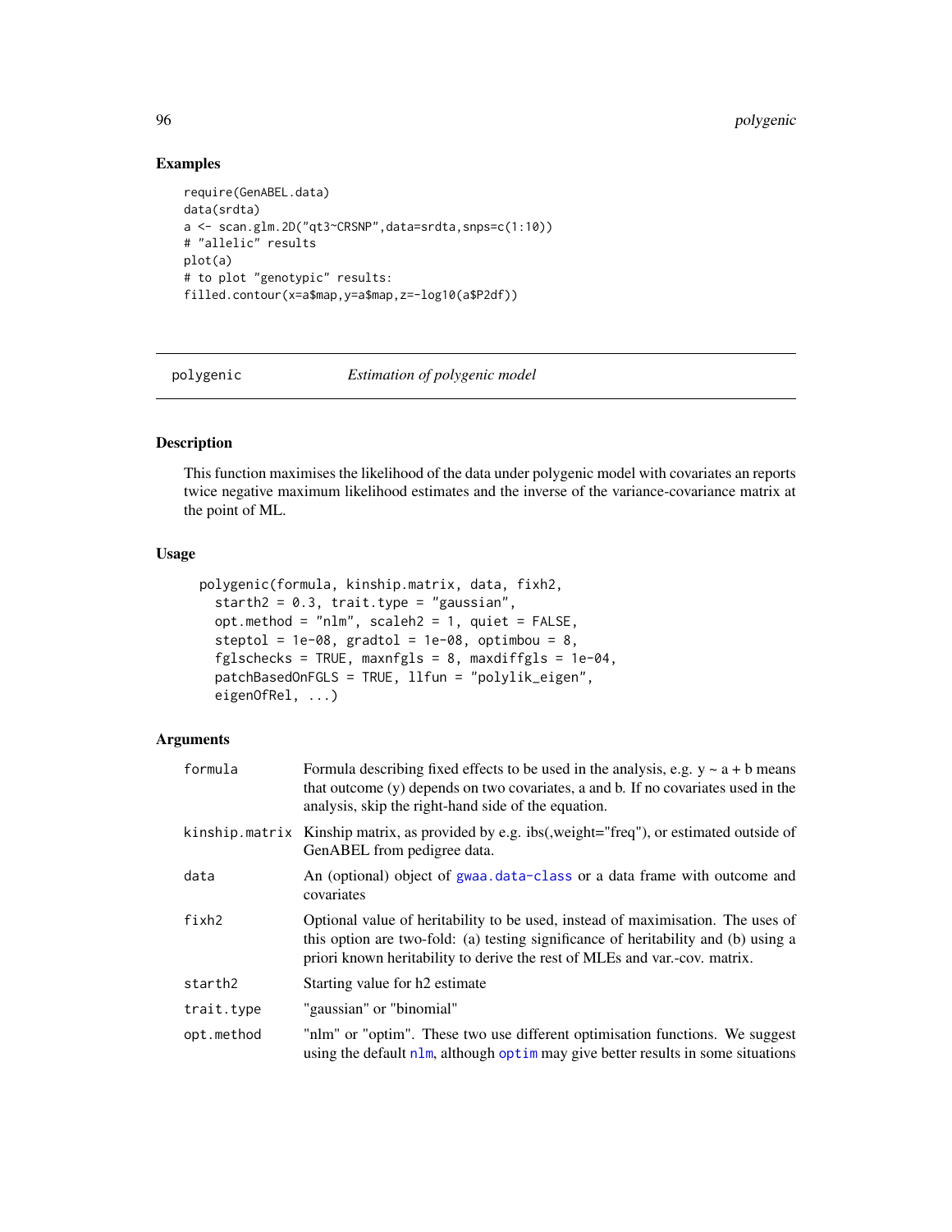## Examples

```
require(GenABEL.data)
data(srdta)
a <- scan.glm.2D("qt3~CRSNP",data=srdta,snps=c(1:10))
# "allelic" results
plot(a)
# to plot "genotypic" results:
filled.contour(x=a$map,y=a$map,z=-log10(a$P2df))
```

---

polygenic *Estimation of polygenic model*

---

## Description

This function maximises the likelihood of the data under polygenic model with covariates an reports twice negative maximum likelihood estimates and the inverse of the variance-covariance matrix at the point of ML.

## Usage

```
polygenic(formula, kinship.matrix, data, fixh2,
  starth2 = 0.3, trait.type = "gaussian",
  opt.method = "nlm", scaleh2 = 1, quiet = FALSE,
  steptol = 1e-08, gradtol = 1e-08, optimbou = 8,
  fglschecks = TRUE, maxnfgls = 8, maxdiffgls = 1e-04,
  patchBasedOnFGLS = TRUE, llfun = "polylik_eigen",
  eigenOfRel, ...)
```

## Arguments

| | |
|---|---|
| formula | Formula describing fixed effects to be used in the analysis, e.g. y ~ a + b means that outcome (y) depends on two covariates, a and b. If no covariates used in the analysis, skip the right-hand side of the equation. |
| kinship.matrix | Kinship matrix, as provided by e.g. ibs(,weight="freq"), or estimated outside of GenABEL from pedigree data. |
| data | An (optional) object of gwaa.data-class or a data frame with outcome and covariates |
| fixh2 | Optional value of heritability to be used, instead of maximisation. The uses of this option are two-fold: (a) testing significance of heritability and (b) using a priori known heritability to derive the rest of MLEs and var.-cov. matrix. |
| starth2 | Starting value for h2 estimate |
| trait.type | "gaussian" or "binomial" |
| opt.method | "nlm" or "optim". These two use different optimisation functions. We suggest using the default nlm, although optim may give better results in some situations |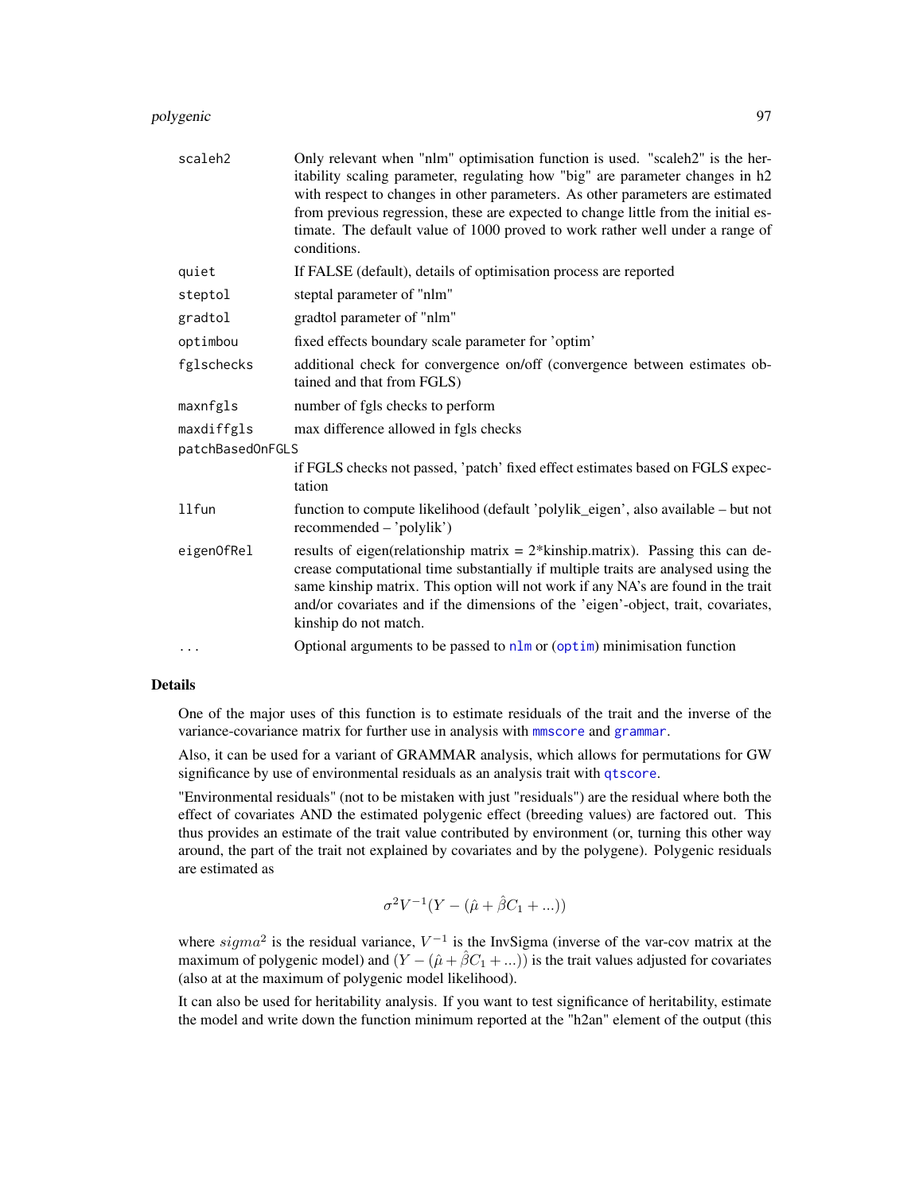| | |
|---|---|
| `scaleh2` | Only relevant when "nlm" optimisation function is used. "scaleh2" is the heritability scaling parameter, regulating how "big" are parameter changes in h2 with respect to changes in other parameters. As other parameters are estimated from previous regression, these are expected to change little from the initial estimate. The default value of 1000 proved to work rather well under a range of conditions. |
| `quiet` | If FALSE (default), details of optimisation process are reported |
| `steptol` | steptal parameter of "nlm" |
| `gradtol` | gradtol parameter of "nlm" |
| `optimbou` | fixed effects boundary scale parameter for 'optim' |
| `fglschecks` | additional check for convergence on/off (convergence between estimates obtained and that from FGLS) |
| `maxnfgls` | number of fgls checks to perform |
| `maxdiffgls` | max difference allowed in fgls checks |
| `patchBasedOnFGLS` | if FGLS checks not passed, 'patch' fixed effect estimates based on FGLS expectation |
| `llfun` | function to compute likelihood (default 'polylik_eigen', also available – but not recommended – 'polylik') |
| `eigenOfRel` | results of eigen(relationship matrix = 2*kinship.matrix). Passing this can decrease computational time substantially if multiple traits are analysed using the same kinship matrix. This option will not work if any NA's are found in the trait and/or covariates and if the dimensions of the 'eigen'-object, trait, covariates, kinship do not match. |
| `...` | Optional arguments to be passed to `nlm` or (`optim`) minimisation function |

## Details

One of the major uses of this function is to estimate residuals of the trait and the inverse of the variance-covariance matrix for further use in analysis with `mmscore` and `grammar`.

Also, it can be used for a variant of GRAMMAR analysis, which allows for permutations for GW significance by use of environmental residuals as an analysis trait with `qtscore`.

"Environmental residuals" (not to be mistaken with just "residuals") are the residual where both the effect of covariates AND the estimated polygenic effect (breeding values) are factored out. This thus provides an estimate of the trait value contributed by environment (or, turning this other way around, the part of the trait not explained by covariates and by the polygene). Polygenic residuals are estimated as

$$\sigma^2 V^{-1}(Y - (\hat{\mu} + \hat{\beta} C_1 + ...))$$

where $sigma^2$ is the residual variance, $V^{-1}$ is the InvSigma (inverse of the var-cov matrix at the maximum of polygenic model) and $(Y - (\hat{\mu} + \hat{\beta} C_1 + ...))$ is the trait values adjusted for covariates (also at at the maximum of polygenic model likelihood).

It can also be used for heritability analysis. If you want to test significance of heritability, estimate the model and write down the function minimum reported at the "h2an" element of the output (this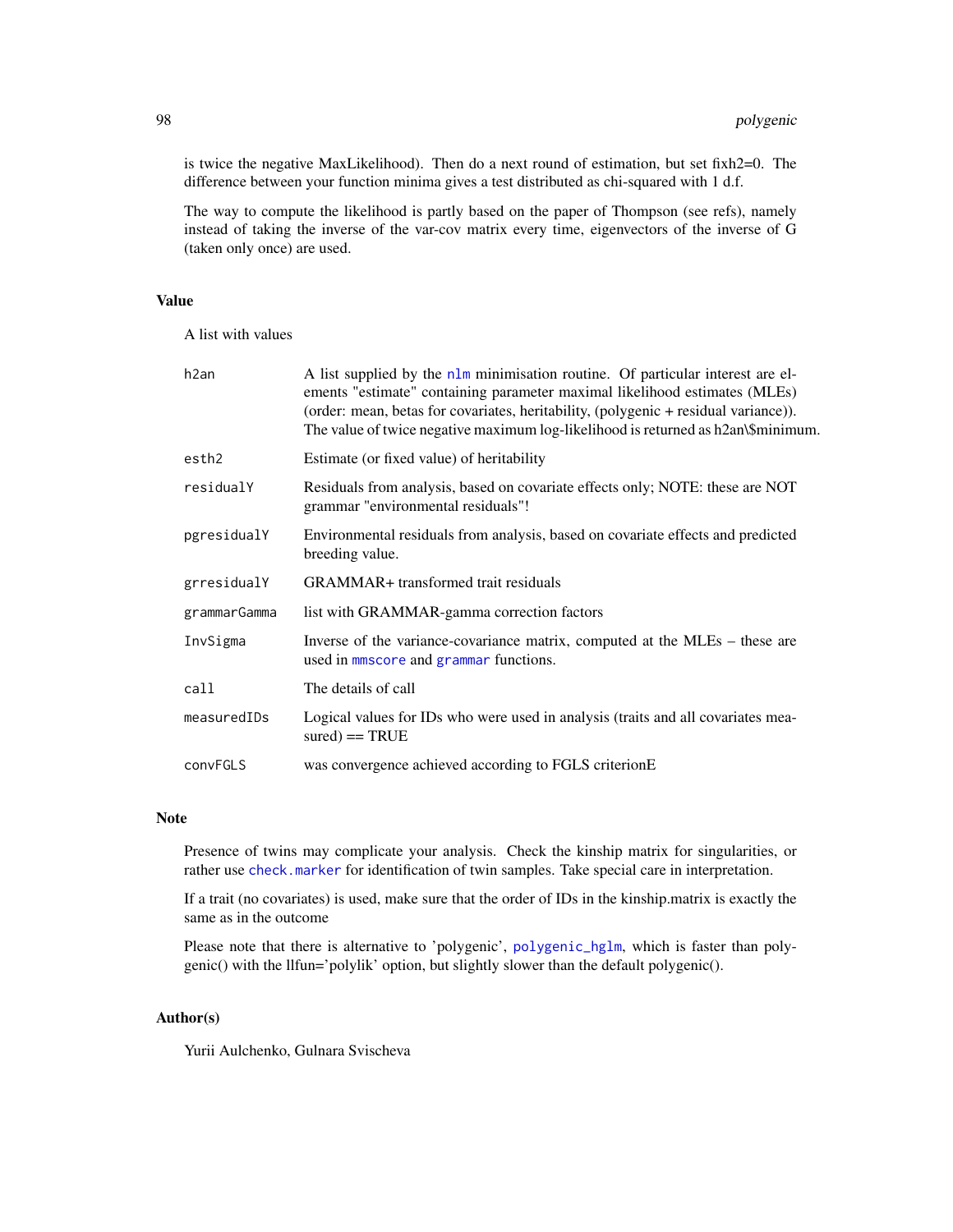is twice the negative MaxLikelihood). Then do a next round of estimation, but set fixh2=0. The difference between your function minima gives a test distributed as chi-squared with 1 d.f.

The way to compute the likelihood is partly based on the paper of Thompson (see refs), namely instead of taking the inverse of the var-cov matrix every time, eigenvectors of the inverse of G (taken only once) are used.

## Value

A list with values

| | |
|---|---|
| `h2an` | A list supplied by the `nlm` minimisation routine. Of particular interest are elements "estimate" containing parameter maximal likelihood estimates (MLEs) (order: mean, betas for covariates, heritability, (polygenic + residual variance)). The value of twice negative maximum log-likelihood is returned as h2an\$minimum. |
| `esth2` | Estimate (or fixed value) of heritability |
| `residualY` | Residuals from analysis, based on covariate effects only; NOTE: these are NOT grammar "environmental residuals"! |
| `pgresidualY` | Environmental residuals from analysis, based on covariate effects and predicted breeding value. |
| `grresidualY` | GRAMMAR+ transformed trait residuals |
| `grammarGamma` | list with GRAMMAR-gamma correction factors |
| `InvSigma` | Inverse of the variance-covariance matrix, computed at the MLEs – these are used in `mmscore` and `grammar` functions. |
| `call` | The details of call |
| `measuredIDs` | Logical values for IDs who were used in analysis (traits and all covariates measured) == TRUE |
| `convFGLS` | was convergence achieved according to FGLS criterionE |

## Note

Presence of twins may complicate your analysis. Check the kinship matrix for singularities, or rather use `check.marker` for identification of twin samples. Take special care in interpretation.

If a trait (no covariates) is used, make sure that the order of IDs in the kinship.matrix is exactly the same as in the outcome

Please note that there is alternative to 'polygenic', `polygenic_hglm`, which is faster than polygenic() with the llfun='polylik' option, but slightly slower than the default polygenic().

## Author(s)

Yurii Aulchenko, Gulnara Svischeva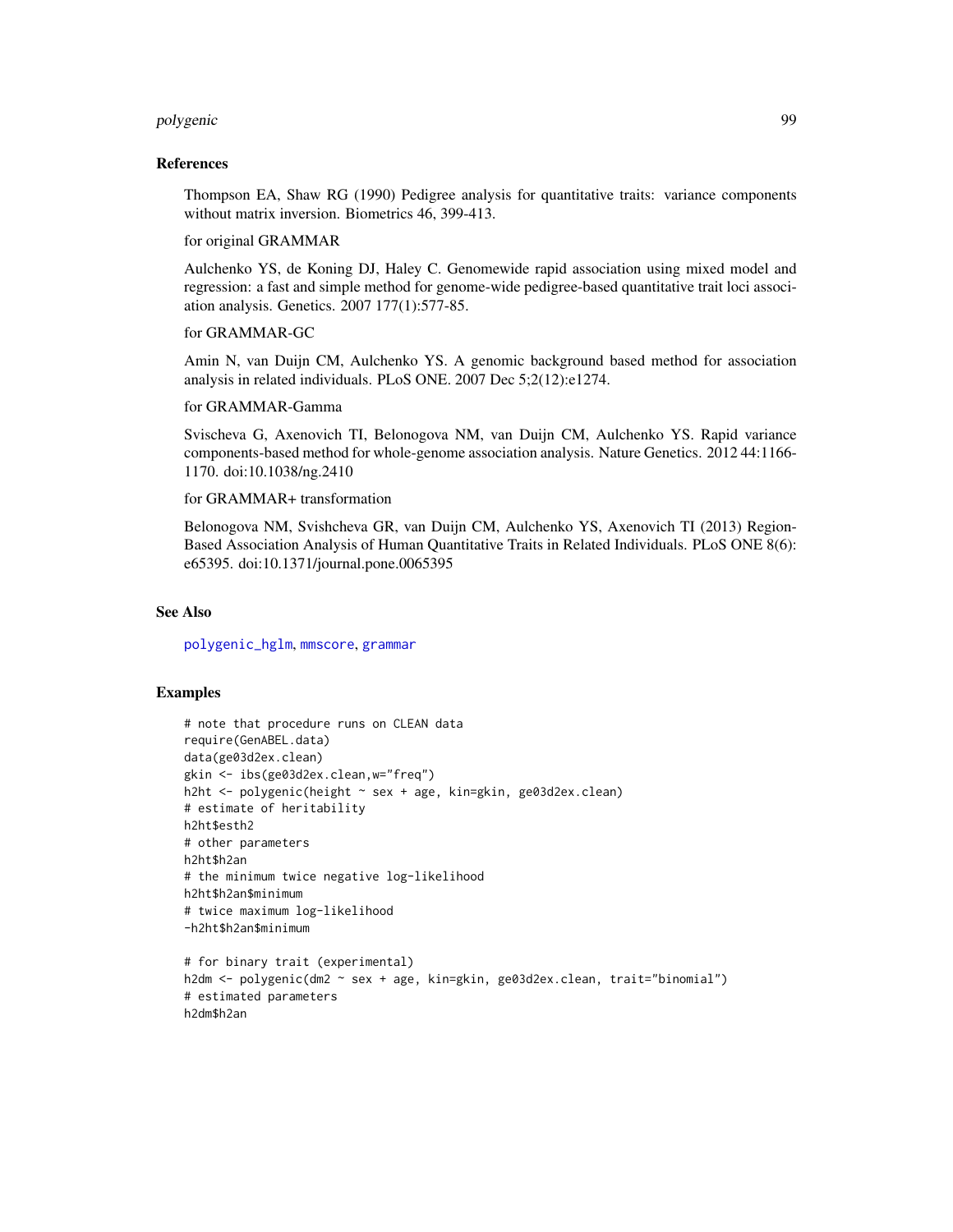### References

Thompson EA, Shaw RG (1990) Pedigree analysis for quantitative traits: variance components without matrix inversion. Biometrics 46, 399-413.

for original GRAMMAR

Aulchenko YS, de Koning DJ, Haley C. Genomewide rapid association using mixed model and regression: a fast and simple method for genome-wide pedigree-based quantitative trait loci association analysis. Genetics. 2007 177(1):577-85.

for GRAMMAR-GC

Amin N, van Duijn CM, Aulchenko YS. A genomic background based method for association analysis in related individuals. PLoS ONE. 2007 Dec 5;2(12):e1274.

for GRAMMAR-Gamma

Svischeva G, Axenovich TI, Belonogova NM, van Duijn CM, Aulchenko YS. Rapid variance components-based method for whole-genome association analysis. Nature Genetics. 2012 44:1166-1170. doi:10.1038/ng.2410

for GRAMMAR+ transformation

Belonogova NM, Svishcheva GR, van Duijn CM, Aulchenko YS, Axenovich TI (2013) Region-Based Association Analysis of Human Quantitative Traits in Related Individuals. PLoS ONE 8(6): e65395. doi:10.1371/journal.pone.0065395

### See Also

polygenic_hglm, mmscore, grammar

### Examples

```
# note that procedure runs on CLEAN data
require(GenABEL.data)
data(ge03d2ex.clean)
gkin <- ibs(ge03d2ex.clean,w="freq")
h2ht <- polygenic(height ~ sex + age, kin=gkin, ge03d2ex.clean)
# estimate of heritability
h2ht$esth2
# other parameters
h2ht$h2an
# the minimum twice negative log-likelihood
h2ht$h2an$minimum
# twice maximum log-likelihood
-h2ht$h2an$minimum

# for binary trait (experimental)
h2dm <- polygenic(dm2 ~ sex + age, kin=gkin, ge03d2ex.clean, trait="binomial")
# estimated parameters
h2dm$h2an
```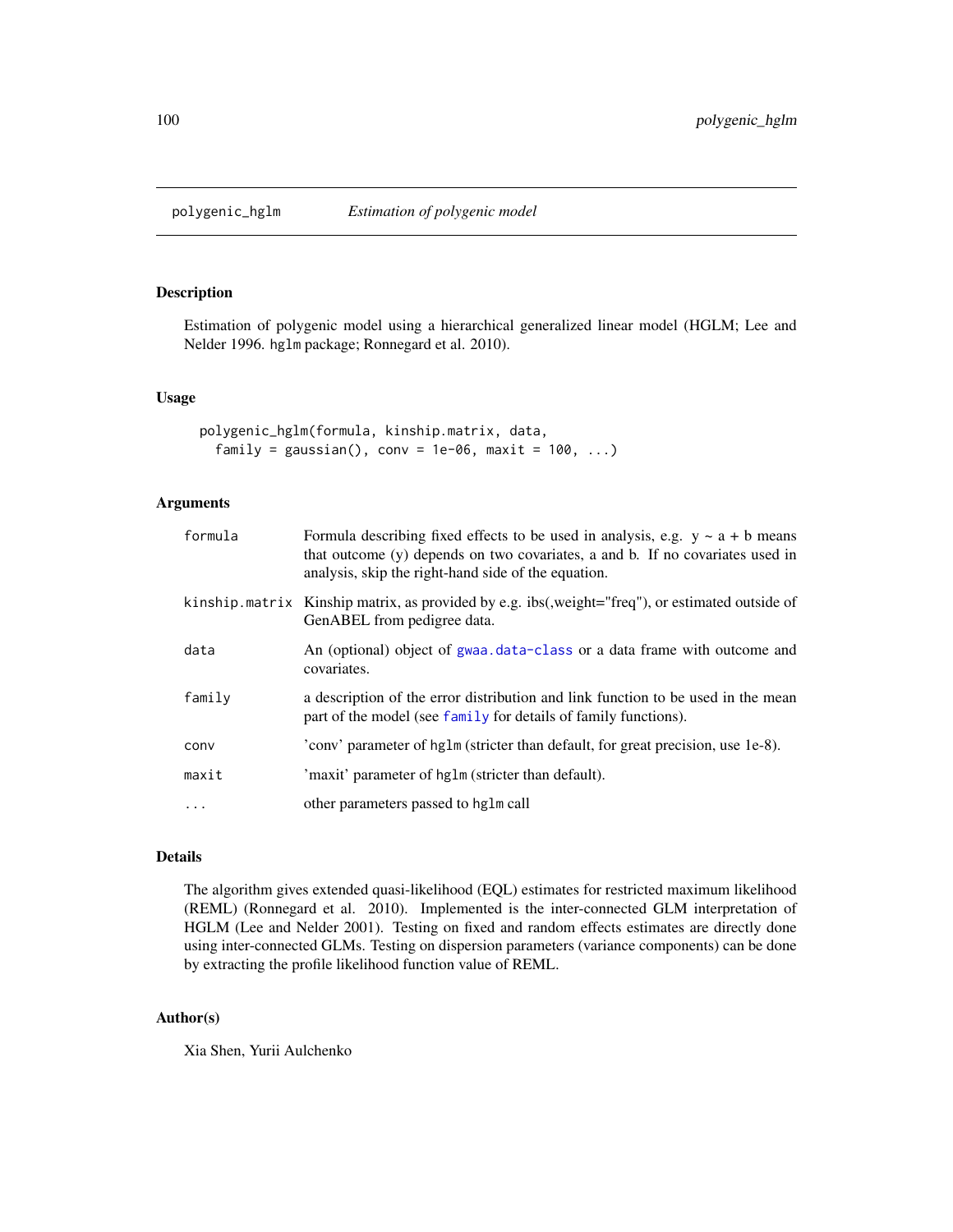## polygenic_hglm — *Estimation of polygenic model*

### Description

Estimation of polygenic model using a hierarchical generalized linear model (HGLM; Lee and Nelder 1996. `hglm` package; Ronnegard et al. 2010).

### Usage

```
polygenic_hglm(formula, kinship.matrix, data,
  family = gaussian(), conv = 1e-06, maxit = 100, ...)
```

### Arguments

| | |
|---|---|
| `formula` | Formula describing fixed effects to be used in analysis, e.g. y ~ a + b means that outcome (y) depends on two covariates, a and b. If no covariates used in analysis, skip the right-hand side of the equation. |
| `kinship.matrix` | Kinship matrix, as provided by e.g. ibs(,weight="freq"), or estimated outside of GenABEL from pedigree data. |
| `data` | An (optional) object of `gwaa.data-class` or a data frame with outcome and covariates. |
| `family` | a description of the error distribution and link function to be used in the mean part of the model (see `family` for details of family functions). |
| `conv` | 'conv' parameter of `hglm` (stricter than default, for great precision, use 1e-8). |
| `maxit` | 'maxit' parameter of `hglm` (stricter than default). |
| `...` | other parameters passed to `hglm` call |

### Details

The algorithm gives extended quasi-likelihood (EQL) estimates for restricted maximum likelihood (REML) (Ronnegard et al. 2010). Implemented is the inter-connected GLM interpretation of HGLM (Lee and Nelder 2001). Testing on fixed and random effects estimates are directly done using inter-connected GLMs. Testing on dispersion parameters (variance components) can be done by extracting the profile likelihood function value of REML.

### Author(s)

Xia Shen, Yurii Aulchenko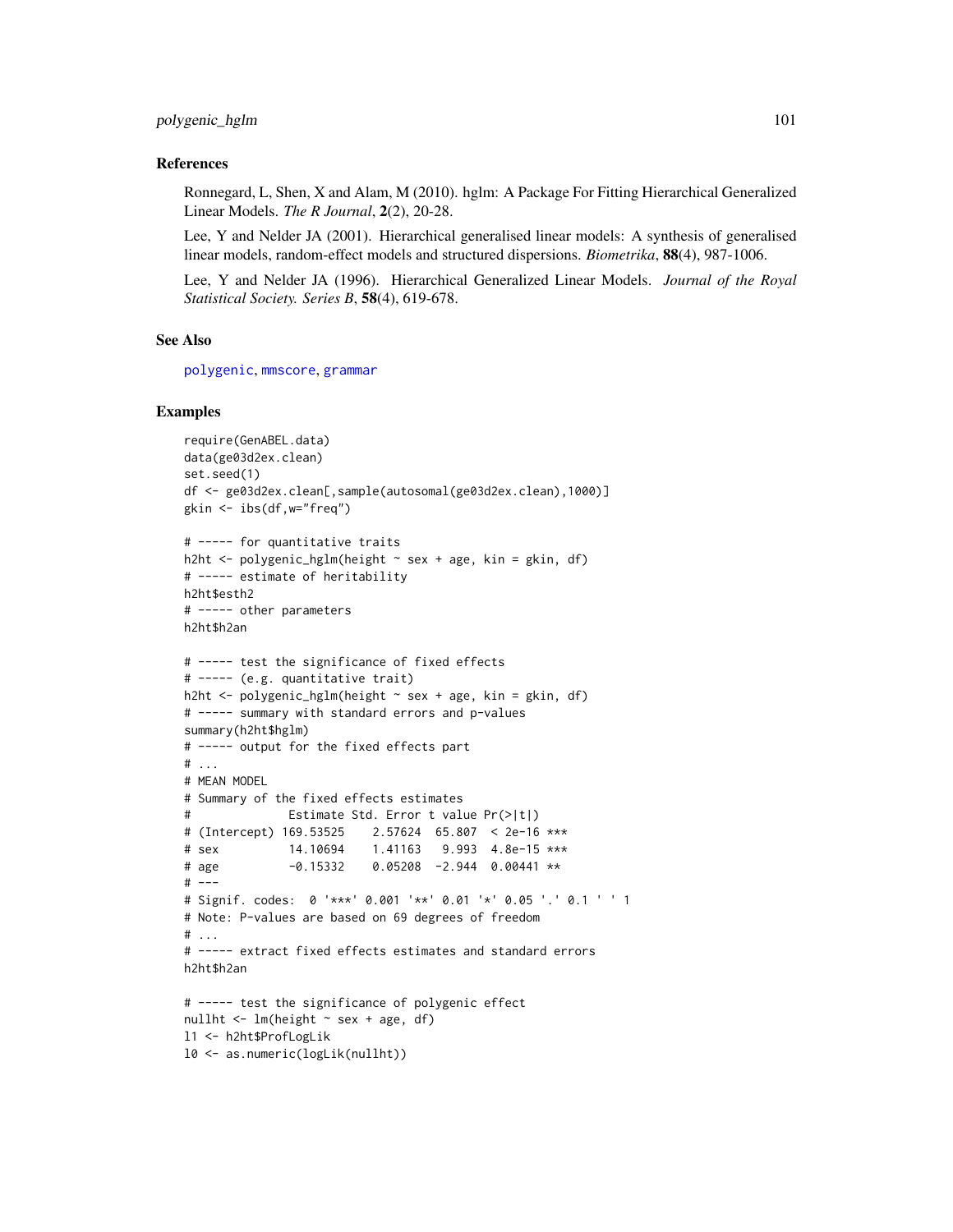### References

Ronnegard, L, Shen, X and Alam, M (2010). hglm: A Package For Fitting Hierarchical Generalized Linear Models. *The R Journal*, **2**(2), 20-28.

Lee, Y and Nelder JA (2001). Hierarchical generalised linear models: A synthesis of generalised linear models, random-effect models and structured dispersions. *Biometrika*, **88**(4), 987-1006.

Lee, Y and Nelder JA (1996). Hierarchical Generalized Linear Models. *Journal of the Royal Statistical Society. Series B*, **58**(4), 619-678.

### See Also

polygenic, mmscore, grammar

### Examples

```
require(GenABEL.data)
data(ge03d2ex.clean)
set.seed(1)
df <- ge03d2ex.clean[,sample(autosomal(ge03d2ex.clean),1000)]
gkin <- ibs(df,w="freq")

# ----- for quantitative traits
h2ht <- polygenic_hglm(height ~ sex + age, kin = gkin, df)
# ----- estimate of heritability
h2ht$esth2
# ----- other parameters
h2ht$h2an

# ----- test the significance of fixed effects
# ----- (e.g. quantitative trait)
h2ht <- polygenic_hglm(height ~ sex + age, kin = gkin, df)
# ----- summary with standard errors and p-values
summary(h2ht$hglm)
# ----- output for the fixed effects part
# ...
# MEAN MODEL
# Summary of the fixed effects estimates
#              Estimate Std. Error t value Pr(>|t|)
# (Intercept) 169.53525    2.57624  65.807  < 2e-16 ***
# sex          14.10694    1.41163   9.993  4.8e-15 ***
# age          -0.15332    0.05208  -2.944  0.00441 **
# ---
# Signif. codes:  0 '***' 0.001 '**' 0.01 '*' 0.05 '.' 0.1 ' ' 1
# Note: P-values are based on 69 degrees of freedom
# ...
# ----- extract fixed effects estimates and standard errors
h2ht$h2an

# ----- test the significance of polygenic effect
nullht <- lm(height ~ sex + age, df)
l1 <- h2ht$ProfLogLik
l0 <- as.numeric(logLik(nullht))
```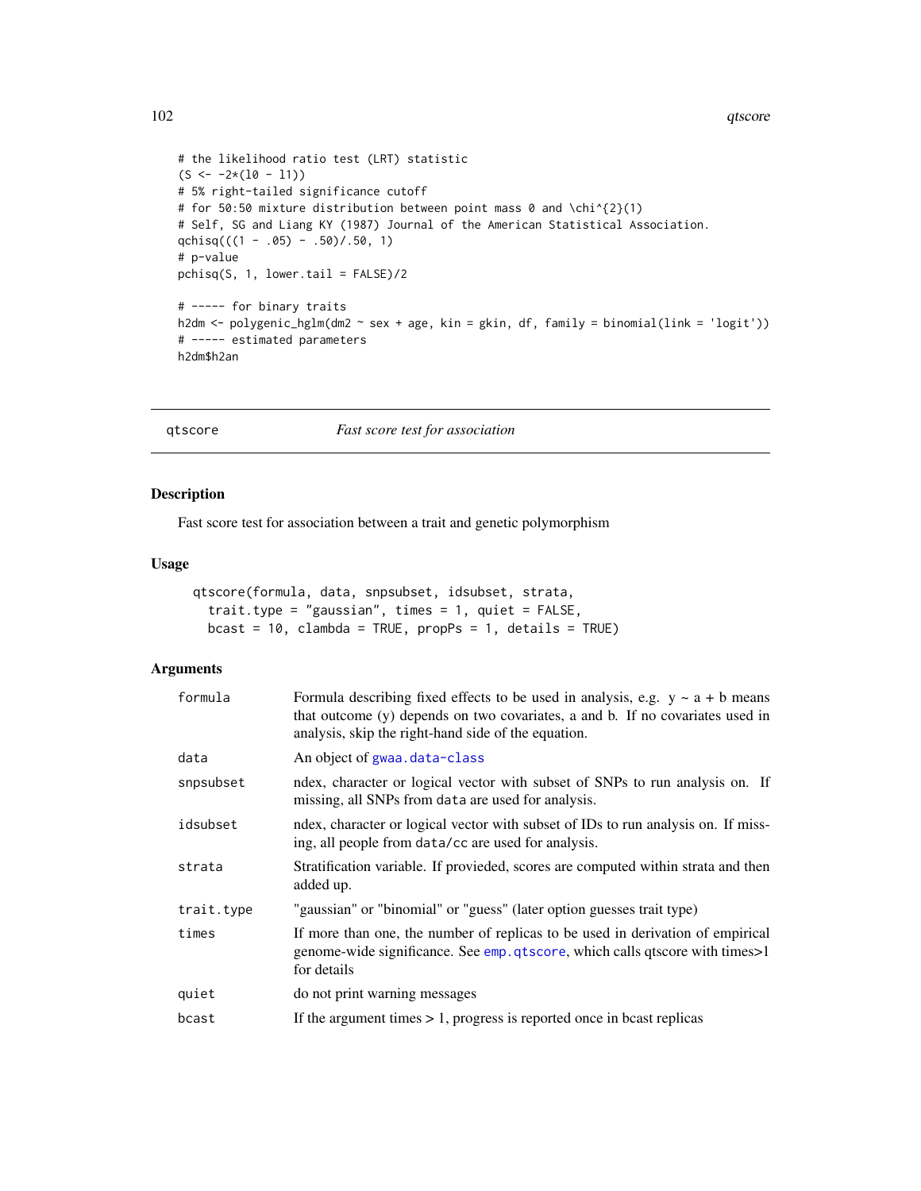```
# the likelihood ratio test (LRT) statistic
(S <- -2*(l0 - l1))
# 5% right-tailed significance cutoff
# for 50:50 mixture distribution between point mass 0 and \chi^{2}(1)
# Self, SG and Liang KY (1987) Journal of the American Statistical Association.
qchisq(((1 - .05) - .50)/.50, 1)
# p-value
pchisq(S, 1, lower.tail = FALSE)/2

# ----- for binary traits
h2dm <- polygenic_hglm(dm2 ~ sex + age, kin = gkin, df, family = binomial(link = 'logit'))
# ----- estimated parameters
h2dm$h2an
```

---

## qtscore — *Fast score test for association*

---

### Description

Fast score test for association between a trait and genetic polymorphism

### Usage

```
qtscore(formula, data, snpsubset, idsubset, strata,
  trait.type = "gaussian", times = 1, quiet = FALSE,
  bcast = 10, clambda = TRUE, propPs = 1, details = TRUE)
```

### Arguments

| | |
|---|---|
| `formula` | Formula describing fixed effects to be used in analysis, e.g. y ~ a + b means that outcome (y) depends on two covariates, a and b. If no covariates used in analysis, skip the right-hand side of the equation. |
| `data` | An object of `gwaa.data-class` |
| `snpsubset` | ndex, character or logical vector with subset of SNPs to run analysis on. If missing, all SNPs from `data` are used for analysis. |
| `idsubset` | ndex, character or logical vector with subset of IDs to run analysis on. If missing, all people from `data/cc` are used for analysis. |
| `strata` | Stratification variable. If provieded, scores are computed within strata and then added up. |
| `trait.type` | "gaussian" or "binomial" or "guess" (later option guesses trait type) |
| `times` | If more than one, the number of replicas to be used in derivation of empirical genome-wide significance. See `emp.qtscore`, which calls qtscore with times>1 for details |
| `quiet` | do not print warning messages |
| `bcast` | If the argument times > 1, progress is reported once in bcast replicas |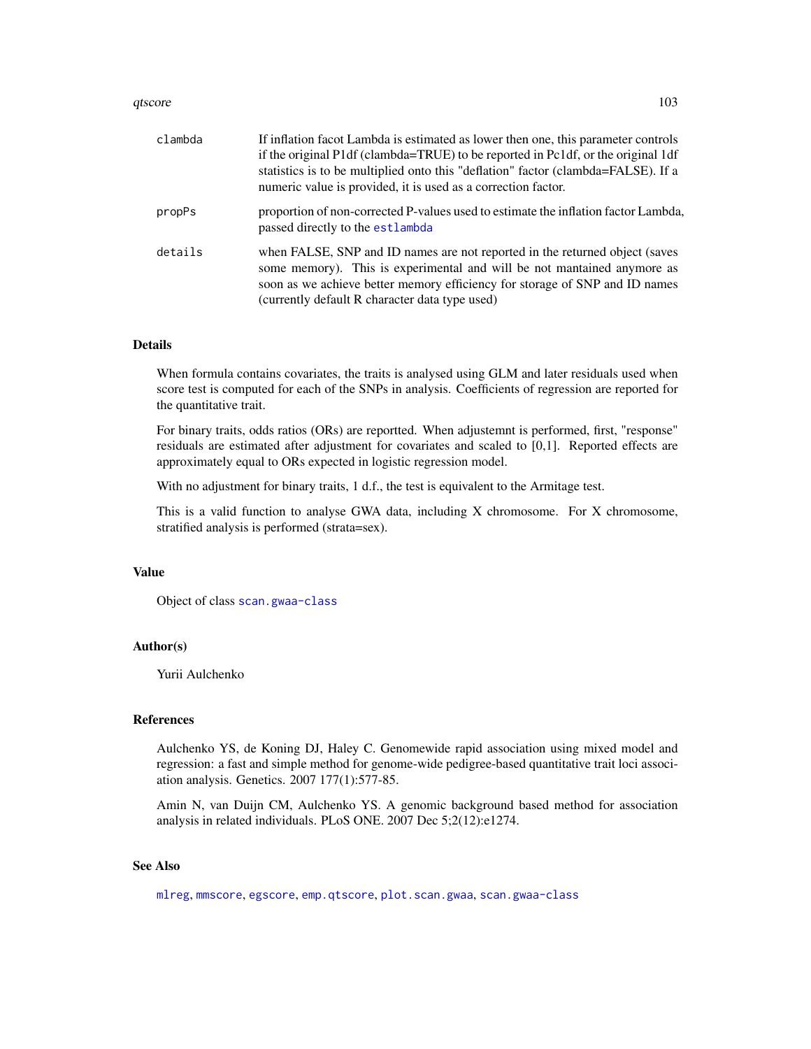| | |
|---|---|
| clambda | If inflation facot Lambda is estimated as lower then one, this parameter controls if the original P1df (clambda=TRUE) to be reported in Pc1df, or the original 1df statistics is to be multiplied onto this "deflation" factor (clambda=FALSE). If a numeric value is provided, it is used as a correction factor. |
| propPs | proportion of non-corrected P-values used to estimate the inflation factor Lambda, passed directly to the `estlambda` |
| details | when FALSE, SNP and ID names are not reported in the returned object (saves some memory). This is experimental and will be not mantained anymore as soon as we achieve better memory efficiency for storage of SNP and ID names (currently default R character data type used) |

## Details

When formula contains covariates, the traits is analysed using GLM and later residuals used when score test is computed for each of the SNPs in analysis. Coefficients of regression are reported for the quantitative trait.

For binary traits, odds ratios (ORs) are reportted. When adjustemnt is performed, first, "response" residuals are estimated after adjustment for covariates and scaled to [0,1]. Reported effects are approximately equal to ORs expected in logistic regression model.

With no adjustment for binary traits, 1 d.f., the test is equivalent to the Armitage test.

This is a valid function to analyse GWA data, including X chromosome. For X chromosome, stratified analysis is performed (strata=sex).

## Value

Object of class `scan.gwaa-class`

## Author(s)

Yurii Aulchenko

## References

Aulchenko YS, de Koning DJ, Haley C. Genomewide rapid association using mixed model and regression: a fast and simple method for genome-wide pedigree-based quantitative trait loci association analysis. Genetics. 2007 177(1):577-85.

Amin N, van Duijn CM, Aulchenko YS. A genomic background based method for association analysis in related individuals. PLoS ONE. 2007 Dec 5;2(12):e1274.

## See Also

`mlreg`, `mmscore`, `egscore`, `emp.qtscore`, `plot.scan.gwaa`, `scan.gwaa-class`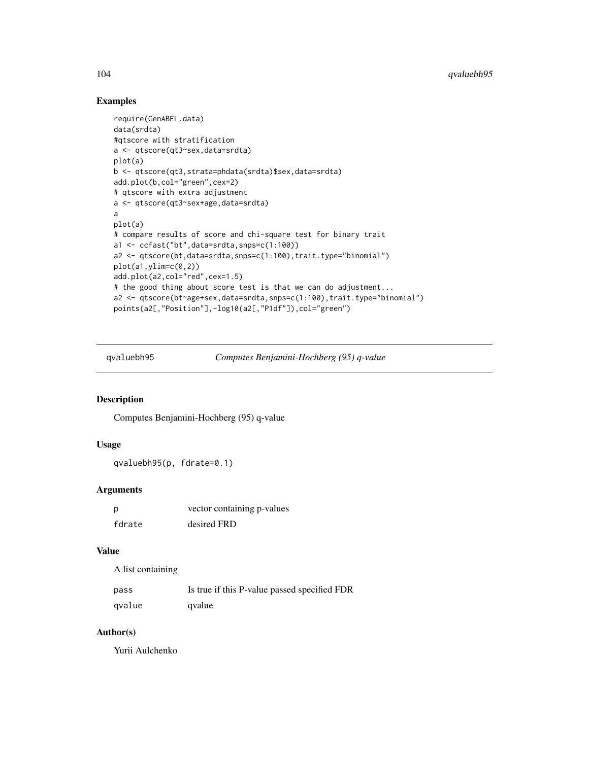## Examples

```
require(GenABEL.data)
data(srdta)
#qtscore with stratification
a <- qtscore(qt3~sex,data=srdta)
plot(a)
b <- qtscore(qt3,strata=phdata(srdta)$sex,data=srdta)
add.plot(b,col="green",cex=2)
# qtscore with extra adjustment
a <- qtscore(qt3~sex+age,data=srdta)
a
plot(a)
# compare results of score and chi-square test for binary trait
a1 <- ccfast("bt",data=srdta,snps=c(1:100))
a2 <- qtscore(bt,data=srdta,snps=c(1:100),trait.type="binomial")
plot(a1,ylim=c(0,2))
add.plot(a2,col="red",cex=1.5)
# the good thing about score test is that we can do adjustment...
a2 <- qtscore(bt~age+sex,data=srdta,snps=c(1:100),trait.type="binomial")
points(a2[,"Position"],-log10(a2[,"P1df"]),col="green")
```

---

# qvaluebh95 *Computes Benjamini-Hochberg (95) q-value*

---

## Description

Computes Benjamini-Hochberg (95) q-value

## Usage

```
qvaluebh95(p, fdrate=0.1)
```

## Arguments

| | |
|---|---|
| p | vector containing p-values |
| fdrate | desired FRD |

## Value

A list containing

| | |
|---|---|
| pass | Is true if this P-value passed specified FDR |
| qvalue | qvalue |

## Author(s)

Yurii Aulchenko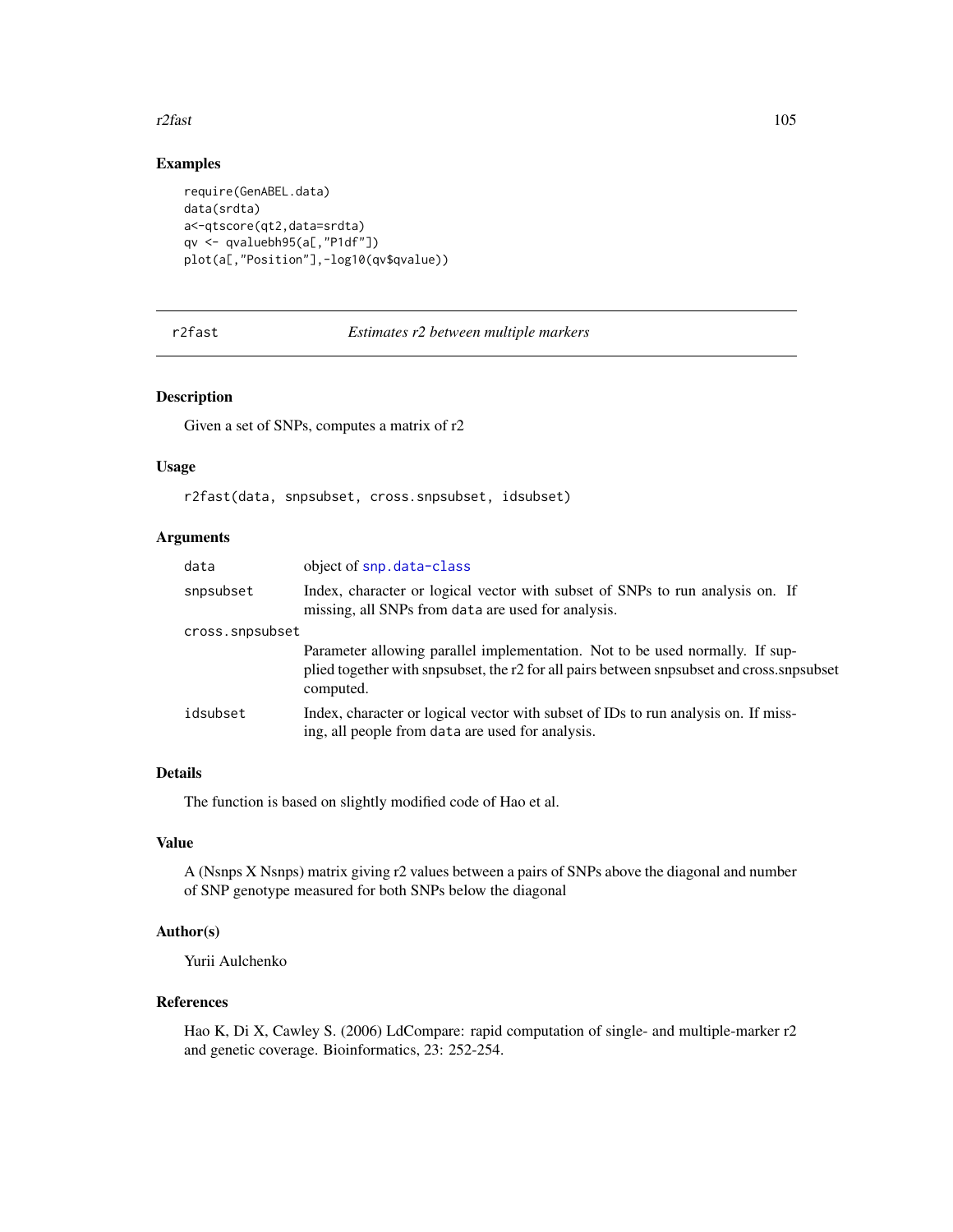## Examples

```
require(GenABEL.data)
data(srdta)
a<-qtscore(qt2,data=srdta)
qv <- qvaluebh95(a[,"P1df"])
plot(a[,"Position"],-log10(qv$qvalue))
```

---

## r2fast *Estimates r2 between multiple markers*

### Description

Given a set of SNPs, computes a matrix of r2

### Usage

```
r2fast(data, snpsubset, cross.snpsubset, idsubset)
```

### Arguments

| | |
|---|---|
| data | object of snp.data-class |
| snpsubset | Index, character or logical vector with subset of SNPs to run analysis on. If missing, all SNPs from data are used for analysis. |
| cross.snpsubset | Parameter allowing parallel implementation. Not to be used normally. If supplied together with snpsubset, the r2 for all pairs between snpsubset and cross.snpsubset computed. |
| idsubset | Index, character or logical vector with subset of IDs to run analysis on. If missing, all people from data are used for analysis. |

### Details

The function is based on slightly modified code of Hao et al.

### Value

A (Nsnps X Nsnps) matrix giving r2 values between a pairs of SNPs above the diagonal and number of SNP genotype measured for both SNPs below the diagonal

### Author(s)

Yurii Aulchenko

### References

Hao K, Di X, Cawley S. (2006) LdCompare: rapid computation of single- and multiple-marker r2 and genetic coverage. Bioinformatics, 23: 252-254.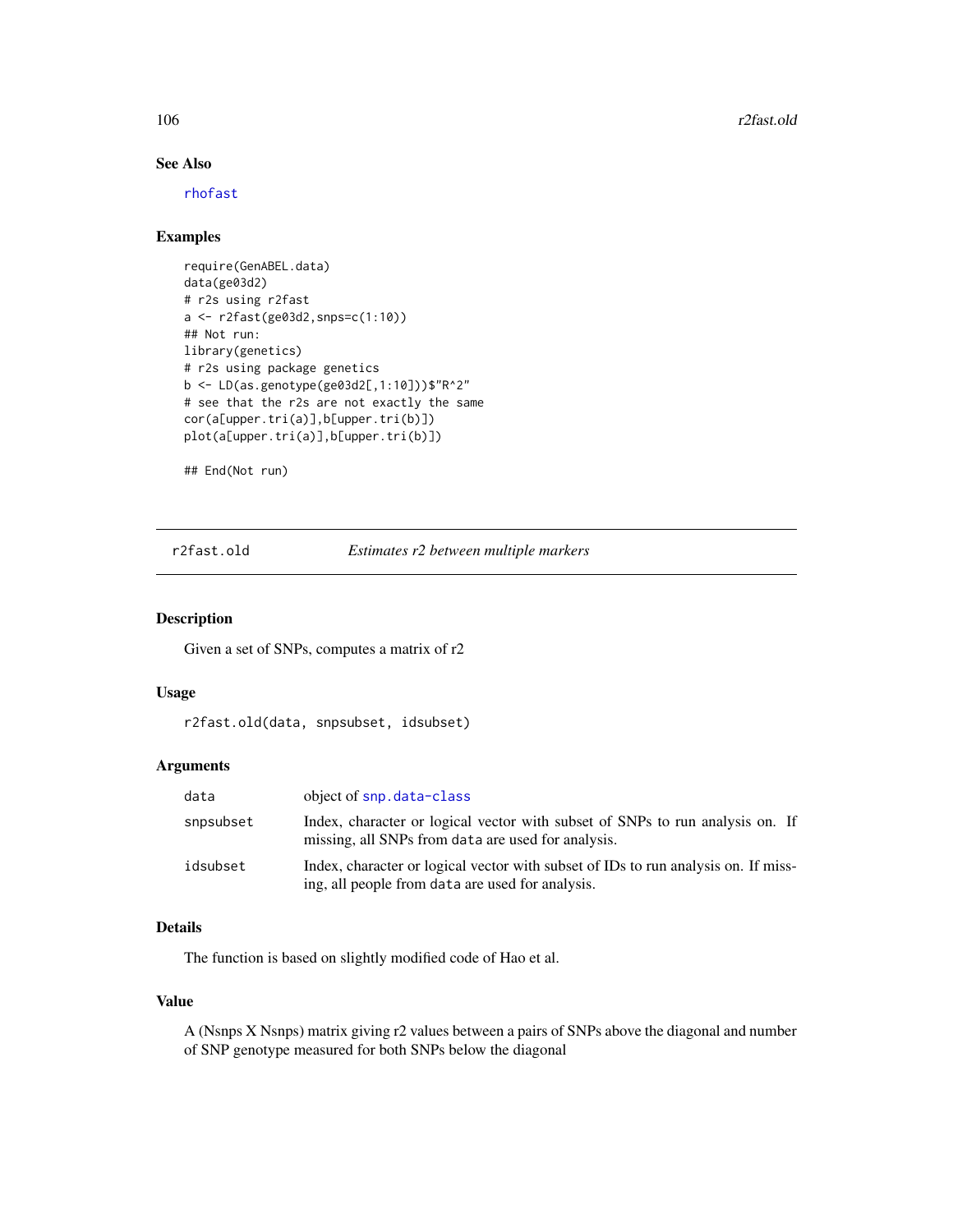## See Also

rhofast

## Examples

```
require(GenABEL.data)
data(ge03d2)
# r2s using r2fast
a <- r2fast(ge03d2,snps=c(1:10))
## Not run:
library(genetics)
# r2s using package genetics
b <- LD(as.genotype(ge03d2[,1:10]))$"R^2"
# see that the r2s are not exactly the same
cor(a[upper.tri(a)],b[upper.tri(b)])
plot(a[upper.tri(a)],b[upper.tri(b)])

## End(Not run)
```

---

# r2fast.old — *Estimates r2 between multiple markers*

## Description

Given a set of SNPs, computes a matrix of r2

## Usage

```
r2fast.old(data, snpsubset, idsubset)
```

## Arguments

| | |
|---|---|
| data | object of snp.data-class |
| snpsubset | Index, character or logical vector with subset of SNPs to run analysis on. If missing, all SNPs from data are used for analysis. |
| idsubset | Index, character or logical vector with subset of IDs to run analysis on. If missing, all people from data are used for analysis. |

## Details

The function is based on slightly modified code of Hao et al.

## Value

A (Nsnps X Nsnps) matrix giving r2 values between a pairs of SNPs above the diagonal and number of SNP genotype measured for both SNPs below the diagonal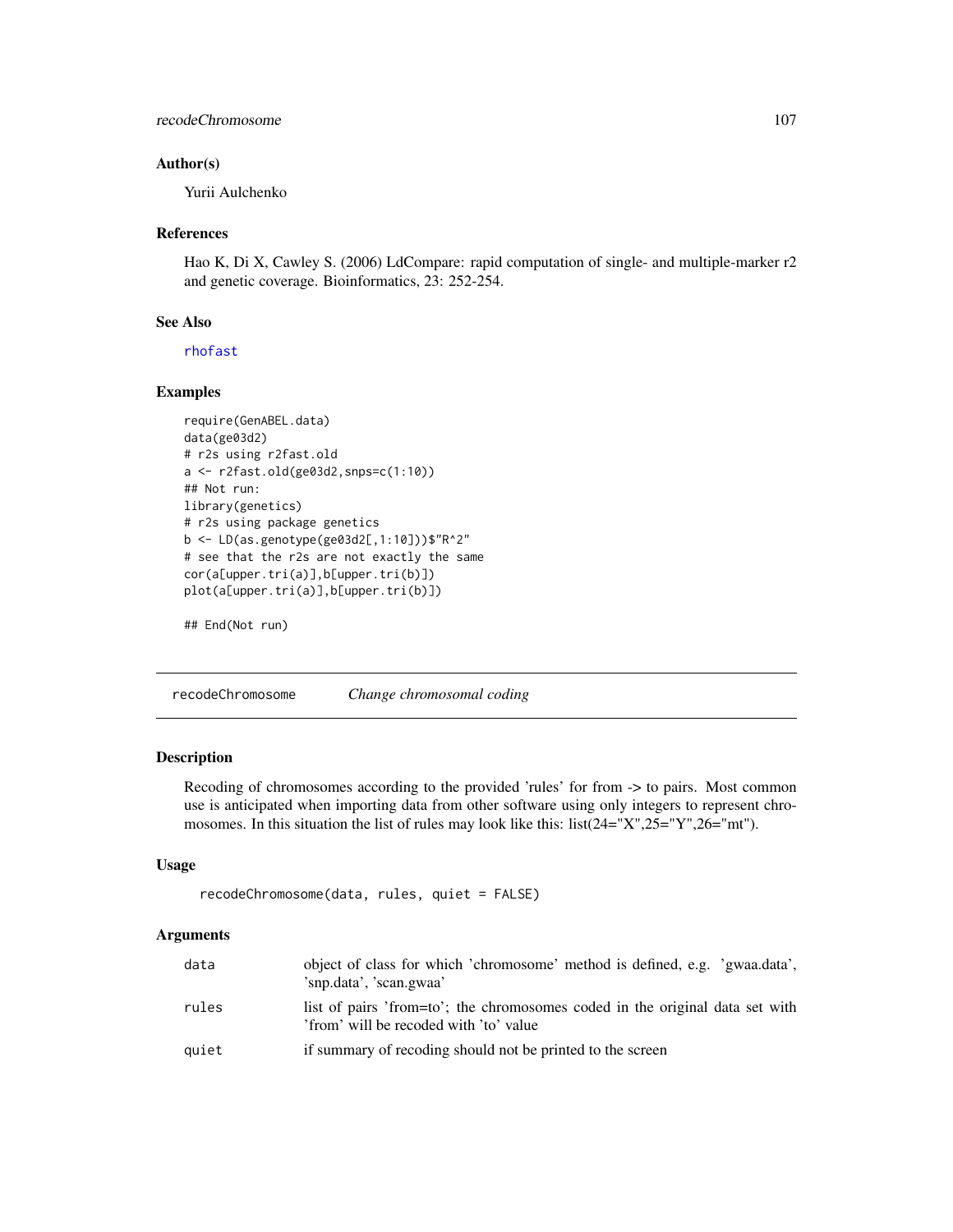## Author(s)

Yurii Aulchenko

## References

Hao K, Di X, Cawley S. (2006) LdCompare: rapid computation of single- and multiple-marker r2 and genetic coverage. Bioinformatics, 23: 252-254.

## See Also

rhofast

## Examples

```
require(GenABEL.data)
data(ge03d2)
# r2s using r2fast.old
a <- r2fast.old(ge03d2,snps=c(1:10))
## Not run:
library(genetics)
# r2s using package genetics
b <- LD(as.genotype(ge03d2[,1:10]))$"R^2"
# see that the r2s are not exactly the same
cor(a[upper.tri(a)],b[upper.tri(b)])
plot(a[upper.tri(a)],b[upper.tri(b)])

## End(Not run)
```

---

# recodeChromosome *Change chromosomal coding*

## Description

Recoding of chromosomes according to the provided 'rules' for from -> to pairs. Most common use is anticipated when importing data from other software using only integers to represent chromosomes. In this situation the list of rules may look like this: list(24="X",25="Y",26="mt").

## Usage

```
recodeChromosome(data, rules, quiet = FALSE)
```

## Arguments

| | |
|---|---|
| data | object of class for which 'chromosome' method is defined, e.g. 'gwaa.data', 'snp.data', 'scan.gwaa' |
| rules | list of pairs 'from=to'; the chromosomes coded in the original data set with 'from' will be recoded with 'to' value |
| quiet | if summary of recoding should not be printed to the screen |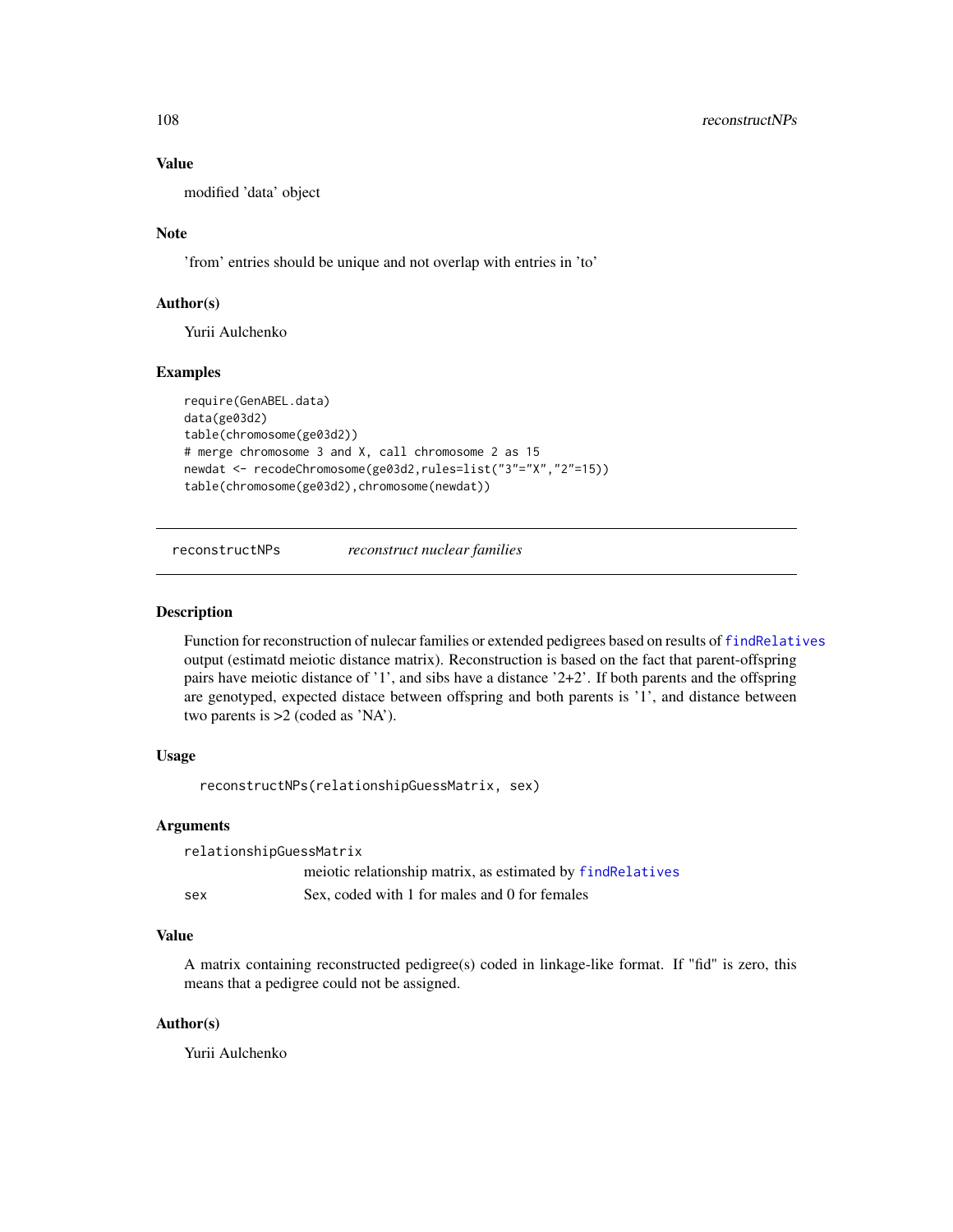### Value

modified 'data' object

### Note

'from' entries should be unique and not overlap with entries in 'to'

### Author(s)

Yurii Aulchenko

### Examples

```
require(GenABEL.data)
data(ge03d2)
table(chromosome(ge03d2))
# merge chromosome 3 and X, call chromosome 2 as 15
newdat <- recodeChromosome(ge03d2,rules=list("3"="X","2"=15))
table(chromosome(ge03d2),chromosome(newdat))
```

---

## reconstructNPs *reconstruct nuclear families*

---

### Description

Function for reconstruction of nulecar families or extended pedigrees based on results of findRelatives output (estimatd meiotic distance matrix). Reconstruction is based on the fact that parent-offspring pairs have meiotic distance of '1', and sibs have a distance '2+2'. If both parents and the offspring are genotyped, expected distace between offspring and both parents is '1', and distance between two parents is >2 (coded as 'NA').

### Usage

```
reconstructNPs(relationshipGuessMatrix, sex)
```

### Arguments

| | |
|---|---|
| relationshipGuessMatrix | meiotic relationship matrix, as estimated by findRelatives |
| sex | Sex, coded with 1 for males and 0 for females |

### Value

A matrix containing reconstructed pedigree(s) coded in linkage-like format. If "fid" is zero, this means that a pedigree could not be assigned.

### Author(s)

Yurii Aulchenko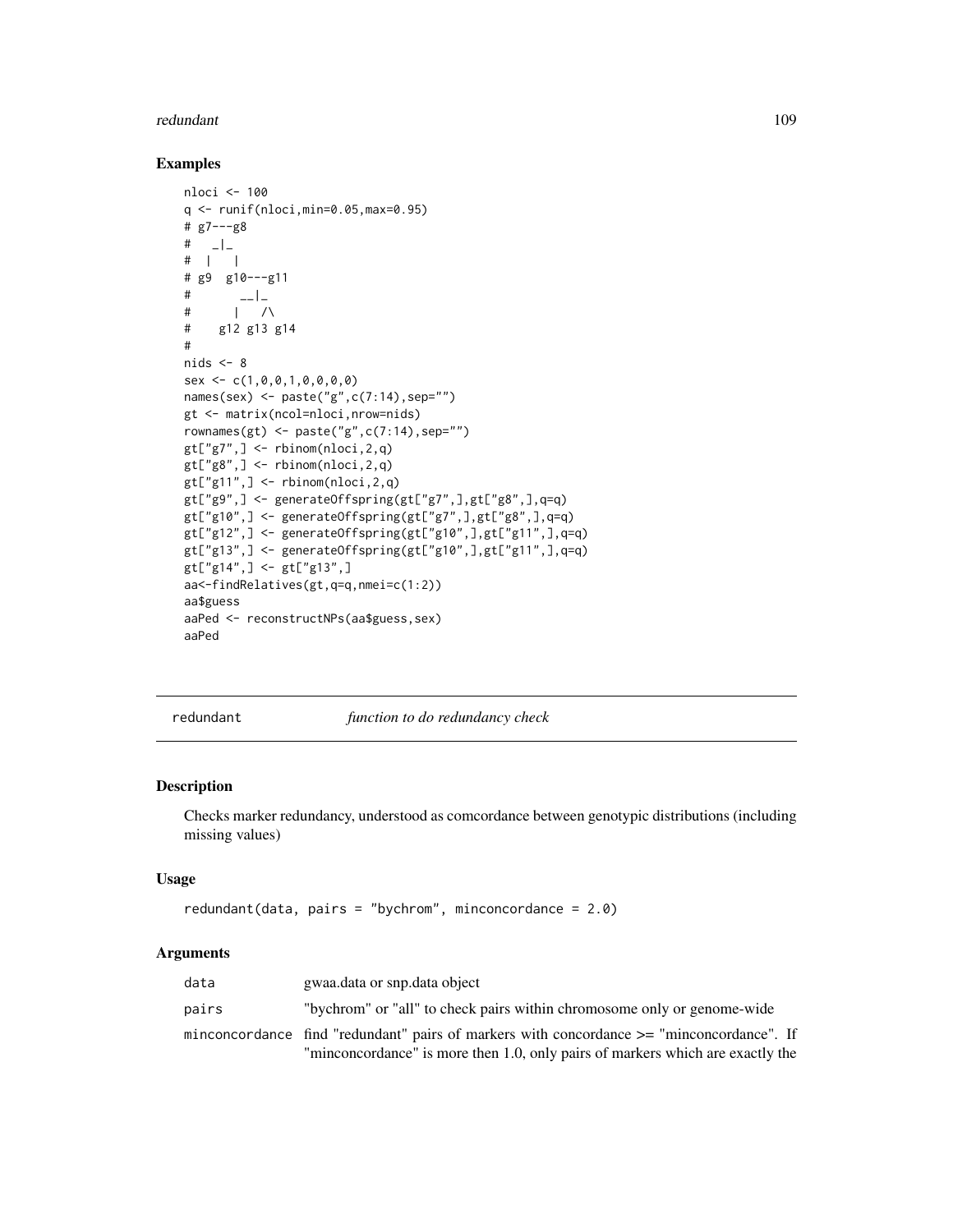## Examples

```
nloci <- 100
q <- runif(nloci,min=0.05,max=0.95)
# g7---g8
#   _|_
#  |   |
# g9  g10---g11
#       __|_
#      |   /\
#    g12 g13 g14
#
nids <- 8
sex <- c(1,0,0,1,0,0,0,0)
names(sex) <- paste("g",c(7:14),sep="")
gt <- matrix(ncol=nloci,nrow=nids)
rownames(gt) <- paste("g",c(7:14),sep="")
gt["g7",] <- rbinom(nloci,2,q)
gt["g8",] <- rbinom(nloci,2,q)
gt["g11",] <- rbinom(nloci,2,q)
gt["g9",] <- generateOffspring(gt["g7",],gt["g8",],q=q)
gt["g10",] <- generateOffspring(gt["g7",],gt["g8",],q=q)
gt["g12",] <- generateOffspring(gt["g10",],gt["g11",],q=q)
gt["g13",] <- generateOffspring(gt["g10",],gt["g11",],q=q)
gt["g14",] <- gt["g13",]
aa<-findRelatives(gt,q=q,nmei=c(1:2))
aa$guess
aaPed <- reconstructNPs(aa$guess,sex)
aaPed
```

---

# redundant    *function to do redundancy check*

---

## Description

Checks marker redundancy, understood as comcordance between genotypic distributions (including missing values)

## Usage

```
redundant(data, pairs = "bychrom", minconcordance = 2.0)
```

## Arguments

| | |
|---|---|
| data | gwaa.data or snp.data object |
| pairs | "bychrom" or "all" to check pairs within chromosome only or genome-wide |
| minconcordance | find "redundant" pairs of markers with concordance >= "minconcordance". If "minconcordance" is more then 1.0, only pairs of markers which are exactly the |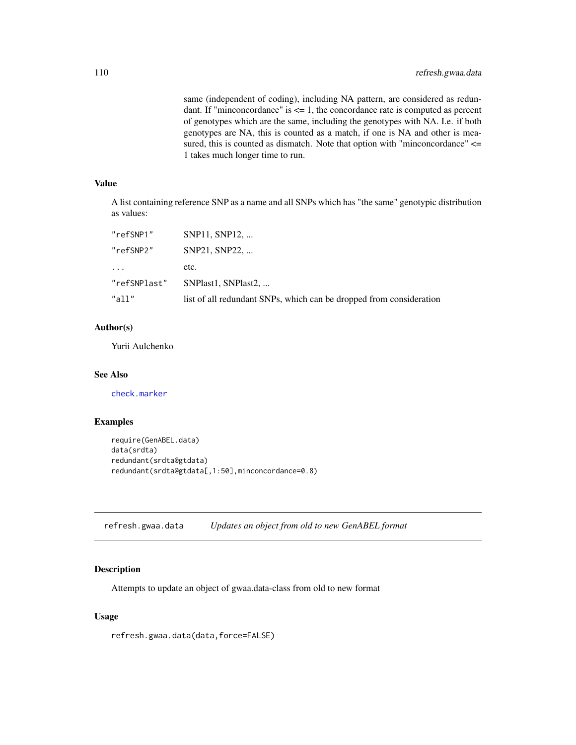same (independent of coding), including NA pattern, are considered as redundant. If "minconcordance" is <= 1, the concordance rate is computed as percent of genotypes which are the same, including the genotypes with NA. I.e. if both genotypes are NA, this is counted as a match, if one is NA and other is measured, this is counted as dismatch. Note that option with "minconcordance" <= 1 takes much longer time to run.

### Value

A list containing reference SNP as a name and all SNPs which has "the same" genotypic distribution as values:

| | |
|---|---|
| `"refSNP1"` | SNP11, SNP12, ... |
| `"refSNP2"` | SNP21, SNP22, ... |
| `...` | etc. |
| `"refSNPlast"` | SNPlast1, SNPlast2, ... |
| `"all"` | list of all redundant SNPs, which can be dropped from consideration |

### Author(s)

Yurii Aulchenko

### See Also

`check.marker`

### Examples

```
require(GenABEL.data)
data(srdta)
redundant(srdta@gtdata)
redundant(srdta@gtdata[,1:50],minconcordance=0.8)
```

---

## refresh.gwaa.data *Updates an object from old to new GenABEL format*

### Description

Attempts to update an object of gwaa.data-class from old to new format

### Usage

```
refresh.gwaa.data(data,force=FALSE)
```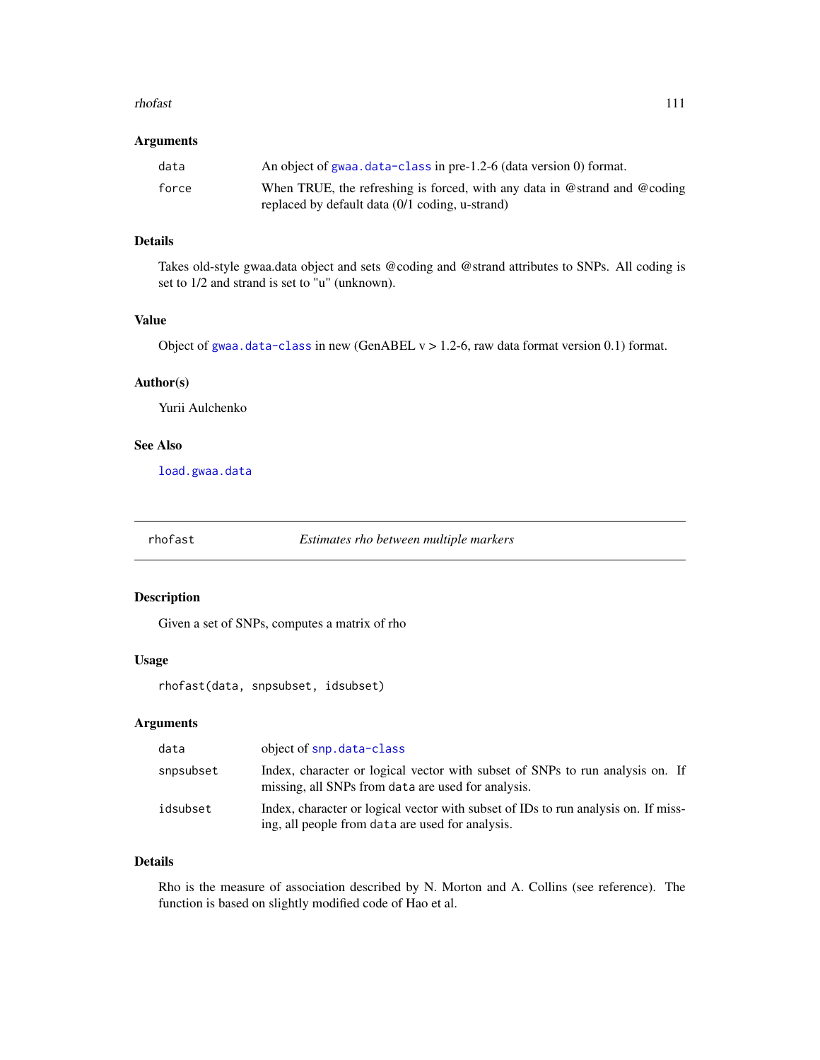### Arguments

| | |
|---|---|
| `data` | An object of `gwaa.data-class` in pre-1.2-6 (data version 0) format. |
| `force` | When TRUE, the refreshing is forced, with any data in @strand and @coding replaced by default data (0/1 coding, u-strand) |

### Details

Takes old-style gwaa.data object and sets @coding and @strand attributes to SNPs. All coding is set to 1/2 and strand is set to "u" (unknown).

### Value

Object of `gwaa.data-class` in new (GenABEL v > 1.2-6, raw data format version 0.1) format.

### Author(s)

Yurii Aulchenko

### See Also

`load.gwaa.data`

---

## rhofast — *Estimates rho between multiple markers*

---

### Description

Given a set of SNPs, computes a matrix of rho

### Usage

```
rhofast(data, snpsubset, idsubset)
```

### Arguments

| | |
|---|---|
| `data` | object of `snp.data-class` |
| `snpsubset` | Index, character or logical vector with subset of SNPs to run analysis on. If missing, all SNPs from `data` are used for analysis. |
| `idsubset` | Index, character or logical vector with subset of IDs to run analysis on. If missing, all people from `data` are used for analysis. |

### Details

Rho is the measure of association described by N. Morton and A. Collins (see reference). The function is based on slightly modified code of Hao et al.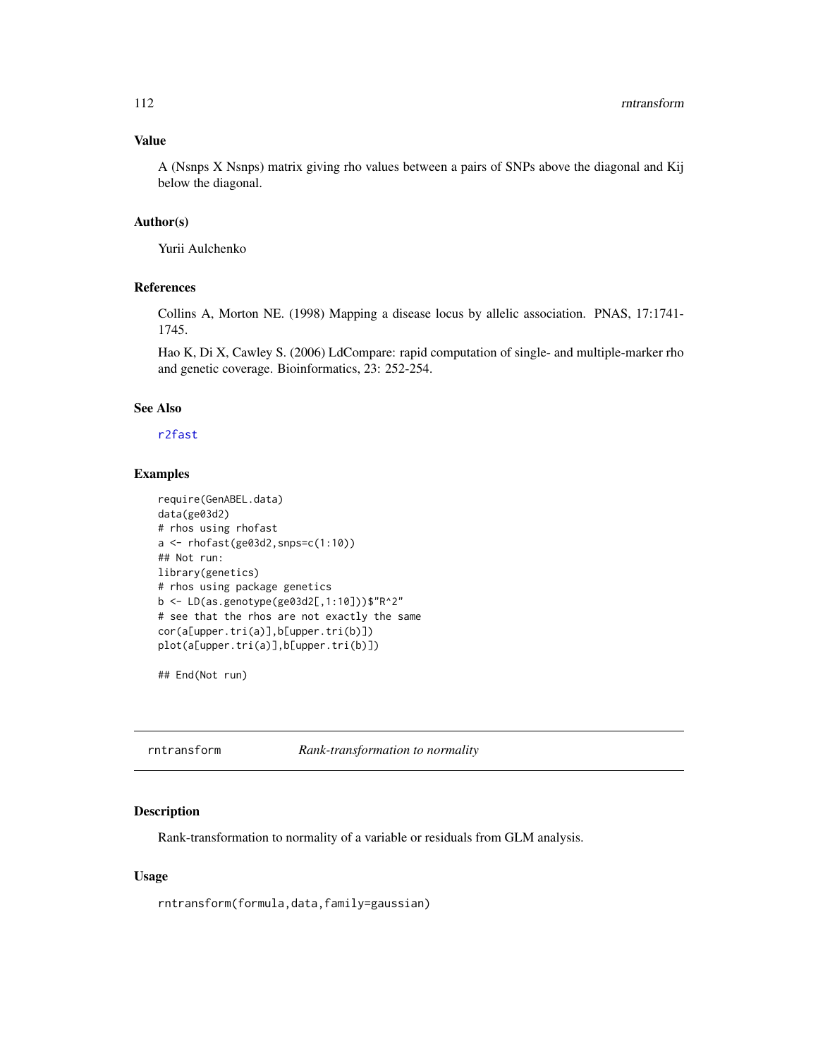### Value

A (Nsnps X Nsnps) matrix giving rho values between a pairs of SNPs above the diagonal and Kij below the diagonal.

### Author(s)

Yurii Aulchenko

### References

Collins A, Morton NE. (1998) Mapping a disease locus by allelic association. PNAS, 17:1741-1745.

Hao K, Di X, Cawley S. (2006) LdCompare: rapid computation of single- and multiple-marker rho and genetic coverage. Bioinformatics, 23: 252-254.

### See Also

r2fast

### Examples

```
require(GenABEL.data)
data(ge03d2)
# rhos using rhofast
a <- rhofast(ge03d2,snps=c(1:10))
## Not run:
library(genetics)
# rhos using package genetics
b <- LD(as.genotype(ge03d2[,1:10]))$"R^2"
# see that the rhos are not exactly the same
cor(a[upper.tri(a)],b[upper.tri(b)])
plot(a[upper.tri(a)],b[upper.tri(b)])

## End(Not run)
```

---

## rntransform — *Rank-transformation to normality*

### Description

Rank-transformation to normality of a variable or residuals from GLM analysis.

### Usage

```
rntransform(formula,data,family=gaussian)
```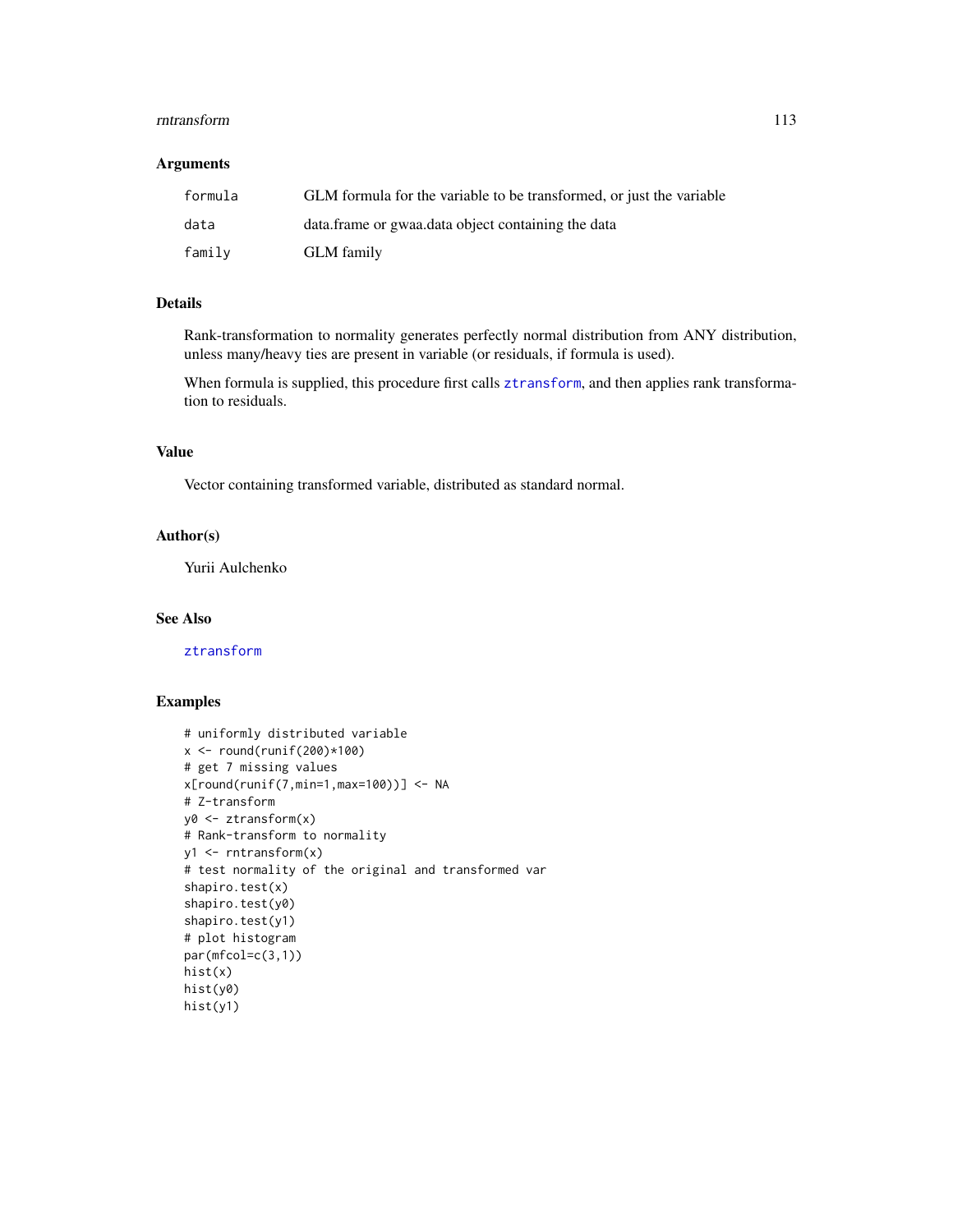### Arguments

| | |
|---|---|
| `formula` | GLM formula for the variable to be transformed, or just the variable |
| `data` | data.frame or gwaa.data object containing the data |
| `family` | GLM family |

### Details

Rank-transformation to normality generates perfectly normal distribution from ANY distribution, unless many/heavy ties are present in variable (or residuals, if formula is used).

When formula is supplied, this procedure first calls `ztransform`, and then applies rank transformation to residuals.

### Value

Vector containing transformed variable, distributed as standard normal.

### Author(s)

Yurii Aulchenko

### See Also

`ztransform`

### Examples

```
# uniformly distributed variable
x <- round(runif(200)*100)
# get 7 missing values
x[round(runif(7,min=1,max=100))] <- NA
# Z-transform
y0 <- ztransform(x)
# Rank-transform to normality
y1 <- rntransform(x)
# test normality of the original and transformed var
shapiro.test(x)
shapiro.test(y0)
shapiro.test(y1)
# plot histogram
par(mfcol=c(3,1))
hist(x)
hist(y0)
hist(y1)
```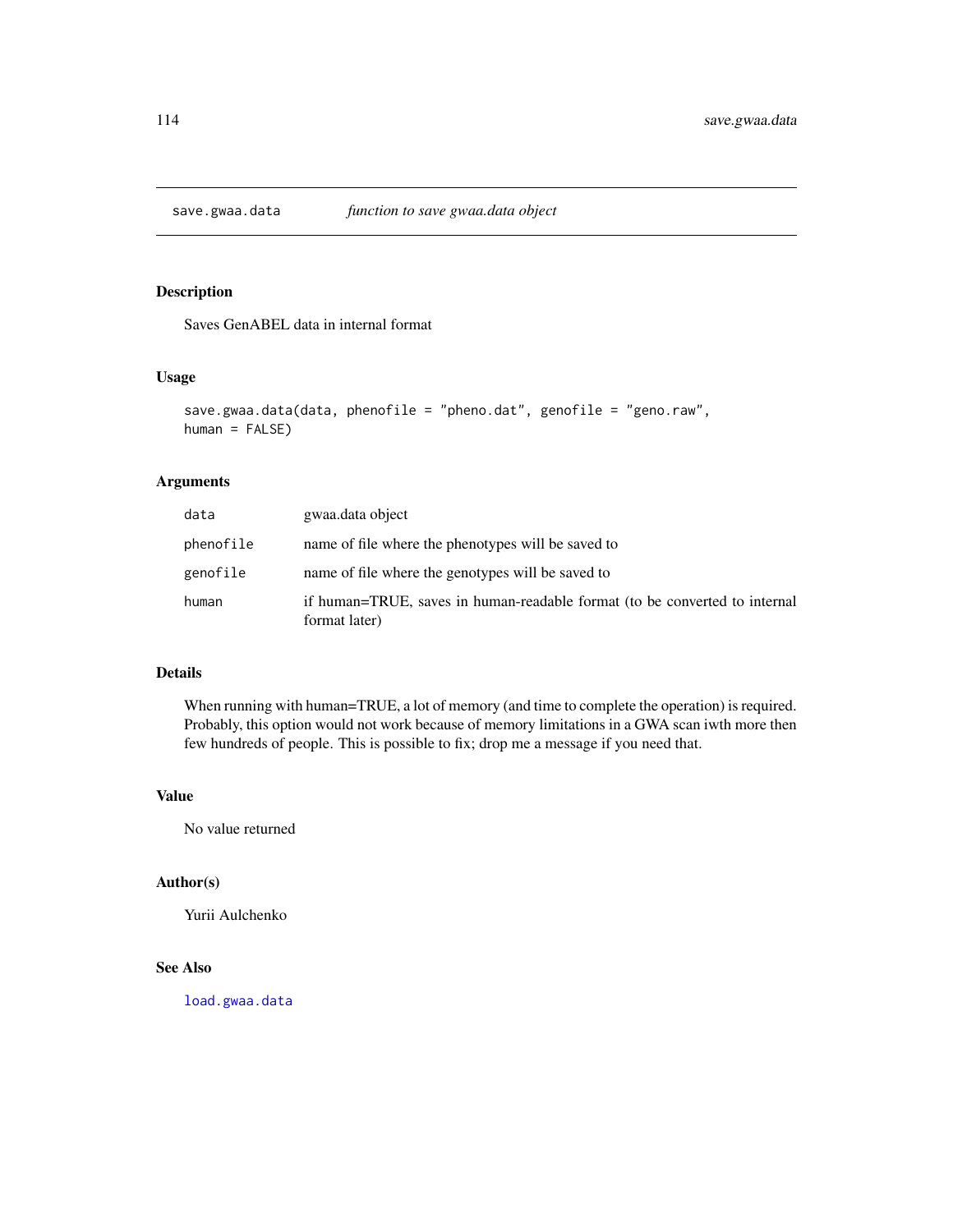## save.gwaa.data — *function to save gwaa.data object*

### Description

Saves GenABEL data in internal format

### Usage

```
save.gwaa.data(data, phenofile = "pheno.dat", genofile = "geno.raw",
human = FALSE)
```

### Arguments

| | |
|---|---|
| `data` | gwaa.data object |
| `phenofile` | name of file where the phenotypes will be saved to |
| `genofile` | name of file where the genotypes will be saved to |
| `human` | if human=TRUE, saves in human-readable format (to be converted to internal format later) |

### Details

When running with human=TRUE, a lot of memory (and time to complete the operation) is required. Probably, this option would not work because of memory limitations in a GWA scan iwth more then few hundreds of people. This is possible to fix; drop me a message if you need that.

### Value

No value returned

### Author(s)

Yurii Aulchenko

### See Also

`load.gwaa.data`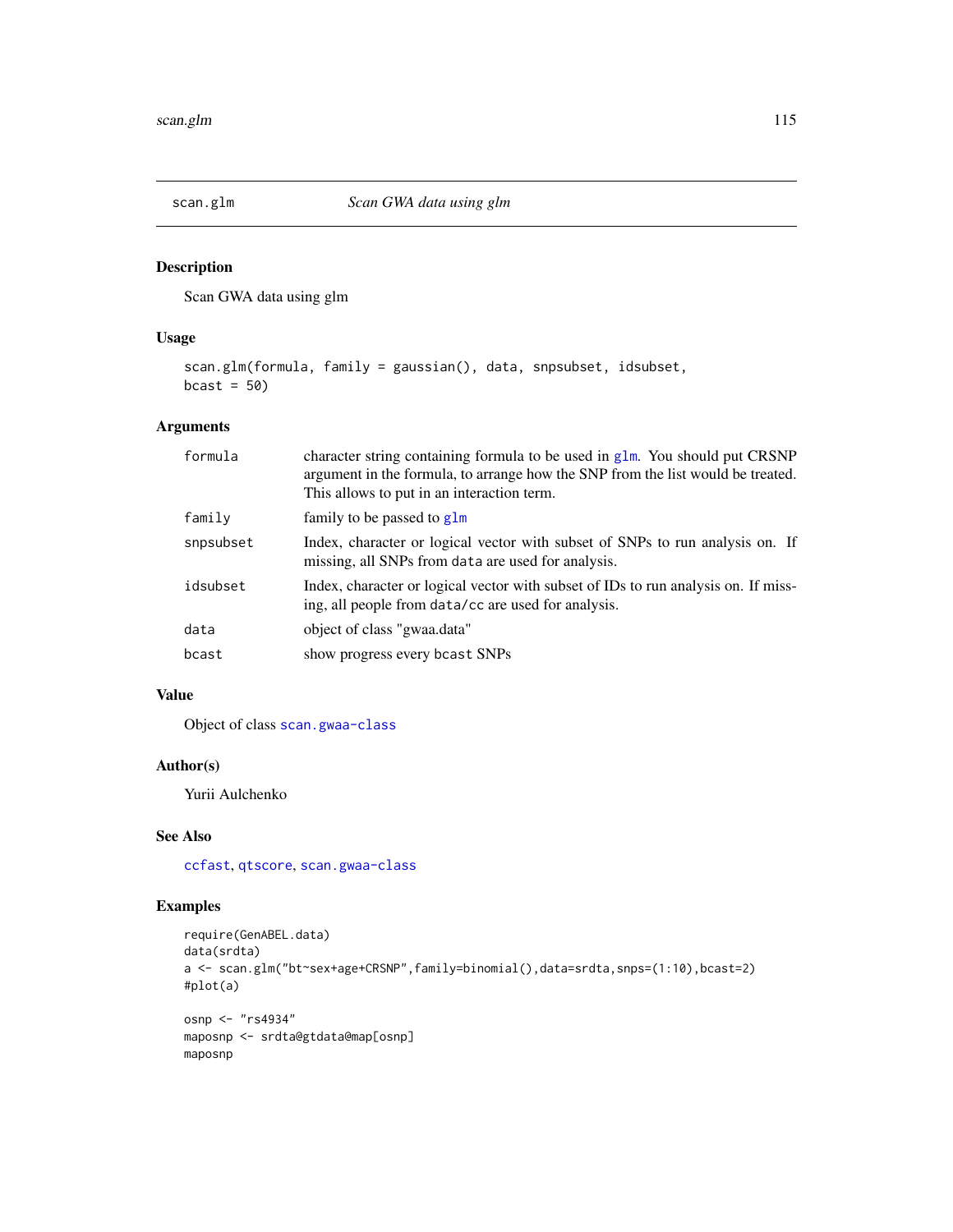## scan.glm — *Scan GWA data using glm*

### Description

Scan GWA data using glm

### Usage

```
scan.glm(formula, family = gaussian(), data, snpsubset, idsubset,
bcast = 50)
```

### Arguments

| Argument | Description |
|---|---|
| `formula` | character string containing formula to be used in `glm`. You should put CRSNP argument in the formula, to arrange how the SNP from the list would be treated. This allows to put in an interaction term. |
| `family` | family to be passed to `glm` |
| `snpsubset` | Index, character or logical vector with subset of SNPs to run analysis on. If missing, all SNPs from `data` are used for analysis. |
| `idsubset` | Index, character or logical vector with subset of IDs to run analysis on. If missing, all people from `data/cc` are used for analysis. |
| `data` | object of class "gwaa.data" |
| `bcast` | show progress every `bcast` SNPs |

### Value

Object of class `scan.gwaa-class`

### Author(s)

Yurii Aulchenko

### See Also

`ccfast`, `qtscore`, `scan.gwaa-class`

### Examples

```
require(GenABEL.data)
data(srdta)
a <- scan.glm("bt~sex+age+CRSNP",family=binomial(),data=srdta,snps=(1:10),bcast=2)
#plot(a)

osnp <- "rs4934"
maposnp <- srdta@gtdata@map[osnp]
maposnp
```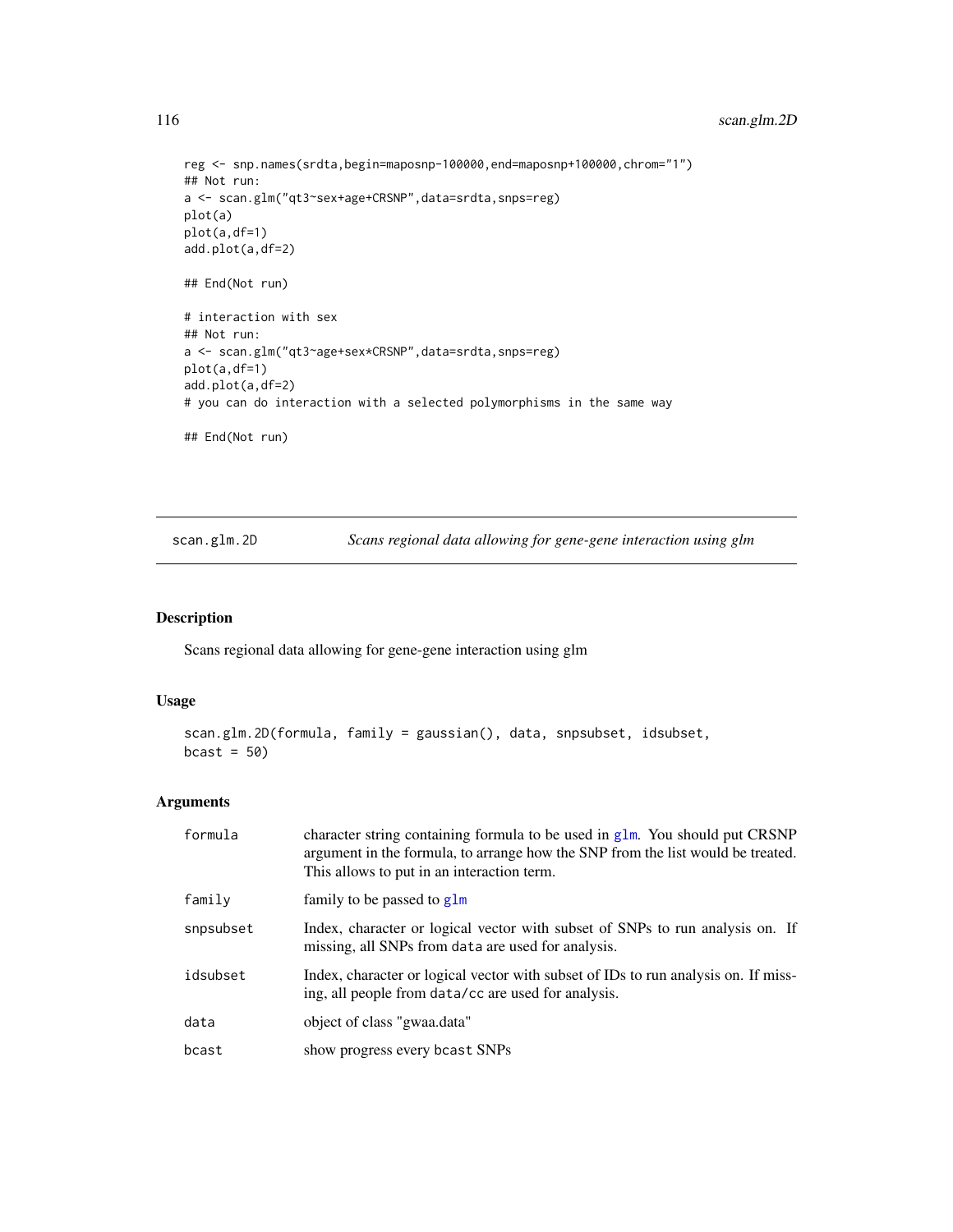```
reg <- snp.names(srdta,begin=maposnp-100000,end=maposnp+100000,chrom="1")
## Not run:
a <- scan.glm("qt3~sex+age+CRSNP",data=srdta,snps=reg)
plot(a)
plot(a,df=1)
add.plot(a,df=2)

## End(Not run)

# interaction with sex
## Not run:
a <- scan.glm("qt3~age+sex*CRSNP",data=srdta,snps=reg)
plot(a,df=1)
add.plot(a,df=2)
# you can do interaction with a selected polymorphisms in the same way

## End(Not run)
```

---

## scan.glm.2D — *Scans regional data allowing for gene-gene interaction using glm*

### Description

Scans regional data allowing for gene-gene interaction using glm

### Usage

```
scan.glm.2D(formula, family = gaussian(), data, snpsubset, idsubset,
bcast = 50)
```

### Arguments

| | |
|---|---|
| `formula` | character string containing formula to be used in `glm`. You should put CRSNP argument in the formula, to arrange how the SNP from the list would be treated. This allows to put in an interaction term. |
| `family` | family to be passed to `glm` |
| `snpsubset` | Index, character or logical vector with subset of SNPs to run analysis on. If missing, all SNPs from `data` are used for analysis. |
| `idsubset` | Index, character or logical vector with subset of IDs to run analysis on. If missing, all people from `data/cc` are used for analysis. |
| `data` | object of class "gwaa.data" |
| `bcast` | show progress every `bcast` SNPs |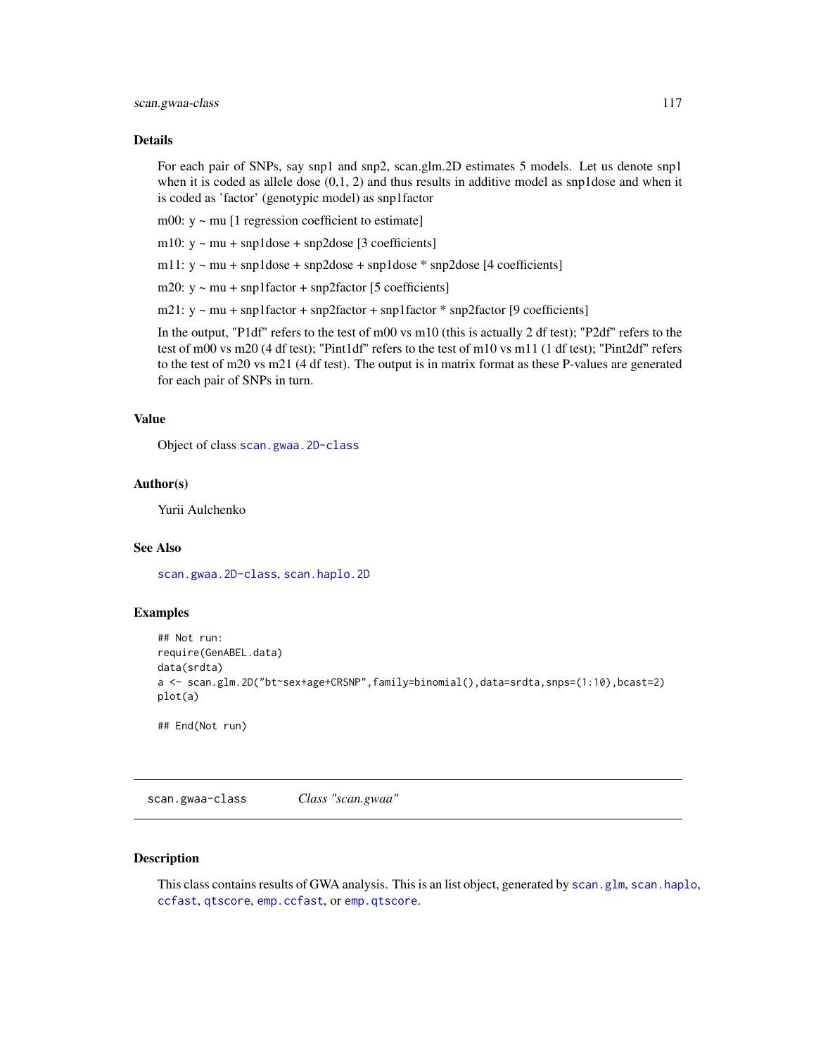### Details

For each pair of SNPs, say snp1 and snp2, scan.glm.2D estimates 5 models. Let us denote snp1 when it is coded as allele dose (0,1, 2) and thus results in additive model as snp1dose and when it is coded as 'factor' (genotypic model) as snp1factor

m00: y ~ mu [1 regression coefficient to estimate]

m10: y ~ mu + snp1dose + snp2dose [3 coefficients]

m11: y ~ mu + snp1dose + snp2dose + snp1dose * snp2dose [4 coefficients]

m20: y ~ mu + snp1factor + snp2factor [5 coefficients]

m21: y ~ mu + snp1factor + snp2factor + snp1factor * snp2factor [9 coefficients]

In the output, "P1df" refers to the test of m00 vs m10 (this is actually 2 df test); "P2df" refers to the test of m00 vs m20 (4 df test); "Pint1df" refers to the test of m10 vs m11 (1 df test); "Pint2df" refers to the test of m20 vs m21 (4 df test). The output is in matrix format as these P-values are generated for each pair of SNPs in turn.

### Value

Object of class `scan.gwaa.2D-class`

### Author(s)

Yurii Aulchenko

### See Also

`scan.gwaa.2D-class`, `scan.haplo.2D`

### Examples

```
## Not run:
require(GenABEL.data)
data(srdta)
a <- scan.glm.2D("bt~sex+age+CRSNP",family=binomial(),data=srdta,snps=(1:10),bcast=2)
plot(a)

## End(Not run)
```

---

## scan.gwaa-class    *Class "scan.gwaa"*

### Description

This class contains results of GWA analysis. This is an list object, generated by `scan.glm`, `scan.haplo`, `ccfast`, `qtscore`, `emp.ccfast`, or `emp.qtscore`.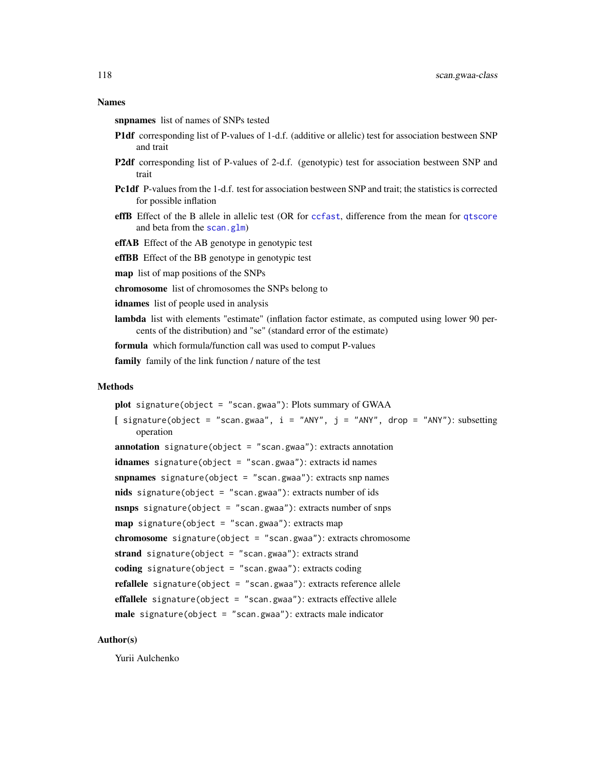### Names

**snpnames** list of names of SNPs tested

**P1df** corresponding list of P-values of 1-d.f. (additive or allelic) test for association bestween SNP and trait

**P2df** corresponding list of P-values of 2-d.f. (genotypic) test for association bestween SNP and trait

**Pc1df** P-values from the 1-d.f. test for association bestween SNP and trait; the statistics is corrected for possible inflation

**effB** Effect of the B allele in allelic test (OR for `ccfast`, difference from the mean for `qtscore` and beta from the `scan.glm`)

**effAB** Effect of the AB genotype in genotypic test

**effBB** Effect of the BB genotype in genotypic test

**map** list of map positions of the SNPs

**chromosome** list of chromosomes the SNPs belong to

**idnames** list of people used in analysis

**lambda** list with elements "estimate" (inflation factor estimate, as computed using lower 90 percents of the distribution) and "se" (standard error of the estimate)

**formula** which formula/function call was used to comput P-values

**family** family of the link function / nature of the test

### Methods

**plot** `signature(object = "scan.gwaa")`: Plots summary of GWAA

**[** `signature(object = "scan.gwaa", i = "ANY", j = "ANY", drop = "ANY")`: subsetting operation

**annotation** `signature(object = "scan.gwaa")`: extracts annotation

**idnames** `signature(object = "scan.gwaa")`: extracts id names

**snpnames** `signature(object = "scan.gwaa")`: extracts snp names

**nids** `signature(object = "scan.gwaa")`: extracts number of ids

**nsnps** `signature(object = "scan.gwaa")`: extracts number of snps

**map** `signature(object = "scan.gwaa")`: extracts map

**chromosome** `signature(object = "scan.gwaa")`: extracts chromosome

**strand** `signature(object = "scan.gwaa")`: extracts strand

**coding** `signature(object = "scan.gwaa")`: extracts coding

**refallele** `signature(object = "scan.gwaa")`: extracts reference allele

**effallele** `signature(object = "scan.gwaa")`: extracts effective allele

**male** `signature(object = "scan.gwaa")`: extracts male indicator

### Author(s)

Yurii Aulchenko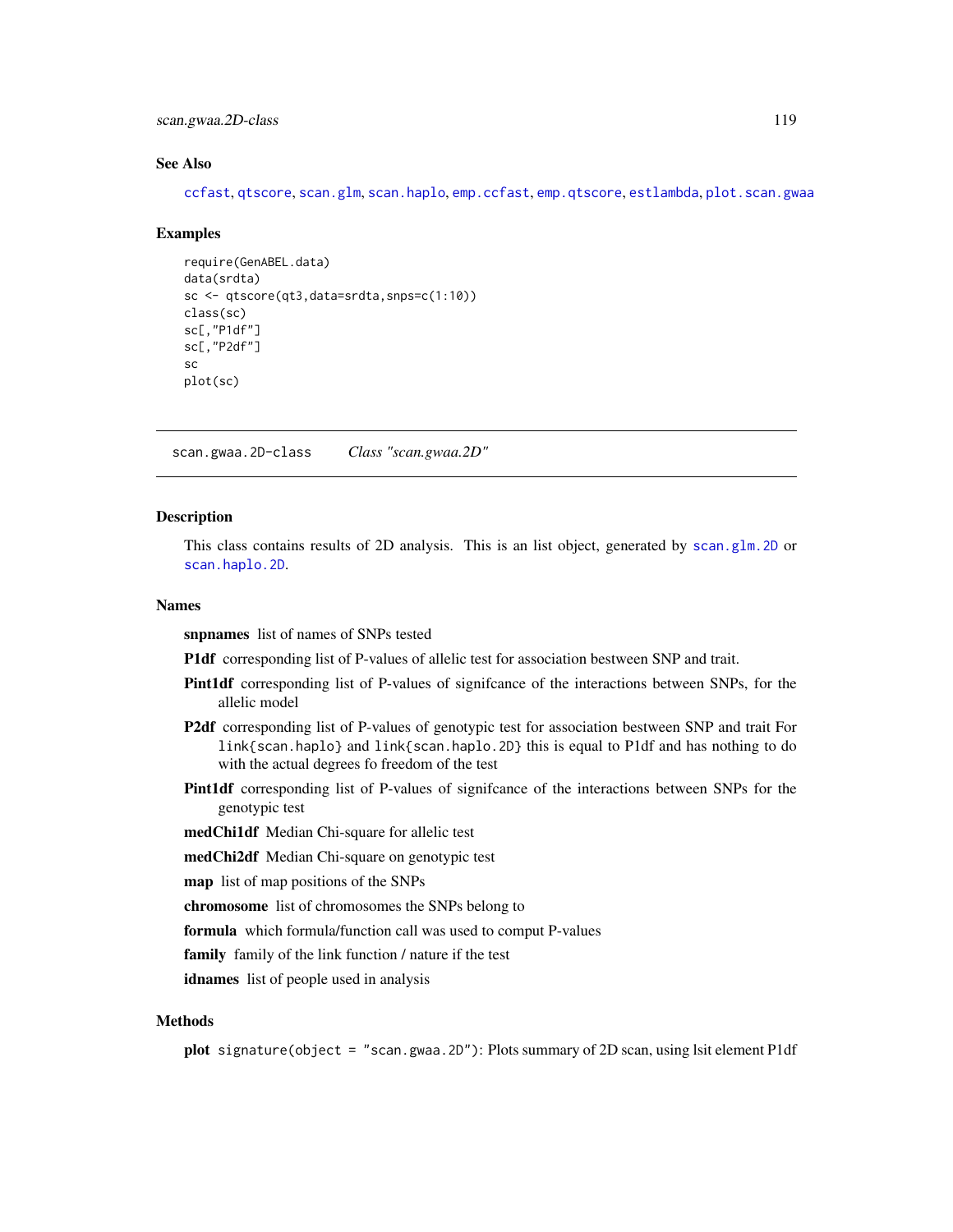## See Also

`ccfast`, `qtscore`, `scan.glm`, `scan.haplo`, `emp.ccfast`, `emp.qtscore`, `estlambda`, `plot.scan.gwaa`

## Examples

```
require(GenABEL.data)
data(srdta)
sc <- qtscore(qt3,data=srdta,snps=c(1:10))
class(sc)
sc[,"P1df"]
sc[,"P2df"]
sc
plot(sc)
```

---

# scan.gwaa.2D-class — *Class "scan.gwaa.2D"*

---

## Description

This class contains results of 2D analysis. This is an list object, generated by `scan.glm.2D` or `scan.haplo.2D`.

## Names

**snpnames** list of names of SNPs tested

**P1df** corresponding list of P-values of allelic test for association bestween SNP and trait.

**Pint1df** corresponding list of P-values of signifcance of the interactions between SNPs, for the allelic model

**P2df** corresponding list of P-values of genotypic test for association bestween SNP and trait For `link{scan.haplo}` and `link{scan.haplo.2D}` this is equal to P1df and has nothing to do with the actual degrees fo freedom of the test

**Pint1df** corresponding list of P-values of signifcance of the interactions between SNPs for the genotypic test

**medChi1df** Median Chi-square for allelic test

**medChi2df** Median Chi-square on genotypic test

**map** list of map positions of the SNPs

**chromosome** list of chromosomes the SNPs belong to

**formula** which formula/function call was used to comput P-values

**family** family of the link function / nature if the test

**idnames** list of people used in analysis

## Methods

**plot** `signature(object = "scan.gwaa.2D")`: Plots summary of 2D scan, using lsit element P1df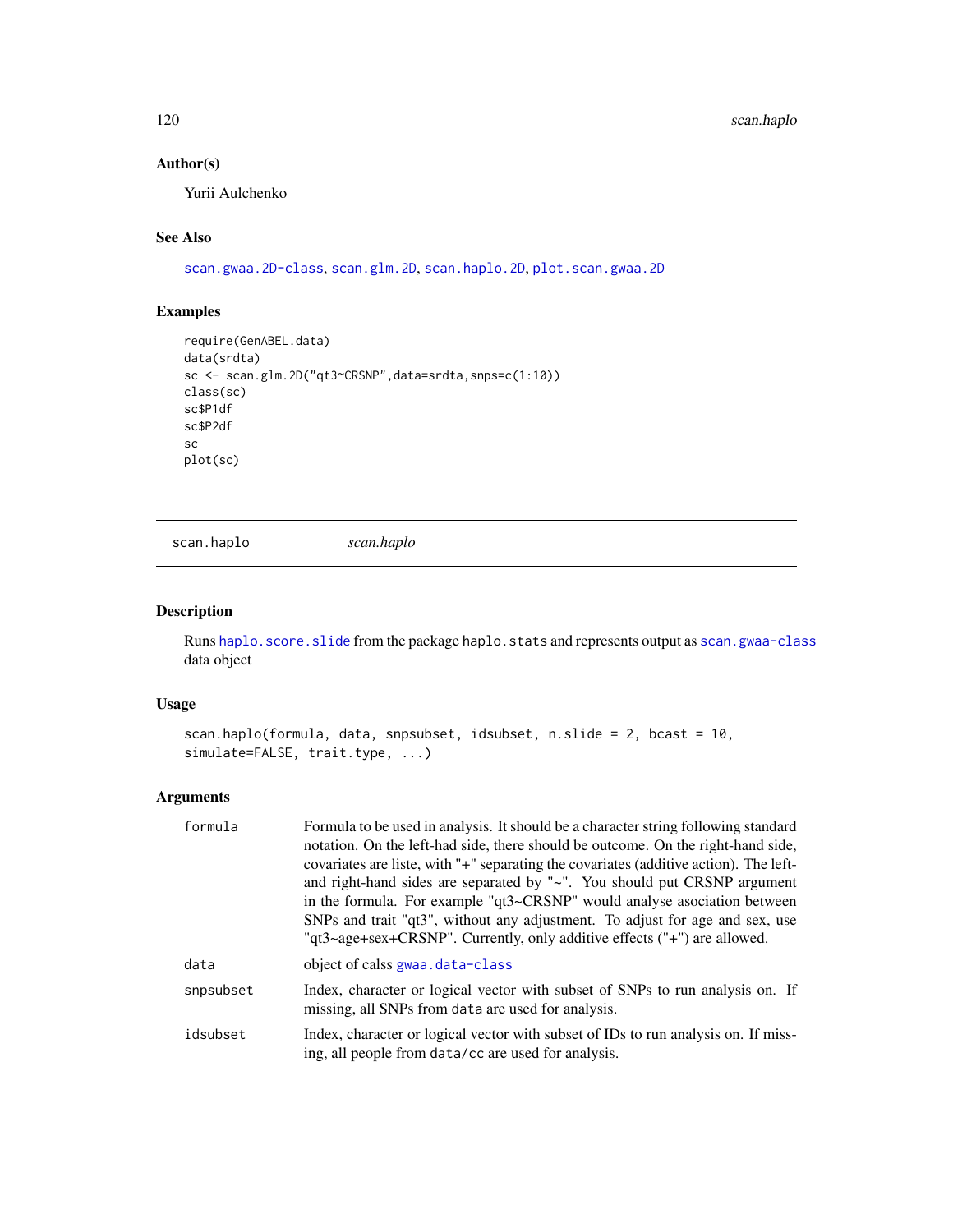### Author(s)

Yurii Aulchenko

### See Also

scan.gwaa.2D-class, scan.glm.2D, scan.haplo.2D, plot.scan.gwaa.2D

### Examples

```
require(GenABEL.data)
data(srdta)
sc <- scan.glm.2D("qt3~CRSNP",data=srdta,snps=c(1:10))
class(sc)
sc$P1df
sc$P2df
sc
plot(sc)
```

---

## scan.haplo *scan.haplo*

---

### Description

Runs haplo.score.slide from the package haplo.stats and represents output as scan.gwaa-class data object

### Usage

```
scan.haplo(formula, data, snpsubset, idsubset, n.slide = 2, bcast = 10,
simulate=FALSE, trait.type, ...)
```

### Arguments

| | |
|---|---|
| formula | Formula to be used in analysis. It should be a character string following standard notation. On the left-had side, there should be outcome. On the right-hand side, covariates are liste, with "+" separating the covariates (additive action). The left-and right-hand sides are separated by "~". You should put CRSNP argument in the formula. For example "qt3~CRSNP" would analyse asociation between SNPs and trait "qt3", without any adjustment. To adjust for age and sex, use "qt3~age+sex+CRSNP". Currently, only additive effects ("+") are allowed. |
| data | object of calss gwaa.data-class |
| snpsubset | Index, character or logical vector with subset of SNPs to run analysis on. If missing, all SNPs from data are used for analysis. |
| idsubset | Index, character or logical vector with subset of IDs to run analysis on. If missing, all people from data/cc are used for analysis. |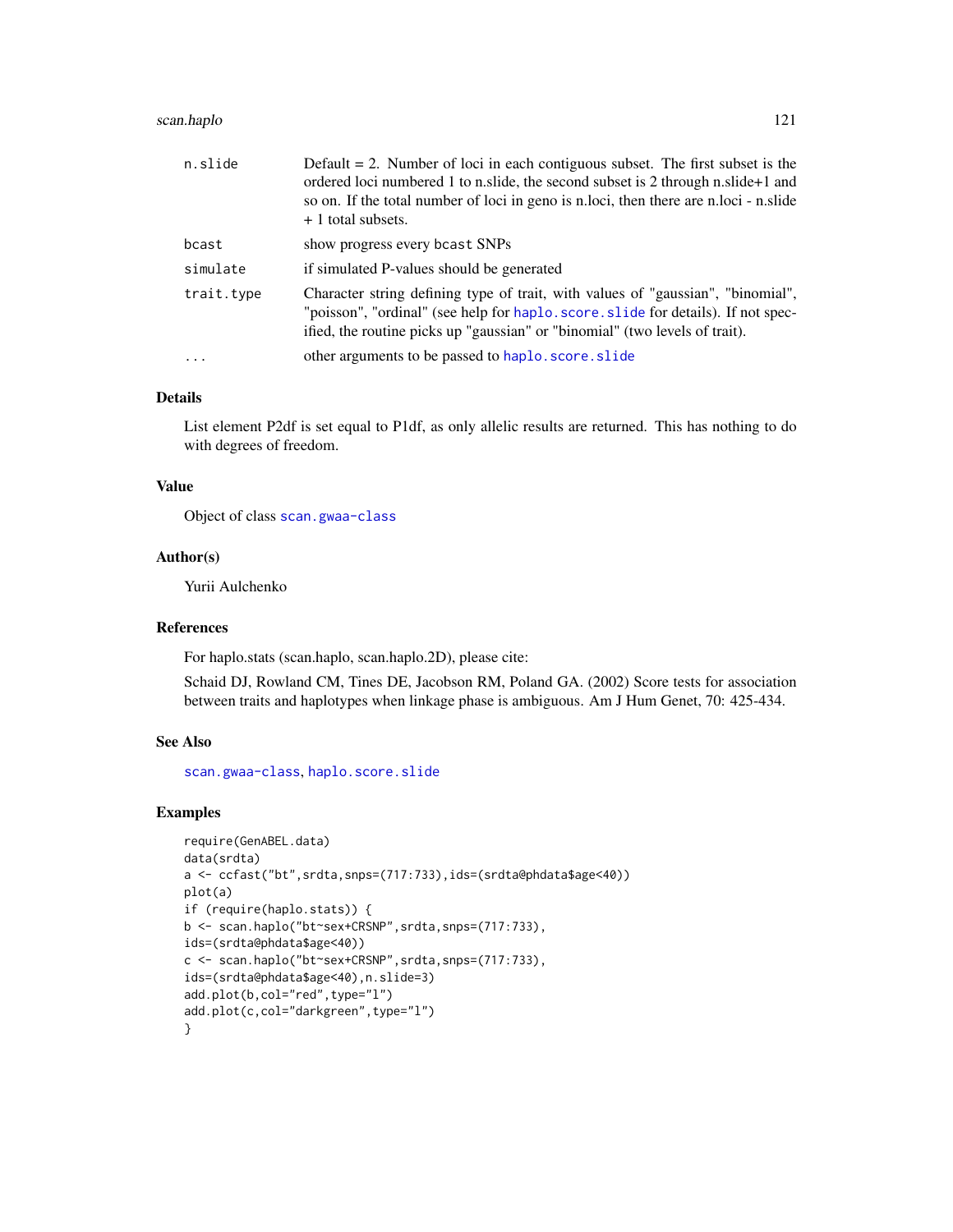| | |
|---|---|
| n.slide | Default = 2. Number of loci in each contiguous subset. The first subset is the ordered loci numbered 1 to n.slide, the second subset is 2 through n.slide+1 and so on. If the total number of loci in geno is n.loci, then there are n.loci - n.slide + 1 total subsets. |
| bcast | show progress every bcast SNPs |
| simulate | if simulated P-values should be generated |
| trait.type | Character string defining type of trait, with values of "gaussian", "binomial", "poisson", "ordinal" (see help for haplo.score.slide for details). If not specified, the routine picks up "gaussian" or "binomial" (two levels of trait). |
| ... | other arguments to be passed to haplo.score.slide |

### Details

List element P2df is set equal to P1df, as only allelic results are returned. This has nothing to do with degrees of freedom.

### Value

Object of class scan.gwaa-class

### Author(s)

Yurii Aulchenko

### References

For haplo.stats (scan.haplo, scan.haplo.2D), please cite:

Schaid DJ, Rowland CM, Tines DE, Jacobson RM, Poland GA. (2002) Score tests for association between traits and haplotypes when linkage phase is ambiguous. Am J Hum Genet, 70: 425-434.

### See Also

scan.gwaa-class, haplo.score.slide

### Examples

```
require(GenABEL.data)
data(srdta)
a <- ccfast("bt",srdta,snps=(717:733),ids=(srdta@phdata$age<40))
plot(a)
if (require(haplo.stats)) {
b <- scan.haplo("bt~sex+CRSNP",srdta,snps=(717:733),
ids=(srdta@phdata$age<40))
c <- scan.haplo("bt~sex+CRSNP",srdta,snps=(717:733),
ids=(srdta@phdata$age<40),n.slide=3)
add.plot(b,col="red",type="l")
add.plot(c,col="darkgreen",type="l")
}
```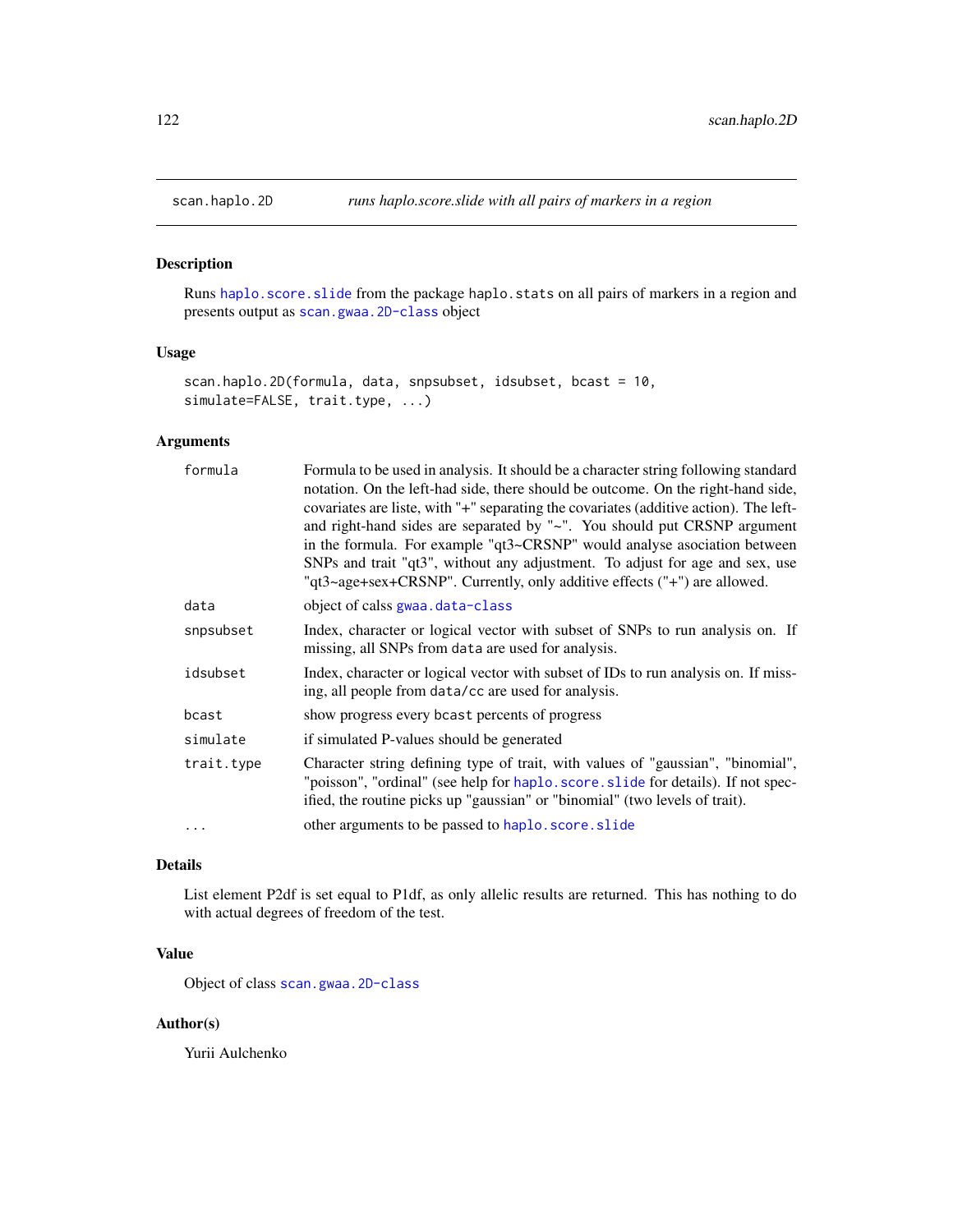## scan.haplo.2D — *runs haplo.score.slide with all pairs of markers in a region*

### Description

Runs haplo.score.slide from the package haplo.stats on all pairs of markers in a region and presents output as scan.gwaa.2D-class object

### Usage

```
scan.haplo.2D(formula, data, snpsubset, idsubset, bcast = 10,
simulate=FALSE, trait.type, ...)
```

### Arguments

| | |
|---|---|
| formula | Formula to be used in analysis. It should be a character string following standard notation. On the left-had side, there should be outcome. On the right-hand side, covariates are liste, with "+" separating the covariates (additive action). The left- and right-hand sides are separated by "~". You should put CRSNP argument in the formula. For example "qt3~CRSNP" would analyse asociation between SNPs and trait "qt3", without any adjustment. To adjust for age and sex, use "qt3~age+sex+CRSNP". Currently, only additive effects ("+") are allowed. |
| data | object of calss gwaa.data-class |
| snpsubset | Index, character or logical vector with subset of SNPs to run analysis on. If missing, all SNPs from data are used for analysis. |
| idsubset | Index, character or logical vector with subset of IDs to run analysis on. If missing, all people from data/cc are used for analysis. |
| bcast | show progress every bcast percents of progress |
| simulate | if simulated P-values should be generated |
| trait.type | Character string defining type of trait, with values of "gaussian", "binomial", "poisson", "ordinal" (see help for haplo.score.slide for details). If not specified, the routine picks up "gaussian" or "binomial" (two levels of trait). |
| ... | other arguments to be passed to haplo.score.slide |

### Details

List element P2df is set equal to P1df, as only allelic results are returned. This has nothing to do with actual degrees of freedom of the test.

### Value

Object of class scan.gwaa.2D-class

### Author(s)

Yurii Aulchenko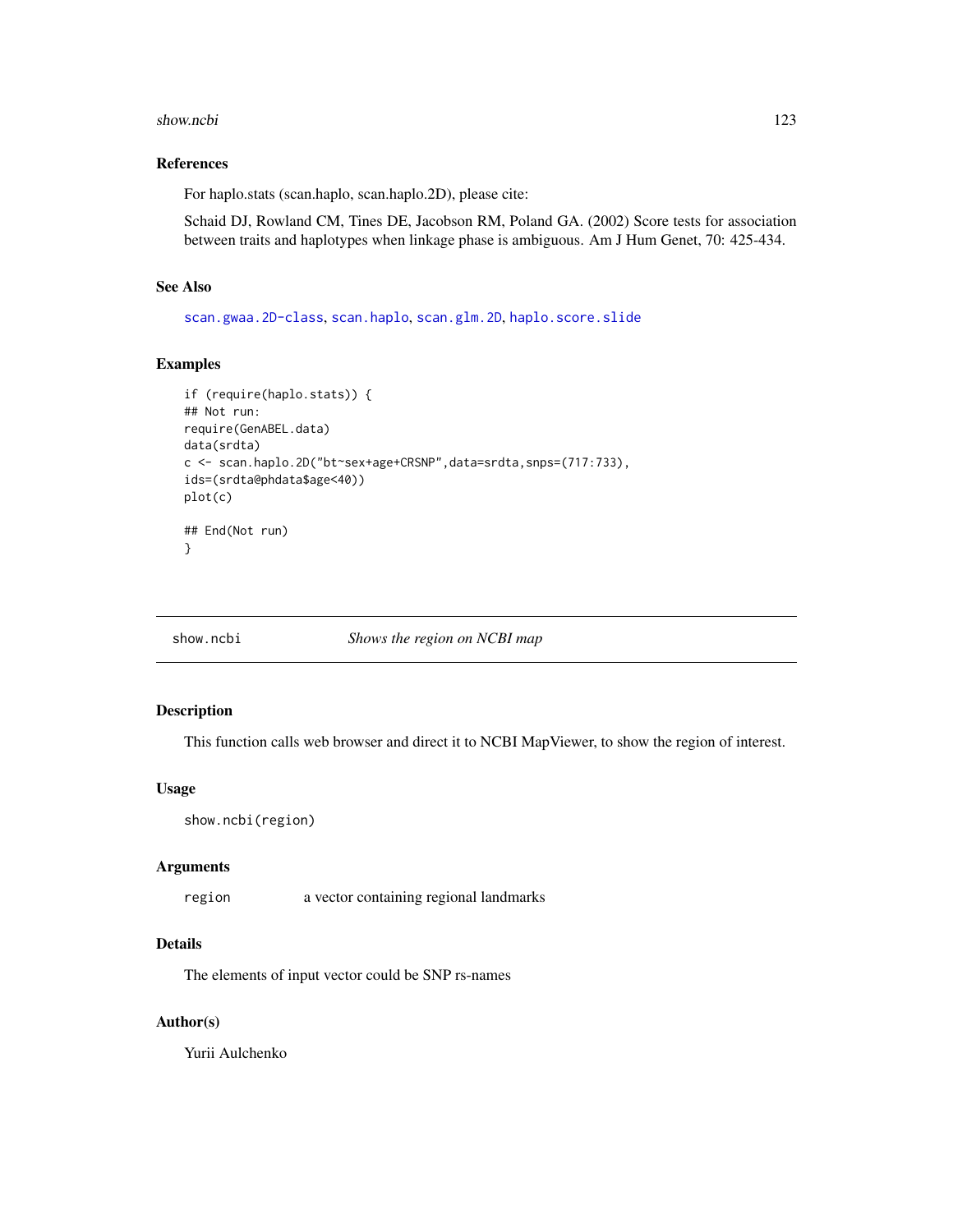### References

For haplo.stats (scan.haplo, scan.haplo.2D), please cite:

Schaid DJ, Rowland CM, Tines DE, Jacobson RM, Poland GA. (2002) Score tests for association between traits and haplotypes when linkage phase is ambiguous. Am J Hum Genet, 70: 425-434.

### See Also

scan.gwaa.2D-class, scan.haplo, scan.glm.2D, haplo.score.slide

### Examples

```
if (require(haplo.stats)) {
## Not run:
require(GenABEL.data)
data(srdta)
c <- scan.haplo.2D("bt~sex+age+CRSNP",data=srdta,snps=(717:733),
ids=(srdta@phdata$age<40))
plot(c)

## End(Not run)
}
```

---

## show.ncbi *Shows the region on NCBI map*

### Description

This function calls web browser and direct it to NCBI MapViewer, to show the region of interest.

### Usage

```
show.ncbi(region)
```

### Arguments

| | |
|---|---|
| region | a vector containing regional landmarks |

### Details

The elements of input vector could be SNP rs-names

### Author(s)

Yurii Aulchenko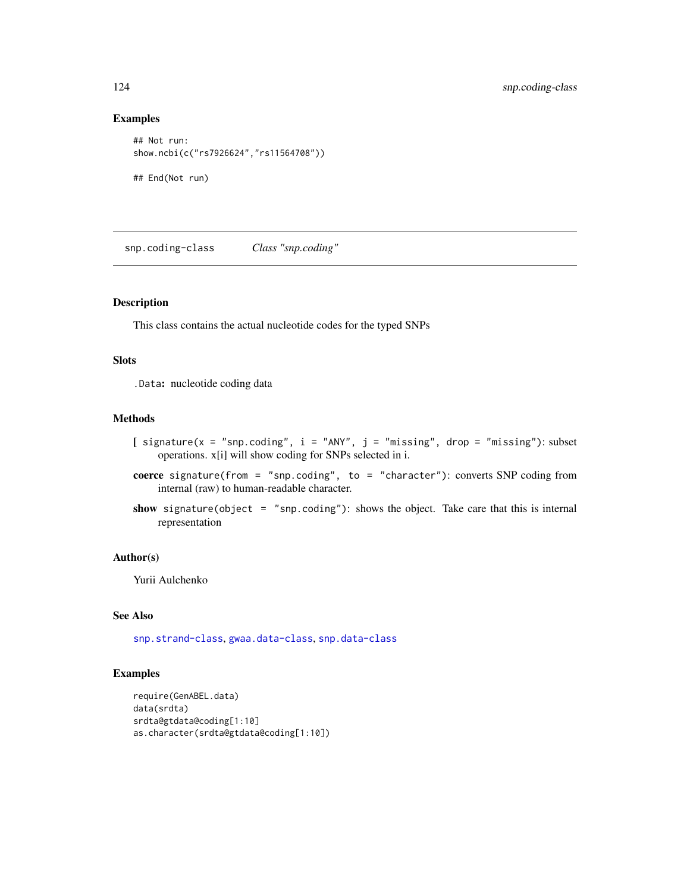### Examples

```
## Not run:
show.ncbi(c("rs7926624","rs11564708"))

## End(Not run)
```

---

## snp.coding-class *Class "snp.coding"*

---

### Description

This class contains the actual nucleotide codes for the typed SNPs

### Slots

`.Data`**:** nucleotide coding data

### Methods

**[** `signature(x = "snp.coding", i = "ANY", j = "missing", drop = "missing")`: subset operations. x[i] will show coding for SNPs selected in i.

**coerce** `signature(from = "snp.coding", to = "character")`: converts SNP coding from internal (raw) to human-readable character.

**show** `signature(object = "snp.coding")`: shows the object. Take care that this is internal representation

### Author(s)

Yurii Aulchenko

### See Also

`snp.strand-class`, `gwaa.data-class`, `snp.data-class`

### Examples

```
require(GenABEL.data)
data(srdta)
srdta@gtdata@coding[1:10]
as.character(srdta@gtdata@coding[1:10])
```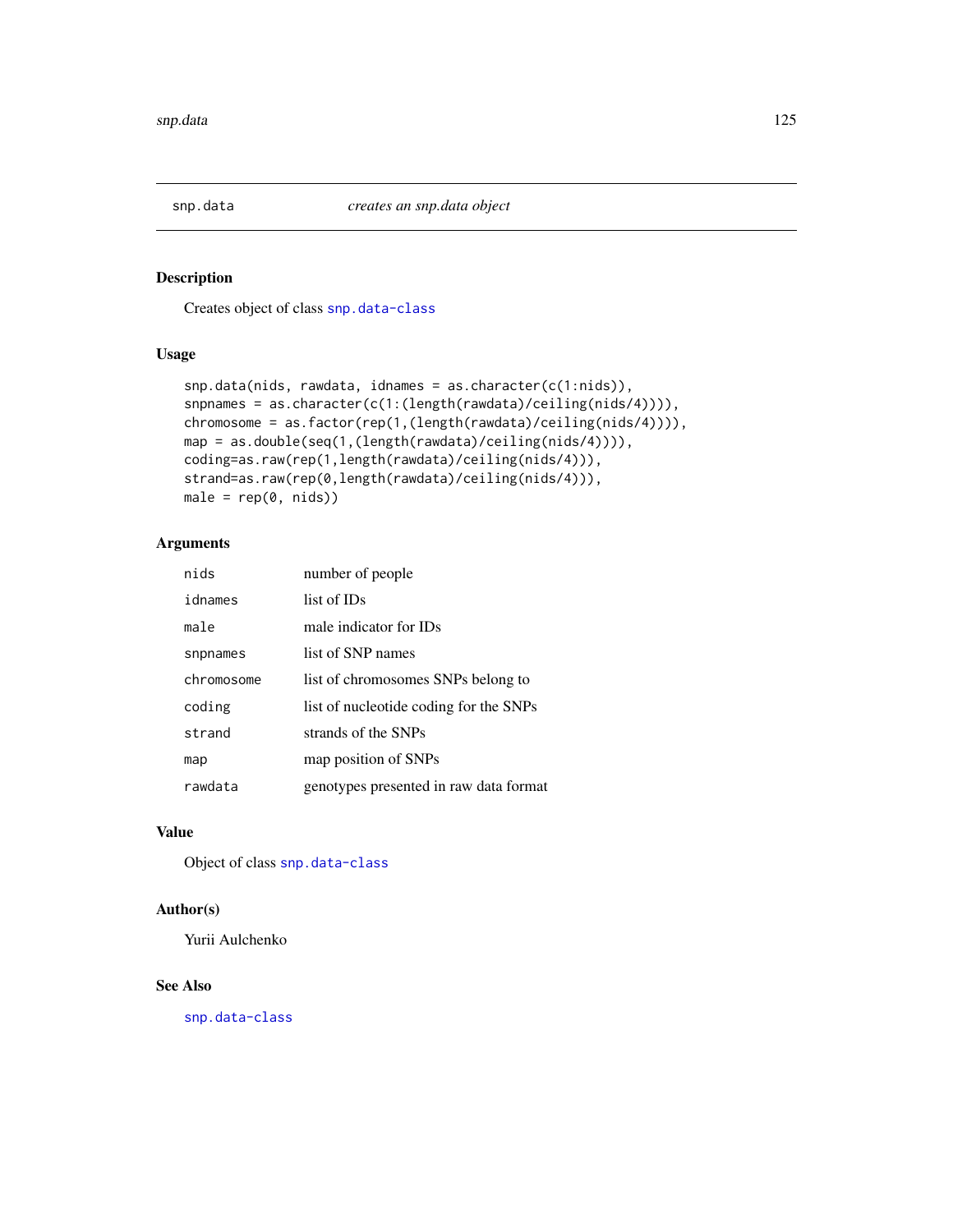snp.data *creates an snp.data object*

## Description

Creates object of class snp.data-class

## Usage

```
snp.data(nids, rawdata, idnames = as.character(c(1:nids)),
snpnames = as.character(c(1:(length(rawdata)/ceiling(nids/4)))),
chromosome = as.factor(rep(1,(length(rawdata)/ceiling(nids/4)))),
map = as.double(seq(1,(length(rawdata)/ceiling(nids/4)))),
coding=as.raw(rep(1,length(rawdata)/ceiling(nids/4))),
strand=as.raw(rep(0,length(rawdata)/ceiling(nids/4))),
male = rep(0, nids))
```

## Arguments

| | |
|---|---|
| nids | number of people |
| idnames | list of IDs |
| male | male indicator for IDs |
| snpnames | list of SNP names |
| chromosome | list of chromosomes SNPs belong to |
| coding | list of nucleotide coding for the SNPs |
| strand | strands of the SNPs |
| map | map position of SNPs |
| rawdata | genotypes presented in raw data format |

## Value

Object of class snp.data-class

## Author(s)

Yurii Aulchenko

## See Also

snp.data-class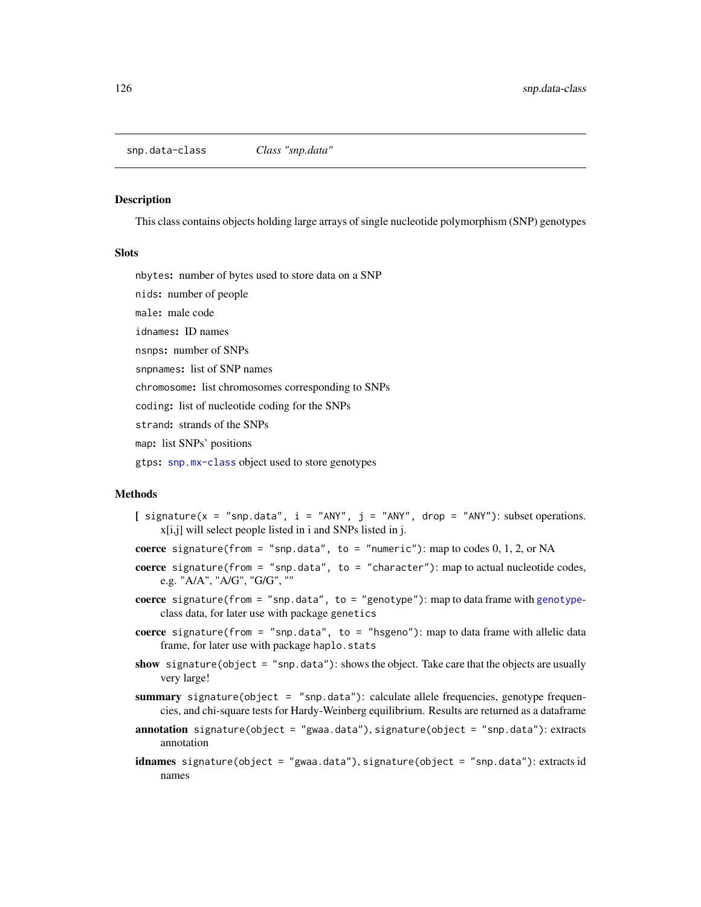snp.data-class *Class "snp.data"*

## Description

This class contains objects holding large arrays of single nucleotide polymorphism (SNP) genotypes

## Slots

`nbytes`: number of bytes used to store data on a SNP

`nids`: number of people

`male`: male code

`idnames`: ID names

`nsnps`: number of SNPs

`snpnames`: list of SNP names

`chromosome`: list chromosomes corresponding to SNPs

`coding`: list of nucleotide coding for the SNPs

`strand`: strands of the SNPs

`map`: list SNPs' positions

`gtps`: `snp.mx-class` object used to store genotypes

## Methods

**[** `signature(x = "snp.data", i = "ANY", j = "ANY", drop = "ANY")`: subset operations. x[i,j] will select people listed in i and SNPs listed in j.

**coerce** `signature(from = "snp.data", to = "numeric")`: map to codes 0, 1, 2, or NA

**coerce** `signature(from = "snp.data", to = "character")`: map to actual nucleotide codes, e.g. "A/A", "A/G", "G/G", ""

**coerce** `signature(from = "snp.data", to = "genotype")`: map to data frame with genotype-class data, for later use with package `genetics`

**coerce** `signature(from = "snp.data", to = "hsgeno")`: map to data frame with allelic data frame, for later use with package `haplo.stats`

**show** `signature(object = "snp.data")`: shows the object. Take care that the objects are usually very large!

**summary** `signature(object = "snp.data")`: calculate allele frequencies, genotype frequencies, and chi-square tests for Hardy-Weinberg equilibrium. Results are returned as a dataframe

**annotation** `signature(object = "gwaa.data")`, `signature(object = "snp.data")`: extracts annotation

**idnames** `signature(object = "gwaa.data")`, `signature(object = "snp.data")`: extracts id names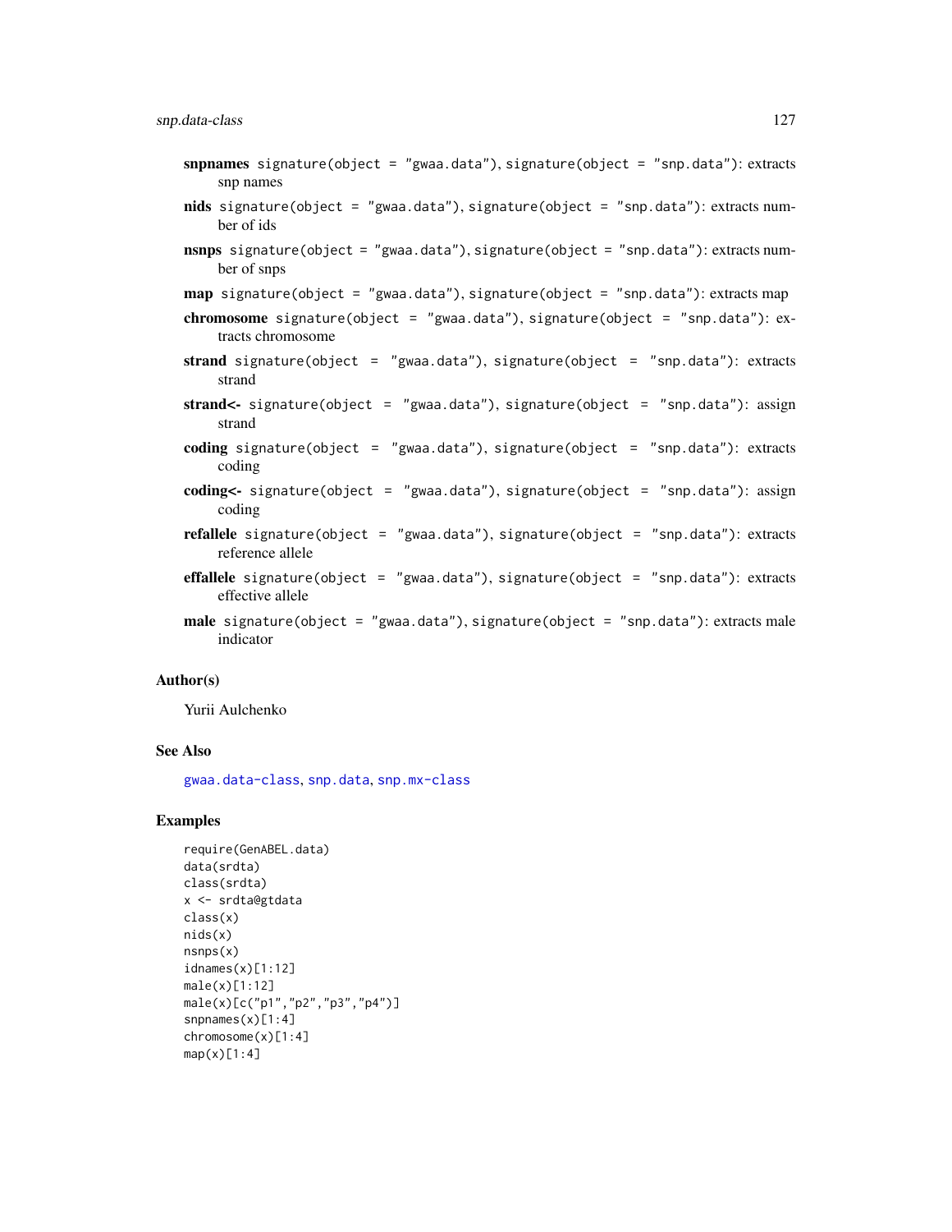**snpnames** `signature(object = "gwaa.data")`, `signature(object = "snp.data")`: extracts snp names

**nids** `signature(object = "gwaa.data")`, `signature(object = "snp.data")`: extracts number of ids

**nsnps** `signature(object = "gwaa.data")`, `signature(object = "snp.data")`: extracts number of snps

**map** `signature(object = "gwaa.data")`, `signature(object = "snp.data")`: extracts map

**chromosome** `signature(object = "gwaa.data")`, `signature(object = "snp.data")`: extracts chromosome

**strand** `signature(object = "gwaa.data")`, `signature(object = "snp.data")`: extracts strand

**strand<-** `signature(object = "gwaa.data")`, `signature(object = "snp.data")`: assign strand

**coding** `signature(object = "gwaa.data")`, `signature(object = "snp.data")`: extracts coding

**coding<-** `signature(object = "gwaa.data")`, `signature(object = "snp.data")`: assign coding

**refallele** `signature(object = "gwaa.data")`, `signature(object = "snp.data")`: extracts reference allele

**effallele** `signature(object = "gwaa.data")`, `signature(object = "snp.data")`: extracts effective allele

**male** `signature(object = "gwaa.data")`, `signature(object = "snp.data")`: extracts male indicator

### Author(s)

Yurii Aulchenko

### See Also

gwaa.data-class, snp.data, snp.mx-class

### Examples

```
require(GenABEL.data)
data(srdta)
class(srdta)
x <- srdta@gtdata
class(x)
nids(x)
nsnps(x)
idnames(x)[1:12]
male(x)[1:12]
male(x)[c("p1","p2","p3","p4")]
snpnames(x)[1:4]
chromosome(x)[1:4]
map(x)[1:4]
```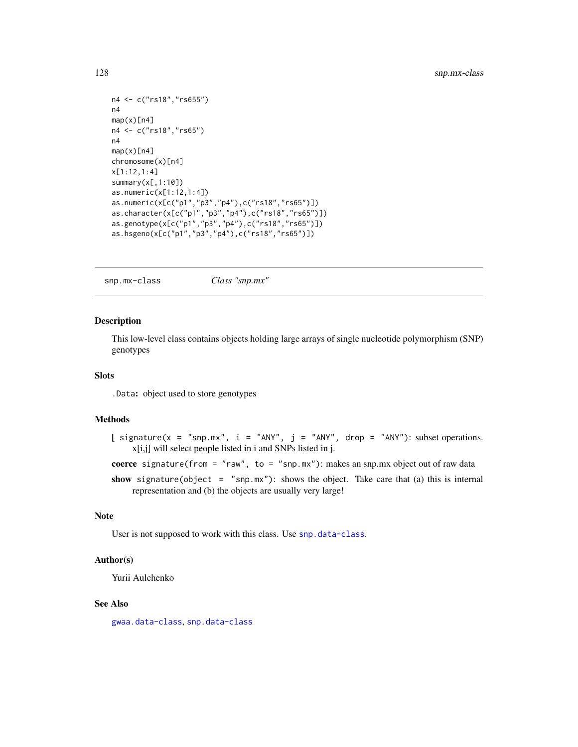```
n4 <- c("rs18","rs655")
n4
map(x)[n4]
n4 <- c("rs18","rs65")
n4
map(x)[n4]
chromosome(x)[n4]
x[1:12,1:4]
summary(x[,1:10])
as.numeric(x[1:12,1:4])
as.numeric(x[c("p1","p3","p4"),c("rs18","rs65")])
as.character(x[c("p1","p3","p4"),c("rs18","rs65")])
as.genotype(x[c("p1","p3","p4"),c("rs18","rs65")])
as.hsgeno(x[c("p1","p3","p4"),c("rs18","rs65")])
```

---

## snp.mx-class — *Class "snp.mx"*

### Description

This low-level class contains objects holding large arrays of single nucleotide polymorphism (SNP) genotypes

### Slots

`.Data`: object used to store genotypes

### Methods

**[** `signature(x = "snp.mx", i = "ANY", j = "ANY", drop = "ANY")`: subset operations. x[i,j] will select people listed in i and SNPs listed in j.

**coerce** `signature(from = "raw", to = "snp.mx")`: makes an snp.mx object out of raw data

**show** `signature(object = "snp.mx")`: shows the object. Take care that (a) this is internal representation and (b) the objects are usually very large!

### Note

User is not supposed to work with this class. Use `snp.data-class`.

### Author(s)

Yurii Aulchenko

### See Also

`gwaa.data-class`, `snp.data-class`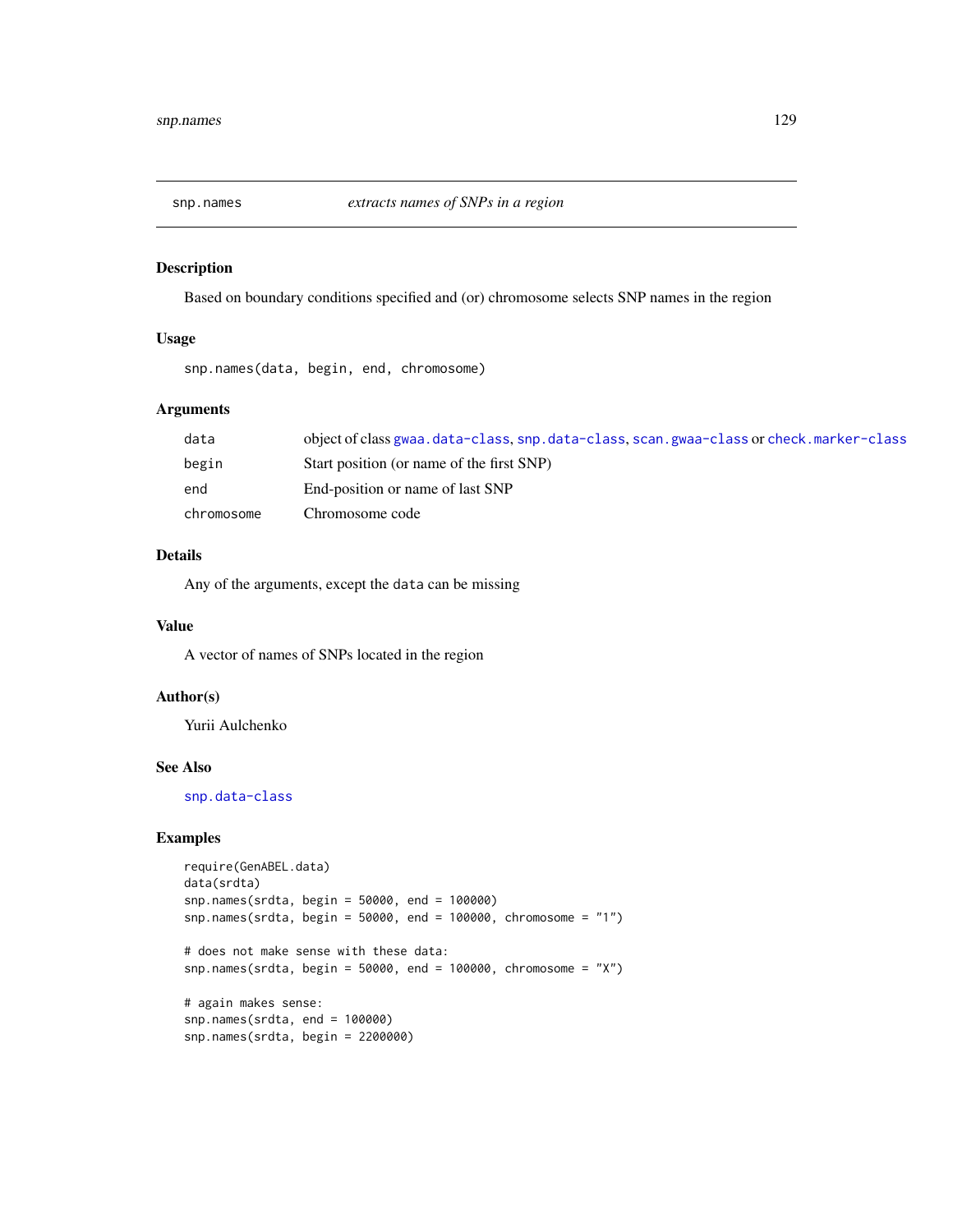## snp.names — *extracts names of SNPs in a region*

### Description

Based on boundary conditions specified and (or) chromosome selects SNP names in the region

### Usage

```
snp.names(data, begin, end, chromosome)
```

### Arguments

| | |
|---|---|
| `data` | object of class `gwaa.data-class`, `snp.data-class`, `scan.gwaa-class` or `check.marker-class` |
| `begin` | Start position (or name of the first SNP) |
| `end` | End-position or name of last SNP |
| `chromosome` | Chromosome code |

### Details

Any of the arguments, except the `data` can be missing

### Value

A vector of names of SNPs located in the region

### Author(s)

Yurii Aulchenko

### See Also

`snp.data-class`

### Examples

```
require(GenABEL.data)
data(srdta)
snp.names(srdta, begin = 50000, end = 100000)
snp.names(srdta, begin = 50000, end = 100000, chromosome = "1")

# does not make sense with these data:
snp.names(srdta, begin = 50000, end = 100000, chromosome = "X")

# again makes sense:
snp.names(srdta, end = 100000)
snp.names(srdta, begin = 2200000)
```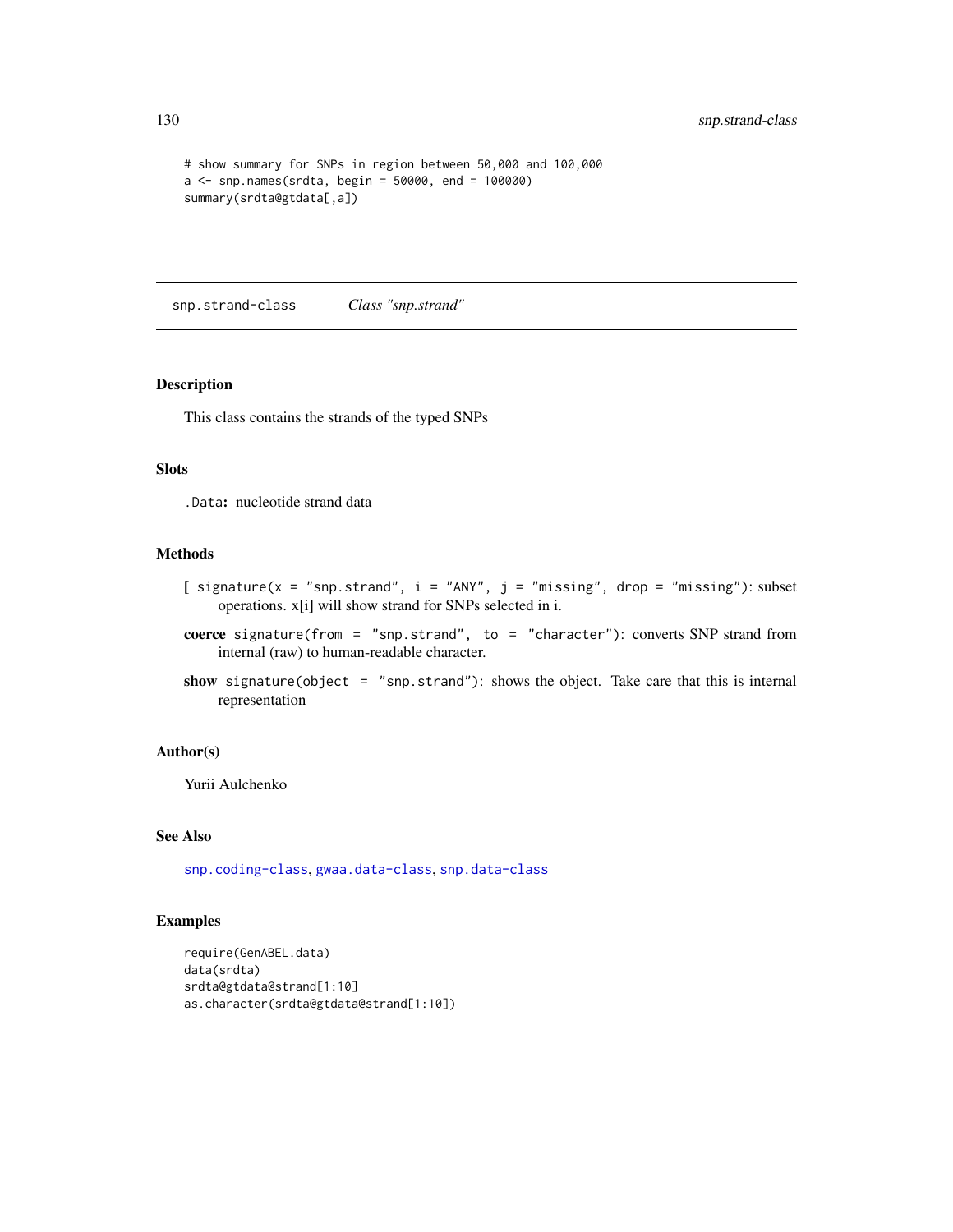```
# show summary for SNPs in region between 50,000 and 100,000
a <- snp.names(srdta, begin = 50000, end = 100000)
summary(srdta@gtdata[,a])
```

## snp.strand-class *Class "snp.strand"*

### Description

This class contains the strands of the typed SNPs

### Slots

`.Data`**:** nucleotide strand data

### Methods

**[** `signature(x = "snp.strand", i = "ANY", j = "missing", drop = "missing")`: subset operations. x[i] will show strand for SNPs selected in i.

**coerce** `signature(from = "snp.strand", to = "character")`: converts SNP strand from internal (raw) to human-readable character.

**show** `signature(object = "snp.strand")`: shows the object. Take care that this is internal representation

### Author(s)

Yurii Aulchenko

### See Also

`snp.coding-class`, `gwaa.data-class`, `snp.data-class`

### Examples

```
require(GenABEL.data)
data(srdta)
srdta@gtdata@strand[1:10]
as.character(srdta@gtdata@strand[1:10])
```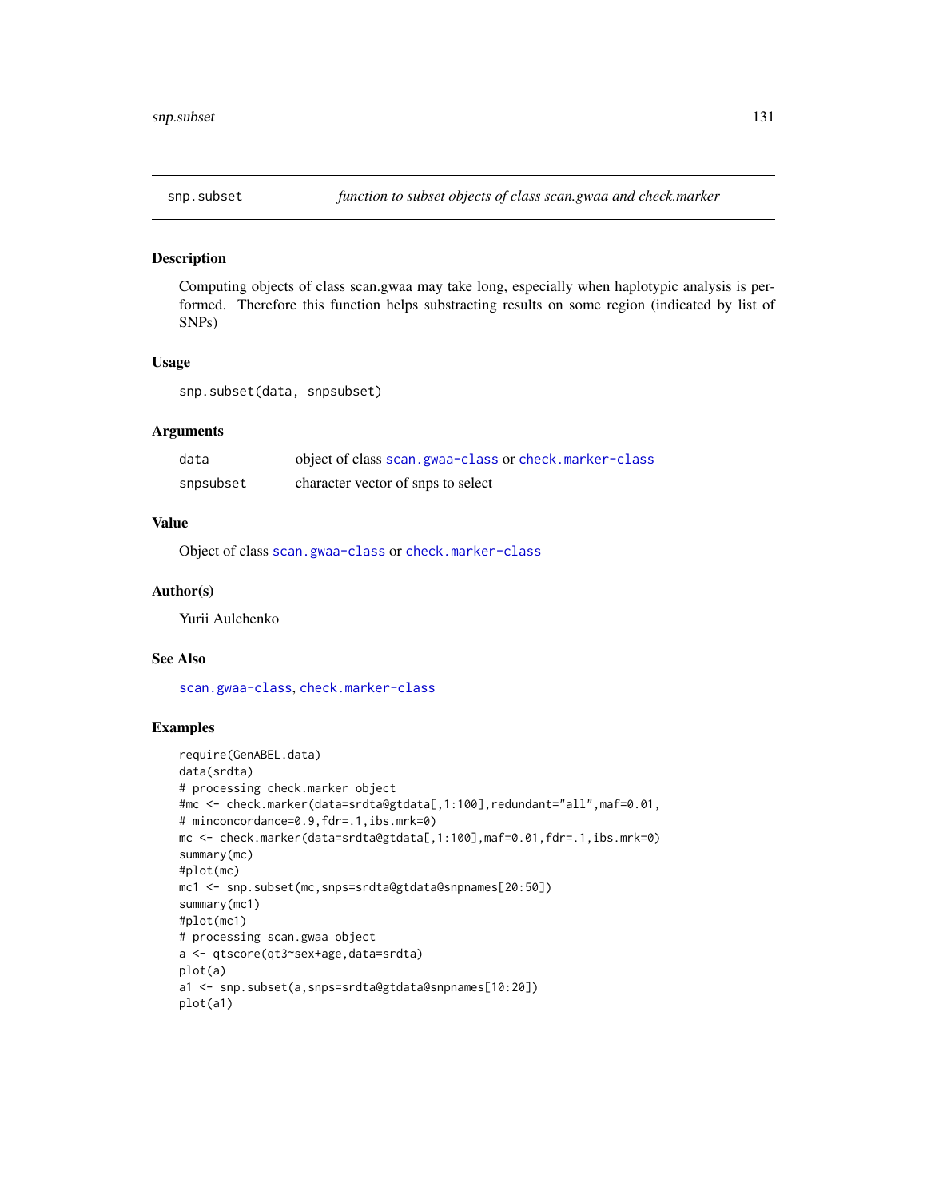## snp.subset

*function to subset objects of class scan.gwaa and check.marker*

### Description

Computing objects of class scan.gwaa may take long, especially when haplotypic analysis is performed. Therefore this function helps substracting results on some region (indicated by list of SNPs)

### Usage

```
snp.subset(data, snpsubset)
```

### Arguments

| | |
|---|---|
| data | object of class scan.gwaa-class or check.marker-class |
| snpsubset | character vector of snps to select |

### Value

Object of class scan.gwaa-class or check.marker-class

### Author(s)

Yurii Aulchenko

### See Also

scan.gwaa-class, check.marker-class

### Examples

```
require(GenABEL.data)
data(srdta)
# processing check.marker object
#mc <- check.marker(data=srdta@gtdata[,1:100],redundant="all",maf=0.01,
# minconcordance=0.9,fdr=.1,ibs.mrk=0)
mc <- check.marker(data=srdta@gtdata[,1:100],maf=0.01,fdr=.1,ibs.mrk=0)
summary(mc)
#plot(mc)
mc1 <- snp.subset(mc,snps=srdta@gtdata@snpnames[20:50])
summary(mc1)
#plot(mc1)
# processing scan.gwaa object
a <- qtscore(qt3~sex+age,data=srdta)
plot(a)
a1 <- snp.subset(a,snps=srdta@gtdata@snpnames[10:20])
plot(a1)
```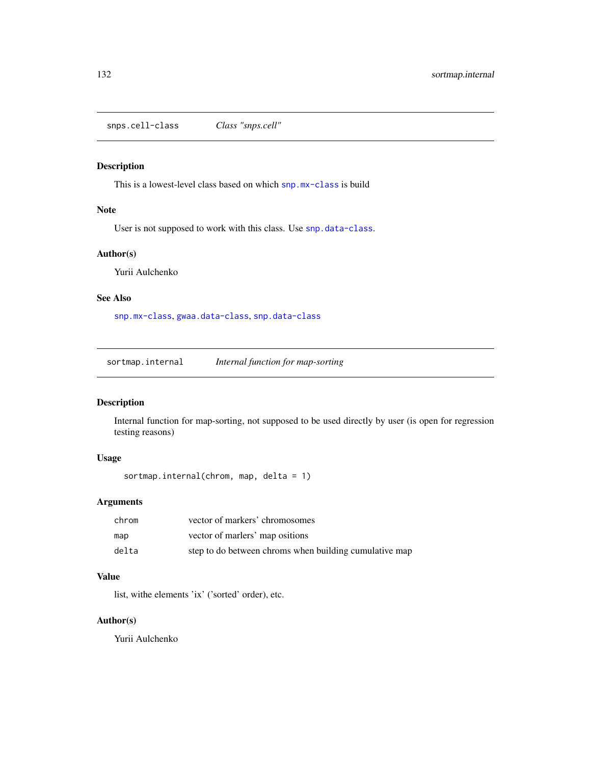## snps.cell-class — *Class "snps.cell"*

### Description

This is a lowest-level class based on which `snp.mx-class` is build

### Note

User is not supposed to work with this class. Use `snp.data-class`.

### Author(s)

Yurii Aulchenko

### See Also

`snp.mx-class`, `gwaa.data-class`, `snp.data-class`

## sortmap.internal — *Internal function for map-sorting*

### Description

Internal function for map-sorting, not supposed to be used directly by user (is open for regression testing reasons)

### Usage

```
sortmap.internal(chrom, map, delta = 1)
```

### Arguments

| | |
|---|---|
| chrom | vector of markers' chromosomes |
| map | vector of marlers' map ositions |
| delta | step to do between chroms when building cumulative map |

### Value

list, withe elements 'ix' ('sorted' order), etc.

### Author(s)

Yurii Aulchenko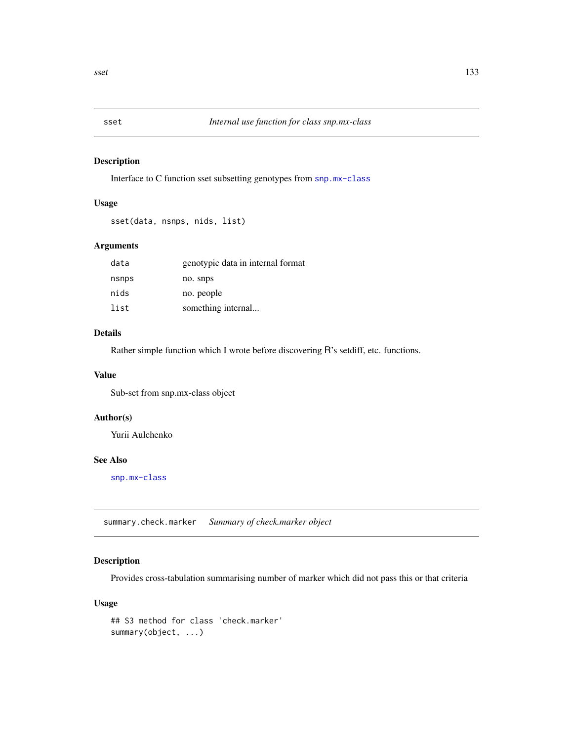## sset — *Internal use function for class snp.mx-class*

### Description

Interface to C function sset subsetting genotypes from snp.mx-class

### Usage

```
sset(data, nsnps, nids, list)
```

### Arguments

| | |
|---|---|
| data | genotypic data in internal format |
| nsnps | no. snps |
| nids | no. people |
| list | something internal... |

### Details

Rather simple function which I wrote before discovering R's setdiff, etc. functions.

### Value

Sub-set from snp.mx-class object

### Author(s)

Yurii Aulchenko

### See Also

snp.mx-class

## summary.check.marker — *Summary of check.marker object*

### Description

Provides cross-tabulation summarising number of marker which did not pass this or that criteria

### Usage

```
## S3 method for class 'check.marker'
summary(object, ...)
```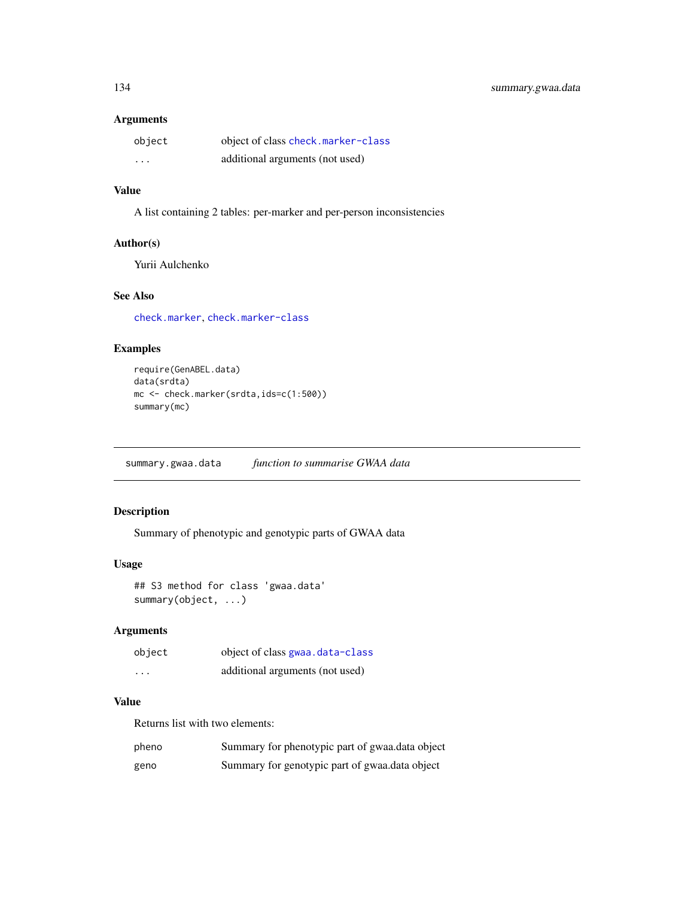### Arguments

| | |
|---|---|
| `object` | object of class `check.marker-class` |
| `...` | additional arguments (not used) |

### Value

A list containing 2 tables: per-marker and per-person inconsistencies

### Author(s)

Yurii Aulchenko

### See Also

`check.marker`, `check.marker-class`

### Examples

```
require(GenABEL.data)
data(srdta)
mc <- check.marker(srdta,ids=c(1:500))
summary(mc)
```

---

## `summary.gwaa.data` *function to summarise GWAA data*

---

### Description

Summary of phenotypic and genotypic parts of GWAA data

### Usage

```
## S3 method for class 'gwaa.data'
summary(object, ...)
```

### Arguments

| | |
|---|---|
| `object` | object of class `gwaa.data-class` |
| `...` | additional arguments (not used) |

### Value

Returns list with two elements:

| | |
|---|---|
| `pheno` | Summary for phenotypic part of gwaa.data object |
| `geno` | Summary for genotypic part of gwaa.data object |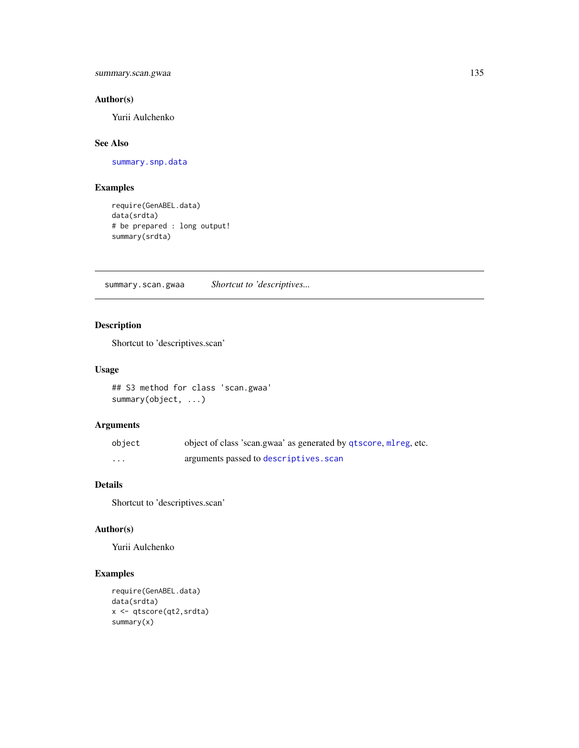### Author(s)

Yurii Aulchenko

### See Also

summary.snp.data

### Examples

```
require(GenABEL.data)
data(srdta)
# be prepared : long output!
summary(srdta)
```

---

## summary.scan.gwaa &nbsp;&nbsp;&nbsp; *Shortcut to 'descriptives...*

---

### Description

Shortcut to 'descriptives.scan'

### Usage

```
## S3 method for class 'scan.gwaa'
summary(object, ...)
```

### Arguments

| | |
|---|---|
| object | object of class 'scan.gwaa' as generated by qtscore, mlreg, etc. |
| ... | arguments passed to descriptives.scan |

### Details

Shortcut to 'descriptives.scan'

### Author(s)

Yurii Aulchenko

### Examples

```
require(GenABEL.data)
data(srdta)
x <- qtscore(qt2,srdta)
summary(x)
```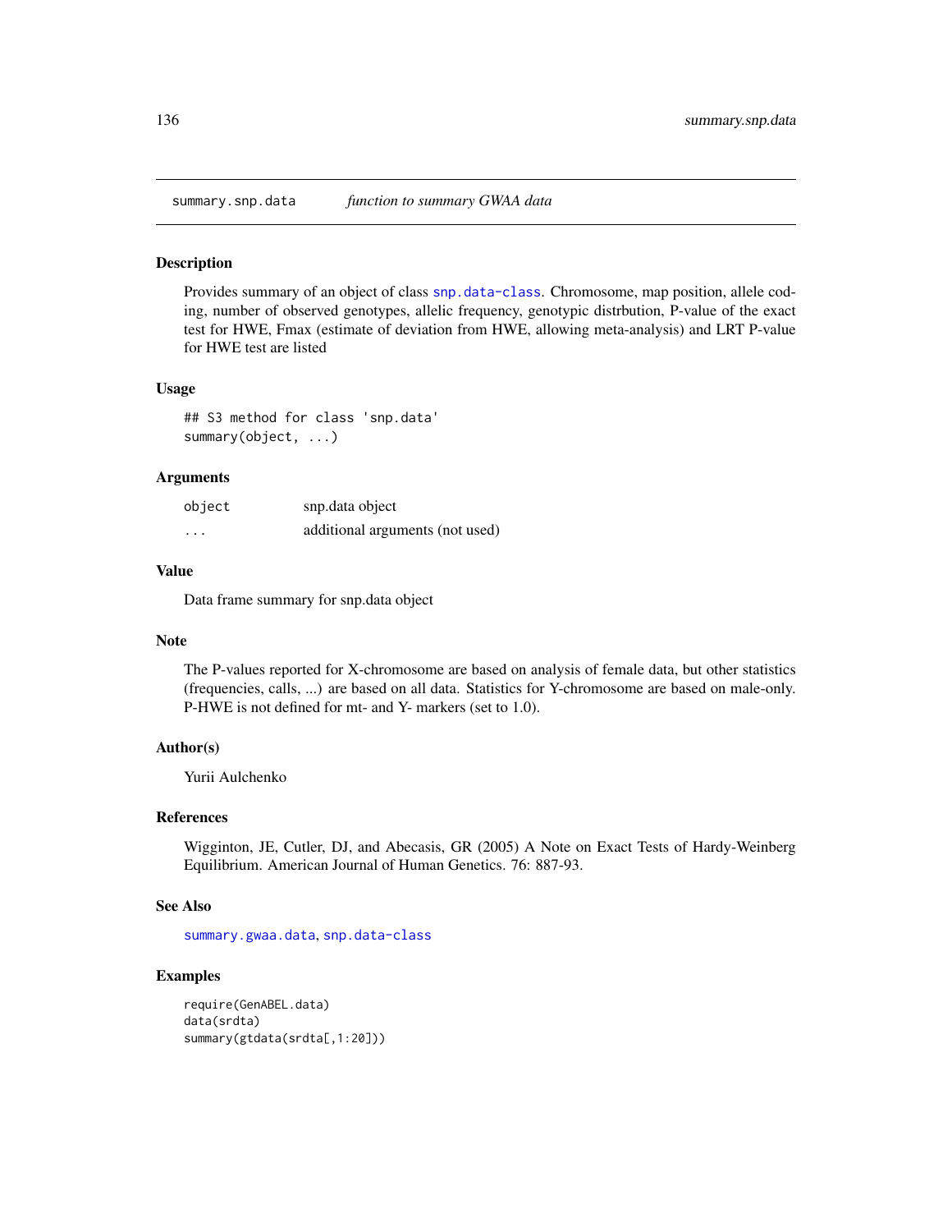## summary.snp.data *function to summary GWAA data*

### Description

Provides summary of an object of class snp.data-class. Chromosome, map position, allele coding, number of observed genotypes, allelic frequency, genotypic distrbution, P-value of the exact test for HWE, Fmax (estimate of deviation from HWE, allowing meta-analysis) and LRT P-value for HWE test are listed

### Usage

```
## S3 method for class 'snp.data'
summary(object, ...)
```

### Arguments

| | |
|---|---|
| object | snp.data object |
| ... | additional arguments (not used) |

### Value

Data frame summary for snp.data object

### Note

The P-values reported for X-chromosome are based on analysis of female data, but other statistics (frequencies, calls, ...) are based on all data. Statistics for Y-chromosome are based on male-only. P-HWE is not defined for mt- and Y- markers (set to 1.0).

### Author(s)

Yurii Aulchenko

### References

Wigginton, JE, Cutler, DJ, and Abecasis, GR (2005) A Note on Exact Tests of Hardy-Weinberg Equilibrium. American Journal of Human Genetics. 76: 887-93.

### See Also

summary.gwaa.data, snp.data-class

### Examples

```
require(GenABEL.data)
data(srdta)
summary(gtdata(srdta[,1:20]))
```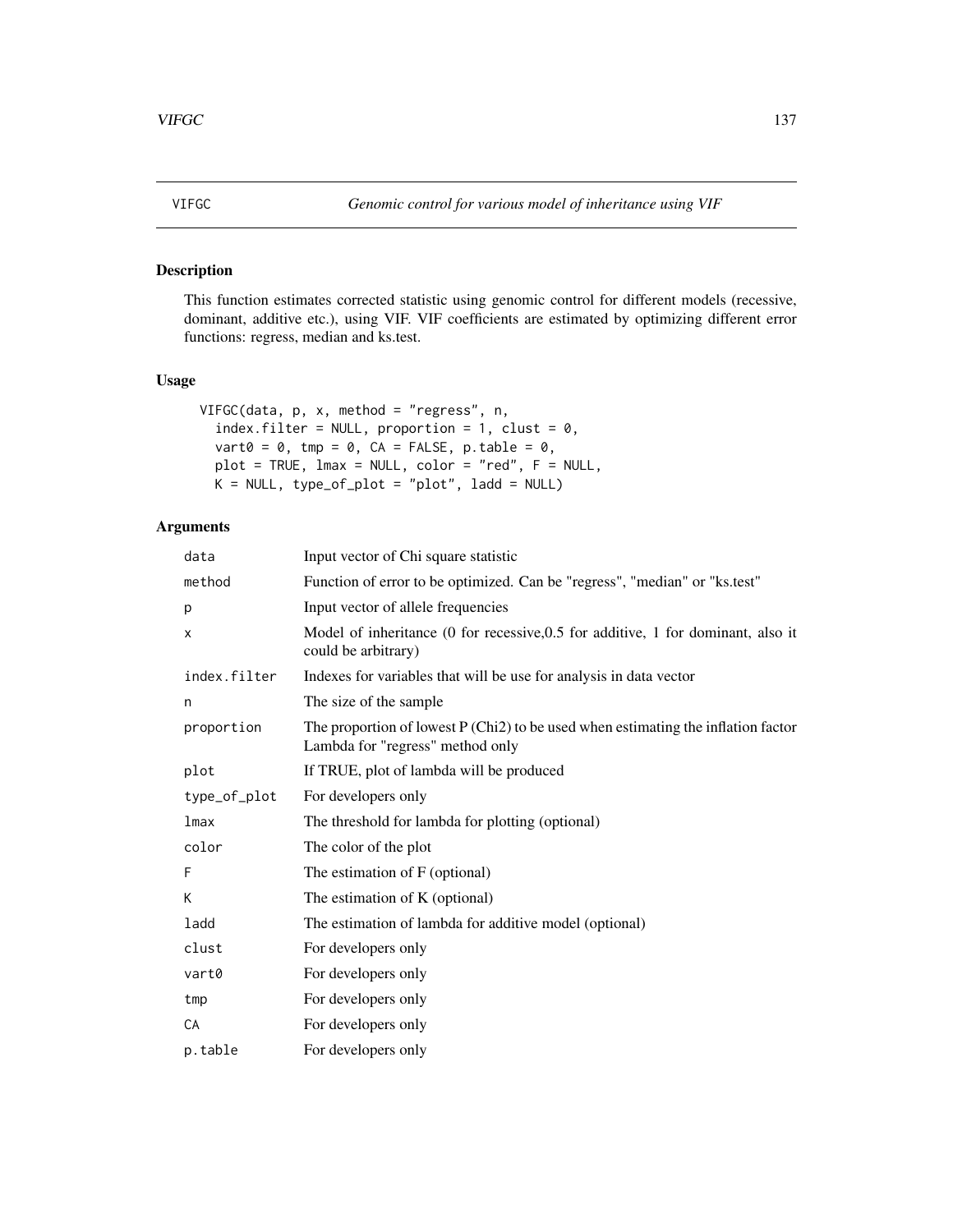VIFGC &nbsp;&nbsp;&nbsp;&nbsp; *Genomic control for various model of inheritance using VIF*

## Description

This function estimates corrected statistic using genomic control for different models (recessive, dominant, additive etc.), using VIF. VIF coefficients are estimated by optimizing different error functions: regress, median and ks.test.

## Usage

```
VIFGC(data, p, x, method = "regress", n,
  index.filter = NULL, proportion = 1, clust = 0,
  vart0 = 0, tmp = 0, CA = FALSE, p.table = 0,
  plot = TRUE, lmax = NULL, color = "red", F = NULL,
  K = NULL, type_of_plot = "plot", ladd = NULL)
```

## Arguments

| | |
|---|---|
| `data` | Input vector of Chi square statistic |
| `method` | Function of error to be optimized. Can be "regress", "median" or "ks.test" |
| `p` | Input vector of allele frequencies |
| `x` | Model of inheritance (0 for recessive,0.5 for additive, 1 for dominant, also it could be arbitrary) |
| `index.filter` | Indexes for variables that will be use for analysis in data vector |
| `n` | The size of the sample |
| `proportion` | The proportion of lowest P (Chi2) to be used when estimating the inflation factor Lambda for "regress" method only |
| `plot` | If TRUE, plot of lambda will be produced |
| `type_of_plot` | For developers only |
| `lmax` | The threshold for lambda for plotting (optional) |
| `color` | The color of the plot |
| `F` | The estimation of F (optional) |
| `K` | The estimation of K (optional) |
| `ladd` | The estimation of lambda for additive model (optional) |
| `clust` | For developers only |
| `vart0` | For developers only |
| `tmp` | For developers only |
| `CA` | For developers only |
| `p.table` | For developers only |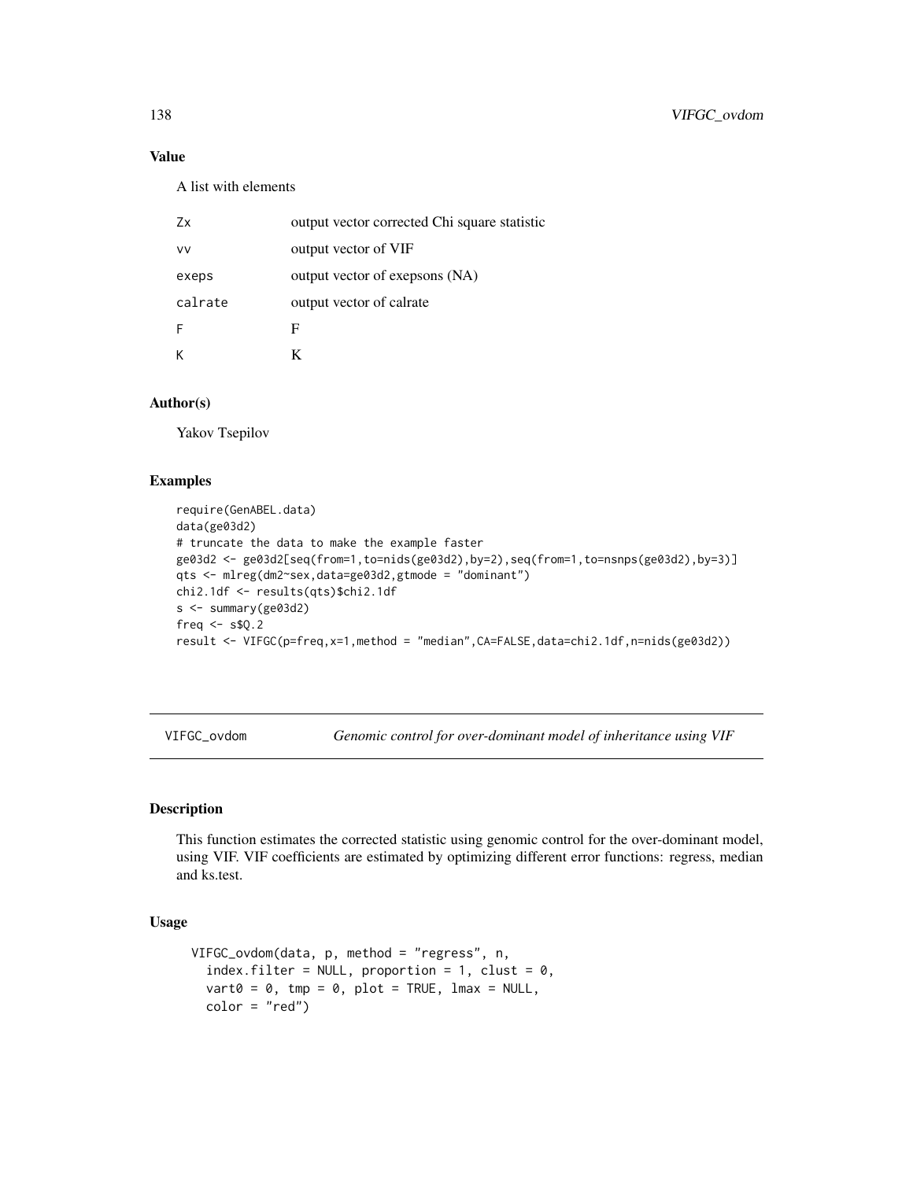## Value

A list with elements

| | |
|---|---|
| Zx | output vector corrected Chi square statistic |
| vv | output vector of VIF |
| exeps | output vector of exepsons (NA) |
| calrate | output vector of calrate |
| F | F |
| K | K |

## Author(s)

Yakov Tsepilov

## Examples

```
require(GenABEL.data)
data(ge03d2)
# truncate the data to make the example faster
ge03d2 <- ge03d2[seq(from=1,to=nids(ge03d2),by=2),seq(from=1,to=nsnps(ge03d2),by=3)]
qts <- mlreg(dm2~sex,data=ge03d2,gtmode = "dominant")
chi2.1df <- results(qts)$chi2.1df
s <- summary(ge03d2)
freq <- s$Q.2
result <- VIFGC(p=freq,x=1,method = "median",CA=FALSE,data=chi2.1df,n=nids(ge03d2))
```

---

# VIFGC_ovdom — *Genomic control for over-dominant model of inheritance using VIF*

## Description

This function estimates the corrected statistic using genomic control for the over-dominant model, using VIF. VIF coefficients are estimated by optimizing different error functions: regress, median and ks.test.

## Usage

```
VIFGC_ovdom(data, p, method = "regress", n,
  index.filter = NULL, proportion = 1, clust = 0,
  vart0 = 0, tmp = 0, plot = TRUE, lmax = NULL,
  color = "red")
```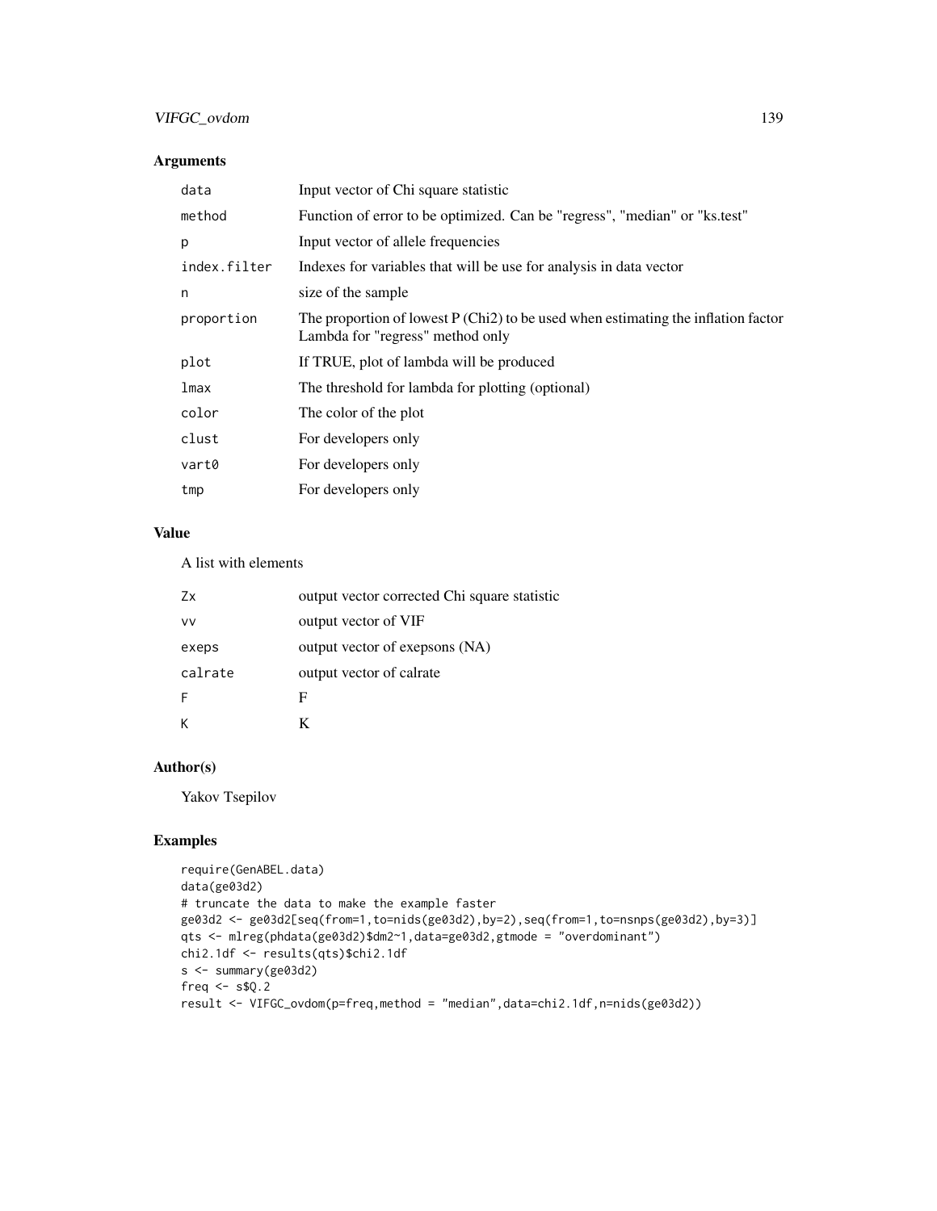### Arguments

| | |
|---|---|
| `data` | Input vector of Chi square statistic |
| `method` | Function of error to be optimized. Can be "regress", "median" or "ks.test" |
| `p` | Input vector of allele frequencies |
| `index.filter` | Indexes for variables that will be use for analysis in data vector |
| `n` | size of the sample |
| `proportion` | The proportion of lowest P (Chi2) to be used when estimating the inflation factor Lambda for "regress" method only |
| `plot` | If TRUE, plot of lambda will be produced |
| `lmax` | The threshold for lambda for plotting (optional) |
| `color` | The color of the plot |
| `clust` | For developers only |
| `vart0` | For developers only |
| `tmp` | For developers only |

### Value

A list with elements

| | |
|---|---|
| `Zx` | output vector corrected Chi square statistic |
| `vv` | output vector of VIF |
| `exeps` | output vector of exepsons (NA) |
| `calrate` | output vector of calrate |
| `F` | F |
| `K` | K |

### Author(s)

Yakov Tsepilov

### Examples

```
require(GenABEL.data)
data(ge03d2)
# truncate the data to make the example faster
ge03d2 <- ge03d2[seq(from=1,to=nids(ge03d2),by=2),seq(from=1,to=nsnps(ge03d2),by=3)]
qts <- mlreg(phdata(ge03d2)$dm2~1,data=ge03d2,gtmode = "overdominant")
chi2.1df <- results(qts)$chi2.1df
s <- summary(ge03d2)
freq <- s$Q.2
result <- VIFGC_ovdom(p=freq,method = "median",data=chi2.1df,n=nids(ge03d2))
```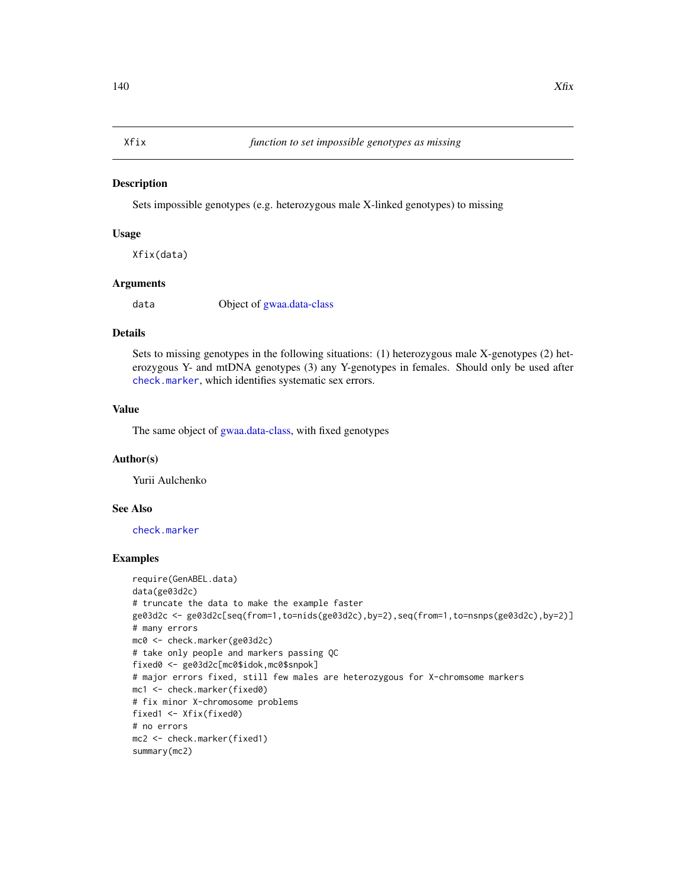Xfix — *function to set impossible genotypes as missing*

## Description

Sets impossible genotypes (e.g. heterozygous male X-linked genotypes) to missing

## Usage

```
Xfix(data)
```

## Arguments

| | |
|---|---|
| data | Object of gwaa.data-class |

## Details

Sets to missing genotypes in the following situations: (1) heterozygous male X-genotypes (2) heterozygous Y- and mtDNA genotypes (3) any Y-genotypes in females. Should only be used after `check.marker`, which identifies systematic sex errors.

## Value

The same object of gwaa.data-class, with fixed genotypes

## Author(s)

Yurii Aulchenko

## See Also

`check.marker`

## Examples

```
require(GenABEL.data)
data(ge03d2c)
# truncate the data to make the example faster
ge03d2c <- ge03d2c[seq(from=1,to=nids(ge03d2c),by=2),seq(from=1,to=nsnps(ge03d2c),by=2)]
# many errors
mc0 <- check.marker(ge03d2c)
# take only people and markers passing QC
fixed0 <- ge03d2c[mc0$idok,mc0$snpok]
# major errors fixed, still few males are heterozygous for X-chromsome markers
mc1 <- check.marker(fixed0)
# fix minor X-chromosome problems
fixed1 <- Xfix(fixed0)
# no errors
mc2 <- check.marker(fixed1)
summary(mc2)
```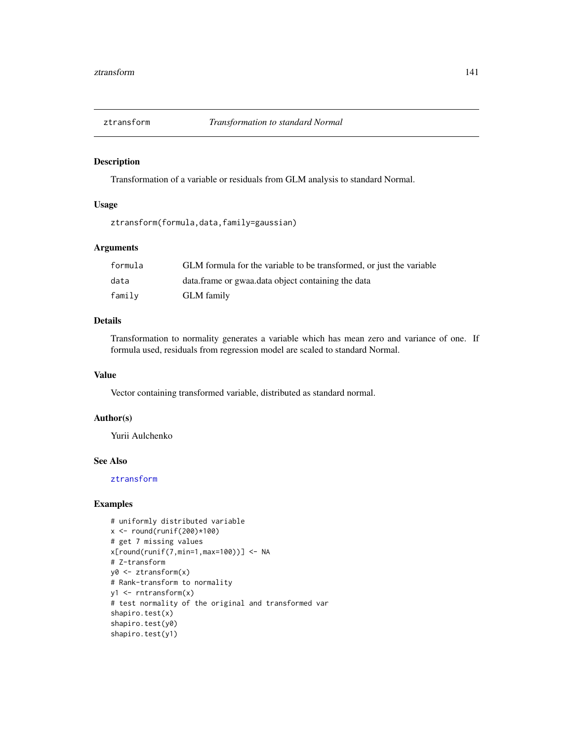# ztransform *Transformation to standard Normal*

## Description

Transformation of a variable or residuals from GLM analysis to standard Normal.

## Usage

```
ztransform(formula,data,family=gaussian)
```

## Arguments

| | |
|---|---|
| formula | GLM formula for the variable to be transformed, or just the variable |
| data | data.frame or gwaa.data object containing the data |
| family | GLM family |

## Details

Transformation to normality generates a variable which has mean zero and variance of one. If formula used, residuals from regression model are scaled to standard Normal.

## Value

Vector containing transformed variable, distributed as standard normal.

## Author(s)

Yurii Aulchenko

## See Also

ztransform

## Examples

```
# uniformly distributed variable
x <- round(runif(200)*100)
# get 7 missing values
x[round(runif(7,min=1,max=100))] <- NA
# Z-transform
y0 <- ztransform(x)
# Rank-transform to normality
y1 <- rntransform(x)
# test normality of the original and transformed var
shapiro.test(x)
shapiro.test(y0)
shapiro.test(y1)
```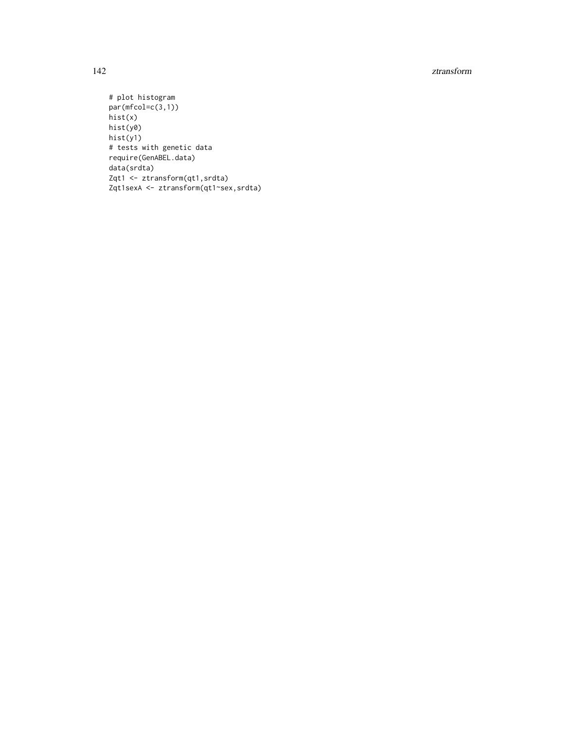```
# plot histogram
par(mfcol=c(3,1))
hist(x)
hist(y0)
hist(y1)
# tests with genetic data
require(GenABEL.data)
data(srdta)
Zqt1 <- ztransform(qt1,srdta)
Zqt1sexA <- ztransform(qt1~sex,srdta)
```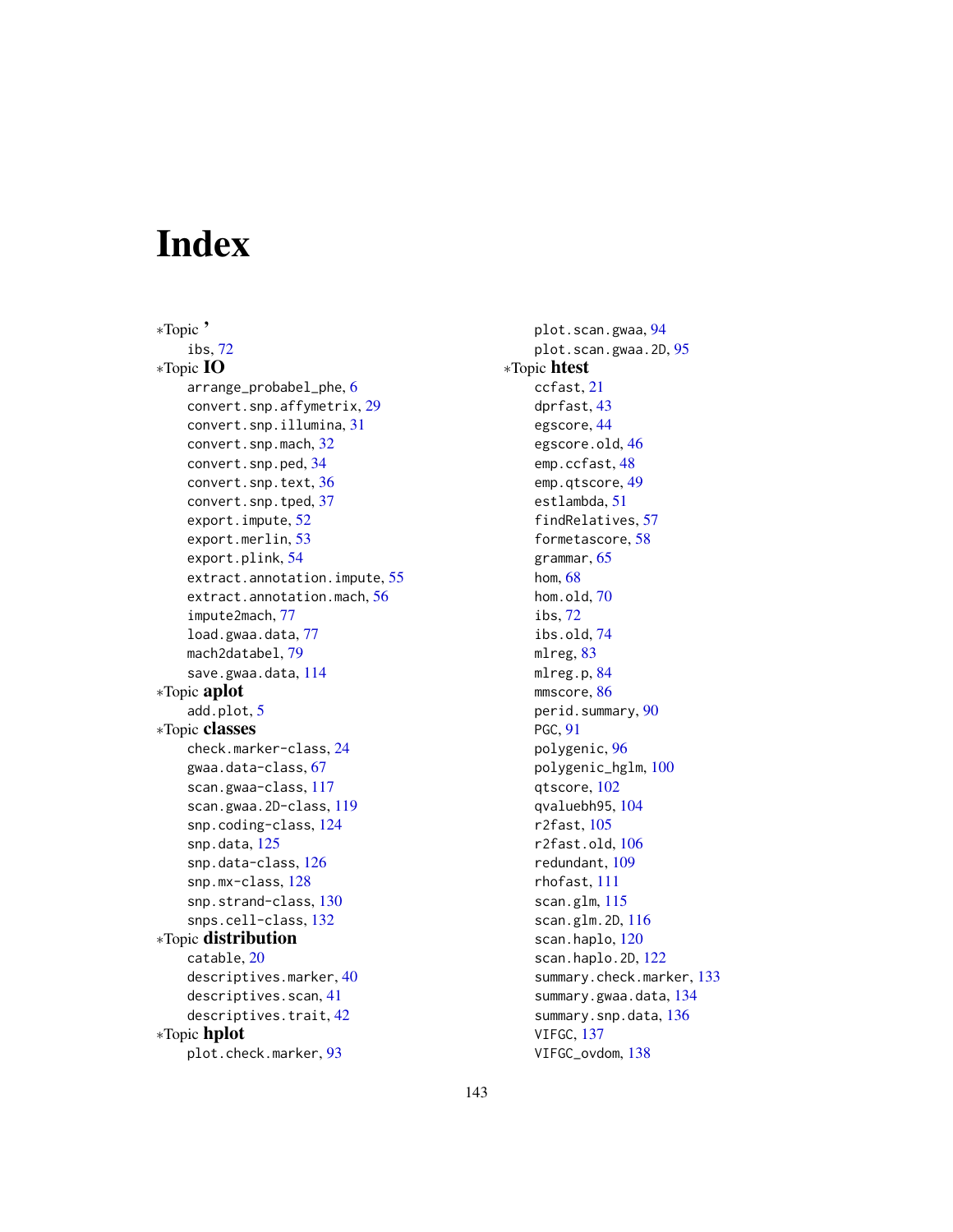# Index

*Topic **'**
- ibs, 72

*Topic **IO**
- arrange_probabel_phe, 6
- convert.snp.affymetrix, 29
- convert.snp.illumina, 31
- convert.snp.mach, 32
- convert.snp.ped, 34
- convert.snp.text, 36
- convert.snp.tped, 37
- export.impute, 52
- export.merlin, 53
- export.plink, 54
- extract.annotation.impute, 55
- extract.annotation.mach, 56
- impute2mach, 77
- load.gwaa.data, 77
- mach2databel, 79
- save.gwaa.data, 114

*Topic **aplot**
- add.plot, 5

*Topic **classes**
- check.marker-class, 24
- gwaa.data-class, 67
- scan.gwaa-class, 117
- scan.gwaa.2D-class, 119
- snp.coding-class, 124
- snp.data, 125
- snp.data-class, 126
- snp.mx-class, 128
- snp.strand-class, 130
- snps.cell-class, 132

*Topic **distribution**
- catable, 20
- descriptives.marker, 40
- descriptives.scan, 41
- descriptives.trait, 42

*Topic **hplot**
- plot.check.marker, 93
- plot.scan.gwaa, 94
- plot.scan.gwaa.2D, 95

*Topic **htest**
- ccfast, 21
- dprfast, 43
- egscore, 44
- egscore.old, 46
- emp.ccfast, 48
- emp.qtscore, 49
- estlambda, 51
- findRelatives, 57
- formetascore, 58
- grammar, 65
- hom, 68
- hom.old, 70
- ibs, 72
- ibs.old, 74
- mlreg, 83
- mlreg.p, 84
- mmscore, 86
- perid.summary, 90
- PGC, 91
- polygenic, 96
- polygenic_hglm, 100
- qtscore, 102
- qvaluebh95, 104
- r2fast, 105
- r2fast.old, 106
- redundant, 109
- rhofast, 111
- scan.glm, 115
- scan.glm.2D, 116
- scan.haplo, 120
- scan.haplo.2D, 122
- summary.check.marker, 133
- summary.gwaa.data, 134
- summary.snp.data, 136
- VIFGC, 137
- VIFGC_ovdom, 138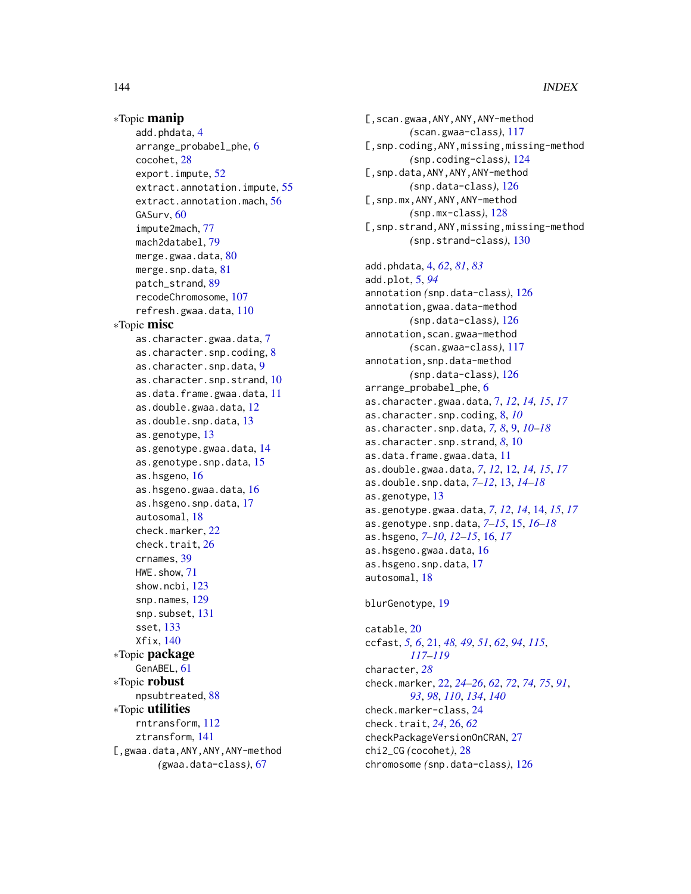∗Topic **manip**

add.phdata, 4
arrange_probabel_phe, 6
cocohet, 28
export.impute, 52
extract.annotation.impute, 55
extract.annotation.mach, 56
GASurv, 60
impute2mach, 77
mach2databel, 79
merge.gwaa.data, 80
merge.snp.data, 81
patch_strand, 89
recodeChromosome, 107
refresh.gwaa.data, 110

∗Topic **misc**

as.character.gwaa.data, 7
as.character.snp.coding, 8
as.character.snp.data, 9
as.character.snp.strand, 10
as.data.frame.gwaa.data, 11
as.double.gwaa.data, 12
as.double.snp.data, 13
as.genotype, 13
as.genotype.gwaa.data, 14
as.genotype.snp.data, 15
as.hsgeno, 16
as.hsgeno.gwaa.data, 16
as.hsgeno.snp.data, 17
autosomal, 18
check.marker, 22
check.trait, 26
crnames, 39
HWE.show, 71
show.ncbi, 123
snp.names, 129
snp.subset, 131
sset, 133
Xfix, 140

∗Topic **package**

GenABEL, 61

∗Topic **robust**

npsubtreated, 88

∗Topic **utilities**

rntransform, 112
ztransform, 141

[,gwaa.data,ANY,ANY,ANY-method *(gwaa.data-class)*, 67
[,scan.gwaa,ANY,ANY,ANY-method *(scan.gwaa-class)*, 117
[,snp.coding,ANY,missing,missing-method *(snp.coding-class)*, 124
[,snp.data,ANY,ANY,ANY-method *(snp.data-class)*, 126
[,snp.mx,ANY,ANY,ANY-method *(snp.mx-class)*, 128
[,snp.strand,ANY,missing,missing-method *(snp.strand-class)*, 130

add.phdata, 4, *62*, *81*, *83*
add.plot, 5, *94*
annotation *(snp.data-class)*, 126
annotation,gwaa.data-method *(snp.data-class)*, 126
annotation,scan.gwaa-method *(scan.gwaa-class)*, 117
annotation,snp.data-method *(snp.data-class)*, 126
arrange_probabel_phe, 6
as.character.gwaa.data, 7, *12*, *14, 15*, *17*
as.character.snp.coding, 8, *10*
as.character.snp.data, *7, 8*, 9, *10–18*
as.character.snp.strand, *8*, 10
as.data.frame.gwaa.data, 11
as.double.gwaa.data, *7*, *12*, 12, *14, 15*, *17*
as.double.snp.data, *7–12*, 13, *14–18*
as.genotype, 13
as.genotype.gwaa.data, *7*, *12*, *14*, 14, *15*, *17*
as.genotype.snp.data, *7–15*, 15, *16–18*
as.hsgeno, *7–10*, *12–15*, 16, *17*
as.hsgeno.gwaa.data, 16
as.hsgeno.snp.data, 17
autosomal, 18

blurGenotype, 19

catable, 20
ccfast, *5, 6*, 21, *48, 49*, *51*, *62*, *94*, *115*, *117–119*
character, *28*
check.marker, 22, *24–26*, *62*, *72*, *74, 75*, *91*, *93*, *98*, *110*, *134*, *140*
check.marker-class, 24
check.trait, *24*, 26, *62*
checkPackageVersionOnCRAN, 27
chi2_CG *(cocohet)*, 28
chromosome *(snp.data-class)*, 126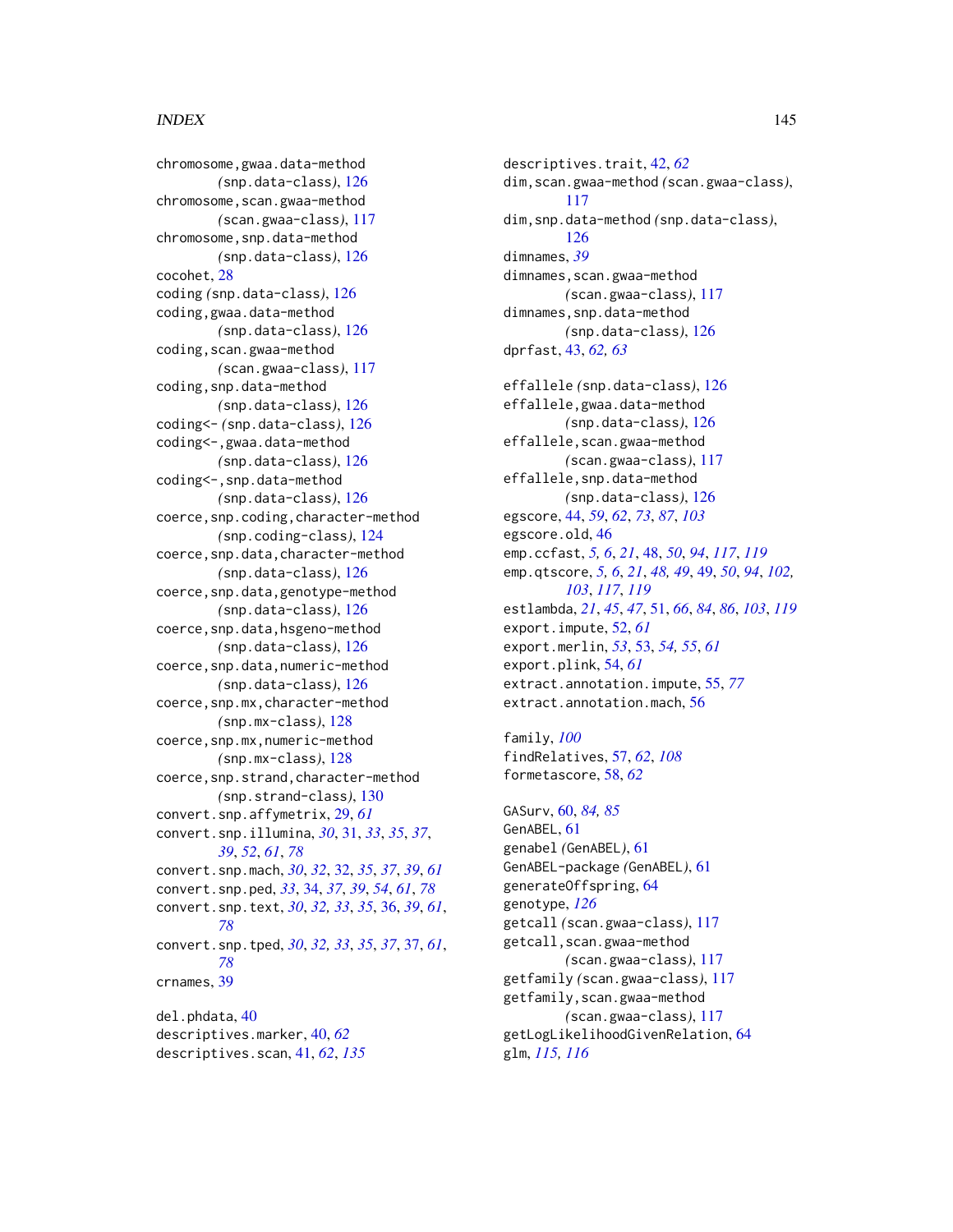chromosome,gwaa.data-method (snp.data-class), 126
chromosome,scan.gwaa-method (scan.gwaa-class), 117
chromosome,snp.data-method (snp.data-class), 126
cocohet, 28
coding (snp.data-class), 126
coding,gwaa.data-method (snp.data-class), 126
coding,scan.gwaa-method (scan.gwaa-class), 117
coding,snp.data-method (snp.data-class), 126
coding<- (snp.data-class), 126
coding<-,gwaa.data-method (snp.data-class), 126
coding<-,snp.data-method (snp.data-class), 126
coerce,snp.coding,character-method (snp.coding-class), 124
coerce,snp.data,character-method (snp.data-class), 126
coerce,snp.data,genotype-method (snp.data-class), 126
coerce,snp.data,hsgeno-method (snp.data-class), 126
coerce,snp.data,numeric-method (snp.data-class), 126
coerce,snp.mx,character-method (snp.mx-class), 128
coerce,snp.mx,numeric-method (snp.mx-class), 128
coerce,snp.strand,character-method (snp.strand-class), 130
convert.snp.affymetrix, 29, *61*
convert.snp.illumina, *30*, 31, *33*, *35*, *37*, *39*, *52*, *61*, *78*
convert.snp.mach, *30*, *32*, 32, *35*, *37*, *39*, *61*
convert.snp.ped, *33*, 34, *37*, *39*, *54*, *61*, *78*
convert.snp.text, *30*, *32, 33*, *35*, 36, *39*, *61*, *78*
convert.snp.tped, *30*, *32, 33*, *35*, *37*, 37, *61*, *78*
crnames, 39

del.phdata, 40
descriptives.marker, 40, *62*
descriptives.scan, 41, *62*, *135*
descriptives.trait, 42, *62*
dim,scan.gwaa-method (scan.gwaa-class), 117
dim,snp.data-method (snp.data-class), 126
dimnames, *39*
dimnames,scan.gwaa-method (scan.gwaa-class), 117
dimnames,snp.data-method (snp.data-class), 126
dprfast, 43, *62, 63*

effallele (snp.data-class), 126
effallele,gwaa.data-method (snp.data-class), 126
effallele,scan.gwaa-method (scan.gwaa-class), 117
effallele,snp.data-method (snp.data-class), 126
egscore, 44, *59*, *62*, *73*, *87*, *103*
egscore.old, 46
emp.ccfast, *5, 6*, *21*, 48, *50*, *94*, *117*, *119*
emp.qtscore, *5, 6*, *21*, *48, 49*, 49, *50*, *94*, *102, 103*, *117*, *119*
estlambda, *21*, *45*, *47*, 51, *66*, *84*, *86*, *103*, *119*
export.impute, 52, *61*
export.merlin, *53*, 53, *54, 55*, *61*
export.plink, 54, *61*
extract.annotation.impute, 55, *77*
extract.annotation.mach, 56

family, *100*
findRelatives, 57, *62*, *108*
formetascore, 58, *62*

GASurv, 60, *84, 85*
GenABEL, 61
genabel (GenABEL), 61
GenABEL-package (GenABEL), 61
generateOffspring, 64
genotype, *126*
getcall (scan.gwaa-class), 117
getcall,scan.gwaa-method (scan.gwaa-class), 117
getfamily (scan.gwaa-class), 117
getfamily,scan.gwaa-method (scan.gwaa-class), 117
getLogLikelihoodGivenRelation, 64
glm, *115, 116*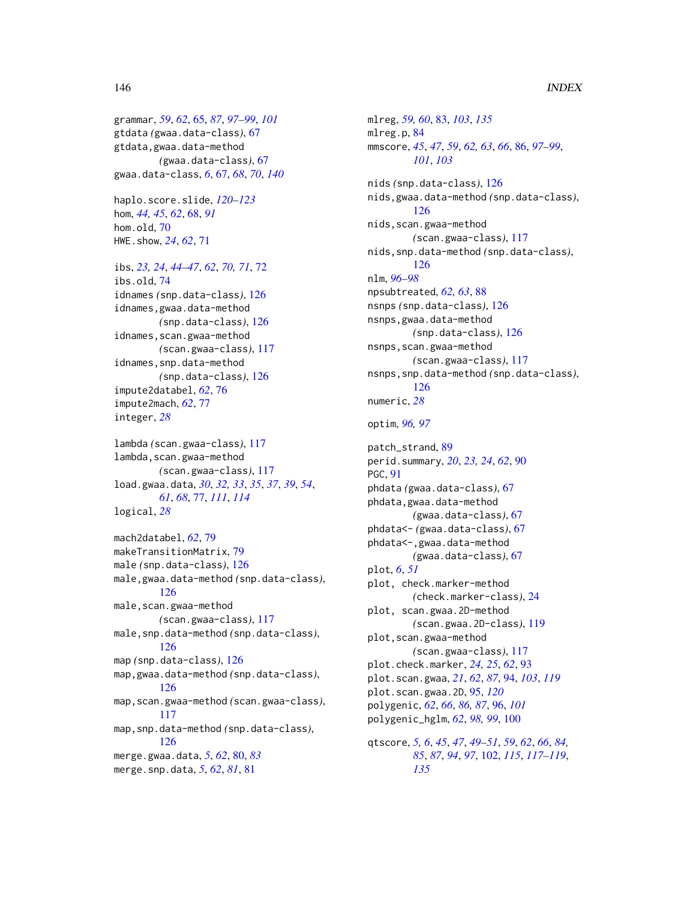grammar, *59*, *62*, 65, *87*, *97–99*, *101*
gtdata *(*gwaa.data-class*)*, 67
gtdata,gwaa.data-method
*(*gwaa.data-class*)*, 67
gwaa.data-class, *6*, 67, *68*, *70*, *140*

haplo.score.slide, *120–123*
hom, *44, 45*, *62*, 68, *91*
hom.old, 70
HWE.show, *24*, *62*, 71

ibs, *23, 24*, *44–47*, *62*, *70, 71*, 72
ibs.old, 74
idnames *(*snp.data-class*)*, 126
idnames,gwaa.data-method
*(*snp.data-class*)*, 126
idnames,scan.gwaa-method
*(*scan.gwaa-class*)*, 117
idnames,snp.data-method
*(*snp.data-class*)*, 126
impute2databel, *62*, 76
impute2mach, *62*, 77
integer, *28*

lambda *(*scan.gwaa-class*)*, 117
lambda,scan.gwaa-method
*(*scan.gwaa-class*)*, 117
load.gwaa.data, *30*, *32, 33*, *35*, *37*, *39*, *54*,
*61*, *68*, 77, *111*, *114*
logical, *28*

mach2databel, *62*, 79
makeTransitionMatrix, 79
male *(*snp.data-class*)*, 126
male,gwaa.data-method *(*snp.data-class*)*,
126
male,scan.gwaa-method
*(*scan.gwaa-class*)*, 117
male,snp.data-method *(*snp.data-class*)*,
126
map *(*snp.data-class*)*, 126
map,gwaa.data-method *(*snp.data-class*)*,
126
map,scan.gwaa-method *(*scan.gwaa-class*)*,
117
map,snp.data-method *(*snp.data-class*)*,
126
merge.gwaa.data, *5*, *62*, 80, *83*
merge.snp.data, *5*, *62*, *81*, 81

mlreg, *59, 60*, 83, *103*, *135*
mlreg.p, 84
mmscore, *45*, *47*, *59*, *62, 63*, *66*, 86, *97–99*,
*101*, *103*

nids *(*snp.data-class*)*, 126
nids,gwaa.data-method *(*snp.data-class*)*,
126
nids,scan.gwaa-method
*(*scan.gwaa-class*)*, 117
nids,snp.data-method *(*snp.data-class*)*,
126
nlm, *96–98*
npsubtreated, *62, 63*, 88
nsnps *(*snp.data-class*)*, 126
nsnps,gwaa.data-method
*(*snp.data-class*)*, 126
nsnps,scan.gwaa-method
*(*scan.gwaa-class*)*, 117
nsnps,snp.data-method *(*snp.data-class*)*,
126
numeric, *28*

optim, *96, 97*

patch_strand, 89
perid.summary, *20*, *23, 24*, *62*, 90
PGC, 91
phdata *(*gwaa.data-class*)*, 67
phdata,gwaa.data-method
*(*gwaa.data-class*)*, 67
phdata<- *(*gwaa.data-class*)*, 67
phdata<-,gwaa.data-method
*(*gwaa.data-class*)*, 67
plot, *6*, *51*
plot, check.marker-method
*(*check.marker-class*)*, 24
plot, scan.gwaa.2D-method
*(*scan.gwaa.2D-class*)*, 119
plot,scan.gwaa-method
*(*scan.gwaa-class*)*, 117
plot.check.marker, *24, 25*, *62*, 93
plot.scan.gwaa, *21*, *62*, *87*, 94, *103*, *119*
plot.scan.gwaa.2D, 95, *120*
polygenic, *62*, *66*, *86, 87*, 96, *101*
polygenic_hglm, *62*, *98, 99*, 100

qtscore, *5, 6*, *45*, *47*, *49–51*, *59*, *62*, *66*, *84,*
*85*, *87*, *94*, *97*, 102, *115*, *117–119*,
*135*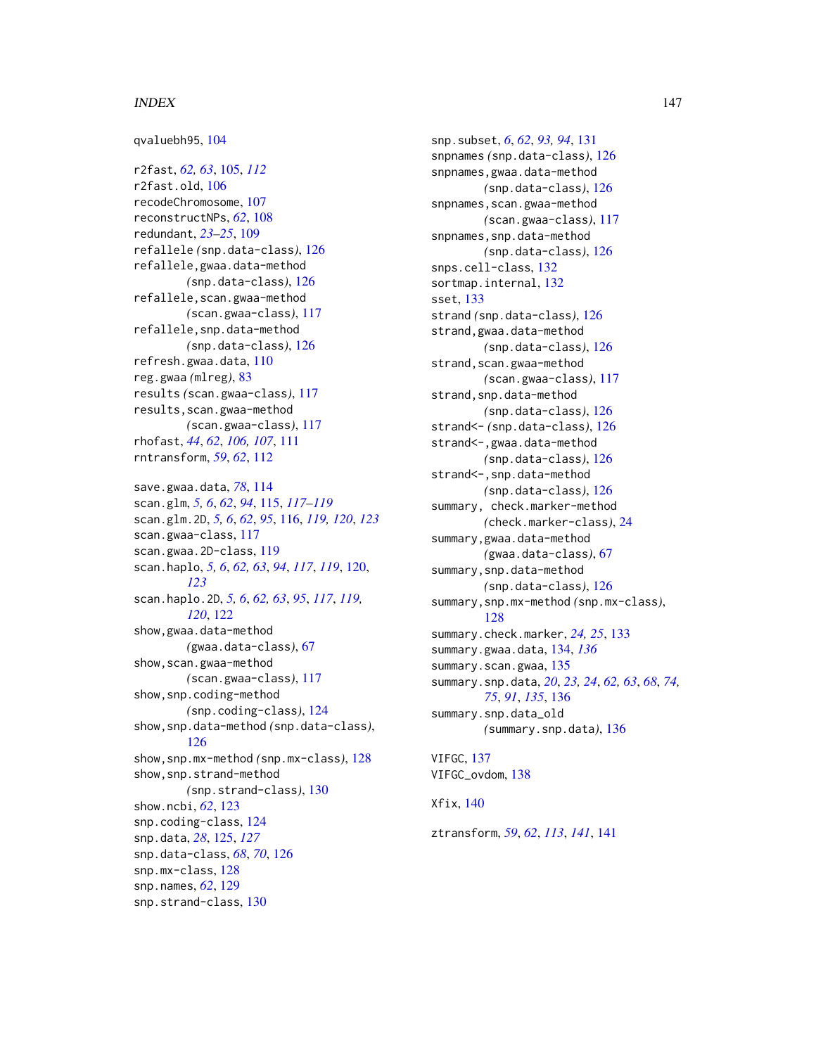qvaluebh95, 104

r2fast, *62, 63*, 105, *112*
r2fast.old, 106
recodeChromosome, 107
reconstructNPs, *62*, 108
redundant, *23–25*, 109
refallele (snp.data-class), 126
refallele,gwaa.data-method
    (snp.data-class), 126
refallele,scan.gwaa-method
    (scan.gwaa-class), 117
refallele,snp.data-method
    (snp.data-class), 126
refresh.gwaa.data, 110
reg.gwaa (mlreg), 83
results (scan.gwaa-class), 117
results,scan.gwaa-method
    (scan.gwaa-class), 117
rhofast, *44*, *62*, *106, 107*, 111
rntransform, *59*, *62*, 112

save.gwaa.data, *78*, 114
scan.glm, *5, 6*, *62*, *94*, 115, *117–119*
scan.glm.2D, *5, 6*, *62*, *95*, 116, *119, 120*, *123*
scan.gwaa-class, 117
scan.gwaa.2D-class, 119
scan.haplo, *5, 6*, *62, 63*, *94*, *117*, *119*, 120, *123*
scan.haplo.2D, *5, 6*, *62, 63*, *95*, *117*, *119, 120*, 122
show,gwaa.data-method
    (gwaa.data-class), 67
show,scan.gwaa-method
    (scan.gwaa-class), 117
show,snp.coding-method
    (snp.coding-class), 124
show,snp.data-method (snp.data-class), 126
show,snp.mx-method (snp.mx-class), 128
show,snp.strand-method
    (snp.strand-class), 130
show.ncbi, *62*, 123
snp.coding-class, 124
snp.data, *28*, 125, *127*
snp.data-class, *68*, *70*, 126
snp.mx-class, 128
snp.names, *62*, 129
snp.strand-class, 130
snp.subset, *6*, *62*, *93, 94*, 131
snpnames (snp.data-class), 126
snpnames,gwaa.data-method
    (snp.data-class), 126
snpnames,scan.gwaa-method
    (scan.gwaa-class), 117
snpnames,snp.data-method
    (snp.data-class), 126
snps.cell-class, 132
sortmap.internal, 132
sset, 133
strand (snp.data-class), 126
strand,gwaa.data-method
    (snp.data-class), 126
strand,scan.gwaa-method
    (scan.gwaa-class), 117
strand,snp.data-method
    (snp.data-class), 126
strand<- (snp.data-class), 126
strand<-,gwaa.data-method
    (snp.data-class), 126
strand<-,snp.data-method
    (snp.data-class), 126
summary, check.marker-method
    (check.marker-class), 24
summary,gwaa.data-method
    (gwaa.data-class), 67
summary,snp.data-method
    (snp.data-class), 126
summary,snp.mx-method (snp.mx-class), 128
summary.check.marker, *24, 25*, 133
summary.gwaa.data, 134, *136*
summary.scan.gwaa, 135
summary.snp.data, *20*, *23, 24*, *62, 63*, *68*, *74, 75*, *91*, *135*, 136
summary.snp.data_old
    (summary.snp.data), 136

VIFGC, 137
VIFGC_ovdom, 138

Xfix, 140

ztransform, *59*, *62*, *113*, *141*, 141